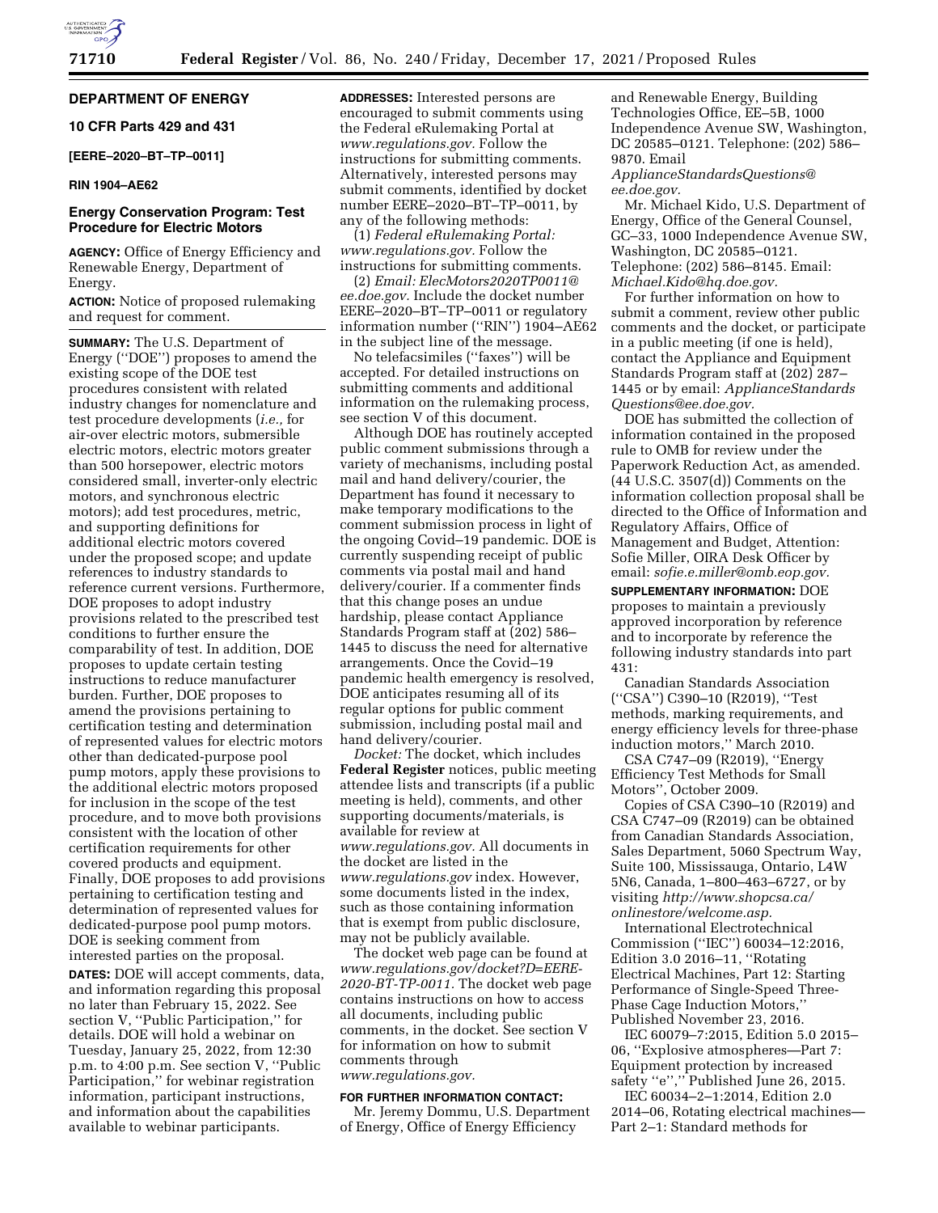## DEPARTMENT OF ENERGY

## 10 CFR Parts 429 and 431

**[EERE–2020–BT–TP–0011]**

**RIN 1904–AE62**

## Energy Conservation Program: Test Procedure for Electric Motors

**AGENCY:** Office of Energy Efficiency and Renewable Energy, Department of Energy.

**ACTION:** Notice of proposed rulemaking and request for comment.

**SUMMARY:** The U.S. Department of Energy (''DOE'') proposes to amend the existing scope of the DOE test procedures consistent with related industry changes for nomenclature and test procedure developments (*i.e.,* for air-over electric motors, submersible electric motors, electric motors greater than 500 horsepower, electric motors considered small, inverter-only electric motors, and synchronous electric motors); add test procedures, metric, and supporting definitions for additional electric motors covered under the proposed scope; and update references to industry standards to reference current versions. Furthermore, DOE proposes to adopt industry provisions related to the prescribed test conditions to further ensure the comparability of test. In addition, DOE proposes to update certain testing instructions to reduce manufacturer burden. Further, DOE proposes to amend the provisions pertaining to certification testing and determination of represented values for electric motors other than dedicated-purpose pool pump motors, apply these provisions to the additional electric motors proposed for inclusion in the scope of the test procedure, and to move both provisions consistent with the location of other certification requirements for other covered products and equipment. Finally, DOE proposes to add provisions pertaining to certification testing and determination of represented values for dedicated-purpose pool pump motors. DOE is seeking comment from interested parties on the proposal.

**DATES:** DOE will accept comments, data, and information regarding this proposal no later than February 15, 2022. See section V, ''Public Participation,'' for details. DOE will hold a webinar on Tuesday, January 25, 2022, from 12:30 p.m. to 4:00 p.m. See section V, ''Public Participation,'' for webinar registration information, participant instructions, and information about the capabilities available to webinar participants.

**ADDRESSES:** Interested persons are encouraged to submit comments using the Federal eRulemaking Portal at *www.regulations.gov.* Follow the instructions for submitting comments. Alternatively, interested persons may submit comments, identified by docket number EERE–2020–BT–TP–0011, by any of the following methods:

(1) *Federal eRulemaking Portal: www.regulations.gov.* Follow the instructions for submitting comments.

(2) *Email: ElecMotors2020TP0011@ee.doe.gov.* Include the docket number EERE–2020–BT–TP–0011 or regulatory information number (''RIN'') 1904–AE62 in the subject line of the message.

No telefacsimiles (''faxes'') will be accepted. For detailed instructions on submitting comments and additional information on the rulemaking process, see section V of this document.

Although DOE has routinely accepted public comment submissions through a variety of mechanisms, including postal mail and hand delivery/courier, the Department has found it necessary to make temporary modifications to the comment submission process in light of the ongoing Covid–19 pandemic. DOE is currently suspending receipt of public comments via postal mail and hand delivery/courier. If a commenter finds that this change poses an undue hardship, please contact Appliance Standards Program staff at (202) 586–1445 to discuss the need for alternative arrangements. Once the Covid–19 pandemic health emergency is resolved, DOE anticipates resuming all of its regular options for public comment submission, including postal mail and hand delivery/courier.

*Docket:* The docket, which includes **Federal Register** notices, public meeting attendee lists and transcripts (if a public meeting is held), comments, and other supporting documents/materials, is available for review at *www.regulations.gov.* All documents in the docket are listed in the *www.regulations.gov* index. However, some documents listed in the index, such as those containing information that is exempt from public disclosure, may not be publicly available.

The docket web page can be found at *www.regulations.gov/docket?D=EERE-2020-BT-TP-0011.* The docket web page contains instructions on how to access all documents, including public comments, in the docket. See section V for information on how to submit comments through *www.regulations.gov.*

**FOR FURTHER INFORMATION CONTACT:**

Mr. Jeremy Dommu, U.S. Department of Energy, Office of Energy Efficiency and Renewable Energy, Building Technologies Office, EE–5B, 1000 Independence Avenue SW, Washington, DC 20585–0121. Telephone: (202) 586–9870. Email *ApplianceStandardsQuestions@ee.doe.gov.*

Mr. Michael Kido, U.S. Department of Energy, Office of the General Counsel, GC–33, 1000 Independence Avenue SW, Washington, DC 20585–0121. Telephone: (202) 586–8145. Email: *Michael.Kido@hq.doe.gov.*

For further information on how to submit a comment, review other public comments and the docket, or participate in a public meeting (if one is held), contact the Appliance and Equipment Standards Program staff at (202) 287–1445 or by email: *ApplianceStandardsQuestions@ee.doe.gov.*

DOE has submitted the collection of information contained in the proposed rule to OMB for review under the Paperwork Reduction Act, as amended. (44 U.S.C. 3507(d)) Comments on the information collection proposal shall be directed to the Office of Information and Regulatory Affairs, Office of Management and Budget, Attention: Sofie Miller, OIRA Desk Officer by email: *sofie.e.miller@omb.eop.gov.*

**SUPPLEMENTARY INFORMATION:** DOE proposes to maintain a previously approved incorporation by reference and to incorporate by reference the following industry standards into part 431:

Canadian Standards Association (''CSA'') C390–10 (R2019), ''Test methods, marking requirements, and energy efficiency levels for three-phase induction motors,'' March 2010.

CSA C747–09 (R2019), ''Energy Efficiency Test Methods for Small Motors'', October 2009.

Copies of CSA C390–10 (R2019) and CSA C747–09 (R2019) can be obtained from Canadian Standards Association, Sales Department, 5060 Spectrum Way, Suite 100, Mississauga, Ontario, L4W 5N6, Canada, 1–800–463–6727, or by visiting *http://www.shopcsa.ca/onlinestore/welcome.asp.*

International Electrotechnical Commission (''IEC'') 60034–12:2016, Edition 3.0 2016–11, ''Rotating Electrical Machines, Part 12: Starting Performance of Single-Speed Three-Phase Cage Induction Motors,'' Published November 23, 2016.

IEC 60079–7:2015, Edition 5.0 2015–06, ''Explosive atmospheres—Part 7: Equipment protection by increased safety ''e'',' Published June 26, 2015.

IEC 60034–2–1:2014, Edition 2.0 2014–06, Rotating electrical machines—Part 2–1: Standard methods for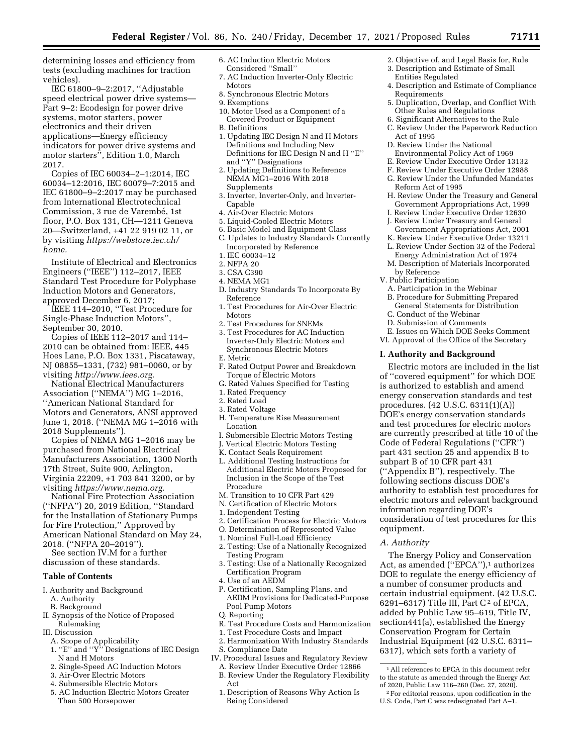determining losses and efficiency from tests (excluding machines for traction vehicles).

IEC 61800–9–2:2017, ''Adjustable speed electrical power drive systems—Part 9–2: Ecodesign for power drive systems, motor starters, power electronics and their driven applications—Energy efficiency indicators for power drive systems and motor starters'', Edition 1.0, March 2017.

Copies of IEC 60034–2–1:2014, IEC 60034–12:2016, IEC 60079–7:2015 and IEC 61800–9–2:2017 may be purchased from International Electrotechnical Commission, 3 rue de Varembé, 1st floor, P.O. Box 131, CH—1211 Geneva 20—Switzerland, +41 22 919 02 11, or by visiting *https://webstore.iec.ch/home.*

Institute of Electrical and Electronics Engineers (''IEEE'') 112–2017, IEEE Standard Test Procedure for Polyphase Induction Motors and Generators, approved December 6, 2017;

IEEE 114–2010, ''Test Procedure for Single-Phase Induction Motors'', September 30, 2010.

Copies of IEEE 112–2017 and 114–2010 can be obtained from: IEEE, 445 Hoes Lane, P.O. Box 1331, Piscataway, NJ 08855–1331, (732) 981–0060, or by visiting *http://www.ieee.org.*

National Electrical Manufacturers Association (''NEMA'') MG 1–2016, ''American National Standard for Motors and Generators, ANSI approved June 1, 2018. (''NEMA MG 1–2016 with 2018 Supplements'').

Copies of NEMA MG 1–2016 may be purchased from National Electrical Manufacturers Association, 1300 North 17th Street, Suite 900, Arlington, Virginia 22209, +1 703 841 3200, or by visiting *https://www.nema.org.*

National Fire Protection Association (''NFPA'') 20, 2019 Edition, ''Standard for the Installation of Stationary Pumps for Fire Protection,'' Approved by American National Standard on May 24, 2018. (''NFPA 20–2019'').

See section IV.M for a further discussion of these standards.

**Table of Contents**

- I. Authority and Background
  - A. Authority
  - B. Background
- II. Synopsis of the Notice of Proposed Rulemaking
- III. Discussion
  - A. Scope of Applicability
    - 1. ''E'' and ''Y'' Designations of IEC Design N and H Motors
    - 2. Single-Speed AC Induction Motors
    - 3. Air-Over Electric Motors
    - 4. Submersible Electric Motors
    - 5. AC Induction Electric Motors Greater Than 500 Horsepower
    - 6. AC Induction Electric Motors Considered ''Small''
    - 7. AC Induction Inverter-Only Electric Motors
    - 8. Synchronous Electric Motors
    - 9. Exemptions
    - 10. Motor Used as a Component of a Covered Product or Equipment
  - B. Definitions
    - 1. Updating IEC Design N and H Motors Definitions and Including New Definitions for IEC Design N and H ''E'' and ''Y'' Designations
    - 2. Updating Definitions to Reference NEMA MG1–2016 With 2018 Supplements
    - 3. Inverter, Inverter-Only, and Inverter-Capable
    - 4. Air-Over Electric Motors
    - 5. Liquid-Cooled Electric Motors
    - 6. Basic Model and Equipment Class
  - C. Updates to Industry Standards Currently Incorporated by Reference
    - 1. IEC 60034–12
    - 2. NFPA 20
    - 3. CSA C390
    - 4. NEMA MG1
  - D. Industry Standards To Incorporate By Reference
    - 1. Test Procedures for Air-Over Electric Motors
    - 2. Test Procedures for SNEMs
    - 3. Test Procedures for AC Induction Inverter-Only Electric Motors and Synchronous Electric Motors
  - E. Metric
  - F. Rated Output Power and Breakdown Torque of Electric Motors
  - G. Rated Values Specified for Testing
    - 1. Rated Frequency
    - 2. Rated Load
    - 3. Rated Voltage
  - H. Temperature Rise Measurement Location
  - I. Submersible Electric Motors Testing
  - J. Vertical Electric Motors Testing
  - K. Contact Seals Requirement
  - L. Additional Testing Instructions for Additional Electric Motors Proposed for Inclusion in the Scope of the Test Procedure
  - M. Transition to 10 CFR Part 429
  - N. Certification of Electric Motors
    - 1. Independent Testing
    - 2. Certification Process for Electric Motors
  - O. Determination of Represented Value
    - 1. Nominal Full-Load Efficiency
    - 2. Testing: Use of a Nationally Recognized Testing Program
    - 3. Testing: Use of a Nationally Recognized Certification Program
    - 4. Use of an AEDM
  - P. Certification, Sampling Plans, and AEDM Provisions for Dedicated-Purpose Pool Pump Motors
  - Q. Reporting
  - R. Test Procedure Costs and Harmonization
    - 1. Test Procedure Costs and Impact
    - 2. Harmonization With Industry Standards
  - S. Compliance Date
- IV. Procedural Issues and Regulatory Review
  - A. Review Under Executive Order 12866
  - B. Review Under the Regulatory Flexibility Act
    - 1. Description of Reasons Why Action Is Being Considered
    - 2. Objective of, and Legal Basis for, Rule
    - 3. Description and Estimate of Small Entities Regulated
    - 4. Description and Estimate of Compliance Requirements
    - 5. Duplication, Overlap, and Conflict With Other Rules and Regulations
    - 6. Significant Alternatives to the Rule
  - C. Review Under the Paperwork Reduction Act of 1995
  - D. Review Under the National Environmental Policy Act of 1969
  - E. Review Under Executive Order 13132
  - F. Review Under Executive Order 12988
  - G. Review Under the Unfunded Mandates Reform Act of 1995
  - H. Review Under the Treasury and General Government Appropriations Act, 1999
  - I. Review Under Executive Order 12630
  - J. Review Under Treasury and General Government Appropriations Act, 2001
  - K. Review Under Executive Order 13211
  - L. Review Under Section 32 of the Federal Energy Administration Act of 1974
  - M. Description of Materials Incorporated by Reference
- V. Public Participation
  - A. Participation in the Webinar
  - B. Procedure for Submitting Prepared General Statements for Distribution
  - C. Conduct of the Webinar
  - D. Submission of Comments
  - E. Issues on Which DOE Seeks Comment
- VI. Approval of the Office of the Secretary

## I. Authority and Background

Electric motors are included in the list of ''covered equipment'' for which DOE is authorized to establish and amend energy conservation standards and test procedures. (42 U.S.C. 6311(1)(A)) DOE's energy conservation standards and test procedures for electric motors are currently prescribed at title 10 of the Code of Federal Regulations (''CFR'') part 431 section 25 and appendix B to subpart B of 10 CFR part 431 (''Appendix B''), respectively. The following sections discuss DOE's authority to establish test procedures for electric motors and relevant background information regarding DOE's consideration of test procedures for this equipment.

### *A. Authority*

The Energy Policy and Conservation Act, as amended (''EPCA''),[1] authorizes DOE to regulate the energy efficiency of a number of consumer products and certain industrial equipment. (42 U.S.C. 6291–6317) Title III, Part C[2] of EPCA, added by Public Law 95–619, Title IV, section441(a), established the Energy Conservation Program for Certain Industrial Equipment (42 U.S.C. 6311–6317), which sets forth a variety of

[1] All references to EPCA in this document refer to the statute as amended through the Energy Act of 2020, Public Law 116–260 (Dec. 27, 2020).

[2] For editorial reasons, upon codification in the U.S. Code, Part C was redesignated Part A–1.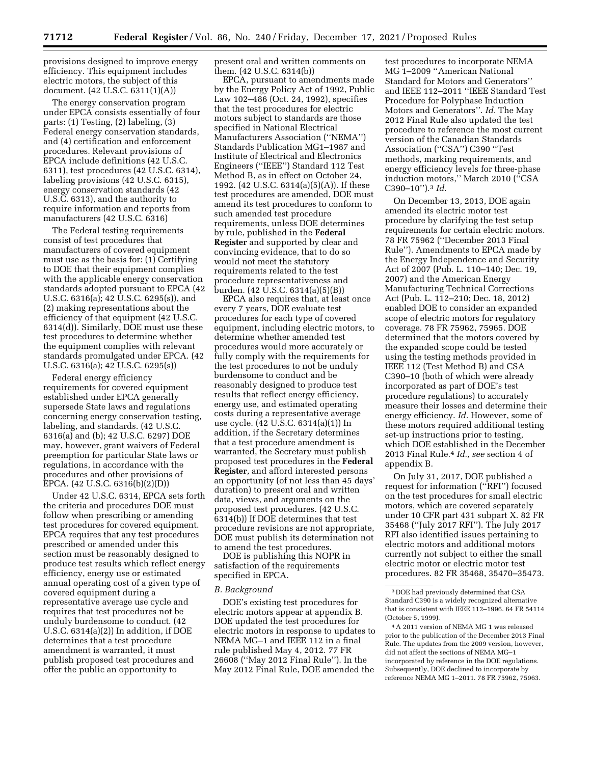provisions designed to improve energy efficiency. This equipment includes electric motors, the subject of this document. (42 U.S.C. 6311(1)(A))

The energy conservation program under EPCA consists essentially of four parts: (1) Testing, (2) labeling, (3) Federal energy conservation standards, and (4) certification and enforcement procedures. Relevant provisions of EPCA include definitions (42 U.S.C. 6311), test procedures (42 U.S.C. 6314), labeling provisions (42 U.S.C. 6315), energy conservation standards (42 U.S.C. 6313), and the authority to require information and reports from manufacturers (42 U.S.C. 6316)

The Federal testing requirements consist of test procedures that manufacturers of covered equipment must use as the basis for: (1) Certifying to DOE that their equipment complies with the applicable energy conservation standards adopted pursuant to EPCA (42 U.S.C. 6316(a); 42 U.S.C. 6295(s)), and (2) making representations about the efficiency of that equipment (42 U.S.C. 6314(d)). Similarly, DOE must use these test procedures to determine whether the equipment complies with relevant standards promulgated under EPCA. (42 U.S.C. 6316(a); 42 U.S.C. 6295(s))

Federal energy efficiency requirements for covered equipment established under EPCA generally supersede State laws and regulations concerning energy conservation testing, labeling, and standards. (42 U.S.C. 6316(a) and (b); 42 U.S.C. 6297) DOE may, however, grant waivers of Federal preemption for particular State laws or regulations, in accordance with the procedures and other provisions of EPCA. (42 U.S.C. 6316(b)(2)(D))

Under 42 U.S.C. 6314, EPCA sets forth the criteria and procedures DOE must follow when prescribing or amending test procedures for covered equipment. EPCA requires that any test procedures prescribed or amended under this section must be reasonably designed to produce test results which reflect energy efficiency, energy use or estimated annual operating cost of a given type of covered equipment during a representative average use cycle and requires that test procedures not be unduly burdensome to conduct. (42 U.S.C. 6314(a)(2)) In addition, if DOE determines that a test procedure amendment is warranted, it must publish proposed test procedures and offer the public an opportunity to present oral and written comments on them. (42 U.S.C. 6314(b))

EPCA, pursuant to amendments made by the Energy Policy Act of 1992, Public Law 102–486 (Oct. 24, 1992), specifies that the test procedures for electric motors subject to standards are those specified in National Electrical Manufacturers Association (''NEMA'') Standards Publication MG1–1987 and Institute of Electrical and Electronics Engineers (''IEEE'') Standard 112 Test Method B, as in effect on October 24, 1992. (42 U.S.C. 6314(a)(5)(A)). If these test procedures are amended, DOE must amend its test procedures to conform to such amended test procedure requirements, unless DOE determines by rule, published in the **Federal Register** and supported by clear and convincing evidence, that to do so would not meet the statutory requirements related to the test procedure representativeness and burden. (42 U.S.C. 6314(a)(5)(B))

EPCA also requires that, at least once every 7 years, DOE evaluate test procedures for each type of covered equipment, including electric motors, to determine whether amended test procedures would more accurately or fully comply with the requirements for the test procedures to not be unduly burdensome to conduct and be reasonably designed to produce test results that reflect energy efficiency, energy use, and estimated operating costs during a representative average use cycle. (42 U.S.C. 6314(a)(1)) In addition, if the Secretary determines that a test procedure amendment is warranted, the Secretary must publish proposed test procedures in the **Federal Register**, and afford interested persons an opportunity (of not less than 45 days' duration) to present oral and written data, views, and arguments on the proposed test procedures. (42 U.S.C. 6314(b)) If DOE determines that test procedure revisions are not appropriate, DOE must publish its determination not to amend the test procedures.

DOE is publishing this NOPR in satisfaction of the requirements specified in EPCA.

## *B. Background*

DOE's existing test procedures for electric motors appear at appendix B. DOE updated the test procedures for electric motors in response to updates to NEMA MG–1 and IEEE 112 in a final rule published May 4, 2012. 77 FR 26608 (''May 2012 Final Rule''). In the May 2012 Final Rule, DOE amended the test procedures to incorporate NEMA MG 1–2009 ''American National Standard for Motors and Generators'' and IEEE 112–2011 ''IEEE Standard Test Procedure for Polyphase Induction Motors and Generators''. *Id.* The May 2012 Final Rule also updated the test procedure to reference the most current version of the Canadian Standards Association (''CSA'') C390 ''Test methods, marking requirements, and energy efficiency levels for three-phase induction motors,'' March 2010 (''CSA C390–10'').[3] *Id.*

On December 13, 2013, DOE again amended its electric motor test procedure by clarifying the test setup requirements for certain electric motors. 78 FR 75962 (''December 2013 Final Rule''). Amendments to EPCA made by the Energy Independence and Security Act of 2007 (Pub. L. 110–140; Dec. 19, 2007) and the American Energy Manufacturing Technical Corrections Act (Pub. L. 112–210; Dec. 18, 2012) enabled DOE to consider an expanded scope of electric motors for regulatory coverage. 78 FR 75962, 75965. DOE determined that the motors covered by the expanded scope could be tested using the testing methods provided in IEEE 112 (Test Method B) and CSA C390–10 (both of which were already incorporated as part of DOE's test procedure regulations) to accurately measure their losses and determine their energy efficiency. *Id.* However, some of these motors required additional testing set-up instructions prior to testing, which DOE established in the December 2013 Final Rule.[4] *Id., see* section 4 of appendix B.

On July 31, 2017, DOE published a request for information (''RFI'') focused on the test procedures for small electric motors, which are covered separately under 10 CFR part 431 subpart X. 82 FR 35468 (''July 2017 RFI''). The July 2017 RFI also identified issues pertaining to electric motors and additional motors currently not subject to either the small electric motor or electric motor test procedures. 82 FR 35468, 35470–35473.

---

[3] DOE had previously determined that CSA Standard C390 is a widely recognized alternative that is consistent with IEEE 112–1996. 64 FR 54114 (October 5, 1999).

[4] A 2011 version of NEMA MG 1 was released prior to the publication of the December 2013 Final Rule. The updates from the 2009 version, however, did not affect the sections of NEMA MG–1 incorporated by reference in the DOE regulations. Subsequently, DOE declined to incorporate by reference NEMA MG 1–2011. 78 FR 75962, 75963.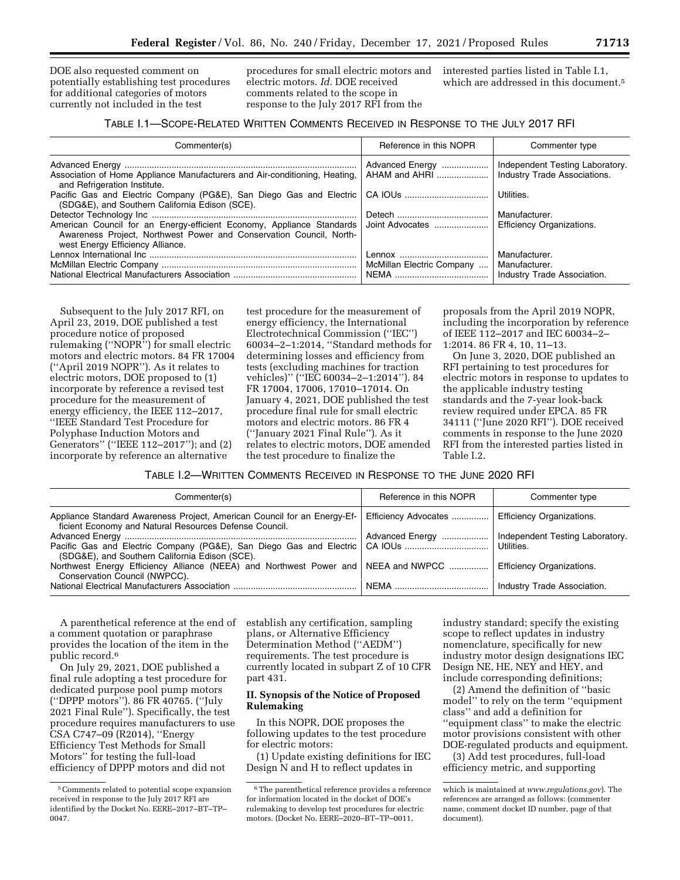DOE also requested comment on potentially establishing test procedures for additional categories of motors currently not included in the test procedures for small electric motors and electric motors. *Id.* DOE received comments related to the scope in response to the July 2017 RFI from the interested parties listed in Table I.1, which are addressed in this document.[5]

TABLE I.1—SCOPE-RELATED WRITTEN COMMENTS RECEIVED IN RESPONSE TO THE JULY 2017 RFI

| Commenter(s) | Reference in this NOPR | Commenter type |
| --- | --- | --- |
| Advanced Energy | Advanced Energy | Independent Testing Laboratory. |
| Association of Home Appliance Manufacturers and Air-conditioning, Heating, and Refrigeration Institute. | AHAM and AHRI | Industry Trade Associations. |
| Pacific Gas and Electric Company (PG&E), San Diego Gas and Electric (SDG&E), and Southern California Edison (SCE). | CA IOUs | Utilities. |
| Detector Technology Inc | Detech | Manufacturer. |
| American Council for an Energy-efficient Economy, Appliance Standards Awareness Project, Northwest Power and Conservation Council, Northwest Energy Efficiency Alliance. | Joint Advocates | Efficiency Organizations. |
| Lennox International Inc | Lennox | Manufacturer. |
| McMillan Electric Company | McMillan Electric Company | Manufacturer. |
| National Electrical Manufacturers Association | NEMA | Industry Trade Association. |

Subsequent to the July 2017 RFI, on April 23, 2019, DOE published a test procedure notice of proposed rulemaking (''NOPR'') for small electric motors and electric motors. 84 FR 17004 (''April 2019 NOPR''). As it relates to electric motors, DOE proposed to (1) incorporate by reference a revised test procedure for the measurement of energy efficiency, the IEEE 112–2017, ''IEEE Standard Test Procedure for Polyphase Induction Motors and Generators'' (''IEEE 112–2017''); and (2) incorporate by reference an alternative test procedure for the measurement of energy efficiency, the International Electrotechnical Commission (''IEC'') 60034–2–1:2014, ''Standard methods for determining losses and efficiency from tests (excluding machines for traction vehicles)'' (''IEC 60034–2–1:2014''). 84 FR 17004, 17006, 17010–17014. On January 4, 2021, DOE published the test procedure final rule for small electric motors and electric motors. 86 FR 4 (''January 2021 Final Rule''). As it relates to electric motors, DOE amended the test procedure to finalize the proposals from the April 2019 NOPR, including the incorporation by reference of IEEE 112–2017 and IEC 60034–2–1:2014. 86 FR 4, 10, 11–13.

On June 3, 2020, DOE published an RFI pertaining to test procedures for electric motors in response to updates to the applicable industry testing standards and the 7-year look-back review required under EPCA. 85 FR 34111 (''June 2020 RFI''). DOE received comments in response to the June 2020 RFI from the interested parties listed in Table I.2.

TABLE I.2—WRITTEN COMMENTS RECEIVED IN RESPONSE TO THE JUNE 2020 RFI

| Commenter(s) | Reference in this NOPR | Commenter type |
| --- | --- | --- |
| Appliance Standard Awareness Project, American Council for an Energy-Efficient Economy and Natural Resources Defense Council. | Efficiency Advocates | Efficiency Organizations. |
| Advanced Energy | Advanced Energy | Independent Testing Laboratory. |
| Pacific Gas and Electric Company (PG&E), San Diego Gas and Electric (SDG&E), and Southern California Edison (SCE). | CA IOUs | Utilities. |
| Northwest Energy Efficiency Alliance (NEEA) and Northwest Power and Conservation Council (NWPCC). | NEEA and NWPCC | Efficiency Organizations. |
| National Electrical Manufacturers Association | NEMA | Industry Trade Association. |

A parenthetical reference at the end of a comment quotation or paraphrase provides the location of the item in the public record.[6]

On July 29, 2021, DOE published a final rule adopting a test procedure for dedicated purpose pool pump motors (''DPPP motors''). 86 FR 40765. (''July 2021 Final Rule''). Specifically, the test procedure requires manufacturers to use CSA C747–09 (R2014), ''Energy Efficiency Test Methods for Small Motors'' for testing the full-load efficiency of DPPP motors and did not establish any certification, sampling plans, or Alternative Efficiency Determination Method (''AEDM'') requirements. The test procedure is currently located in subpart Z of 10 CFR part 431.

## II. Synopsis of the Notice of Proposed Rulemaking

In this NOPR, DOE proposes the following updates to the test procedure for electric motors:

(1) Update existing definitions for IEC Design N and H to reflect updates in industry standard; specify the existing scope to reflect updates in industry nomenclature, specifically for new industry motor design designations IEC Design NE, HE, NEY and HEY, and include corresponding definitions;

(2) Amend the definition of ''basic model'' to rely on the term ''equipment class'' and add a definition for ''equipment class'' to make the electric motor provisions consistent with other DOE-regulated products and equipment.

(3) Add test procedures, full-load efficiency metric, and supporting

[5] Comments related to potential scope expansion received in response to the July 2017 RFI are identified by the Docket No. EERE–2017–BT–TP–0047.

[6] The parenthetical reference provides a reference for information located in the docket of DOE's rulemaking to develop test procedures for electric motors. (Docket No. EERE–2020–BT–TP–0011, which is maintained at *www.regulations.gov*). The references are arranged as follows: (commenter name, comment docket ID number, page of that document).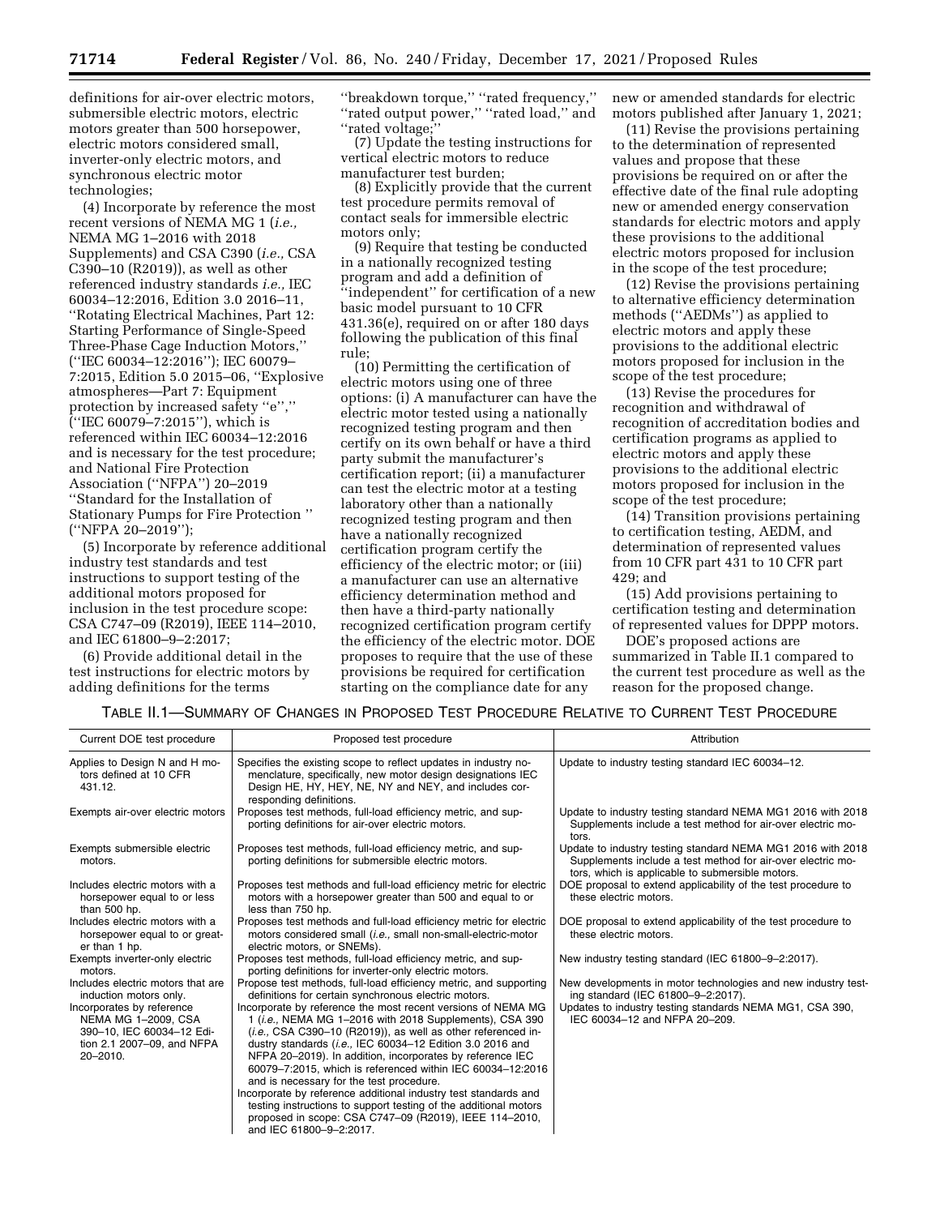definitions for air-over electric motors, submersible electric motors, electric motors greater than 500 horsepower, electric motors considered small, inverter-only electric motors, and synchronous electric motor technologies;

(4) Incorporate by reference the most recent versions of NEMA MG 1 (*i.e.,* NEMA MG 1–2016 with 2018 Supplements) and CSA C390 (*i.e.,* CSA C390–10 (R2019)), as well as other referenced industry standards *i.e.,* IEC 60034–12:2016, Edition 3.0 2016–11, ''Rotating Electrical Machines, Part 12: Starting Performance of Single-Speed Three-Phase Cage Induction Motors,'' (''IEC 60034–12:2016''); IEC 60079–7:2015, Edition 5.0 2015–06, ''Explosive atmospheres—Part 7: Equipment protection by increased safety ''e'','' (''IEC 60079–7:2015''), which is referenced within IEC 60034–12:2016 and is necessary for the test procedure; and National Fire Protection Association (''NFPA'') 20–2019 ''Standard for the Installation of Stationary Pumps for Fire Protection '' (''NFPA 20–2019'');

(5) Incorporate by reference additional industry test standards and test instructions to support testing of the additional motors proposed for inclusion in the test procedure scope: CSA C747–09 (R2019), IEEE 114–2010, and IEC 61800–9–2:2017;

(6) Provide additional detail in the test instructions for electric motors by adding definitions for the terms ''breakdown torque,'' ''rated frequency,'' ''rated output power,'' ''rated load,'' and ''rated voltage;''

(7) Update the testing instructions for vertical electric motors to reduce manufacturer test burden;

(8) Explicitly provide that the current test procedure permits removal of contact seals for immersible electric motors only;

(9) Require that testing be conducted in a nationally recognized testing program and add a definition of ''independent'' for certification of a new basic model pursuant to 10 CFR 431.36(e), required on or after 180 days following the publication of this final rule;

(10) Permitting the certification of electric motors using one of three options: (i) A manufacturer can have the electric motor tested using a nationally recognized testing program and then certify on its own behalf or have a third party submit the manufacturer's certification report; (ii) a manufacturer can test the electric motor at a testing laboratory other than a nationally recognized testing program and then have a nationally recognized certification program certify the efficiency of the electric motor; or (iii) a manufacturer can use an alternative efficiency determination method and then have a third-party nationally recognized certification program certify the efficiency of the electric motor. DOE proposes to require that the use of these provisions be required for certification starting on the compliance date for any new or amended standards for electric motors published after January 1, 2021;

(11) Revise the provisions pertaining to the determination of represented values and propose that these provisions be required on or after the effective date of the final rule adopting new or amended energy conservation standards for electric motors and apply these provisions to the additional electric motors proposed for inclusion in the scope of the test procedure;

(12) Revise the provisions pertaining to alternative efficiency determination methods (''AEDMs'') as applied to electric motors and apply these provisions to the additional electric motors proposed for inclusion in the scope of the test procedure;

(13) Revise the procedures for recognition and withdrawal of recognition of accreditation bodies and certification programs as applied to electric motors and apply these provisions to the additional electric motors proposed for inclusion in the scope of the test procedure;

(14) Transition provisions pertaining to certification testing, AEDM, and determination of represented values from 10 CFR part 431 to 10 CFR part 429; and

(15) Add provisions pertaining to certification testing and determination of represented values for DPPP motors.

DOE's proposed actions are summarized in Table II.1 compared to the current test procedure as well as the reason for the proposed change.

TABLE II.1—SUMMARY OF CHANGES IN PROPOSED TEST PROCEDURE RELATIVE TO CURRENT TEST PROCEDURE

| Current DOE test procedure | Proposed test procedure | Attribution |
|---|---|---|
| Applies to Design N and H motors defined at 10 CFR 431.12. | Specifies the existing scope to reflect updates in industry nomenclature, specifically, new motor design designations IEC Design HE, HY, HEY, NE, NY and NEY, and includes corresponding definitions. | Update to industry testing standard IEC 60034–12. |
| Exempts air-over electric motors | Proposes test methods, full-load efficiency metric, and supporting definitions for air-over electric motors. | Update to industry testing standard NEMA MG1 2016 with 2018 Supplements include a test method for air-over electric motors. |
| Exempts submersible electric motors. | Proposes test methods, full-load efficiency metric, and supporting definitions for submersible electric motors. | Update to industry testing standard NEMA MG1 2016 with 2018 Supplements include a test method for air-over electric motors, which is applicable to submersible motors. |
| Includes electric motors with a horsepower equal to or less than 500 hp. | Proposes test methods and full-load efficiency metric for electric motors with a horsepower greater than 500 and equal to or less than 750 hp. | DOE proposal to extend applicability of the test procedure to these electric motors. |
| Includes electric motors with a horsepower equal to or greater than 1 hp. | Proposes test methods and full-load efficiency metric for electric motors considered small (*i.e.,* small non-small-electric-motor electric motors, or SNEMs). | DOE proposal to extend applicability of the test procedure to these electric motors. |
| Exempts inverter-only electric motors. | Proposes test methods, full-load efficiency metric, and supporting definitions for inverter-only electric motors. | New industry testing standard (IEC 61800–9–2:2017). |
| Includes electric motors that are induction motors only. | Propose test methods, full-load efficiency metric, and supporting definitions for certain synchronous electric motors. | New developments in motor technologies and new industry testing standard (IEC 61800–9–2:2017). |
| Incorporates by reference NEMA MG 1–2009, CSA 390–10, IEC 60034–12 Edition 2.1 2007–09, and NFPA 20–2010. | Incorporate by reference the most recent versions of NEMA MG 1 (*i.e.,* NEMA MG 1–2016 with 2018 Supplements), CSA 390 (*i.e.,* CSA C390–10 (R2019)), as well as other referenced industry standards (*i.e.,* IEC 60034–12 Edition 3.0 2016 and NFPA 20–2019). In addition, incorporates by reference IEC 60079–7:2015, which is referenced within IEC 60034–12:2016 and is necessary for the test procedure.<br>Incorporate by reference additional industry test standards and testing instructions to support testing of the additional motors proposed in scope: CSA C747–09 (R2019), IEEE 114–2010, and IEC 61800–9–2:2017. | Updates to industry testing standards NEMA MG1, CSA 390, IEC 60034–12 and NFPA 20–209. |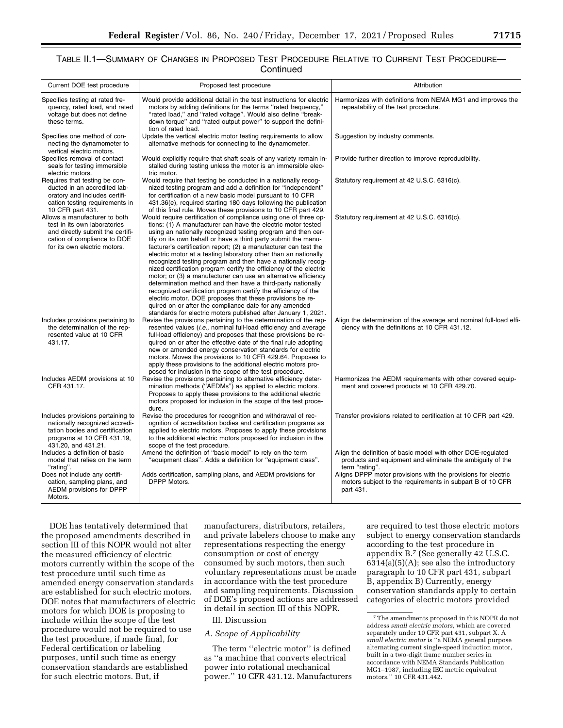TABLE II.1—SUMMARY OF CHANGES IN PROPOSED TEST PROCEDURE RELATIVE TO CURRENT TEST PROCEDURE—Continued

| Current DOE test procedure | Proposed test procedure | Attribution |
|---|---|---|
| Specifies testing at rated frequency, rated load, and rated voltage but does not define these terms. | Would provide additional detail in the test instructions for electric motors by adding definitions for the terms "rated frequency," "rated load," and "rated voltage". Would also define "breakdown torque" and "rated output power" to support the definition of rated load. | Harmonizes with definitions from NEMA MG1 and improves the repeatability of the test procedure. |
| Specifies one method of connecting the dynamometer to vertical electric motors. | Update the vertical electric motor testing requirements to allow alternative methods for connecting to the dynamometer. | Suggestion by industry comments. |
| Specifies removal of contact seals for testing immersible electric motors. | Would explicitly require that shaft seals of any variety remain installed during testing unless the motor is an immersible electric motor. | Provide further direction to improve reproducibility. |
| Requires that testing be conducted in an accredited laboratory and includes certification testing requirements in 10 CFR part 431. | Would require that testing be conducted in a nationally recognized testing program and add a definition for "independent" for certification of a new basic model pursuant to 10 CFR 431.36(e), required starting 180 days following the publication of this final rule. Moves these provisions to 10 CFR part 429. | Statutory requirement at 42 U.S.C. 6316(c). |
| Allows a manufacturer to both test in its own laboratories and directly submit the certification of compliance to DOE for its own electric motors. | Would require certification of compliance using one of three options: (1) A manufacturer can have the electric motor tested using an nationally recognized testing program and then certify on its own behalf or have a third party submit the manufacturer's certification report; (2) a manufacturer can test the electric motor at a testing laboratory other than an nationally recognized testing program and then have a nationally recognized certification program certify the efficiency of the electric motor; or (3) a manufacturer can use an alternative efficiency determination method and then have a third-party nationally recognized certification program certify the efficiency of the electric motor. DOE proposes that these provisions be required on or after the compliance date for any amended standards for electric motors published after January 1, 2021. | Statutory requirement at 42 U.S.C. 6316(c). |
| Includes provisions pertaining to the determination of the represented value at 10 CFR 431.17. | Revise the provisions pertaining to the determination of the represented values (*i.e.,* nominal full-load efficiency and average full-load efficiency) and proposes that these provisions be required on or after the effective date of the final rule adopting new or amended energy conservation standards for electric motors. Moves the provisions to 10 CFR 429.64. Proposes to apply these provisions to the additional electric motors proposed for inclusion in the scope of the test procedure. | Align the determination of the average and nominal full-load efficiency with the definitions at 10 CFR 431.12. |
| Includes AEDM provisions at 10 CFR 431.17. | Revise the provisions pertaining to alternative efficiency determination methods ("AEDMs") as applied to electric motors. Proposes to apply these provisions to the additional electric motors proposed for inclusion in the scope of the test procedure. | Harmonizes the AEDM requirements with other covered equipment and covered products at 10 CFR 429.70. |
| Includes provisions pertaining to nationally recognized accreditation bodies and certification programs at 10 CFR 431.19, 431.20, and 431.21. | Revise the procedures for recognition and withdrawal of recognition of accreditation bodies and certification programs as applied to electric motors. Proposes to apply these provisions to the additional electric motors proposed for inclusion in the scope of the test procedure. | Transfer provisions related to certification at 10 CFR part 429. |
| Includes a definition of basic model that relies on the term "rating". | Amend the definition of "basic model" to rely on the term "equipment class". Adds a definition for "equipment class". | Align the definition of basic model with other DOE-regulated products and equipment and eliminate the ambiguity of the term "rating". |
| Does not include any certification, sampling plans, and AEDM provisions for DPPP Motors. | Adds certification, sampling plans, and AEDM provisions for DPPP Motors. | Aligns DPPP motor provisions with the provisions for electric motors subject to the requirements in subpart B of 10 CFR part 431. |

DOE has tentatively determined that the proposed amendments described in section III of this NOPR would not alter the measured efficiency of electric motors currently within the scope of the test procedure until such time as amended energy conservation standards are established for such electric motors. DOE notes that manufacturers of electric motors for which DOE is proposing to include within the scope of the test procedure would not be required to use the test procedure, if made final, for Federal certification or labeling purposes, until such time as energy conservation standards are established for such electric motors. But, if manufacturers, distributors, retailers, and private labelers choose to make any representations respecting the energy consumption or cost of energy consumed by such motors, then such voluntary representations must be made in accordance with the test procedure and sampling requirements. Discussion of DOE's proposed actions are addressed in detail in section III of this NOPR.

## III. Discussion

### A. Scope of Applicability

The term "electric motor" is defined as "a machine that converts electrical power into rotational mechanical power." 10 CFR 431.12. Manufacturers are required to test those electric motors subject to energy conservation standards according to the test procedure in appendix B.[7] (See generally 42 U.S.C. 6314(a)(5)(A); see also the introductory paragraph to 10 CFR part 431, subpart B, appendix B) Currently, energy conservation standards apply to certain categories of electric motors provided

[7] The amendments proposed in this NOPR do not address *small electric motors,* which are covered separately under 10 CFR part 431, subpart X. A *small electric motor* is "a NEMA general purpose alternating current single-speed induction motor, built in a two-digit frame number series in accordance with NEMA Standards Publication MG1–1987, including IEC metric equivalent motors." 10 CFR 431.442.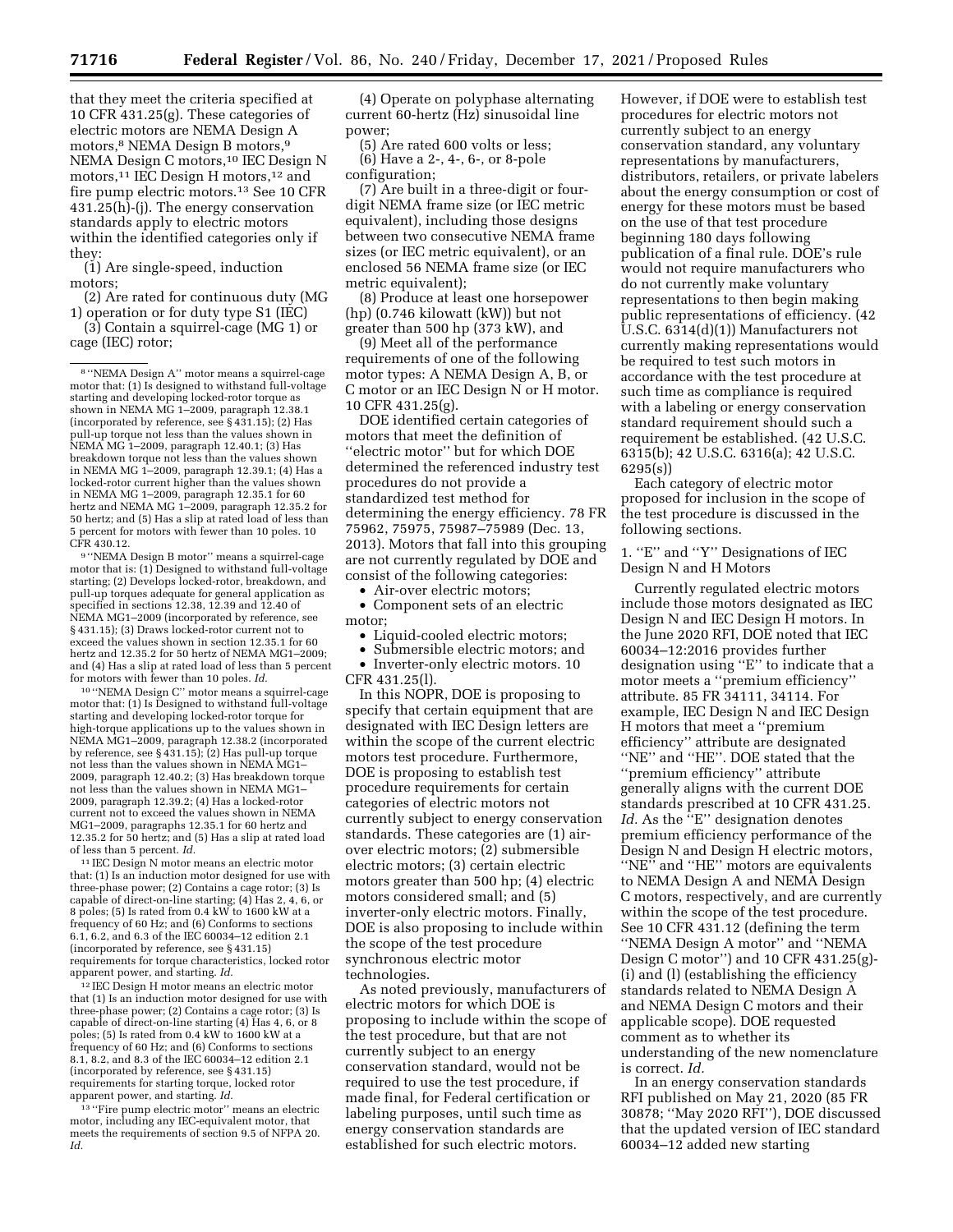that they meet the criteria specified at 10 CFR 431.25(g). These categories of electric motors are NEMA Design A motors,[8] NEMA Design B motors,[9] NEMA Design C motors,[10] IEC Design N motors,[11] IEC Design H motors,[12] and fire pump electric motors.[13] See 10 CFR 431.25(h)-(j). The energy conservation standards apply to electric motors within the identified categories only if they:

(1) Are single-speed, induction motors;

(2) Are rated for continuous duty (MG 1) operation or for duty type S1 (IEC)

(3) Contain a squirrel-cage (MG 1) or cage (IEC) rotor;

(4) Operate on polyphase alternating current 60-hertz (Hz) sinusoidal line power;

(5) Are rated 600 volts or less;

(6) Have a 2-, 4-, 6-, or 8-pole configuration;

(7) Are built in a three-digit or four-digit NEMA frame size (or IEC metric equivalent), including those designs between two consecutive NEMA frame sizes (or IEC metric equivalent), or an enclosed 56 NEMA frame size (or IEC metric equivalent);

(8) Produce at least one horsepower (hp) (0.746 kilowatt (kW)) but not greater than 500 hp (373 kW), and

(9) Meet all of the performance requirements of one of the following motor types: A NEMA Design A, B, or C motor or an IEC Design N or H motor. 10 CFR 431.25(g).

DOE identified certain categories of motors that meet the definition of ''electric motor'' but for which DOE determined the referenced industry test procedures do not provide a standardized test method for determining the energy efficiency. 78 FR 75962, 75975, 75987–75989 (Dec. 13, 2013). Motors that fall into this grouping are not currently regulated by DOE and consist of the following categories:

- Air-over electric motors;
- Component sets of an electric motor;
- Liquid-cooled electric motors;
- Submersible electric motors; and
- Inverter-only electric motors. 10 CFR 431.25(l).

In this NOPR, DOE is proposing to specify that certain equipment that are designated with IEC Design letters are within the scope of the current electric motors test procedure. Furthermore, DOE is proposing to establish test procedure requirements for certain categories of electric motors not currently subject to energy conservation standards. These categories are (1) air-over electric motors; (2) submersible electric motors; (3) certain electric motors greater than 500 hp; (4) electric motors considered small; and (5) inverter-only electric motors. Finally, DOE is also proposing to include within the scope of the test procedure synchronous electric motor technologies.

As noted previously, manufacturers of electric motors for which DOE is proposing to include within the scope of the test procedure, but that are not currently subject to an energy conservation standard, would not be required to use the test procedure, if made final, for Federal certification or labeling purposes, until such time as energy conservation standards are established for such electric motors. However, if DOE were to establish test procedures for electric motors not currently subject to an energy conservation standard, any voluntary representations by manufacturers, distributors, retailers, or private labelers about the energy consumption or cost of energy for these motors must be based on the use of that test procedure beginning 180 days following publication of a final rule. DOE's rule would not require manufacturers who do not currently make voluntary representations to then begin making public representations of efficiency. (42 U.S.C. 6314(d)(1)) Manufacturers not currently making representations would be required to test such motors in accordance with the test procedure at such time as compliance is required with a labeling or energy conservation standard requirement should such a requirement be established. (42 U.S.C. 6315(b); 42 U.S.C. 6316(a); 42 U.S.C. 6295(s))

Each category of electric motor proposed for inclusion in the scope of the test procedure is discussed in the following sections.

### 1. ''E'' and ''Y'' Designations of IEC Design N and H Motors

Currently regulated electric motors include those motors designated as IEC Design N and IEC Design H motors. In the June 2020 RFI, DOE noted that IEC 60034–12:2016 provides further designation using ''E'' to indicate that a motor meets a ''premium efficiency'' attribute. 85 FR 34111, 34114. For example, IEC Design N and IEC Design H motors that meet a ''premium efficiency'' attribute are designated ''NE'' and ''HE''. DOE stated that the ''premium efficiency'' attribute generally aligns with the current DOE standards prescribed at 10 CFR 431.25. *Id.* As the ''E'' designation denotes premium efficiency performance of the Design N and Design H electric motors, ''NE'' and ''HE'' motors are equivalents to NEMA Design A and NEMA Design C motors, respectively, and are currently within the scope of the test procedure. See 10 CFR 431.12 (defining the term ''NEMA Design A motor'' and ''NEMA Design C motor'') and 10 CFR 431.25(g)-(i) and (l) (establishing the efficiency standards related to NEMA Design A and NEMA Design C motors and their applicable scope). DOE requested comment as to whether its understanding of the new nomenclature is correct. *Id.*

In an energy conservation standards RFI published on May 21, 2020 (85 FR 30878; ''May 2020 RFI''), DOE discussed that the updated version of IEC standard 60034–12 added new starting

---

[8] ''NEMA Design A'' motor means a squirrel-cage motor that: (1) Is designed to withstand full-voltage starting and developing locked-rotor torque as shown in NEMA MG 1–2009, paragraph 12.38.1 (incorporated by reference, see § 431.15); (2) Has pull-up torque not less than the values shown in NEMA MG 1–2009, paragraph 12.40.1; (3) Has breakdown torque not less than the values shown in NEMA MG 1–2009, paragraph 12.39.1; (4) Has a locked-rotor current higher than the values shown in NEMA MG 1–2009, paragraph 12.35.1 for 60 hertz and NEMA MG 1–2009, paragraph 12.35.2 for 50 hertz; and (5) Has a slip at rated load of less than 5 percent for motors with fewer than 10 poles. 10 CFR 430.12.

[9] ''NEMA Design B motor'' means a squirrel-cage motor that is: (1) Designed to withstand full-voltage starting; (2) Develops locked-rotor, breakdown, and pull-up torques adequate for general application as specified in sections 12.38, 12.39 and 12.40 of NEMA MG1–2009 (incorporated by reference, see § 431.15); (3) Draws locked-rotor current not to exceed the values shown in section 12.35.1 for 60 hertz and 12.35.2 for 50 hertz of NEMA MG1–2009; and (4) Has a slip at rated load of less than 5 percent for motors with fewer than 10 poles. *Id.*

[10] ''NEMA Design C'' motor means a squirrel-cage motor that: (1) Is Designed to withstand full-voltage starting and developing locked-rotor torque for high-torque applications up to the values shown in NEMA MG1–2009, paragraph 12.38.2 (incorporated by reference, see § 431.15); (2) Has pull-up torque not less than the values shown in NEMA MG1–2009, paragraph 12.40.2; (3) Has breakdown torque not less than the values shown in NEMA MG1–2009, paragraph 12.39.2; (4) Has a locked-rotor current not to exceed the values shown in NEMA MG1–2009, paragraphs 12.35.1 for 60 hertz and 12.35.2 for 50 hertz; and (5) Has a slip at rated load of less than 5 percent. *Id.*

[11] IEC Design N motor means an electric motor that: (1) Is an induction motor designed for use with three-phase power; (2) Contains a cage rotor; (3) Is capable of direct-on-line starting; (4) Has 2, 4, 6, or 8 poles; (5) Is rated from 0.4 kW to 1600 kW at a frequency of 60 Hz; and (6) Conforms to sections 6.1, 6.2, and 6.3 of the IEC 60034–12 edition 2.1 (incorporated by reference, see § 431.15) requirements for torque characteristics, locked rotor apparent power, and starting. *Id.*

[12] IEC Design H motor means an electric motor that (1) Is an induction motor designed for use with three-phase power; (2) Contains a cage rotor; (3) Is capable of direct-on-line starting (4) Has 4, 6, or 8 poles; (5) Is rated from 0.4 kW to 1600 kW at a frequency of 60 Hz; and (6) Conforms to sections 8.1, 8.2, and 8.3 of the IEC 60034–12 edition 2.1 (incorporated by reference, see § 431.15) requirements for starting torque, locked rotor apparent power, and starting. *Id.*

[13] ''Fire pump electric motor'' means an electric motor, including any IEC-equivalent motor, that meets the requirements of section 9.5 of NFPA 20. *Id.*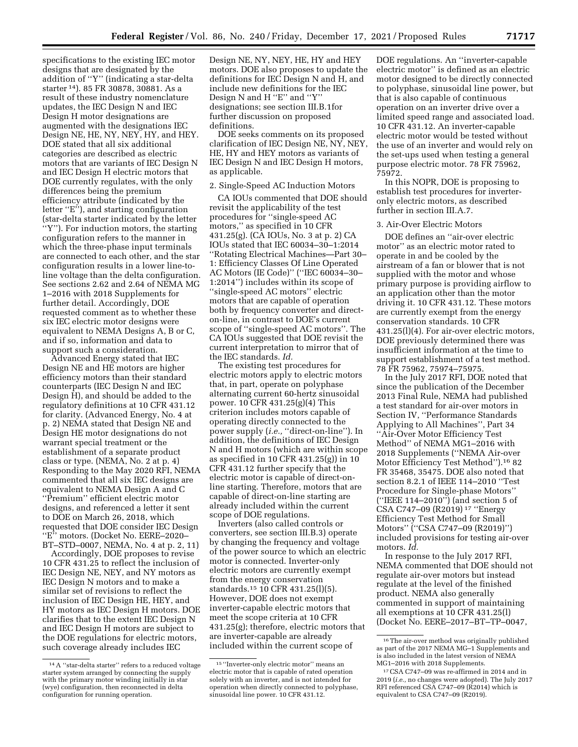specifications to the existing IEC motor designs that are designated by the addition of ''Y'' (indicating a star-delta starter [14]). 85 FR 30878, 30881. As a result of these industry nomenclature updates, the IEC Design N and IEC Design H motor designations are augmented with the designations IEC Design NE, HE, NY, NEY, HY, and HEY. DOE stated that all six additional categories are described as electric motors that are variants of IEC Design N and IEC Design H electric motors that DOE currently regulates, with the only differences being the premium efficiency attribute (indicated by the letter ''E''), and starting configuration (star-delta starter indicated by the letter ''Y''). For induction motors, the starting configuration refers to the manner in which the three-phase input terminals are connected to each other, and the star configuration results in a lower line-to-line voltage than the delta configuration. See sections 2.62 and 2.64 of NEMA MG 1–2016 with 2018 Supplements for further detail. Accordingly, DOE requested comment as to whether these six IEC electric motor designs were equivalent to NEMA Designs A, B or C, and if so, information and data to support such a consideration.

Advanced Energy stated that IEC Design NE and HE motors are higher efficiency motors than their standard counterparts (IEC Design N and IEC Design H), and should be added to the regulatory definitions at 10 CFR 431.12 for clarity. (Advanced Energy, No. 4 at p. 2) NEMA stated that Design NE and Design HE motor designations do not warrant special treatment or the establishment of a separate product class or type. (NEMA, No. 2 at p. 4) Responding to the May 2020 RFI, NEMA commented that all six IEC designs are equivalent to NEMA Design A and C ''Premium'' efficient electric motor designs, and referenced a letter it sent to DOE on March 26, 2018, which requested that DOE consider IEC Design ''E'' motors. (Docket No. EERE–2020–BT–STD–0007, NEMA, No. 4 at p. 2, 11)

Accordingly, DOE proposes to revise 10 CFR 431.25 to reflect the inclusion of IEC Design NE, NEY, and NY motors as IEC Design N motors and to make a similar set of revisions to reflect the inclusion of IEC Design HE, HEY, and HY motors as IEC Design H motors. DOE clarifies that to the extent IEC Design N and IEC Design H motors are subject to the DOE regulations for electric motors, such coverage already includes IEC Design NE, NY, NEY, HE, HY and HEY motors. DOE also proposes to update the definitions for IEC Design N and H, and include new definitions for the IEC Design N and H ''E'' and ''Y'' designations; see section III.B.1for further discussion on proposed definitions.

DOE seeks comments on its proposed clarification of IEC Design NE, NY, NEY, HE, HY and HEY motors as variants of IEC Design N and IEC Design H motors, as applicable.

2. Single-Speed AC Induction Motors

CA IOUs commented that DOE should revisit the applicability of the test procedures for ''single-speed AC motors,'' as specified in 10 CFR 431.25(g). (CA IOUs, No. 3 at p. 2) CA IOUs stated that IEC 60034–30–1:2014 ''Rotating Electrical Machines—Part 30–1: Efficiency Classes Of Line Operated AC Motors (IE Code)'' (''IEC 60034–30–1:2014'') includes within its scope of ''single-speed AC motors'' electric motors that are capable of operation both by frequency converter and direct-on-line, in contrast to DOE's current scope of ''single-speed AC motors''. The CA IOUs suggested that DOE revisit the current interpretation to mirror that of the IEC standards. *Id.*

The existing test procedures for electric motors apply to electric motors that, in part, operate on polyphase alternating current 60-hertz sinusoidal power. 10 CFR 431.25(g)(4) This criterion includes motors capable of operating directly connected to the power supply (*i.e.,* ''direct-on-line''). In addition, the definitions of IEC Design N and H motors (which are within scope as specified in 10 CFR 431.25(g)) in 10 CFR 431.12 further specify that the electric motor is capable of direct-on-line starting. Therefore, motors that are capable of direct-on-line starting are already included within the current scope of DOE regulations.

Inverters (also called controls or converters, see section III.B.3) operate by changing the frequency and voltage of the power source to which an electric motor is connected. Inverter-only electric motors are currently exempt from the energy conservation standards.[15] 10 CFR 431.25(l)(5). However, DOE does not exempt inverter-capable electric motors that meet the scope criteria at 10 CFR 431.25(g); therefore, electric motors that are inverter-capable are already included within the current scope of DOE regulations. An ''inverter-capable electric motor'' is defined as an electric motor designed to be directly connected to polyphase, sinusoidal line power, but that is also capable of continuous operation on an inverter drive over a limited speed range and associated load. 10 CFR 431.12. An inverter-capable electric motor would be tested without the use of an inverter and would rely on the set-ups used when testing a general purpose electric motor. 78 FR 75962, 75972.

In this NOPR, DOE is proposing to establish test procedures for inverter-only electric motors, as described further in section III.A.7.

3. Air-Over Electric Motors

DOE defines an ''air-over electric motor'' as an electric motor rated to operate in and be cooled by the airstream of a fan or blower that is not supplied with the motor and whose primary purpose is providing airflow to an application other than the motor driving it. 10 CFR 431.12. These motors are currently exempt from the energy conservation standards. 10 CFR 431.25(l)(4). For air-over electric motors, DOE previously determined there was insufficient information at the time to support establishment of a test method. 78 FR 75962, 75974–75975.

In the July 2017 RFI, DOE noted that since the publication of the December 2013 Final Rule, NEMA had published a test standard for air-over motors in Section IV, ''Performance Standards Applying to All Machines'', Part 34 ''Air-Over Motor Efficiency Test Method'' of NEMA MG1–2016 with 2018 Supplements (''NEMA Air-over Motor Efficiency Test Method'').[16] 82 FR 35468, 35475. DOE also noted that section 8.2.1 of IEEE 114–2010 ''Test Procedure for Single-phase Motors'' (''IEEE 114–2010'') (and section 5 of CSA C747–09 (R2019) [17] ''Energy Efficiency Test Method for Small Motors'' (''CSA C747–09 (R2019)'') included provisions for testing air-over motors. *Id.*

In response to the July 2017 RFI, NEMA commented that DOE should not regulate air-over motors but instead regulate at the level of the finished product. NEMA also generally commented in support of maintaining all exemptions at 10 CFR 431.25(l) (Docket No. EERE–2017–BT–TP–0047,

[14] A ''star-delta starter'' refers to a reduced voltage starter system arranged by connecting the supply with the primary motor winding initially in star (wye) configuration, then reconnected in delta configuration for running operation.

[15] ''Inverter-only electric motor'' means an electric motor that is capable of rated operation solely with an inverter, and is not intended for operation when directly connected to polyphase, sinusoidal line power. 10 CFR 431.12.

[16] The air-over method was originally published as part of the 2017 NEMA MG–1 Supplements and is also included in the latest version of NEMA MG1–2016 with 2018 Supplements.

[17] CSA C747–09 was re-affirmed in 2014 and in 2019 (*i.e.,* no changes were adopted). The July 2017 RFI referenced CSA C747–09 (R2014) which is equivalent to CSA C747–09 (R2019).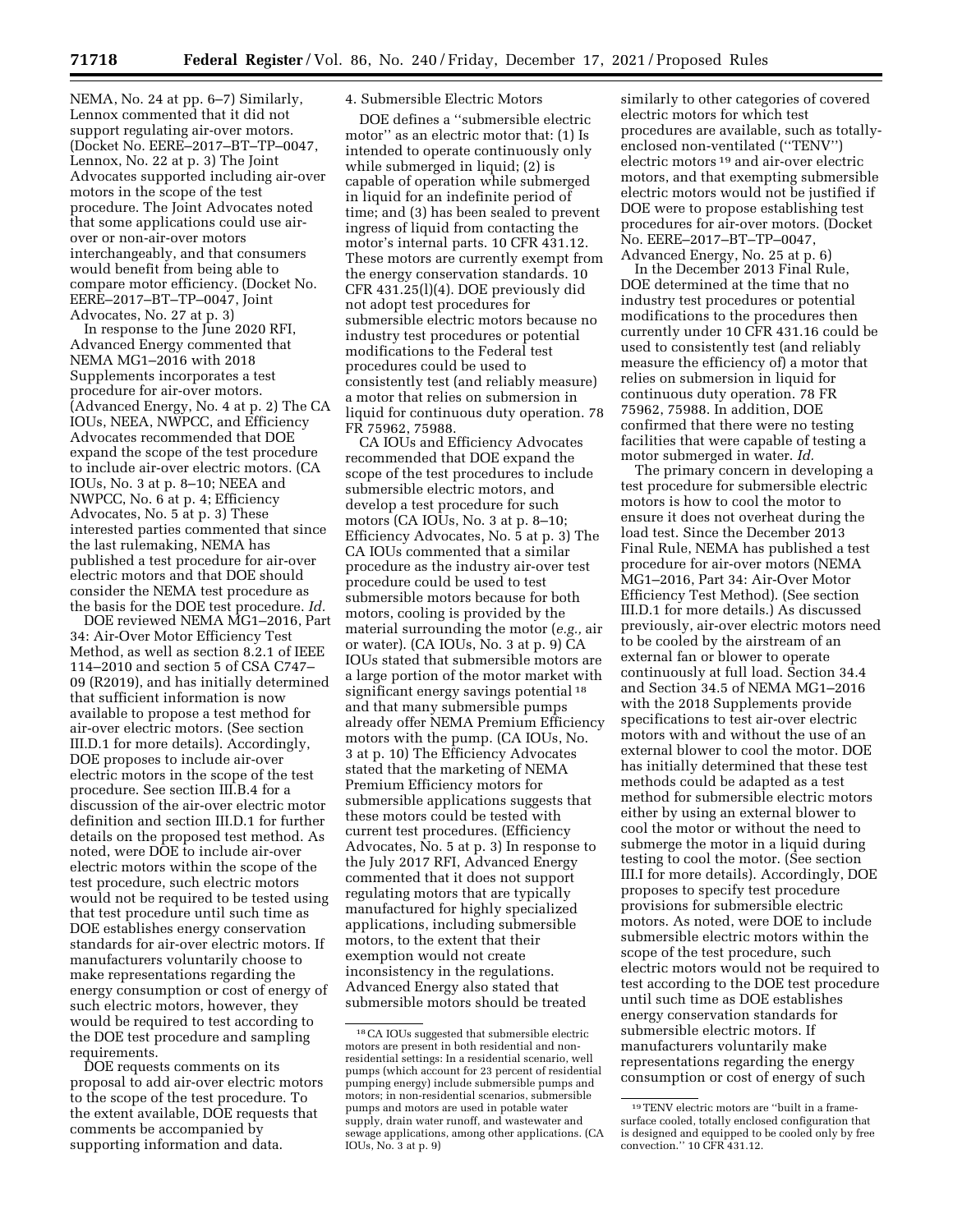NEMA, No. 24 at pp. 6–7) Similarly, Lennox commented that it did not support regulating air-over motors. (Docket No. EERE–2017–BT–TP–0047, Lennox, No. 22 at p. 3) The Joint Advocates supported including air-over motors in the scope of the test procedure. The Joint Advocates noted that some applications could use air-over or non-air-over motors interchangeably, and that consumers would benefit from being able to compare motor efficiency. (Docket No. EERE–2017–BT–TP–0047, Joint Advocates, No. 27 at p. 3)

In response to the June 2020 RFI, Advanced Energy commented that NEMA MG1–2016 with 2018 Supplements incorporates a test procedure for air-over motors. (Advanced Energy, No. 4 at p. 2) The CA IOUs, NEEA, NWPCC, and Efficiency Advocates recommended that DOE expand the scope of the test procedure to include air-over electric motors. (CA IOUs, No. 3 at p. 8–10; NEEA and NWPCC, No. 6 at p. 4; Efficiency Advocates, No. 5 at p. 3) These interested parties commented that since the last rulemaking, NEMA has published a test procedure for air-over electric motors and that DOE should consider the NEMA test procedure as the basis for the DOE test procedure. *Id.*

DOE reviewed NEMA MG1–2016, Part 34: Air-Over Motor Efficiency Test Method, as well as section 8.2.1 of IEEE 114–2010 and section 5 of CSA C747–09 (R2019), and has initially determined that sufficient information is now available to propose a test method for air-over electric motors. (See section III.D.1 for more details). Accordingly, DOE proposes to include air-over electric motors in the scope of the test procedure. See section III.B.4 for a discussion of the air-over electric motor definition and section III.D.1 for further details on the proposed test method. As noted, were DOE to include air-over electric motors within the scope of the test procedure, such electric motors would not be required to be tested using that test procedure until such time as DOE establishes energy conservation standards for air-over electric motors. If manufacturers voluntarily choose to make representations regarding the energy consumption or cost of energy of such electric motors, however, they would be required to test according to the DOE test procedure and sampling requirements.

DOE requests comments on its proposal to add air-over electric motors to the scope of the test procedure. To the extent available, DOE requests that comments be accompanied by supporting information and data.

4. Submersible Electric Motors

DOE defines a ''submersible electric motor'' as an electric motor that: (1) Is intended to operate continuously only while submerged in liquid; (2) is capable of operation while submerged in liquid for an indefinite period of time; and (3) has been sealed to prevent ingress of liquid from contacting the motor's internal parts. 10 CFR 431.12. These motors are currently exempt from the energy conservation standards. 10 CFR 431.25(l)(4). DOE previously did not adopt test procedures for submersible electric motors because no industry test procedures or potential modifications to the Federal test procedures could be used to consistently test (and reliably measure) a motor that relies on submersion in liquid for continuous duty operation. 78 FR 75962, 75988.

CA IOUs and Efficiency Advocates recommended that DOE expand the scope of the test procedures to include submersible electric motors, and develop a test procedure for such motors (CA IOUs, No. 3 at p. 8–10; Efficiency Advocates, No. 5 at p. 3) The CA IOUs commented that a similar procedure as the industry air-over test procedure could be used to test submersible motors because for both motors, cooling is provided by the material surrounding the motor (*e.g.,* air or water). (CA IOUs, No. 3 at p. 9) CA IOUs stated that submersible motors are a large portion of the motor market with significant energy savings potential [18] and that many submersible pumps already offer NEMA Premium Efficiency motors with the pump. (CA IOUs, No. 3 at p. 10) The Efficiency Advocates stated that the marketing of NEMA Premium Efficiency motors for submersible applications suggests that these motors could be tested with current test procedures. (Efficiency Advocates, No. 5 at p. 3) In response to the July 2017 RFI, Advanced Energy commented that it does not support regulating motors that are typically manufactured for highly specialized applications, including submersible motors, to the extent that their exemption would not create inconsistency in the regulations. Advanced Energy also stated that submersible motors should be treated similarly to other categories of covered electric motors for which test procedures are available, such as totally-enclosed non-ventilated (''TENV'') electric motors [19] and air-over electric motors, and that exempting submersible electric motors would not be justified if DOE were to propose establishing test procedures for air-over motors. (Docket No. EERE–2017–BT–TP–0047, Advanced Energy, No. 25 at p. 6)

In the December 2013 Final Rule, DOE determined at the time that no industry test procedures or potential modifications to the procedures then currently under 10 CFR 431.16 could be used to consistently test (and reliably measure the efficiency of) a motor that relies on submersion in liquid for continuous duty operation. 78 FR 75962, 75988. In addition, DOE confirmed that there were no testing facilities that were capable of testing a motor submerged in water. *Id.*

The primary concern in developing a test procedure for submersible electric motors is how to cool the motor to ensure it does not overheat during the load test. Since the December 2013 Final Rule, NEMA has published a test procedure for air-over motors (NEMA MG1–2016, Part 34: Air-Over Motor Efficiency Test Method). (See section III.D.1 for more details.) As discussed previously, air-over electric motors need to be cooled by the airstream of an external fan or blower to operate continuously at full load. Section 34.4 and Section 34.5 of NEMA MG1–2016 with the 2018 Supplements provide specifications to test air-over electric motors with and without the use of an external blower to cool the motor. DOE has initially determined that these test methods could be adapted as a test method for submersible electric motors either by using an external blower to cool the motor or without the need to submerge the motor in a liquid during testing to cool the motor. (See section III.I for more details). Accordingly, DOE proposes to specify test procedure provisions for submersible electric motors. As noted, were DOE to include submersible electric motors within the scope of the test procedure, such electric motors would not be required to test according to the DOE test procedure until such time as DOE establishes energy conservation standards for submersible electric motors. If manufacturers voluntarily make representations regarding the energy consumption or cost of energy of such

[18] CA IOUs suggested that submersible electric motors are present in both residential and non-residential settings: In a residential scenario, well pumps (which account for 23 percent of residential pumping energy) include submersible pumps and motors; in non-residential scenarios, submersible pumps and motors are used in potable water supply, drain water runoff, and wastewater and sewage applications, among other applications. (CA IOUs, No. 3 at p. 9)

[19] TENV electric motors are ''built in a frame-surface cooled, totally enclosed configuration that is designed and equipped to be cooled only by free convection.'' 10 CFR 431.12.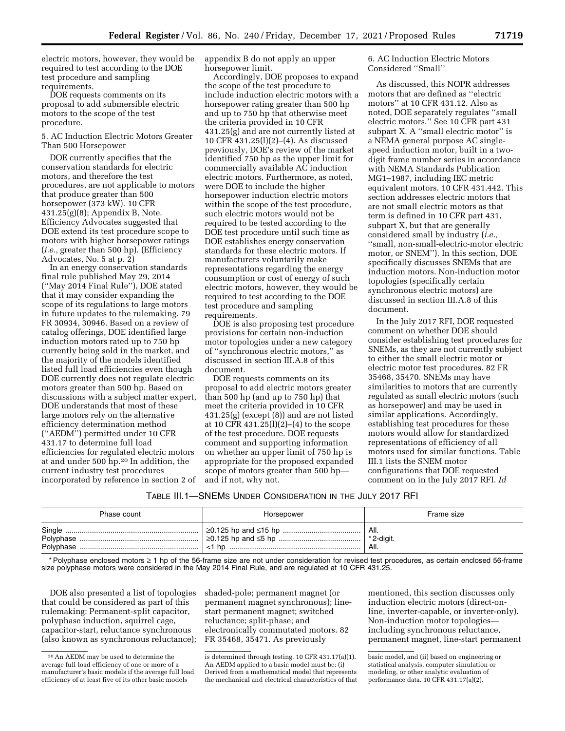electric motors, however, they would be required to test according to the DOE test procedure and sampling requirements.

DOE requests comments on its proposal to add submersible electric motors to the scope of the test procedure.

5. AC Induction Electric Motors Greater Than 500 Horsepower

DOE currently specifies that the conservation standards for electric motors, and therefore the test procedures, are not applicable to motors that produce greater than 500 horsepower (373 kW). 10 CFR 431.25(g)(8); Appendix B, Note. Efficiency Advocates suggested that DOE extend its test procedure scope to motors with higher horsepower ratings (*i.e.,* greater than 500 hp). (Efficiency Advocates, No. 5 at p. 2)

In an energy conservation standards final rule published May 29, 2014 (''May 2014 Final Rule''), DOE stated that it may consider expanding the scope of its regulations to large motors in future updates to the rulemaking. 79 FR 30934, 30946. Based on a review of catalog offerings, DOE identified large induction motors rated up to 750 hp currently being sold in the market, and the majority of the models identified listed full load efficiencies even though DOE currently does not regulate electric motors greater than 500 hp. Based on discussions with a subject matter expert, DOE understands that most of these large motors rely on the alternative efficiency determination method (''AEDM'') permitted under 10 CFR 431.17 to determine full load efficiencies for regulated electric motors at and under 500 hp.[20] In addition, the current industry test procedures incorporated by reference in section 2 of appendix B do not apply an upper horsepower limit.

Accordingly, DOE proposes to expand the scope of the test procedure to include induction electric motors with a horsepower rating greater than 500 hp and up to 750 hp that otherwise meet the criteria provided in 10 CFR 431.25(g) and are not currently listed at 10 CFR 431.25(l)(2)–(4). As discussed previously, DOE's review of the market identified 750 hp as the upper limit for commercially available AC induction electric motors. Furthermore, as noted, were DOE to include the higher horsepower induction electric motors within the scope of the test procedure, such electric motors would not be required to be tested according to the DOE test procedure until such time as DOE establishes energy conservation standards for these electric motors. If manufacturers voluntarily make representations regarding the energy consumption or cost of energy of such electric motors, however, they would be required to test according to the DOE test procedure and sampling requirements.

DOE is also proposing test procedure provisions for certain non-induction motor topologies under a new category of ''synchronous electric motors,'' as discussed in section III.A.8 of this document.

DOE requests comments on its proposal to add electric motors greater than 500 hp (and up to 750 hp) that meet the criteria provided in 10 CFR 431.25(g) (except (8)) and are not listed at 10 CFR 431.25(l)(2)–(4) to the scope of the test procedure. DOE requests comment and supporting information on whether an upper limit of 750 hp is appropriate for the proposed expanded scope of motors greater than 500 hp—and if not, why not.

6. AC Induction Electric Motors Considered ''Small''

As discussed, this NOPR addresses motors that are defined as ''electric motors'' at 10 CFR 431.12. Also as noted, DOE separately regulates ''small electric motors.'' See 10 CFR part 431 subpart X. A ''small electric motor'' is a NEMA general purpose AC single-speed induction motor, built in a two-digit frame number series in accordance with NEMA Standards Publication MG1–1987, including IEC metric equivalent motors. 10 CFR 431.442. This section addresses electric motors that are not small electric motors as that term is defined in 10 CFR part 431, subpart X, but that are generally considered small by industry (*i.e.,* ''small, non-small-electric-motor electric motor, or SNEM''). In this section, DOE specifically discusses SNEMs that are induction motors. Non-induction motor topologies (specifically certain synchronous electric motors) are discussed in section III.A.8 of this document.

In the July 2017 RFI, DOE requested comment on whether DOE should consider establishing test procedures for SNEMs, as they are not currently subject to either the small electric motor or electric motor test procedures. 82 FR 35468, 35470. SNEMs may have similarities to motors that are currently regulated as small electric motors (such as horsepower) and may be used in similar applications. Accordingly, establishing test procedures for these motors would allow for standardized representations of efficiency of all motors used for similar functions. Table III.1 lists the SNEM motor configurations that DOE requested comment on in the July 2017 RFI. *Id*

TABLE III.1—SNEMS UNDER CONSIDERATION IN THE JULY 2017 RFI

| Phase count | Horsepower | Frame size |
|---|---|---|
| Single | ≥0.125 hp and ≤15 hp | All. |
| Polyphase | ≥0.125 hp and ≤5 hp | *2-digit. |
| Polyphase | <1 hp | All. |

*Polyphase enclosed motors ≥ 1 hp of the 56-frame size are not under consideration for revised test procedures, as certain enclosed 56-frame size polyphase motors were considered in the May 2014 Final Rule, and are regulated at 10 CFR 431.25.

DOE also presented a list of topologies that could be considered as part of this rulemaking: Permanent-split capacitor, polyphase induction, squirrel cage, capacitor-start, reluctance synchronous (also known as synchronous reluctance); shaded-pole; permanent magnet (or permanent magnet synchronous); line-start permanent magnet; switched reluctance; split-phase; and electronically commutated motors. 82 FR 35468, 35471. As previously mentioned, this section discusses only induction electric motors (direct-on-line, inverter-capable, or inverter-only). Non-induction motor topologies—including synchronous reluctance, permanent magnet, line-start permanent

[20] An AEDM may be used to determine the average full load efficiency of one or more of a manufacturer's basic models if the average full load efficiency of at least five of its other basic models is determined through testing. 10 CFR 431.17(a)(1). An AEDM applied to a basic model must be: (i) Derived from a mathematical model that represents the mechanical and electrical characteristics of that basic model, and (ii) based on engineering or statistical analysis, computer simulation or modeling, or other analytic evaluation of performance data. 10 CFR 431.17(a)(2).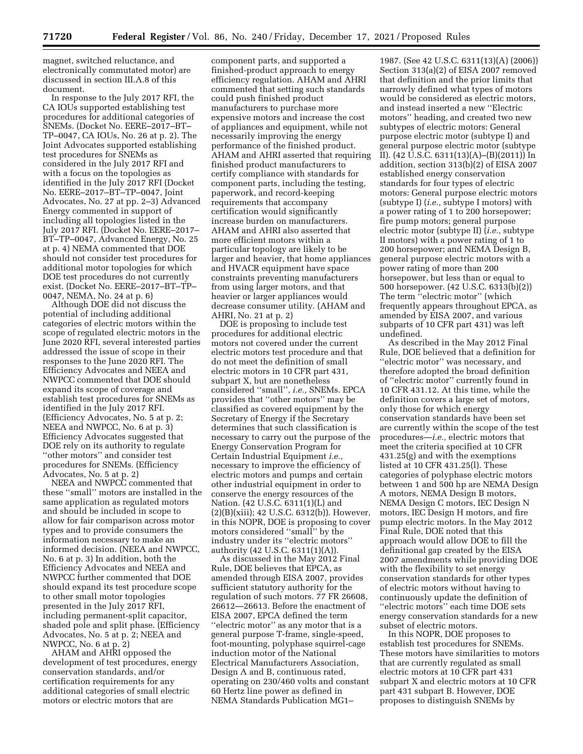magnet, switched reluctance, and electronically commutated motor) are discussed in section III.A.8 of this document.

In response to the July 2017 RFI, the CA IOUs supported establishing test procedures for additional categories of SNEMs. (Docket No. EERE–2017–BT–TP–0047, CA IOUs, No. 26 at p. 2). The Joint Advocates supported establishing test procedures for SNEMs as considered in the July 2017 RFI and with a focus on the topologies as identified in the July 2017 RFI (Docket No. EERE–2017–BT–TP–0047, Joint Advocates, No. 27 at pp. 2–3) Advanced Energy commented in support of including all topologies listed in the July 2017 RFI. (Docket No. EERE–2017–BT–TP–0047, Advanced Energy, No. 25 at p. 4) NEMA commented that DOE should not consider test procedures for additional motor topologies for which DOE test procedures do not currently exist. (Docket No. EERE–2017–BT–TP–0047, NEMA, No. 24 at p. 6)

Although DOE did not discuss the potential of including additional categories of electric motors within the scope of regulated electric motors in the June 2020 RFI, several interested parties addressed the issue of scope in their responses to the June 2020 RFI. The Efficiency Advocates and NEEA and NWPCC commented that DOE should expand its scope of coverage and establish test procedures for SNEMs as identified in the July 2017 RFI. (Efficiency Advocates, No. 5 at p. 2; NEEA and NWPCC, No. 6 at p. 3) Efficiency Advocates suggested that DOE rely on its authority to regulate ''other motors'' and consider test procedures for SNEMs. (Efficiency Advocates, No. 5 at p. 2)

NEEA and NWPCC commented that these ''small'' motors are installed in the same application as regulated motors and should be included in scope to allow for fair comparison across motor types and to provide consumers the information necessary to make an informed decision. (NEEA and NWPCC, No. 6 at p. 3) In addition, both the Efficiency Advocates and NEEA and NWPCC further commented that DOE should expand its test procedure scope to other small motor topologies presented in the July 2017 RFI, including permanent-split capacitor, shaded pole and split phase. (Efficiency Advocates, No. 5 at p. 2; NEEA and NWPCC, No. 6 at p. 2)

AHAM and AHRI opposed the development of test procedures, energy conservation standards, and/or certification requirements for any additional categories of small electric motors or electric motors that are component parts, and supported a finished-product approach to energy efficiency regulation. AHAM and AHRI commented that setting such standards could push finished product manufacturers to purchase more expensive motors and increase the cost of appliances and equipment, while not necessarily improving the energy performance of the finished product. AHAM and AHRI asserted that requiring finished product manufacturers to certify compliance with standards for component parts, including the testing, paperwork, and record-keeping requirements that accompany certification would significantly increase burden on manufacturers. AHAM and AHRI also asserted that more efficient motors within a particular topology are likely to be larger and heavier, that home appliances and HVACR equipment have space constraints preventing manufacturers from using larger motors, and that heavier or larger appliances would decrease consumer utility. (AHAM and AHRI, No. 21 at p. 2)

DOE is proposing to include test procedures for additional electric motors not covered under the current electric motors test procedure and that do not meet the definition of small electric motors in 10 CFR part 431, subpart X, but are nonetheless considered ''small'', *i.e.,* SNEMs. EPCA provides that ''other motors'' may be classified as covered equipment by the Secretary of Energy if the Secretary determines that such classification is necessary to carry out the purpose of the Energy Conservation Program for Certain Industrial Equipment *i.e.,* necessary to improve the efficiency of electric motors and pumps and certain other industrial equipment in order to conserve the energy resources of the Nation. (42 U.S.C. 6311(1)(L) and (2)(B)(xiii); 42 U.S.C. 6312(b)). However, in this NOPR, DOE is proposing to cover motors considered ''small'' by the industry under its ''electric motors'' authority (42 U.S.C. 6311(1)(A)).

As discussed in the May 2012 Final Rule, DOE believes that EPCA, as amended through EISA 2007, provides sufficient statutory authority for the regulation of such motors. 77 FR 26608, 26612—26613. Before the enactment of EISA 2007, EPCA defined the term ''electric motor'' as any motor that is a general purpose T-frame, single-speed, foot-mounting, polyphase squirrel-cage induction motor of the National Electrical Manufacturers Association, Design A and B, continuous rated, operating on 230/460 volts and constant 60 Hertz line power as defined in NEMA Standards Publication MG1–1987. (See 42 U.S.C. 6311(13)(A) (2006)) Section 313(a)(2) of EISA 2007 removed that definition and the prior limits that narrowly defined what types of motors would be considered as electric motors, and instead inserted a new ''Electric motors'' heading, and created two new subtypes of electric motors: General purpose electric motor (subtype I) and general purpose electric motor (subtype II). (42 U.S.C. 6311(13)(A)–(B)(2011)) In addition, section 313(b)(2) of EISA 2007 established energy conservation standards for four types of electric motors: General purpose electric motors (subtype I) (*i.e.,* subtype I motors) with a power rating of 1 to 200 horsepower; fire pump motors; general purpose electric motor (subtype II) (*i.e.,* subtype II motors) with a power rating of 1 to 200 horsepower; and NEMA Design B, general purpose electric motors with a power rating of more than 200 horsepower, but less than or equal to 500 horsepower. (42 U.S.C. 6313(b)(2)) The term ''electric motor'' (which frequently appears throughout EPCA, as amended by EISA 2007, and various subparts of 10 CFR part 431) was left undefined.

As described in the May 2012 Final Rule, DOE believed that a definition for ''electric motor'' was necessary, and therefore adopted the broad definition of ''electric motor'' currently found in 10 CFR 431.12. At this time, while the definition covers a large set of motors, only those for which energy conservation standards have been set are currently within the scope of the test procedures—*i.e.,* electric motors that meet the criteria specified at 10 CFR 431.25(g) and with the exemptions listed at 10 CFR 431.25(l). These categories of polyphase electric motors between 1 and 500 hp are NEMA Design A motors, NEMA Design B motors, NEMA Design C motors, IEC Design N motors, IEC Design H motors, and fire pump electric motors. In the May 2012 Final Rule, DOE noted that this approach would allow DOE to fill the definitional gap created by the EISA 2007 amendments while providing DOE with the flexibility to set energy conservation standards for other types of electric motors without having to continuously update the definition of ''electric motors'' each time DOE sets energy conservation standards for a new subset of electric motors.

In this NOPR, DOE proposes to establish test procedures for SNEMs. These motors have similarities to motors that are currently regulated as small electric motors at 10 CFR part 431 subpart X and electric motors at 10 CFR part 431 subpart B. However, DOE proposes to distinguish SNEMs by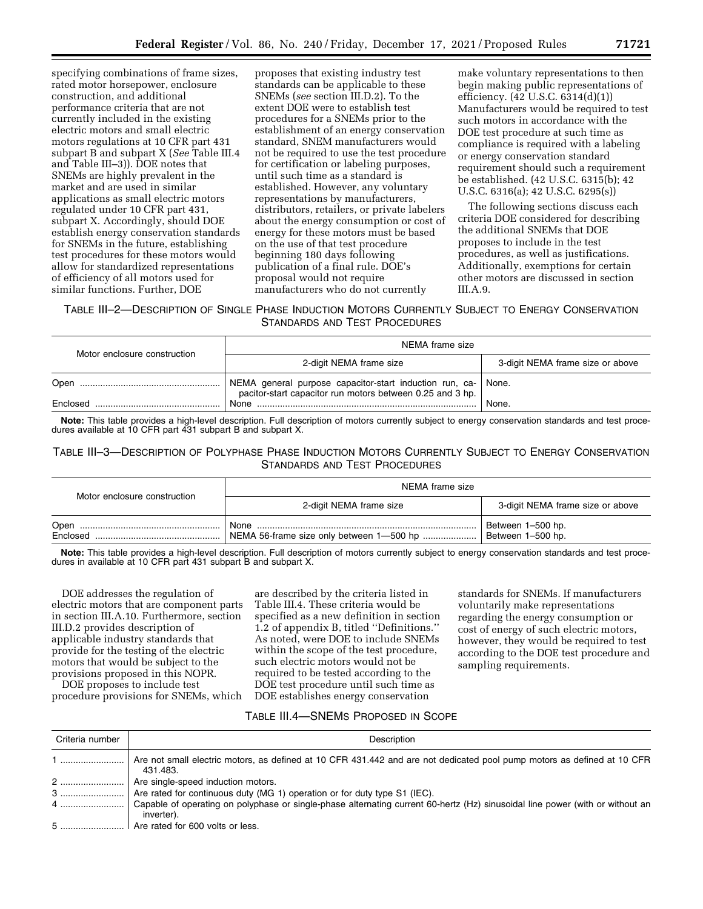specifying combinations of frame sizes, rated motor horsepower, enclosure construction, and additional performance criteria that are not currently included in the existing electric motors and small electric motors regulations at 10 CFR part 431 subpart B and subpart X (*See* Table III.4 and Table III–3)). DOE notes that SNEMs are highly prevalent in the market and are used in similar applications as small electric motors regulated under 10 CFR part 431, subpart X. Accordingly, should DOE establish energy conservation standards for SNEMs in the future, establishing test procedures for these motors would allow for standardized representations of efficiency of all motors used for similar functions. Further, DOE proposes that existing industry test standards can be applicable to these SNEMs (*see* section III.D.2). To the extent DOE were to establish test procedures for a SNEMs prior to the establishment of an energy conservation standard, SNEM manufacturers would not be required to use the test procedure for certification or labeling purposes, until such time as a standard is established. However, any voluntary representations by manufacturers, distributors, retailers, or private labelers about the energy consumption or cost of energy for these motors must be based on the use of that test procedure beginning 180 days following publication of a final rule. DOE's proposal would not require manufacturers who do not currently make voluntary representations to then begin making public representations of efficiency. (42 U.S.C. 6314(d)(1)) Manufacturers would be required to test such motors in accordance with the DOE test procedure at such time as compliance is required with a labeling or energy conservation standard requirement should such a requirement be established. (42 U.S.C. 6315(b); 42 U.S.C. 6316(a); 42 U.S.C. 6295(s))

The following sections discuss each criteria DOE considered for describing the additional SNEMs that DOE proposes to include in the test procedures, as well as justifications. Additionally, exemptions for certain other motors are discussed in section III.A.9.

TABLE III–2—DESCRIPTION OF SINGLE PHASE INDUCTION MOTORS CURRENTLY SUBJECT TO ENERGY CONSERVATION STANDARDS AND TEST PROCEDURES

| Motor enclosure construction | NEMA frame size | |
|---|---|---|
| | 2-digit NEMA frame size | 3-digit NEMA frame size or above |
| Open | NEMA general purpose capacitor-start induction run, capacitor-start capacitor run motors between 0.25 and 3 hp. | None. |
| Enclosed | None | None. |

**Note:** This table provides a high-level description. Full description of motors currently subject to energy conservation standards and test procedures available at 10 CFR part 431 subpart B and subpart X.

TABLE III–3—DESCRIPTION OF POLYPHASE PHASE INDUCTION MOTORS CURRENTLY SUBJECT TO ENERGY CONSERVATION STANDARDS AND TEST PROCEDURES

| Motor enclosure construction | NEMA frame size | |
|---|---|---|
| | 2-digit NEMA frame size | 3-digit NEMA frame size or above |
| Open | None | Between 1–500 hp. |
| Enclosed | NEMA 56-frame size only between 1—500 hp | Between 1–500 hp. |

**Note:** This table provides a high-level description. Full description of motors currently subject to energy conservation standards and test procedures in available at 10 CFR part 431 subpart B and subpart X.

DOE addresses the regulation of electric motors that are component parts in section III.A.10. Furthermore, section III.D.2 provides description of applicable industry standards that provide for the testing of the electric motors that would be subject to the provisions proposed in this NOPR.

DOE proposes to include test procedure provisions for SNEMs, which are described by the criteria listed in Table III.4. These criteria would be specified as a new definition in section 1.2 of appendix B, titled ''Definitions.'' As noted, were DOE to include SNEMs within the scope of the test procedure, such electric motors would not be required to be tested according to the DOE test procedure until such time as DOE establishes energy conservation standards for SNEMs. If manufacturers voluntarily make representations regarding the energy consumption or cost of energy of such electric motors, however, they would be required to test according to the DOE test procedure and sampling requirements.

TABLE III.4—SNEMS PROPOSED IN SCOPE

| Criteria number | Description |
|---|---|
| 1 | Are not small electric motors, as defined at 10 CFR 431.442 and are not dedicated pool pump motors as defined at 10 CFR 431.483. |
| 2 | Are single-speed induction motors. |
| 3 | Are rated for continuous duty (MG 1) operation or for duty type S1 (IEC). |
| 4 | Capable of operating on polyphase or single-phase alternating current 60-hertz (Hz) sinusoidal line power (with or without an inverter). |
| 5 | Are rated for 600 volts or less. |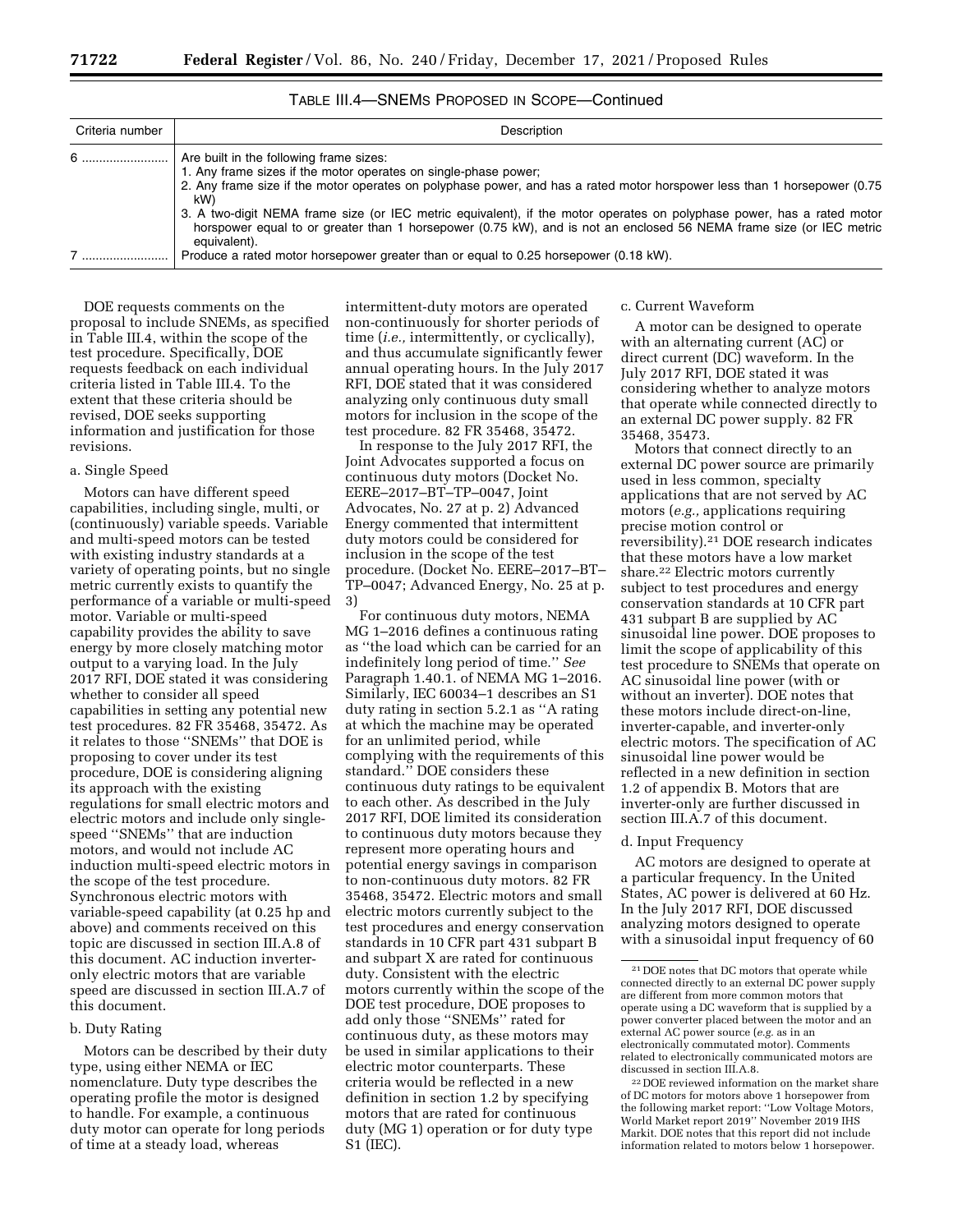TABLE III.4—SNEMS PROPOSED IN SCOPE—Continued

| Criteria number | Description |
| --- | --- |
| 6 ........................ | Are built in the following frame sizes:<br>1. Any frame sizes if the motor operates on single-phase power;<br>2. Any frame size if the motor operates on polyphase power, and has a rated motor horsepower less than 1 horsepower (0.75 kW)<br>3. A two-digit NEMA frame size (or IEC metric equivalent), if the motor operates on polyphase power, has a rated motor horsepower equal to or greater than 1 horsepower (0.75 kW), and is not an enclosed 56 NEMA frame size (or IEC metric equivalent). |
| 7 ........................ | Produce a rated motor horsepower greater than or equal to 0.25 horsepower (0.18 kW). |

DOE requests comments on the proposal to include SNEMs, as specified in Table III.4, within the scope of the test procedure. Specifically, DOE requests feedback on each individual criteria listed in Table III.4. To the extent that these criteria should be revised, DOE seeks supporting information and justification for those revisions.

a. Single Speed

Motors can have different speed capabilities, including single, multi, or (continuously) variable speeds. Variable and multi-speed motors can be tested with existing industry standards at a variety of operating points, but no single metric currently exists to quantify the performance of a variable or multi-speed motor. Variable or multi-speed capability provides the ability to save energy by more closely matching motor output to a varying load. In the July 2017 RFI, DOE stated it was considering whether to consider all speed capabilities in setting any potential new test procedures. 82 FR 35468, 35472. As it relates to those ''SNEMs'' that DOE is proposing to cover under its test procedure, DOE is considering aligning its approach with the existing regulations for small electric motors and electric motors and include only single-speed ''SNEMs'' that are induction motors, and would not include AC induction multi-speed electric motors in the scope of the test procedure. Synchronous electric motors with variable-speed capability (at 0.25 hp and above) and comments received on this topic are discussed in section III.A.8 of this document. AC induction inverter-only electric motors that are variable speed are discussed in section III.A.7 of this document.

b. Duty Rating

Motors can be described by their duty type, using either NEMA or IEC nomenclature. Duty type describes the operating profile the motor is designed to handle. For example, a continuous duty motor can operate for long periods of time at a steady load, whereas intermittent-duty motors are operated non-continuously for shorter periods of time (*i.e.,* intermittently, or cyclically), and thus accumulate significantly fewer annual operating hours. In the July 2017 RFI, DOE stated that it was considered analyzing only continuous duty small motors for inclusion in the scope of the test procedure. 82 FR 35468, 35472.

In response to the July 2017 RFI, the Joint Advocates supported a focus on continuous duty motors (Docket No. EERE–2017–BT–TP–0047, Joint Advocates, No. 27 at p. 2) Advanced Energy commented that intermittent duty motors could be considered for inclusion in the scope of the test procedure. (Docket No. EERE–2017–BT–TP–0047; Advanced Energy, No. 25 at p. 3)

For continuous duty motors, NEMA MG 1–2016 defines a continuous rating as ''the load which can be carried for an indefinitely long period of time.'' *See* Paragraph 1.40.1. of NEMA MG 1–2016. Similarly, IEC 60034–1 describes an S1 duty rating in section 5.2.1 as ''A rating at which the machine may be operated for an unlimited period, while complying with the requirements of this standard.'' DOE considers these continuous duty ratings to be equivalent to each other. As described in the July 2017 RFI, DOE limited its consideration to continuous duty motors because they represent more operating hours and potential energy savings in comparison to non-continuous duty motors. 82 FR 35468, 35472. Electric motors and small electric motors currently subject to the test procedures and energy conservation standards in 10 CFR part 431 subpart B and subpart X are rated for continuous duty. Consistent with the electric motors currently within the scope of the DOE test procedure, DOE proposes to add only those ''SNEMs'' rated for continuous duty, as these motors may be used in similar applications to their electric motor counterparts. These criteria would be reflected in a new definition in section 1.2 by specifying motors that are rated for continuous duty (MG 1) operation or for duty type S1 (IEC).

c. Current Waveform

A motor can be designed to operate with an alternating current (AC) or direct current (DC) waveform. In the July 2017 RFI, DOE stated it was considering whether to analyze motors that operate while connected directly to an external DC power supply. 82 FR 35468, 35473.

Motors that connect directly to an external DC power source are primarily used in less common, specialty applications that are not served by AC motors (*e.g.,* applications requiring precise motion control or reversibility).[21] DOE research indicates that these motors have a low market share.[22] Electric motors currently subject to test procedures and energy conservation standards at 10 CFR part 431 subpart B are supplied by AC sinusoidal line power. DOE proposes to limit the scope of applicability of this test procedure to SNEMs that operate on AC sinusoidal line power (with or without an inverter). DOE notes that these motors include direct-on-line, inverter-capable, and inverter-only electric motors. The specification of AC sinusoidal line power would be reflected in a new definition in section 1.2 of appendix B. Motors that are inverter-only are further discussed in section III.A.7 of this document.

d. Input Frequency

AC motors are designed to operate at a particular frequency. In the United States, AC power is delivered at 60 Hz. In the July 2017 RFI, DOE discussed analyzing motors designed to operate with a sinusoidal input frequency of 60

[21] DOE notes that DC motors that operate while connected directly to an external DC power supply are different from more common motors that operate using a DC waveform that is supplied by a power converter placed between the motor and an external AC power source (*e.g.* as in an electronically commutated motor). Comments related to electronically communicated motors are discussed in section III.A.8.

[22] DOE reviewed information on the market share of DC motors for motors above 1 horsepower from the following market report: ''Low Voltage Motors, World Market report 2019'' November 2019 IHS Markit. DOE notes that this report did not include information related to motors below 1 horsepower.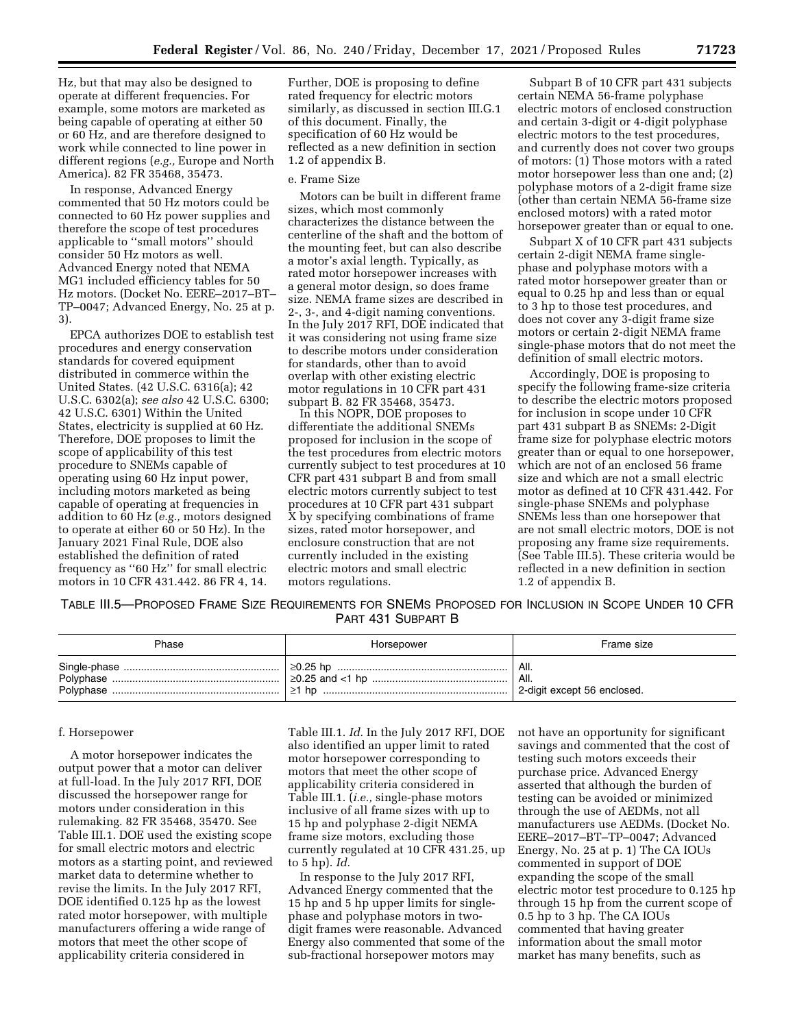Hz, but that may also be designed to operate at different frequencies. For example, some motors are marketed as being capable of operating at either 50 or 60 Hz, and are therefore designed to work while connected to line power in different regions (*e.g.,* Europe and North America). 82 FR 35468, 35473.

In response, Advanced Energy commented that 50 Hz motors could be connected to 60 Hz power supplies and therefore the scope of test procedures applicable to ''small motors'' should consider 50 Hz motors as well. Advanced Energy noted that NEMA MG1 included efficiency tables for 50 Hz motors. (Docket No. EERE–2017–BT–TP–0047; Advanced Energy, No. 25 at p. 3).

EPCA authorizes DOE to establish test procedures and energy conservation standards for covered equipment distributed in commerce within the United States. (42 U.S.C. 6316(a); 42 U.S.C. 6302(a); *see also* 42 U.S.C. 6300; 42 U.S.C. 6301) Within the United States, electricity is supplied at 60 Hz. Therefore, DOE proposes to limit the scope of applicability of this test procedure to SNEMs capable of operating using 60 Hz input power, including motors marketed as being capable of operating at frequencies in addition to 60 Hz (*e.g.,* motors designed to operate at either 60 or 50 Hz). In the January 2021 Final Rule, DOE also established the definition of rated frequency as ''60 Hz'' for small electric motors in 10 CFR 431.442. 86 FR 4, 14. Further, DOE is proposing to define rated frequency for electric motors similarly, as discussed in section III.G.1 of this document. Finally, the specification of 60 Hz would be reflected as a new definition in section 1.2 of appendix B.

e. Frame Size

Motors can be built in different frame sizes, which most commonly characterizes the distance between the centerline of the shaft and the bottom of the mounting feet, but can also describe a motor's axial length. Typically, as rated motor horsepower increases with a general motor design, so does frame size. NEMA frame sizes are described in 2-, 3-, and 4-digit naming conventions. In the July 2017 RFI, DOE indicated that it was considering not using frame size to describe motors under consideration for standards, other than to avoid overlap with other existing electric motor regulations in 10 CFR part 431 subpart B. 82 FR 35468, 35473.

In this NOPR, DOE proposes to differentiate the additional SNEMs proposed for inclusion in the scope of the test procedures from electric motors currently subject to test procedures at 10 CFR part 431 subpart B and from small electric motors currently subject to test procedures at 10 CFR part 431 subpart X by specifying combinations of frame sizes, rated motor horsepower, and enclosure construction that are not currently included in the existing electric motors and small electric motors regulations.

Subpart B of 10 CFR part 431 subjects certain NEMA 56-frame polyphase electric motors of enclosed construction and certain 3-digit or 4-digit polyphase electric motors to the test procedures, and currently does not cover two groups of motors: (1) Those motors with a rated motor horsepower less than one and; (2) polyphase motors of a 2-digit frame size (other than certain NEMA 56-frame size enclosed motors) with a rated motor horsepower greater than or equal to one.

Subpart X of 10 CFR part 431 subjects certain 2-digit NEMA frame single-phase and polyphase motors with a rated motor horsepower greater than or equal to 0.25 hp and less than or equal to 3 hp to those test procedures, and does not cover any 3-digit frame size motors or certain 2-digit NEMA frame single-phase motors that do not meet the definition of small electric motors.

Accordingly, DOE is proposing to specify the following frame-size criteria to describe the electric motors proposed for inclusion in scope under 10 CFR part 431 subpart B as SNEMs: 2-Digit frame size for polyphase electric motors greater than or equal to one horsepower, which are not of an enclosed 56 frame size and which are not a small electric motor as defined at 10 CFR 431.442. For single-phase SNEMs and polyphase SNEMs less than one horsepower that are not small electric motors, DOE is not proposing any frame size requirements. (See Table III.5). These criteria would be reflected in a new definition in section 1.2 of appendix B.

TABLE III.5—PROPOSED FRAME SIZE REQUIREMENTS FOR SNEMS PROPOSED FOR INCLUSION IN SCOPE UNDER 10 CFR PART 431 SUBPART B

| Phase | Horsepower | Frame size |
|---|---|---|
| Single-phase | ≥0.25 hp | All. |
| Polyphase | ≥0.25 and <1 hp | All. |
| Polyphase | ≥1 hp | 2-digit except 56 enclosed. |

f. Horsepower

A motor horsepower indicates the output power that a motor can deliver at full-load. In the July 2017 RFI, DOE discussed the horsepower range for motors under consideration in this rulemaking. 82 FR 35468, 35470. See Table III.1. DOE used the existing scope for small electric motors and electric motors as a starting point, and reviewed market data to determine whether to revise the limits. In the July 2017 RFI, DOE identified 0.125 hp as the lowest rated motor horsepower, with multiple manufacturers offering a wide range of motors that meet the other scope of applicability criteria considered in Table III.1. *Id.* In the July 2017 RFI, DOE also identified an upper limit to rated motor horsepower corresponding to motors that meet the other scope of applicability criteria considered in Table III.1. (*i.e.,* single-phase motors inclusive of all frame sizes with up to 15 hp and polyphase 2-digit NEMA frame size motors, excluding those currently regulated at 10 CFR 431.25, up to 5 hp). *Id.*

In response to the July 2017 RFI, Advanced Energy commented that the 15 hp and 5 hp upper limits for single-phase and polyphase motors in two-digit frames were reasonable. Advanced Energy also commented that some of the sub-fractional horsepower motors may not have an opportunity for significant savings and commented that the cost of testing such motors exceeds their purchase price. Advanced Energy asserted that although the burden of testing can be avoided or minimized through the use of AEDMs, not all manufacturers use AEDMs. (Docket No. EERE–2017–BT–TP–0047; Advanced Energy, No. 25 at p. 1) The CA IOUs commented in support of DOE expanding the scope of the small electric motor test procedure to 0.125 hp through 15 hp from the current scope of 0.5 hp to 3 hp. The CA IOUs commented that having greater information about the small motor market has many benefits, such as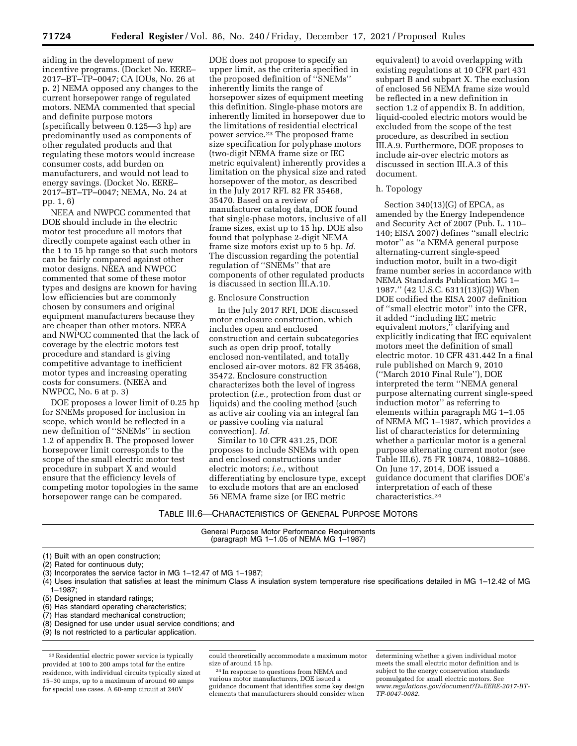aiding in the development of new incentive programs. (Docket No. EERE–2017–BT–TP–0047; CA IOUs, No. 26 at p. 2) NEMA opposed any changes to the current horsepower range of regulated motors. NEMA commented that special and definite purpose motors (specifically between 0.125—3 hp) are predominantly used as components of other regulated products and that regulating these motors would increase consumer costs, add burden on manufacturers, and would not lead to energy savings. (Docket No. EERE–2017–BT–TP–0047; NEMA, No. 24 at pp. 1, 6)

NEEA and NWPCC commented that DOE should include in the electric motor test procedure all motors that directly compete against each other in the 1 to 15 hp range so that such motors can be fairly compared against other motor designs. NEEA and NWPCC commented that some of these motor types and designs are known for having low efficiencies but are commonly chosen by consumers and original equipment manufacturers because they are cheaper than other motors. NEEA and NWPCC commented that the lack of coverage by the electric motors test procedure and standard is giving competitive advantage to inefficient motor types and increasing operating costs for consumers. (NEEA and NWPCC, No. 6 at p. 3)

DOE proposes a lower limit of 0.25 hp for SNEMs proposed for inclusion in scope, which would be reflected in a new definition of "SNEMs" in section 1.2 of appendix B. The proposed lower horsepower limit corresponds to the scope of the small electric motor test procedure in subpart X and would ensure that the efficiency levels of competing motor topologies in the same horsepower range can be compared.

DOE does not propose to specify an upper limit, as the criteria specified in the proposed definition of "SNEMs" inherently limits the range of horsepower sizes of equipment meeting this definition. Single-phase motors are inherently limited in horsepower due to the limitations of residential electrical power service.[23] The proposed frame size specification for polyphase motors (two-digit NEMA frame size or IEC metric equivalent) inherently provides a limitation on the physical size and rated horsepower of the motor, as described in the July 2017 RFI. 82 FR 35468, 35470. Based on a review of manufacturer catalog data, DOE found that single-phase motors, inclusive of all frame sizes, exist up to 15 hp. DOE also found that polyphase 2-digit NEMA frame size motors exist up to 5 hp. *Id.* The discussion regarding the potential regulation of "SNEMs" that are components of other regulated products is discussed in section III.A.10.

### g. Enclosure Construction

In the July 2017 RFI, DOE discussed motor enclosure construction, which includes open and enclosed construction and certain subcategories such as open drip proof, totally enclosed non-ventilated, and totally enclosed air-over motors. 82 FR 35468, 35472. Enclosure construction characterizes both the level of ingress protection (*i.e.,* protection from dust or liquids) and the cooling method (such as active air cooling via an integral fan or passive cooling via natural convection). *Id.*

Similar to 10 CFR 431.25, DOE proposes to include SNEMs with open and enclosed constructions under electric motors; *i.e.,* without differentiating by enclosure type, except to exclude motors that are an enclosed 56 NEMA frame size (or IEC metric equivalent) to avoid overlapping with existing regulations at 10 CFR part 431 subpart B and subpart X. The exclusion of enclosed 56 NEMA frame size would be reflected in a new definition in section 1.2 of appendix B. In addition, liquid-cooled electric motors would be excluded from the scope of the test procedure, as described in section III.A.9. Furthermore, DOE proposes to include air-over electric motors as discussed in section III.A.3 of this document.

### h. Topology

Section 340(13)(G) of EPCA, as amended by the Energy Independence and Security Act of 2007 (Pub. L. 110–140; EISA 2007) defines "small electric motor" as "a NEMA general purpose alternating-current single-speed induction motor, built in a two-digit frame number series in accordance with NEMA Standards Publication MG 1–1987." (42 U.S.C. 6311(13)(G)) When DOE codified the EISA 2007 definition of "small electric motor" into the CFR, it added "including IEC metric equivalent motors," clarifying and explicitly indicating that IEC equivalent motors meet the definition of small electric motor. 10 CFR 431.442 In a final rule published on March 9, 2010 ("March 2010 Final Rule"), DOE interpreted the term "NEMA general purpose alternating current single-speed induction motor" as referring to elements within paragraph MG 1–1.05 of NEMA MG 1–1987, which provides a list of characteristics for determining whether a particular motor is a general purpose alternating current motor (see Table III.6). 75 FR 10874, 10882–10886. On June 17, 2014, DOE issued a guidance document that clarifies DOE's interpretation of each of these characteristics.[24]

TABLE III.6—CHARACTERISTICS OF GENERAL PURPOSE MOTORS

| General Purpose Motor Performance Requirements (paragraph MG 1–1.05 of NEMA MG 1–1987) |
|---|
| (1) Built with an open construction; |
| (2) Rated for continuous duty; |
| (3) Incorporates the service factor in MG 1–12.47 of MG 1–1987; |
| (4) Uses insulation that satisfies at least the minimum Class A insulation system temperature rise specifications detailed in MG 1–12.42 of MG 1–1987; |
| (5) Designed in standard ratings; |
| (6) Has standard operating characteristics; |
| (7) Has standard mechanical construction; |
| (8) Designed for use under usual service conditions; and |
| (9) Is not restricted to a particular application. |

[23] Residential electric power service is typically provided at 100 to 200 amps total for the entire residence, with individual circuits typically sized at 15–30 amps, up to a maximum of around 60 amps for special use cases. A 60-amp circuit at 240V could theoretically accommodate a maximum motor size of around 15 hp.

[24] In response to questions from NEMA and various motor manufacturers, DOE issued a guidance document that identifies some key design elements that manufacturers should consider when determining whether a given individual motor meets the small electric motor definition and is subject to the energy conservation standards promulgated for small electric motors. See *www.regulations.gov/document?D=EERE-2017-BT-TP-0047-0082.*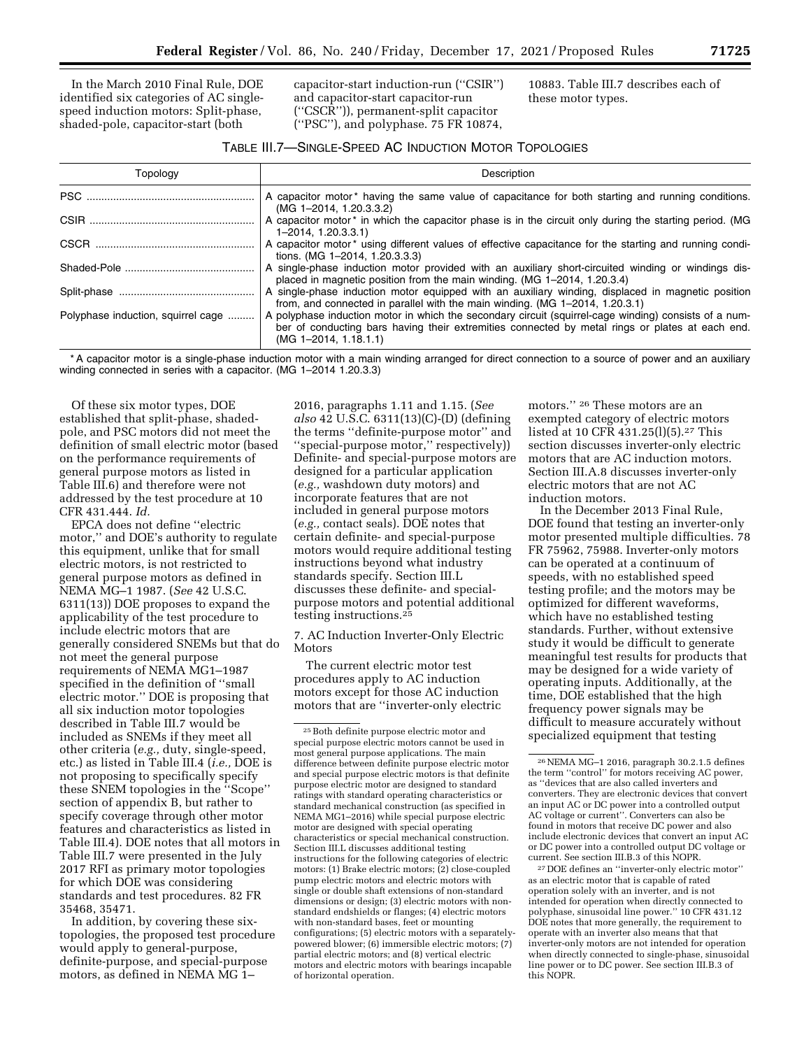In the March 2010 Final Rule, DOE identified six categories of AC single-speed induction motors: Split-phase, shaded-pole, capacitor-start (both capacitor-start induction-run (''CSIR'') and capacitor-start capacitor-run (''CSCR'')), permanent-split capacitor (''PSC''), and polyphase. 75 FR 10874, 10883. Table III.7 describes each of these motor types.

TABLE III.7—SINGLE-SPEED AC INDUCTION MOTOR TOPOLOGIES

| Topology | Description |
| --- | --- |
| PSC | A capacitor motor * having the same value of capacitance for both starting and running conditions. (MG 1–2014, 1.20.3.3.2) |
| CSIR | A capacitor motor * in which the capacitor phase is in the circuit only during the starting period. (MG 1–2014, 1.20.3.3.1) |
| CSCR | A capacitor motor * using different values of effective capacitance for the starting and running conditions. (MG 1–2014, 1.20.3.3.3) |
| Shaded-Pole | A single-phase induction motor provided with an auxiliary short-circuited winding or windings displaced in magnetic position from the main winding. (MG 1–2014, 1.20.3.4) |
| Split-phase | A single-phase induction motor equipped with an auxiliary winding, displaced in magnetic position from, and connected in parallel with the main winding. (MG 1–2014, 1.20.3.1) |
| Polyphase induction, squirrel cage | A polyphase induction motor in which the secondary circuit (squirrel-cage winding) consists of a number of conducting bars having their extremities connected by metal rings or plates at each end. (MG 1–2014, 1.18.1.1) |

* A capacitor motor is a single-phase induction motor with a main winding arranged for direct connection to a source of power and an auxiliary winding connected in series with a capacitor. (MG 1–2014 1.20.3.3)

Of these six motor types, DOE established that split-phase, shaded-pole, and PSC motors did not meet the definition of small electric motor (based on the performance requirements of general purpose motors as listed in Table III.6) and therefore were not addressed by the test procedure at 10 CFR 431.444. *Id.*

EPCA does not define ''electric motor,'' and DOE's authority to regulate this equipment, unlike that for small electric motors, is not restricted to general purpose motors as defined in NEMA MG–1 1987. (*See* 42 U.S.C. 6311(13)) DOE proposes to expand the applicability of the test procedure to include electric motors that are generally considered SNEMs but that do not meet the general purpose requirements of NEMA MG1–1987 specified in the definition of ''small electric motor.'' DOE is proposing that all six induction motor topologies described in Table III.7 would be included as SNEMs if they meet all other criteria (*e.g.,* duty, single-speed, etc.) as listed in Table III.4 (*i.e.,* DOE is not proposing to specifically specify these SNEM topologies in the ''Scope'' section of appendix B, but rather to specify coverage through other motor features and characteristics as listed in Table III.4). DOE notes that all motors in Table III.7 were presented in the July 2017 RFI as primary motor topologies for which DOE was considering standards and test procedures. 82 FR 35468, 35471.

In addition, by covering these six-topologies, the proposed test procedure would apply to general-purpose, definite-purpose, and special-purpose motors, as defined in NEMA MG 1–2016, paragraphs 1.11 and 1.15. (*See also* 42 U.S.C. 6311(13)(C)-(D) (defining the terms ''definite-purpose motor'' and ''special-purpose motor,'' respectively)) Definite- and special-purpose motors are designed for a particular application (*e.g.,* washdown duty motors) and incorporate features that are not included in general purpose motors (*e.g.,* contact seals). DOE notes that certain definite- and special-purpose motors would require additional testing instructions beyond what industry standards specify. Section III.L discusses these definite- and special-purpose motors and potential additional testing instructions.[25]

7. AC Induction Inverter-Only Electric Motors

The current electric motor test procedures apply to AC induction motors except for those AC induction motors that are ''inverter-only electric motors.'' [26] These motors are an exempted category of electric motors listed at 10 CFR 431.25(l)(5).[27] This section discusses inverter-only electric motors that are AC induction motors. Section III.A.8 discusses inverter-only electric motors that are not AC induction motors.

In the December 2013 Final Rule, DOE found that testing an inverter-only motor presented multiple difficulties. 78 FR 75962, 75988. Inverter-only motors can be operated at a continuum of speeds, with no established speed testing profile; and the motors may be optimized for different waveforms, which have no established testing standards. Further, without extensive study it would be difficult to generate meaningful test results for products that may be designed for a wide variety of operating inputs. Additionally, at the time, DOE established that the high frequency power signals may be difficult to measure accurately without specialized equipment that testing

[25] Both definite purpose electric motor and special purpose electric motors cannot be used in most general purpose applications. The main difference between definite purpose electric motor and special purpose electric motors is that definite purpose electric motor are designed to standard ratings with standard operating characteristics or standard mechanical construction (as specified in NEMA MG1–2016) while special purpose electric motor are designed with special operating characteristics or special mechanical construction. Section III.L discusses additional testing instructions for the following categories of electric motors: (1) Brake electric motors; (2) close-coupled pump electric motors and electric motors with single or double shaft extensions of non-standard dimensions or design; (3) electric motors with non-standard endshields or flanges; (4) electric motors with non-standard bases, feet or mounting configurations; (5) electric motors with a separately-powered blower; (6) immersible electric motors; (7) partial electric motors; and (8) vertical electric motors and electric motors with bearings incapable of horizontal operation.

[26] NEMA MG–1 2016, paragraph 30.2.1.5 defines the term ''control'' for motors receiving AC power, as ''devices that are also called inverters and converters. They are electronic devices that convert an input AC or DC power into a controlled output AC voltage or current''. Converters can also be found in motors that receive DC power and also include electronic devices that convert an input AC or DC power into a controlled output DC voltage or current. See section III.B.3 of this NOPR.

[27] DOE defines an ''inverter-only electric motor'' as an electric motor that is capable of rated operation solely with an inverter, and is not intended for operation when directly connected to polyphase, sinusoidal line power.'' 10 CFR 431.12 DOE notes that more generally, the requirement to operate with an inverter also means that that inverter-only motors are not intended for operation when directly connected to single-phase, sinusoidal line power or to DC power. See section III.B.3 of this NOPR.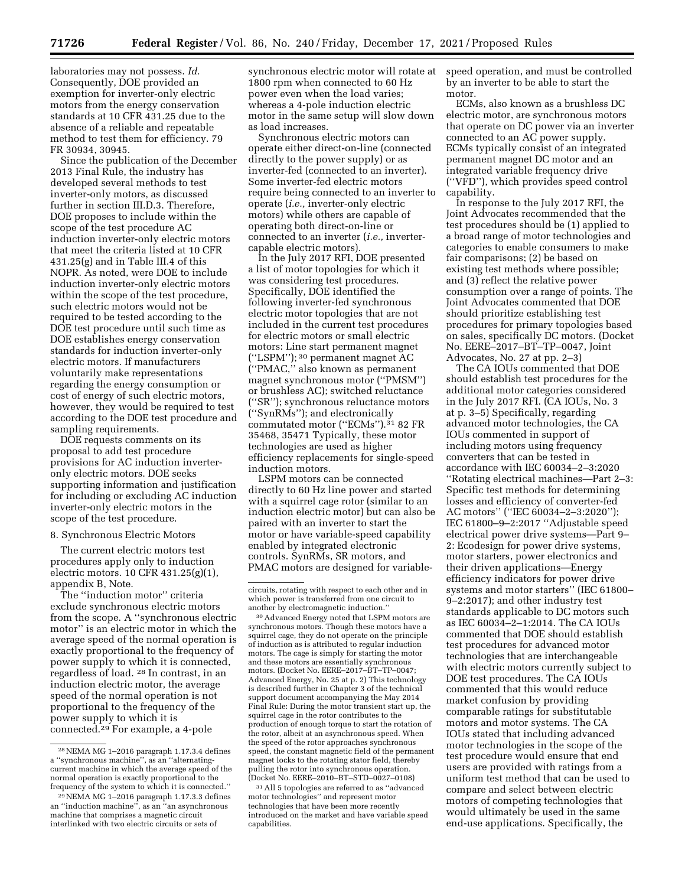laboratories may not possess. *Id.* Consequently, DOE provided an exemption for inverter-only electric motors from the energy conservation standards at 10 CFR 431.25 due to the absence of a reliable and repeatable method to test them for efficiency. 79 FR 30934, 30945.

Since the publication of the December 2013 Final Rule, the industry has developed several methods to test inverter-only motors, as discussed further in section III.D.3. Therefore, DOE proposes to include within the scope of the test procedure AC induction inverter-only electric motors that meet the criteria listed at 10 CFR 431.25(g) and in Table III.4 of this NOPR. As noted, were DOE to include induction inverter-only electric motors within the scope of the test procedure, such electric motors would not be required to be tested according to the DOE test procedure until such time as DOE establishes energy conservation standards for induction inverter-only electric motors. If manufacturers voluntarily make representations regarding the energy consumption or cost of energy of such electric motors, however, they would be required to test according to the DOE test procedure and sampling requirements.

DOE requests comments on its proposal to add test procedure provisions for AC induction inverter-only electric motors. DOE seeks supporting information and justification for including or excluding AC induction inverter-only electric motors in the scope of the test procedure.

8. Synchronous Electric Motors

The current electric motors test procedures apply only to induction electric motors. 10 CFR 431.25(g)(1), appendix B, Note.

The ''induction motor'' criteria exclude synchronous electric motors from the scope. A ''synchronous electric motor'' is an electric motor in which the average speed of the normal operation is exactly proportional to the frequency of power supply to which it is connected, regardless of load. [28] In contrast, in an induction electric motor, the average speed of the normal operation is not proportional to the frequency of the power supply to which it is connected.[29] For example, a 4-pole synchronous electric motor will rotate at 1800 rpm when connected to 60 Hz power even when the load varies; whereas a 4-pole induction electric motor in the same setup will slow down as load increases.

Synchronous electric motors can operate either direct-on-line (connected directly to the power supply) or as inverter-fed (connected to an inverter). Some inverter-fed electric motors require being connected to an inverter to operate (*i.e.,* inverter-only electric motors) while others are capable of operating both direct-on-line or connected to an inverter (*i.e.,* inverter-capable electric motors).

In the July 2017 RFI, DOE presented a list of motor topologies for which it was considering test procedures. Specifically, DOE identified the following inverter-fed synchronous electric motor topologies that are not included in the current test procedures for electric motors or small electric motors: Line start permanent magnet (''LSPM''); [30] permanent magnet AC (''PMAC,'' also known as permanent magnet synchronous motor (''PMSM'') or brushless AC); switched reluctance (''SR''); synchronous reluctance motors (''SynRMs''); and electronically commutated motor (''ECMs'').[31] 82 FR 35468, 35471 Typically, these motor technologies are used as higher efficiency replacements for single-speed induction motors.

LSPM motors can be connected directly to 60 Hz line power and started with a squirrel cage rotor (similar to an induction electric motor) but can also be paired with an inverter to start the motor or have variable-speed capability enabled by integrated electronic controls. SynRMs, SR motors, and PMAC motors are designed for variable-speed operation, and must be controlled by an inverter to be able to start the motor.

ECMs, also known as a brushless DC electric motor, are synchronous motors that operate on DC power via an inverter connected to an AC power supply. ECMs typically consist of an integrated permanent magnet DC motor and an integrated variable frequency drive (''VFD''), which provides speed control capability.

In response to the July 2017 RFI, the Joint Advocates recommended that the test procedures should be (1) applied to a broad range of motor technologies and categories to enable consumers to make fair comparisons; (2) be based on existing test methods where possible; and (3) reflect the relative power consumption over a range of points. The Joint Advocates commented that DOE should prioritize establishing test procedures for primary topologies based on sales, specifically DC motors. (Docket No. EERE–2017–BT–TP–0047, Joint Advocates, No. 27 at pp. 2–3)

The CA IOUs commented that DOE should establish test procedures for the additional motor categories considered in the July 2017 RFI. (CA IOUs, No. 3 at p. 3–5) Specifically, regarding advanced motor technologies, the CA IOUs commented in support of including motors using frequency converters that can be tested in accordance with IEC 60034–2–3:2020 ''Rotating electrical machines—Part 2–3: Specific test methods for determining losses and efficiency of converter-fed AC motors'' (''IEC 60034–2–3:2020''); IEC 61800–9–2:2017 ''Adjustable speed electrical power drive systems—Part 9–2: Ecodesign for power drive systems, motor starters, power electronics and their driven applications—Energy efficiency indicators for power drive systems and motor starters'' (IEC 61800–9–2:2017); and other industry test standards applicable to DC motors such as IEC 60034–2–1:2014. The CA IOUs commented that DOE should establish test procedures for advanced motor technologies that are interchangeable with electric motors currently subject to DOE test procedures. The CA IOUs commented that this would reduce market confusion by providing comparable ratings for substitutable motors and motor systems. The CA IOUs stated that including advanced motor technologies in the scope of the test procedure would ensure that end users are provided with ratings from a uniform test method that can be used to compare and select between electric motors of competing technologies that would ultimately be used in the same end-use applications. Specifically, the

---

[28] NEMA MG 1–2016 paragraph 1.17.3.4 defines a ''synchronous machine'', as an ''alternating-current machine in which the average speed of the normal operation is exactly proportional to the frequency of the system to which it is connected.''

[29] NEMA MG 1–2016 paragraph 1.17.3.3 defines an ''induction machine'', as an ''an asynchronous machine that comprises a magnetic circuit interlinked with two electric circuits or sets of circuits, rotating with respect to each other and in which power is transferred from one circuit to another by electromagnetic induction.''

[30] Advanced Energy noted that LSPM motors are synchronous motors. Though these motors have a squirrel cage, they do not operate on the principle of induction as is attributed to regular induction motors. The cage is simply for starting the motor and these motors are essentially synchronous motors. (Docket No. EERE–2017–BT–TP–0047; Advanced Energy, No. 25 at p. 2) This technology is described further in Chapter 3 of the technical support document accompanying the May 2014 Final Rule: During the motor transient start up, the squirrel cage in the rotor contributes to the production of enough torque to start the rotation of the rotor, albeit at an asynchronous speed. When the speed of the rotor approaches synchronous speed, the constant magnetic field of the permanent magnet locks to the rotating stator field, thereby pulling the rotor into synchronous operation. (Docket No. EERE–2010–BT–STD–0108)

[31] All 5 topologies are referred to as ''advanced motor technologies'' and represent motor technologies that have been more recently introduced on the market and have variable speed capabilities.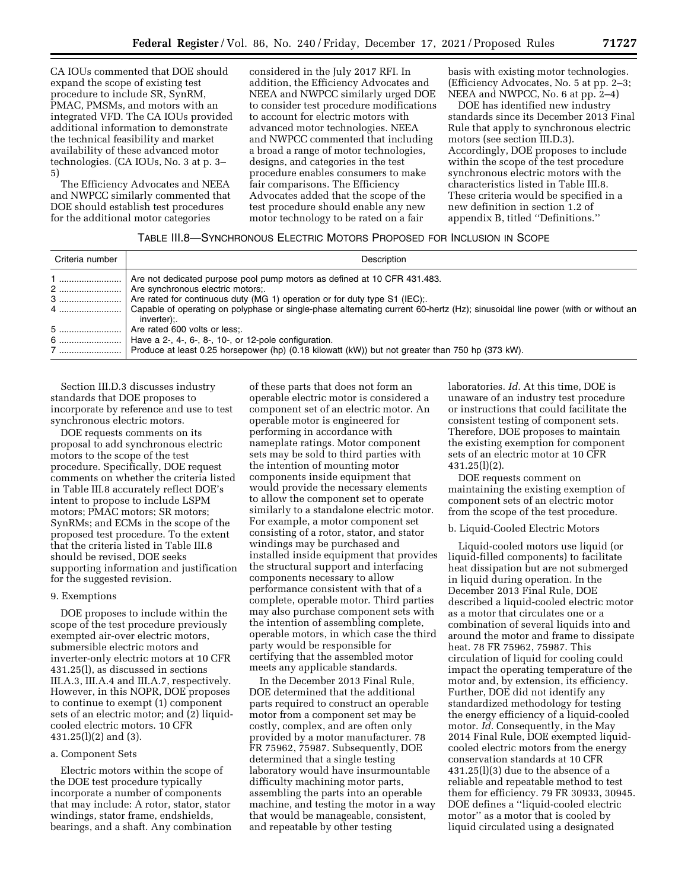CA IOUs commented that DOE should expand the scope of existing test procedure to include SR, SynRM, PMAC, PMSMs, and motors with an integrated VFD. The CA IOUs provided additional information to demonstrate the technical feasibility and market availability of these advanced motor technologies. (CA IOUs, No. 3 at p. 3–5)

The Efficiency Advocates and NEEA and NWPCC similarly commented that DOE should establish test procedures for the additional motor categories considered in the July 2017 RFI. In addition, the Efficiency Advocates and NEEA and NWPCC similarly urged DOE to consider test procedure modifications to account for electric motors with advanced motor technologies. NEEA and NWPCC commented that including a broad range of motor technologies, designs, and categories in the test procedure enables consumers to make fair comparisons. The Efficiency Advocates added that the scope of the test procedure should enable any new motor technology to be rated on a fair basis with existing motor technologies. (Efficiency Advocates, No. 5 at pp. 2–3; NEEA and NWPCC, No. 6 at pp. 2–4)

DOE has identified new industry standards since its December 2013 Final Rule that apply to synchronous electric motors (see section III.D.3). Accordingly, DOE proposes to include within the scope of the test procedure synchronous electric motors with the characteristics listed in Table III.8. These criteria would be specified in a new definition in section 1.2 of appendix B, titled "Definitions."

TABLE III.8—SYNCHRONOUS ELECTRIC MOTORS PROPOSED FOR INCLUSION IN SCOPE

| Criteria number | Description |
| --- | --- |
| 1 | Are not dedicated purpose pool pump motors as defined at 10 CFR 431.483. |
| 2 | Are synchronous electric motors;. |
| 3 | Are rated for continuous duty (MG 1) operation or for duty type S1 (IEC);. |
| 4 | Capable of operating on polyphase or single-phase alternating current 60-hertz (Hz); sinusoidal line power (with or without an inverter);. |
| 5 | Are rated 600 volts or less;. |
| 6 | Have a 2-, 4-, 6-, 8-, 10-, or 12-pole configuration. |
| 7 | Produce at least 0.25 horsepower (hp) (0.18 kilowatt (kW)) but not greater than 750 hp (373 kW). |

Section III.D.3 discusses industry standards that DOE proposes to incorporate by reference and use to test synchronous electric motors.

DOE requests comments on its proposal to add synchronous electric motors to the scope of the test procedure. Specifically, DOE request comments on whether the criteria listed in Table III.8 accurately reflect DOE's intent to propose to include LSPM motors; PMAC motors; SR motors; SynRMs; and ECMs in the scope of the proposed test procedure. To the extent that the criteria listed in Table III.8 should be revised, DOE seeks supporting information and justification for the suggested revision.

#### 9. Exemptions

DOE proposes to include within the scope of the test procedure previously exempted air-over electric motors, submersible electric motors and inverter-only electric motors at 10 CFR 431.25(l), as discussed in sections III.A.3, III.A.4 and III.A.7, respectively. However, in this NOPR, DOE proposes to continue to exempt (1) component sets of an electric motor; and (2) liquid-cooled electric motors. 10 CFR 431.25(l)(2) and (3).

##### a. Component Sets

Electric motors within the scope of the DOE test procedure typically incorporate a number of components that may include: A rotor, stator, stator windings, stator frame, endshields, bearings, and a shaft. Any combination of these parts that does not form an operable electric motor is considered a component set of an electric motor. An operable motor is engineered for performing in accordance with nameplate ratings. Motor component sets may be sold to third parties with the intention of mounting motor components inside equipment that would provide the necessary elements to allow the component set to operate similarly to a standalone electric motor. For example, a motor component set consisting of a rotor, stator, and stator windings may be purchased and installed inside equipment that provides the structural support and interfacing components necessary to allow performance consistent with that of a complete, operable motor. Third parties may also purchase component sets with the intention of assembling complete, operable motors, in which case the third party would be responsible for certifying that the assembled motor meets any applicable standards.

In the December 2013 Final Rule, DOE determined that the additional parts required to construct an operable motor from a component set may be costly, complex, and are often only provided by a motor manufacturer. 78 FR 75962, 75987. Subsequently, DOE determined that a single testing laboratory would have insurmountable difficulty machining motor parts, assembling the parts into an operable machine, and testing the motor in a way that would be manageable, consistent, and repeatable by other testing laboratories. *Id.* At this time, DOE is unaware of an industry test procedure or instructions that could facilitate the consistent testing of component sets. Therefore, DOE proposes to maintain the existing exemption for component sets of an electric motor at 10 CFR 431.25(l)(2).

DOE requests comment on maintaining the existing exemption of component sets of an electric motor from the scope of the test procedure.

##### b. Liquid-Cooled Electric Motors

Liquid-cooled motors use liquid (or liquid-filled components) to facilitate heat dissipation but are not submerged in liquid during operation. In the December 2013 Final Rule, DOE described a liquid-cooled electric motor as a motor that circulates one or a combination of several liquids into and around the motor and frame to dissipate heat. 78 FR 75962, 75987. This circulation of liquid for cooling could impact the operating temperature of the motor and, by extension, its efficiency. Further, DOE did not identify any standardized methodology for testing the energy efficiency of a liquid-cooled motor. *Id.* Consequently, in the May 2014 Final Rule, DOE exempted liquid-cooled electric motors from the energy conservation standards at 10 CFR 431.25(l)(3) due to the absence of a reliable and repeatable method to test them for efficiency. 79 FR 30933, 30945. DOE defines a "liquid-cooled electric motor" as a motor that is cooled by liquid circulated using a designated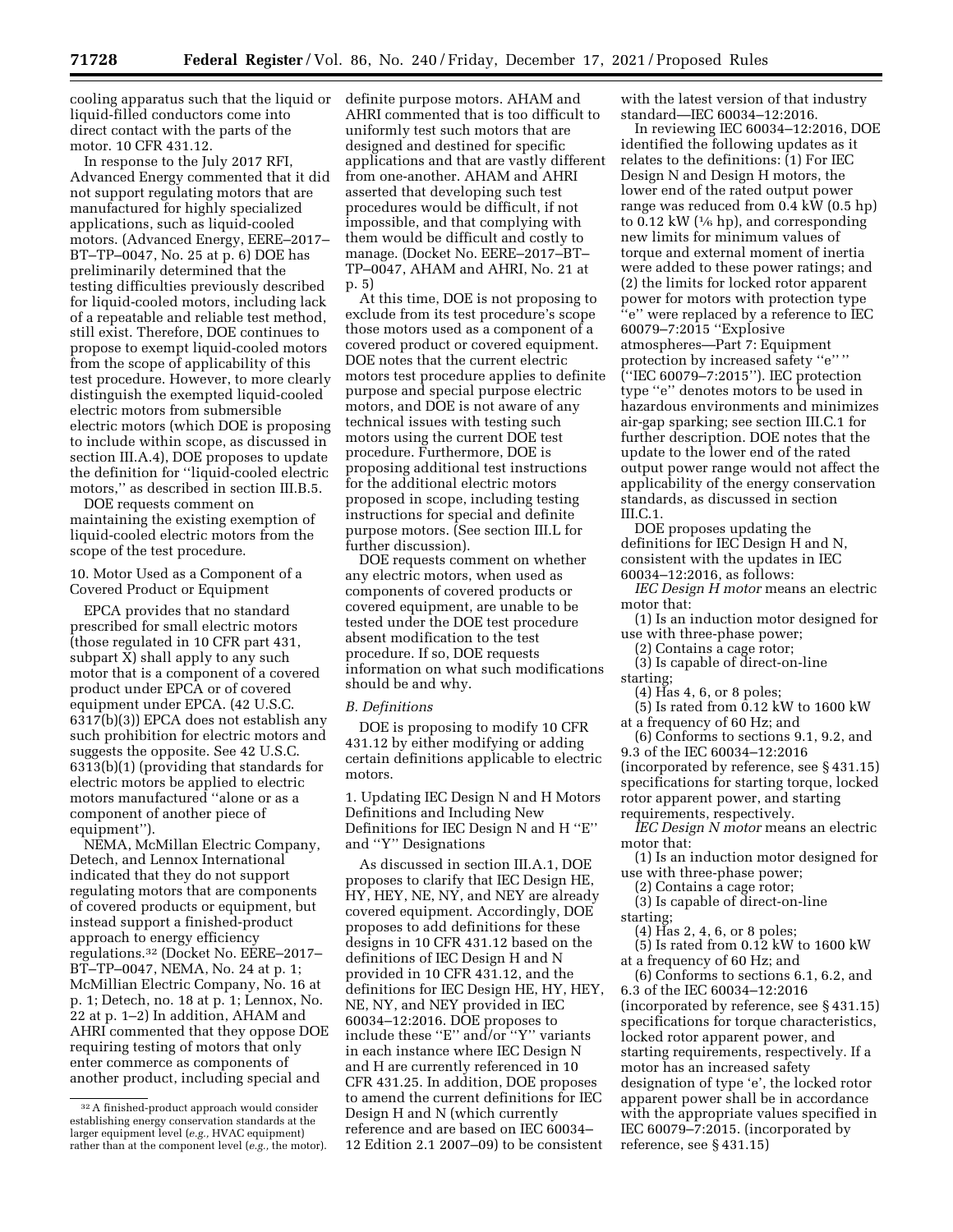cooling apparatus such that the liquid or liquid-filled conductors come into direct contact with the parts of the motor. 10 CFR 431.12.

In response to the July 2017 RFI, Advanced Energy commented that it did not support regulating motors that are manufactured for highly specialized applications, such as liquid-cooled motors. (Advanced Energy, EERE–2017–BT–TP–0047, No. 25 at p. 6) DOE has preliminarily determined that the testing difficulties previously described for liquid-cooled motors, including lack of a repeatable and reliable test method, still exist. Therefore, DOE continues to propose to exempt liquid-cooled motors from the scope of applicability of this test procedure. However, to more clearly distinguish the exempted liquid-cooled electric motors from submersible electric motors (which DOE is proposing to include within scope, as discussed in section III.A.4), DOE proposes to update the definition for ''liquid-cooled electric motors,'' as described in section III.B.5.

DOE requests comment on maintaining the existing exemption of liquid-cooled electric motors from the scope of the test procedure.

### 10. Motor Used as a Component of a Covered Product or Equipment

EPCA provides that no standard prescribed for small electric motors (those regulated in 10 CFR part 431, subpart X) shall apply to any such motor that is a component of a covered product under EPCA or of covered equipment under EPCA. (42 U.S.C. 6317(b)(3)) EPCA does not establish any such prohibition for electric motors and suggests the opposite. See 42 U.S.C. 6313(b)(1) (providing that standards for electric motors be applied to electric motors manufactured ''alone or as a component of another piece of equipment'').

NEMA, McMillan Electric Company, Detech, and Lennox International indicated that they do not support regulating motors that are components of covered products or equipment, but instead support a finished-product approach to energy efficiency regulations.[32] (Docket No. EERE–2017–BT–TP–0047, NEMA, No. 24 at p. 1; McMillian Electric Company, No. 16 at p. 1; Detech, no. 18 at p. 1; Lennox, No. 22 at p. 1–2) In addition, AHAM and AHRI commented that they oppose DOE requiring testing of motors that only enter commerce as components of another product, including special and definite purpose motors. AHAM and AHRI commented that is too difficult to uniformly test such motors that are designed and destined for specific applications and that are vastly different from one-another. AHAM and AHRI asserted that developing such test procedures would be difficult, if not impossible, and that complying with them would be difficult and costly to manage. (Docket No. EERE–2017–BT–TP–0047, AHAM and AHRI, No. 21 at p. 5)

At this time, DOE is not proposing to exclude from its test procedure's scope those motors used as a component of a covered product or covered equipment. DOE notes that the current electric motors test procedure applies to definite purpose and special purpose electric motors, and DOE is not aware of any technical issues with testing such motors using the current DOE test procedure. Furthermore, DOE is proposing additional test instructions for the additional electric motors proposed in scope, including testing instructions for special and definite purpose motors. (See section III.L for further discussion).

DOE requests comment on whether any electric motors, when used as components of covered products or covered equipment, are unable to be tested under the DOE test procedure absent modification to the test procedure. If so, DOE requests information on what such modifications should be and why.

## *B. Definitions*

DOE is proposing to modify 10 CFR 431.12 by either modifying or adding certain definitions applicable to electric motors.

### 1. Updating IEC Design N and H Motors Definitions and Including New Definitions for IEC Design N and H ''E'' and ''Y'' Designations

As discussed in section III.A.1, DOE proposes to clarify that IEC Design HE, HY, HEY, NE, NY, and NEY are already covered equipment. Accordingly, DOE proposes to add definitions for these designs in 10 CFR 431.12 based on the definitions of IEC Design H and N provided in 10 CFR 431.12, and the definitions for IEC Design HE, HY, HEY, NE, NY, and NEY provided in IEC 60034–12:2016. DOE proposes to include these ''E'' and/or ''Y'' variants in each instance where IEC Design N and H are currently referenced in 10 CFR 431.25. In addition, DOE proposes to amend the current definitions for IEC Design H and N (which currently reference and are based on IEC 60034–12 Edition 2.1 2007–09) to be consistent with the latest version of that industry standard—IEC 60034–12:2016.

In reviewing IEC 60034–12:2016, DOE identified the following updates as it relates to the definitions: (1) For IEC Design N and Design H motors, the lower end of the rated output power range was reduced from 0.4 kW (0.5 hp) to 0.12 kW (1⁄6 hp), and corresponding new limits for minimum values of torque and external moment of inertia were added to these power ratings; and (2) the limits for locked rotor apparent power for motors with protection type ''e'' were replaced by a reference to IEC 60079–7:2015 ''Explosive atmospheres—Part 7: Equipment protection by increased safety ''e'' '' (''IEC 60079–7:2015''). IEC protection type ''e'' denotes motors to be used in hazardous environments and minimizes air-gap sparking; see section III.C.1 for further description. DOE notes that the update to the lower end of the rated output power range would not affect the applicability of the energy conservation standards, as discussed in section III.C.1.

DOE proposes updating the definitions for IEC Design H and N, consistent with the updates in IEC 60034–12:2016, as follows:

*IEC Design H motor* means an electric motor that:

(1) Is an induction motor designed for use with three-phase power;

(2) Contains a cage rotor;

(3) Is capable of direct-on-line starting;

(4) Has 4, 6, or 8 poles;

(5) Is rated from 0.12 kW to 1600 kW at a frequency of 60 Hz; and

(6) Conforms to sections 9.1, 9.2, and 9.3 of the IEC 60034–12:2016 (incorporated by reference, see § 431.15) specifications for starting torque, locked rotor apparent power, and starting requirements, respectively.

*IEC Design N motor* means an electric motor that:

(1) Is an induction motor designed for use with three-phase power;

(2) Contains a cage rotor;

(3) Is capable of direct-on-line starting;

(4) Has 2, 4, 6, or 8 poles;

(5) Is rated from 0.12 kW to 1600 kW at a frequency of 60 Hz; and

(6) Conforms to sections 6.1, 6.2, and 6.3 of the IEC 60034–12:2016 (incorporated by reference, see § 431.15) specifications for torque characteristics, locked rotor apparent power, and starting requirements, respectively. If a motor has an increased safety designation of type 'e', the locked rotor apparent power shall be in accordance with the appropriate values specified in IEC 60079–7:2015. (incorporated by reference, see § 431.15)

---

[32] A finished-product approach would consider establishing energy conservation standards at the larger equipment level (*e.g.,* HVAC equipment) rather than at the component level (*e.g.,* the motor).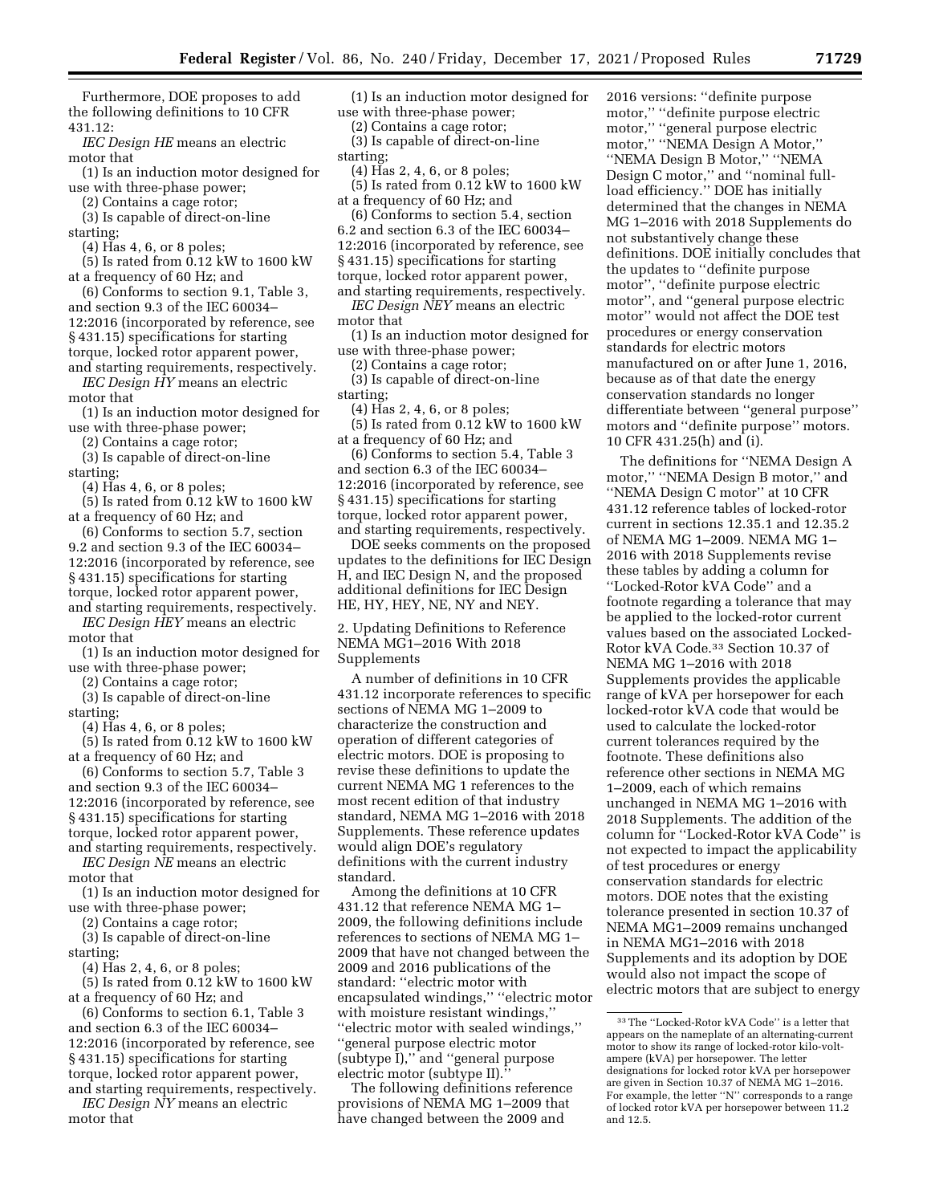Furthermore, DOE proposes to add the following definitions to 10 CFR 431.12:

*IEC Design HE* means an electric motor that

(1) Is an induction motor designed for use with three-phase power;

(2) Contains a cage rotor;

(3) Is capable of direct-on-line starting;

(4) Has 4, 6, or 8 poles;

(5) Is rated from 0.12 kW to 1600 kW at a frequency of 60 Hz; and

(6) Conforms to section 9.1, Table 3, and section 9.3 of the IEC 60034–12:2016 (incorporated by reference, see § 431.15) specifications for starting torque, locked rotor apparent power, and starting requirements, respectively.

*IEC Design HY* means an electric motor that

(1) Is an induction motor designed for use with three-phase power;

(2) Contains a cage rotor;

(3) Is capable of direct-on-line starting;

(4) Has 4, 6, or 8 poles;

(5) Is rated from 0.12 kW to 1600 kW at a frequency of 60 Hz; and

(6) Conforms to section 5.7, section 9.2 and section 9.3 of the IEC 60034–12:2016 (incorporated by reference, see § 431.15) specifications for starting torque, locked rotor apparent power, and starting requirements, respectively.

*IEC Design HEY* means an electric motor that

(1) Is an induction motor designed for use with three-phase power;

(2) Contains a cage rotor;

(3) Is capable of direct-on-line starting;

(4) Has 4, 6, or 8 poles;

(5) Is rated from 0.12 kW to 1600 kW at a frequency of 60 Hz; and

(6) Conforms to section 5.7, Table 3 and section 9.3 of the IEC 60034–12:2016 (incorporated by reference, see § 431.15) specifications for starting torque, locked rotor apparent power, and starting requirements, respectively.

*IEC Design NE* means an electric motor that

(1) Is an induction motor designed for use with three-phase power;

(2) Contains a cage rotor;

(3) Is capable of direct-on-line starting;

(4) Has 2, 4, 6, or 8 poles;

(5) Is rated from 0.12 kW to 1600 kW at a frequency of 60 Hz; and

(6) Conforms to section 6.1, Table 3 and section 6.3 of the IEC 60034–12:2016 (incorporated by reference, see § 431.15) specifications for starting torque, locked rotor apparent power, and starting requirements, respectively.

*IEC Design NY* means an electric motor that

(1) Is an induction motor designed for use with three-phase power;

(2) Contains a cage rotor;

(3) Is capable of direct-on-line starting;

(4) Has 2, 4, 6, or 8 poles;

(5) Is rated from 0.12 kW to 1600 kW at a frequency of 60 Hz; and

(6) Conforms to section 5.4, section 6.2 and section 6.3 of the IEC 60034–12:2016 (incorporated by reference, see § 431.15) specifications for starting torque, locked rotor apparent power, and starting requirements, respectively.

*IEC Design NEY* means an electric motor that

(1) Is an induction motor designed for use with three-phase power;

(2) Contains a cage rotor;

(3) Is capable of direct-on-line starting;

(4) Has 2, 4, 6, or 8 poles;

(5) Is rated from 0.12 kW to 1600 kW at a frequency of 60 Hz; and

(6) Conforms to section 5.4, Table 3 and section 6.3 of the IEC 60034–12:2016 (incorporated by reference, see § 431.15) specifications for starting torque, locked rotor apparent power, and starting requirements, respectively.

DOE seeks comments on the proposed updates to the definitions for IEC Design H, and IEC Design N, and the proposed additional definitions for IEC Design HE, HY, HEY, NE, NY and NEY.

2. Updating Definitions to Reference NEMA MG1–2016 With 2018 Supplements

A number of definitions in 10 CFR 431.12 incorporate references to specific sections of NEMA MG 1–2009 to characterize the construction and operation of different categories of electric motors. DOE is proposing to revise these definitions to update the current NEMA MG 1 references to the most recent edition of that industry standard, NEMA MG 1–2016 with 2018 Supplements. These reference updates would align DOE's regulatory definitions with the current industry standard.

Among the definitions at 10 CFR 431.12 that reference NEMA MG 1–2009, the following definitions include references to sections of NEMA MG 1–2009 that have not changed between the 2009 and 2016 publications of the standard: ''electric motor with encapsulated windings,'' ''electric motor with moisture resistant windings,'' ''electric motor with sealed windings,'' ''general purpose electric motor (subtype I),'' and ''general purpose electric motor (subtype II).''

The following definitions reference provisions of NEMA MG 1–2009 that have changed between the 2009 and 2016 versions: ''definite purpose motor,'' ''definite purpose electric motor,'' ''general purpose electric motor,'' ''NEMA Design A Motor,'' ''NEMA Design B Motor,'' ''NEMA Design C motor,'' and ''nominal full-load efficiency.'' DOE has initially determined that the changes in NEMA MG 1–2016 with 2018 Supplements do not substantively change these definitions. DOE initially concludes that the updates to ''definite purpose motor'', ''definite purpose electric motor'', and ''general purpose electric motor'' would not affect the DOE test procedures or energy conservation standards for electric motors manufactured on or after June 1, 2016, because as of that date the energy conservation standards no longer differentiate between ''general purpose'' motors and ''definite purpose'' motors. 10 CFR 431.25(h) and (i).

The definitions for ''NEMA Design A motor,'' ''NEMA Design B motor,'' and ''NEMA Design C motor'' at 10 CFR 431.12 reference tables of locked-rotor current in sections 12.35.1 and 12.35.2 of NEMA MG 1–2009. NEMA MG 1–2016 with 2018 Supplements revise these tables by adding a column for ''Locked-Rotor kVA Code'' and a footnote regarding a tolerance that may be applied to the locked-rotor current values based on the associated Locked-Rotor kVA Code.[33] Section 10.37 of NEMA MG 1–2016 with 2018 Supplements provides the applicable range of kVA per horsepower for each locked-rotor kVA code that would be used to calculate the locked-rotor current tolerances required by the footnote. These definitions also reference other sections in NEMA MG 1–2009, each of which remains unchanged in NEMA MG 1–2016 with 2018 Supplements. The addition of the column for ''Locked-Rotor kVA Code'' is not expected to impact the applicability of test procedures or energy conservation standards for electric motors. DOE notes that the existing tolerance presented in section 10.37 of NEMA MG1–2009 remains unchanged in NEMA MG1–2016 with 2018 Supplements and its adoption by DOE would also not impact the scope of electric motors that are subject to energy

[33] The ''Locked-Rotor kVA Code'' is a letter that appears on the nameplate of an alternating-current motor to show its range of locked-rotor kilo-volt-ampere (kVA) per horsepower. The letter designations for locked rotor kVA per horsepower are given in Section 10.37 of NEMA MG 1–2016. For example, the letter ''N'' corresponds to a range of locked rotor kVA per horsepower between 11.2 and 12.5.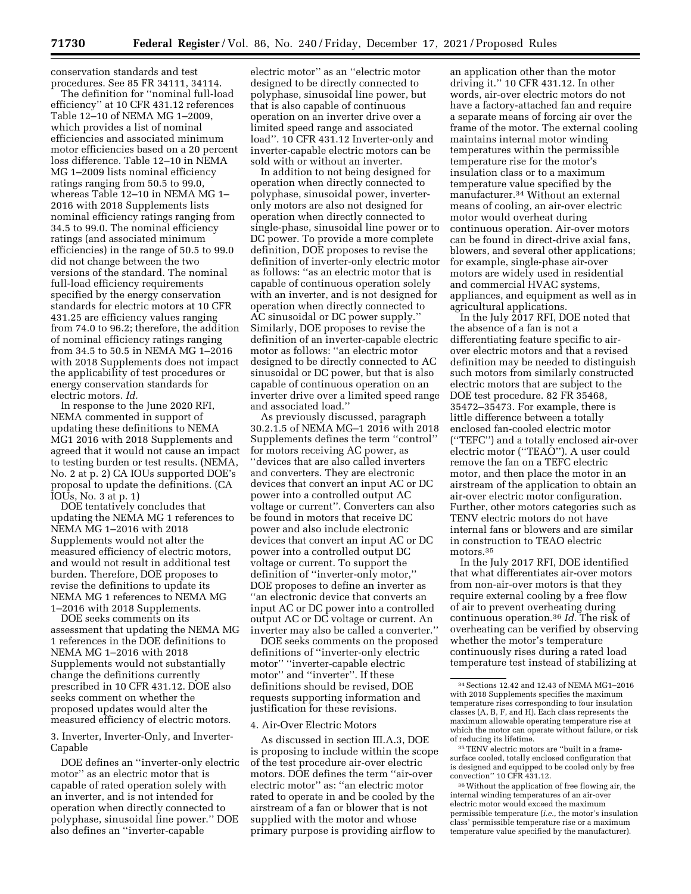conservation standards and test procedures. See 85 FR 34111, 34114.

The definition for ''nominal full-load efficiency'' at 10 CFR 431.12 references Table 12–10 of NEMA MG 1–2009, which provides a list of nominal efficiencies and associated minimum motor efficiencies based on a 20 percent loss difference. Table 12–10 in NEMA MG 1–2009 lists nominal efficiency ratings ranging from 50.5 to 99.0, whereas Table 12–10 in NEMA MG 1–2016 with 2018 Supplements lists nominal efficiency ratings ranging from 34.5 to 99.0. The nominal efficiency ratings (and associated minimum efficiencies) in the range of 50.5 to 99.0 did not change between the two versions of the standard. The nominal full-load efficiency requirements specified by the energy conservation standards for electric motors at 10 CFR 431.25 are efficiency values ranging from 74.0 to 96.2; therefore, the addition of nominal efficiency ratings ranging from 34.5 to 50.5 in NEMA MG 1–2016 with 2018 Supplements does not impact the applicability of test procedures or energy conservation standards for electric motors. *Id.*

In response to the June 2020 RFI, NEMA commented in support of updating these definitions to NEMA MG1 2016 with 2018 Supplements and agreed that it would not cause an impact to testing burden or test results. (NEMA, No. 2 at p. 2) CA IOUs supported DOE's proposal to update the definitions. (CA IOUs, No. 3 at p. 1)

DOE tentatively concludes that updating the NEMA MG 1 references to NEMA MG 1–2016 with 2018 Supplements would not alter the measured efficiency of electric motors, and would not result in additional test burden. Therefore, DOE proposes to revise the definitions to update its NEMA MG 1 references to NEMA MG 1–2016 with 2018 Supplements.

DOE seeks comments on its assessment that updating the NEMA MG 1 references in the DOE definitions to NEMA MG 1–2016 with 2018 Supplements would not substantially change the definitions currently prescribed in 10 CFR 431.12. DOE also seeks comment on whether the proposed updates would alter the measured efficiency of electric motors.

3. Inverter, Inverter-Only, and Inverter-Capable

DOE defines an ''inverter-only electric motor'' as an electric motor that is capable of rated operation solely with an inverter, and is not intended for operation when directly connected to polyphase, sinusoidal line power.'' DOE also defines an ''inverter-capable electric motor'' as an ''electric motor designed to be directly connected to polyphase, sinusoidal line power, but that is also capable of continuous operation on an inverter drive over a limited speed range and associated load''. 10 CFR 431.12 Inverter-only and inverter-capable electric motors can be sold with or without an inverter.

In addition to not being designed for operation when directly connected to polyphase, sinusoidal power, inverter-only motors are also not designed for operation when directly connected to single-phase, sinusoidal line power or to DC power. To provide a more complete definition, DOE proposes to revise the definition of inverter-only electric motor as follows: ''as an electric motor that is capable of continuous operation solely with an inverter, and is not designed for operation when directly connected to AC sinusoidal or DC power supply.'' Similarly, DOE proposes to revise the definition of an inverter-capable electric motor as follows: ''an electric motor designed to be directly connected to AC sinusoidal or DC power, but that is also capable of continuous operation on an inverter drive over a limited speed range and associated load.''

As previously discussed, paragraph 30.2.1.5 of NEMA MG–1 2016 with 2018 Supplements defines the term ''control'' for motors receiving AC power, as ''devices that are also called inverters and converters. They are electronic devices that convert an input AC or DC power into a controlled output AC voltage or current''. Converters can also be found in motors that receive DC power and also include electronic devices that convert an input AC or DC power into a controlled output DC voltage or current. To support the definition of ''inverter-only motor,'' DOE proposes to define an inverter as ''an electronic device that converts an input AC or DC power into a controlled output AC or DC voltage or current. An inverter may also be called a converter.''

DOE seeks comments on the proposed definitions of ''inverter-only electric motor'' ''inverter-capable electric motor'' and ''inverter''. If these definitions should be revised, DOE requests supporting information and justification for these revisions.

4. Air-Over Electric Motors

As discussed in section III.A.3, DOE is proposing to include within the scope of the test procedure air-over electric motors. DOE defines the term ''air-over electric motor'' as: ''an electric motor rated to operate in and be cooled by the airstream of a fan or blower that is not supplied with the motor and whose primary purpose is providing airflow to an application other than the motor driving it.'' 10 CFR 431.12. In other words, air-over electric motors do not have a factory-attached fan and require a separate means of forcing air over the frame of the motor. The external cooling maintains internal motor winding temperatures within the permissible temperature rise for the motor's insulation class or to a maximum temperature value specified by the manufacturer.[34] Without an external means of cooling, an air-over electric motor would overheat during continuous operation. Air-over motors can be found in direct-drive axial fans, blowers, and several other applications; for example, single-phase air-over motors are widely used in residential and commercial HVAC systems, appliances, and equipment as well as in agricultural applications.

In the July 2017 RFI, DOE noted that the absence of a fan is not a differentiating feature specific to air-over electric motors and that a revised definition may be needed to distinguish such motors from similarly constructed electric motors that are subject to the DOE test procedure. 82 FR 35468, 35472–35473. For example, there is little difference between a totally enclosed fan-cooled electric motor (''TEFC'') and a totally enclosed air-over electric motor (''TEAO''). A user could remove the fan on a TEFC electric motor, and then place the motor in an airstream of the application to obtain an air-over electric motor configuration. Further, other motors categories such as TENV electric motors do not have internal fans or blowers and are similar in construction to TEAO electric motors.[35]

In the July 2017 RFI, DOE identified that what differentiates air-over motors from non-air-over motors is that they require external cooling by a free flow of air to prevent overheating during continuous operation.[36] *Id.* The risk of overheating can be verified by observing whether the motor's temperature continuously rises during a rated load temperature test instead of stabilizing at

[34] Sections 12.42 and 12.43 of NEMA MG1–2016 with 2018 Supplements specifies the maximum temperature rises corresponding to four insulation classes (A, B, F, and H). Each class represents the maximum allowable operating temperature rise at which the motor can operate without failure, or risk of reducing its lifetime.

[35] TENV electric motors are ''built in a frame-surface cooled, totally enclosed configuration that is designed and equipped to be cooled only by free convection'' 10 CFR 431.12.

[36] Without the application of free flowing air, the internal winding temperatures of an air-over electric motor would exceed the maximum permissible temperature (*i.e.,* the motor's insulation class' permissible temperature rise or a maximum temperature value specified by the manufacturer).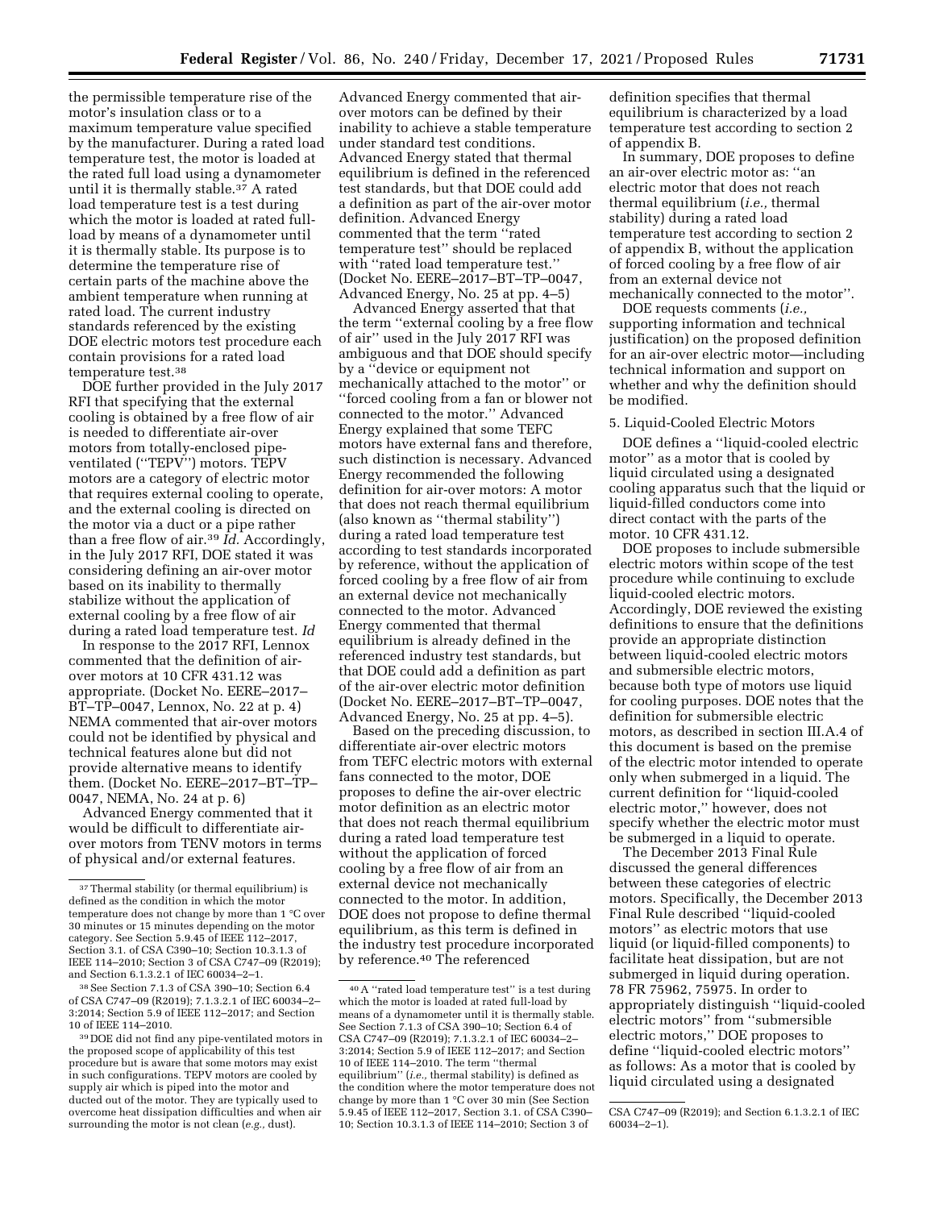the permissible temperature rise of the motor's insulation class or to a maximum temperature value specified by the manufacturer. During a rated load temperature test, the motor is loaded at the rated full load using a dynamometer until it is thermally stable.[37] A rated load temperature test is a test during which the motor is loaded at rated full-load by means of a dynamometer until it is thermally stable. Its purpose is to determine the temperature rise of certain parts of the machine above the ambient temperature when running at rated load. The current industry standards referenced by the existing DOE electric motors test procedure each contain provisions for a rated load temperature test.[38]

DOE further provided in the July 2017 RFI that specifying that the external cooling is obtained by a free flow of air is needed to differentiate air-over motors from totally-enclosed pipe-ventilated ("TEPV") motors. TEPV motors are a category of electric motor that requires external cooling to operate, and the external cooling is directed on the motor via a duct or a pipe rather than a free flow of air.[39] *Id.* Accordingly, in the July 2017 RFI, DOE stated it was considering defining an air-over motor based on its inability to thermally stabilize without the application of external cooling by a free flow of air during a rated load temperature test. *Id*

In response to the 2017 RFI, Lennox commented that the definition of air-over motors at 10 CFR 431.12 was appropriate. (Docket No. EERE–2017–BT–TP–0047, Lennox, No. 22 at p. 4) NEMA commented that air-over motors could not be identified by physical and technical features alone but did not provide alternative means to identify them. (Docket No. EERE–2017–BT–TP–0047, NEMA, No. 24 at p. 6)

Advanced Energy commented that it would be difficult to differentiate air-over motors from TENV motors in terms of physical and/or external features. Advanced Energy commented that air-over motors can be defined by their inability to achieve a stable temperature under standard test conditions. Advanced Energy stated that thermal equilibrium is defined in the referenced test standards, but that DOE could add a definition as part of the air-over motor definition. Advanced Energy commented that the term "rated temperature test" should be replaced with "rated load temperature test." (Docket No. EERE–2017–BT–TP–0047, Advanced Energy, No. 25 at pp. 4–5)

Advanced Energy asserted that that the term "external cooling by a free flow of air" used in the July 2017 RFI was ambiguous and that DOE should specify by a "device or equipment not mechanically attached to the motor" or "forced cooling from a fan or blower not connected to the motor." Advanced Energy explained that some TEFC motors have external fans and therefore, such distinction is necessary. Advanced Energy recommended the following definition for air-over motors: A motor that does not reach thermal equilibrium (also known as "thermal stability") during a rated load temperature test according to test standards incorporated by reference, without the application of forced cooling by a free flow of air from an external device not mechanically connected to the motor. Advanced Energy commented that thermal equilibrium is already defined in the referenced industry test standards, but that DOE could add a definition as part of the air-over electric motor definition (Docket No. EERE–2017–BT–TP–0047, Advanced Energy, No. 25 at pp. 4–5).

Based on the preceding discussion, to differentiate air-over electric motors from TEFC electric motors with external fans connected to the motor, DOE proposes to define the air-over electric motor definition as an electric motor that does not reach thermal equilibrium during a rated load temperature test without the application of forced cooling by a free flow of air from an external device not mechanically connected to the motor. In addition, DOE does not propose to define thermal equilibrium, as this term is defined in the industry test procedure incorporated by reference.[40] The referenced definition specifies that thermal equilibrium is characterized by a load temperature test according to section 2 of appendix B.

In summary, DOE proposes to define an air-over electric motor as: "an electric motor that does not reach thermal equilibrium (*i.e.,* thermal stability) during a rated load temperature test according to section 2 of appendix B, without the application of forced cooling by a free flow of air from an external device not mechanically connected to the motor".

DOE requests comments (*i.e.,* supporting information and technical justification) on the proposed definition for an air-over electric motor—including technical information and support on whether and why the definition should be modified.

5. Liquid-Cooled Electric Motors

DOE defines a "liquid-cooled electric motor" as a motor that is cooled by liquid circulated using a designated cooling apparatus such that the liquid or liquid-filled conductors come into direct contact with the parts of the motor. 10 CFR 431.12.

DOE proposes to include submersible electric motors within scope of the test procedure while continuing to exclude liquid-cooled electric motors. Accordingly, DOE reviewed the existing definitions to ensure that the definitions provide an appropriate distinction between liquid-cooled electric motors and submersible electric motors, because both type of motors use liquid for cooling purposes. DOE notes that the definition for submersible electric motors, as described in section III.A.4 of this document is based on the premise of the electric motor intended to operate only when submerged in a liquid. The current definition for "liquid-cooled electric motor," however, does not specify whether the electric motor must be submerged in a liquid to operate.

The December 2013 Final Rule discussed the general differences between these categories of electric motors. Specifically, the December 2013 Final Rule described "liquid-cooled motors" as electric motors that use liquid (or liquid-filled components) to facilitate heat dissipation, but are not submerged in liquid during operation. 78 FR 75962, 75975. In order to appropriately distinguish "liquid-cooled electric motors" from "submersible electric motors," DOE proposes to define "liquid-cooled electric motors" as follows: As a motor that is cooled by liquid circulated using a designated

---

[37] Thermal stability (or thermal equilibrium) is defined as the condition in which the motor temperature does not change by more than 1 °C over 30 minutes or 15 minutes depending on the motor category. See Section 5.9.45 of IEEE 112–2017, Section 3.1. of CSA C390–10; Section 10.3.1.3 of IEEE 114–2010; Section 3 of CSA C747–09 (R2019); and Section 6.1.3.2.1 of IEC 60034–2–1.

[38] See Section 7.1.3 of CSA 390–10; Section 6.4 of CSA C747–09 (R2019); 7.1.3.2.1 of IEC 60034–2–3:2014; Section 5.9 of IEEE 112–2017; and Section 10 of IEEE 114–2010.

[39] DOE did not find any pipe-ventilated motors in the proposed scope of applicability of this test procedure but is aware that some motors may exist in such configurations. TEPV motors are cooled by supply air which is piped into the motor and ducted out of the motor. They are typically used to overcome heat dissipation difficulties and when air surrounding the motor is not clean (*e.g.,* dust).

[40] A "rated load temperature test" is a test during which the motor is loaded at rated full-load by means of a dynamometer until it is thermally stable. See Section 7.1.3 of CSA 390–10; Section 6.4 of CSA C747–09 (R2019); 7.1.3.2.1 of IEC 60034–2–3:2014; Section 5.9 of IEEE 112–2017; and Section 10 of IEEE 114–2010. The term "thermal equilibrium" (*i.e.,* thermal stability) is defined as the condition where the motor temperature does not change by more than 1 °C over 30 min (See Section 5.9.45 of IEEE 112–2017, Section 3.1. of CSA C390–10; Section 10.3.1.3 of IEEE 114–2010; Section 3 of CSA C747–09 (R2019); and Section 6.1.3.2.1 of IEC 60034–2–1).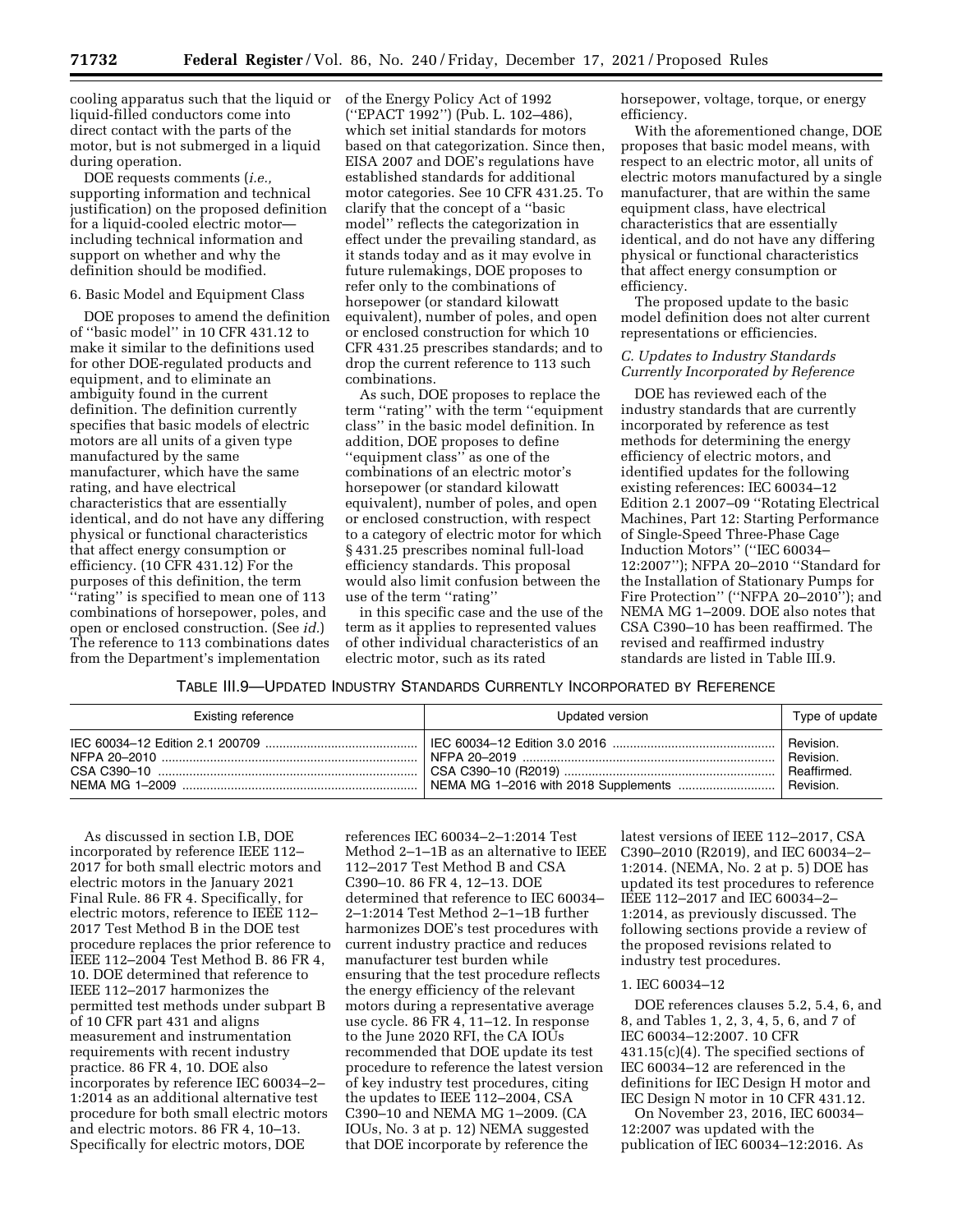cooling apparatus such that the liquid or liquid-filled conductors come into direct contact with the parts of the motor, but is not submerged in a liquid during operation.

DOE requests comments (*i.e.,* supporting information and technical justification) on the proposed definition for a liquid-cooled electric motor—including technical information and support on whether and why the definition should be modified.

6. Basic Model and Equipment Class

DOE proposes to amend the definition of ''basic model'' in 10 CFR 431.12 to make it similar to the definitions used for other DOE-regulated products and equipment, and to eliminate an ambiguity found in the current definition. The definition currently specifies that basic models of electric motors are all units of a given type manufactured by the same manufacturer, which have the same rating, and have electrical characteristics that are essentially identical, and do not have any differing physical or functional characteristics that affect energy consumption or efficiency. (10 CFR 431.12) For the purposes of this definition, the term ''rating'' is specified to mean one of 113 combinations of horsepower, poles, and open or enclosed construction. (See *id.*) The reference to 113 combinations dates from the Department's implementation of the Energy Policy Act of 1992 (''EPACT 1992'') (Pub. L. 102–486), which set initial standards for motors based on that categorization. Since then, EISA 2007 and DOE's regulations have established standards for additional motor categories. See 10 CFR 431.25. To clarify that the concept of a ''basic model'' reflects the categorization in effect under the prevailing standard, as it stands today and as it may evolve in future rulemakings, DOE proposes to refer only to the combinations of horsepower (or standard kilowatt equivalent), number of poles, and open or enclosed construction for which 10 CFR 431.25 prescribes standards; and to drop the current reference to 113 such combinations.

As such, DOE proposes to replace the term ''rating'' with the term ''equipment class'' in the basic model definition. In addition, DOE proposes to define ''equipment class'' as one of the combinations of an electric motor's horsepower (or standard kilowatt equivalent), number of poles, and open or enclosed construction, with respect to a category of electric motor for which § 431.25 prescribes nominal full-load efficiency standards. This proposal would also limit confusion between the use of the term ''rating'' in this specific case and the use of the term as it applies to represented values of other individual characteristics of an electric motor, such as its rated horsepower, voltage, torque, or energy efficiency.

With the aforementioned change, DOE proposes that basic model means, with respect to an electric motor, all units of electric motors manufactured by a single manufacturer, that are within the same equipment class, have electrical characteristics that are essentially identical, and do not have any differing physical or functional characteristics that affect energy consumption or efficiency.

The proposed update to the basic model definition does not alter current representations or efficiencies.

### *C. Updates to Industry Standards Currently Incorporated by Reference*

DOE has reviewed each of the industry standards that are currently incorporated by reference as test methods for determining the energy efficiency of electric motors, and identified updates for the following existing references: IEC 60034–12 Edition 2.1 2007–09 ''Rotating Electrical Machines, Part 12: Starting Performance of Single-Speed Three-Phase Cage Induction Motors'' (''IEC 60034–12:2007''); NFPA 20–2010 ''Standard for the Installation of Stationary Pumps for Fire Protection'' (''NFPA 20–2010''); and NEMA MG 1–2009. DOE also notes that CSA C390–10 has been reaffirmed. The revised and reaffirmed industry standards are listed in Table III.9.

TABLE III.9—UPDATED INDUSTRY STANDARDS CURRENTLY INCORPORATED BY REFERENCE

| Existing reference | Updated version | Type of update |
|---|---|---|
| IEC 60034–12 Edition 2.1 200709 | IEC 60034–12 Edition 3.0 2016 | Revision. |
| NFPA 20–2010 | NFPA 20–2019 | Revision. |
| CSA C390–10 | CSA C390–10 (R2019) | Reaffirmed. |
| NEMA MG 1–2009 | NEMA MG 1–2016 with 2018 Supplements | Revision. |

As discussed in section I.B, DOE incorporated by reference IEEE 112–2017 for both small electric motors and electric motors in the January 2021 Final Rule. 86 FR 4. Specifically, for electric motors, reference to IEEE 112–2017 Test Method B in the DOE test procedure replaces the prior reference to IEEE 112–2004 Test Method B. 86 FR 4, 10. DOE determined that reference to IEEE 112–2017 harmonizes the permitted test methods under subpart B of 10 CFR part 431 and aligns measurement and instrumentation requirements with recent industry practice. 86 FR 4, 10. DOE also incorporates by reference IEC 60034–2–1:2014 as an additional alternative test procedure for both small electric motors and electric motors. 86 FR 4, 10–13. Specifically for electric motors, DOE references IEC 60034–2–1:2014 Test Method 2–1–1B as an alternative to IEEE 112–2017 Test Method B and CSA C390–10. 86 FR 4, 12–13. DOE determined that reference to IEC 60034–2–1:2014 Test Method 2–1–1B further harmonizes DOE's test procedures with current industry practice and reduces manufacturer test burden while ensuring that the test procedure reflects the energy efficiency of the relevant motors during a representative average use cycle. 86 FR 4, 11–12. In response to the June 2020 RFI, the CA IOUs recommended that DOE update its test procedure to reference the latest version of key industry test procedures, citing the updates to IEEE 112–2004, CSA C390–10 and NEMA MG 1–2009. (CA IOUs, No. 3 at p. 12) NEMA suggested that DOE incorporate by reference the latest versions of IEEE 112–2017, CSA C390–2010 (R2019), and IEC 60034–2–1:2014. (NEMA, No. 2 at p. 5) DOE has updated its test procedures to reference IEEE 112–2017 and IEC 60034–2–1:2014, as previously discussed. The following sections provide a review of the proposed revisions related to industry test procedures.

1. IEC 60034–12

DOE references clauses 5.2, 5.4, 6, and 8, and Tables 1, 2, 3, 4, 5, 6, and 7 of IEC 60034–12:2007. 10 CFR 431.15(c)(4). The specified sections of IEC 60034–12 are referenced in the definitions for IEC Design H motor and IEC Design N motor in 10 CFR 431.12.

On November 23, 2016, IEC 60034–12:2007 was updated with the publication of IEC 60034–12:2016. As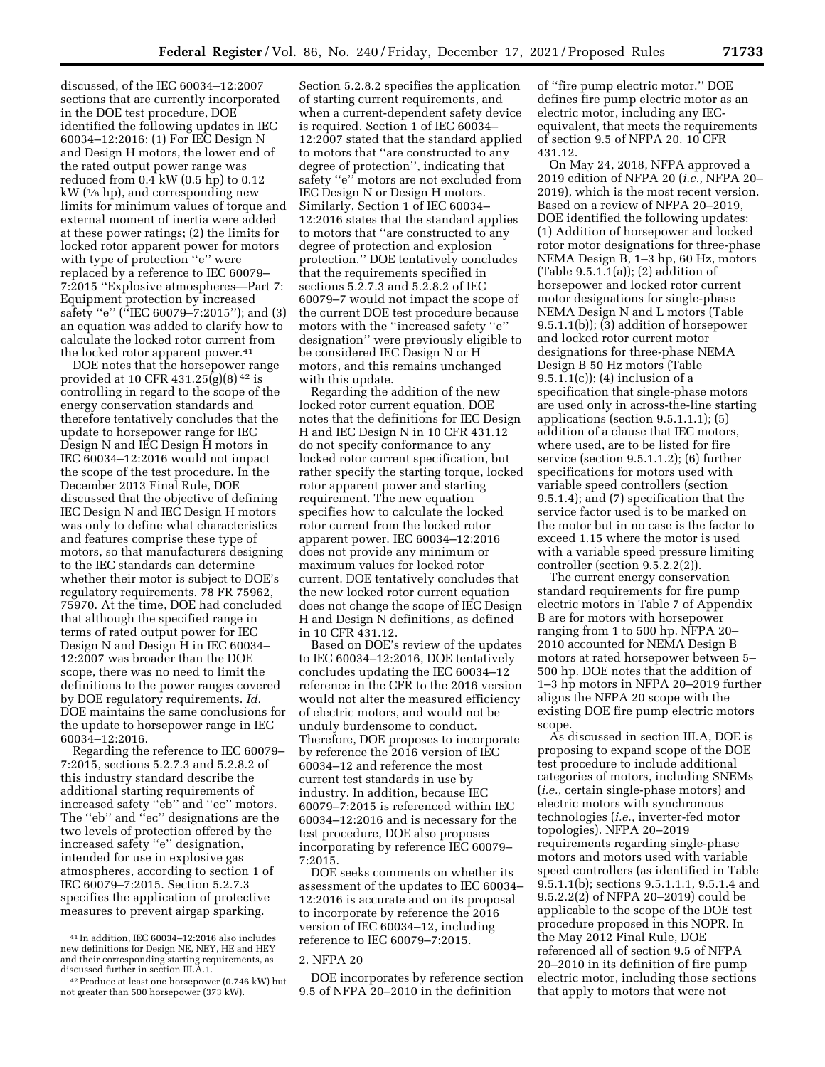discussed, of the IEC 60034–12:2007 sections that are currently incorporated in the DOE test procedure, DOE identified the following updates in IEC 60034–12:2016: (1) For IEC Design N and Design H motors, the lower end of the rated output power range was reduced from 0.4 kW (0.5 hp) to 0.12 kW (1⁄6 hp), and corresponding new limits for minimum values of torque and external moment of inertia were added at these power ratings; (2) the limits for locked rotor apparent power for motors with type of protection ''e'' were replaced by a reference to IEC 60079–7:2015 ''Explosive atmospheres—Part 7: Equipment protection by increased safety ''e'' (''IEC 60079–7:2015''); and (3) an equation was added to clarify how to calculate the locked rotor current from the locked rotor apparent power.[41]

DOE notes that the horsepower range provided at 10 CFR 431.25(g)(8)[42] is controlling in regard to the scope of the energy conservation standards and therefore tentatively concludes that the update to horsepower range for IEC Design N and IEC Design H motors in IEC 60034–12:2016 would not impact the scope of the test procedure. In the December 2013 Final Rule, DOE discussed that the objective of defining IEC Design N and IEC Design H motors was only to define what characteristics and features comprise these type of motors, so that manufacturers designing to the IEC standards can determine whether their motor is subject to DOE's regulatory requirements. 78 FR 75962, 75970. At the time, DOE had concluded that although the specified range in terms of rated output power for IEC Design N and Design H in IEC 60034–12:2007 was broader than the DOE scope, there was no need to limit the definitions to the power ranges covered by DOE regulatory requirements. *Id.* DOE maintains the same conclusions for the update to horsepower range in IEC 60034–12:2016.

Regarding the reference to IEC 60079–7:2015, sections 5.2.7.3 and 5.2.8.2 of this industry standard describe the additional starting requirements of increased safety ''eb'' and ''ec'' motors. The ''eb'' and ''ec'' designations are the two levels of protection offered by the increased safety ''e'' designation, intended for use in explosive gas atmospheres, according to section 1 of IEC 60079–7:2015. Section 5.2.7.3 specifies the application of protective measures to prevent airgap sparking. Section 5.2.8.2 specifies the application of starting current requirements, and when a current-dependent safety device is required. Section 1 of IEC 60034–12:2007 stated that the standard applied to motors that ''are constructed to any degree of protection'', indicating that safety ''e'' motors are not excluded from IEC Design N or Design H motors. Similarly, Section 1 of IEC 60034–12:2016 states that the standard applies to motors that ''are constructed to any degree of protection and explosion protection.'' DOE tentatively concludes that the requirements specified in sections 5.2.7.3 and 5.2.8.2 of IEC 60079–7 would not impact the scope of the current DOE test procedure because motors with the ''increased safety ''e'' designation'' were previously eligible to be considered IEC Design N or H motors, and this remains unchanged with this update.

Regarding the addition of the new locked rotor current equation, DOE notes that the definitions for IEC Design H and IEC Design N in 10 CFR 431.12 do not specify conformance to any locked rotor current specification, but rather specify the starting torque, locked rotor apparent power and starting requirement. The new equation specifies how to calculate the locked rotor current from the locked rotor apparent power. IEC 60034–12:2016 does not provide any minimum or maximum values for locked rotor current. DOE tentatively concludes that the new locked rotor current equation does not change the scope of IEC Design H and Design N definitions, as defined in 10 CFR 431.12.

Based on DOE's review of the updates to IEC 60034–12:2016, DOE tentatively concludes updating the IEC 60034–12 reference in the CFR to the 2016 version would not alter the measured efficiency of electric motors, and would not be unduly burdensome to conduct. Therefore, DOE proposes to incorporate by reference the 2016 version of IEC 60034–12 and reference the most current test standards in use by industry. In addition, because IEC 60079–7:2015 is referenced within IEC 60034–12:2016 and is necessary for the test procedure, DOE also proposes incorporating by reference IEC 60079–7:2015.

DOE seeks comments on whether its assessment of the updates to IEC 60034–12:2016 is accurate and on its proposal to incorporate by reference the 2016 version of IEC 60034–12, including reference to IEC 60079–7:2015.

2. NFPA 20

DOE incorporates by reference section 9.5 of NFPA 20–2010 in the definition of ''fire pump electric motor.'' DOE defines fire pump electric motor as an electric motor, including any IEC-equivalent, that meets the requirements of section 9.5 of NFPA 20. 10 CFR 431.12.

On May 24, 2018, NFPA approved a 2019 edition of NFPA 20 (*i.e.,* NFPA 20–2019), which is the most recent version. Based on a review of NFPA 20–2019, DOE identified the following updates: (1) Addition of horsepower and locked rotor motor designations for three-phase NEMA Design B, 1–3 hp, 60 Hz, motors (Table 9.5.1.1(a)); (2) addition of horsepower and locked rotor current motor designations for single-phase NEMA Design N and L motors (Table 9.5.1.1(b)); (3) addition of horsepower and locked rotor current motor designations for three-phase NEMA Design B 50 Hz motors (Table 9.5.1.1(c)); (4) inclusion of a specification that single-phase motors are used only in across-the-line starting applications (section 9.5.1.1.1); (5) addition of a clause that IEC motors, where used, are to be listed for fire service (section 9.5.1.1.2); (6) further specifications for motors used with variable speed controllers (section 9.5.1.4); and (7) specification that the service factor used is to be marked on the motor but in no case is the factor to exceed 1.15 where the motor is used with a variable speed pressure limiting controller (section 9.5.2.2(2)).

The current energy conservation standard requirements for fire pump electric motors in Table 7 of Appendix B are for motors with horsepower ranging from 1 to 500 hp. NFPA 20–2010 accounted for NEMA Design B motors at rated horsepower between 5–500 hp. DOE notes that the addition of 1–3 hp motors in NFPA 20–2019 further aligns the NFPA 20 scope with the existing DOE fire pump electric motors scope.

As discussed in section III.A, DOE is proposing to expand scope of the DOE test procedure to include additional categories of motors, including SNEMs (*i.e.,* certain single-phase motors) and electric motors with synchronous technologies (*i.e.,* inverter-fed motor topologies). NFPA 20–2019 requirements regarding single-phase motors and motors used with variable speed controllers (as identified in Table 9.5.1.1(b); sections 9.5.1.1.1, 9.5.1.4 and 9.5.2.2(2) of NFPA 20–2019) could be applicable to the scope of the DOE test procedure proposed in this NOPR. In the May 2012 Final Rule, DOE referenced all of section 9.5 of NFPA 20–2010 in its definition of fire pump electric motor, including those sections that apply to motors that were not

---

[41] In addition, IEC 60034–12:2016 also includes new definitions for Design NE, NEY, HE and HEY and their corresponding starting requirements, as discussed further in section III.A.1.

[42] Produce at least one horsepower (0.746 kW) but not greater than 500 horsepower (373 kW).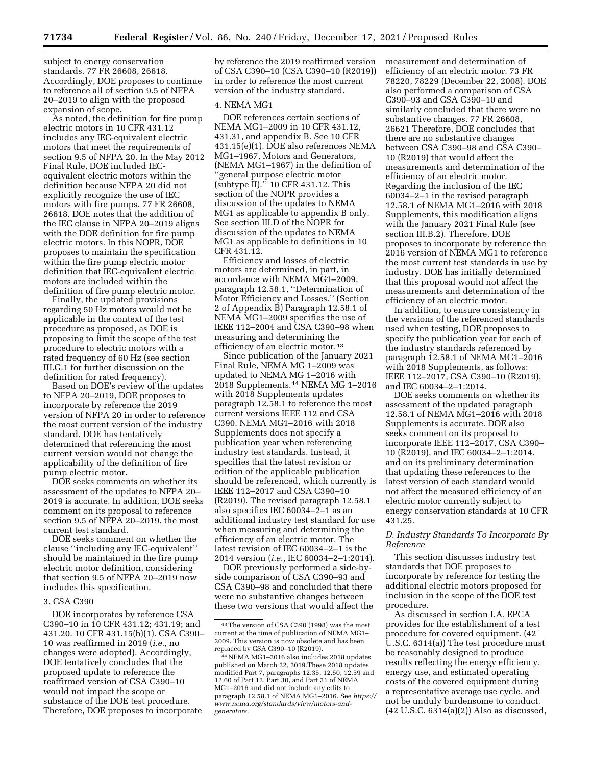subject to energy conservation standards. 77 FR 26608, 26618. Accordingly, DOE proposes to continue to reference all of section 9.5 of NFPA 20–2019 to align with the proposed expansion of scope.

As noted, the definition for fire pump electric motors in 10 CFR 431.12 includes any IEC-equivalent electric motors that meet the requirements of section 9.5 of NFPA 20. In the May 2012 Final Rule, DOE included IEC-equivalent electric motors within the definition because NFPA 20 did not explicitly recognize the use of IEC motors with fire pumps. 77 FR 26608, 26618. DOE notes that the addition of the IEC clause in NFPA 20–2019 aligns with the DOE definition for fire pump electric motors. In this NOPR, DOE proposes to maintain the specification within the fire pump electric motor definition that IEC-equivalent electric motors are included within the definition of fire pump electric motor.

Finally, the updated provisions regarding 50 Hz motors would not be applicable in the context of the test procedure as proposed, as DOE is proposing to limit the scope of the test procedure to electric motors with a rated frequency of 60 Hz (see section III.G.1 for further discussion on the definition for rated frequency).

Based on DOE's review of the updates to NFPA 20–2019, DOE proposes to incorporate by reference the 2019 version of NFPA 20 in order to reference the most current version of the industry standard. DOE has tentatively determined that referencing the most current version would not change the applicability of the definition of fire pump electric motor.

DOE seeks comments on whether its assessment of the updates to NFPA 20–2019 is accurate. In addition, DOE seeks comment on its proposal to reference section 9.5 of NFPA 20–2019, the most current test standard.

DOE seeks comment on whether the clause ''including any IEC-equivalent'' should be maintained in the fire pump electric motor definition, considering that section 9.5 of NFPA 20–2019 now includes this specification.

### 3. CSA C390

DOE incorporates by reference CSA C390–10 in 10 CFR 431.12; 431.19; and 431.20. 10 CFR 431.15(b)(1). CSA C390–10 was reaffirmed in 2019 (*i.e.,* no changes were adopted). Accordingly, DOE tentatively concludes that the proposed update to reference the reaffirmed version of CSA C390–10 would not impact the scope or substance of the DOE test procedure. Therefore, DOE proposes to incorporate by reference the 2019 reaffirmed version of CSA C390–10 (CSA C390–10 (R2019)) in order to reference the most current version of the industry standard.

### 4. NEMA MG1

DOE references certain sections of NEMA MG1–2009 in 10 CFR 431.12, 431.31, and appendix B. See 10 CFR 431.15(e)(1). DOE also references NEMA MG1–1967, Motors and Generators, (NEMA MG1–1967) in the definition of ''general purpose electric motor (subtype II).'' 10 CFR 431.12. This section of the NOPR provides a discussion of the updates to NEMA MG1 as applicable to appendix B only. See section III.D of the NOPR for discussion of the updates to NEMA MG1 as applicable to definitions in 10 CFR 431.12.

Efficiency and losses of electric motors are determined, in part, in accordance with NEMA MG1–2009, paragraph 12.58.1, ''Determination of Motor Efficiency and Losses.'' (Section 2 of Appendix B) Paragraph 12.58.1 of NEMA MG1–2009 specifies the use of IEEE 112–2004 and CSA C390–98 when measuring and determining the efficiency of an electric motor.[43]

Since publication of the January 2021 Final Rule, NEMA MG 1–2009 was updated to NEMA MG 1–2016 with 2018 Supplements.[44] NEMA MG 1–2016 with 2018 Supplements updates paragraph 12.58.1 to reference the most current versions IEEE 112 and CSA C390. NEMA MG1–2016 with 2018 Supplements does not specify a publication year when referencing industry test standards. Instead, it specifies that the latest revision or edition of the applicable publication should be referenced, which currently is IEEE 112–2017 and CSA C390–10 (R2019). The revised paragraph 12.58.1 also specifies IEC 60034–2–1 as an additional industry test standard for use when measuring and determining the efficiency of an electric motor. The latest revision of IEC 60034–2–1 is the 2014 version (*i.e.,* IEC 60034–2–1:2014).

DOE previously performed a side-by-side comparison of CSA C390–93 and CSA C390–98 and concluded that there were no substantive changes between these two versions that would affect the measurement and determination of efficiency of an electric motor. 73 FR 78220, 78229 (December 22, 2008). DOE also performed a comparison of CSA C390–93 and CSA C390–10 and similarly concluded that there were no substantive changes. 77 FR 26608, 26621 Therefore, DOE concludes that there are no substantive changes between CSA C390–98 and CSA C390–10 (R2019) that would affect the measurements and determination of the efficiency of an electric motor. Regarding the inclusion of the IEC 60034–2–1 in the revised paragraph 12.58.1 of NEMA MG1–2016 with 2018 Supplements, this modification aligns with the January 2021 Final Rule (see section III.B.2). Therefore, DOE proposes to incorporate by reference the 2016 version of NEMA MG1 to reference the most current test standards in use by industry. DOE has initially determined that this proposal would not affect the measurements and determination of the efficiency of an electric motor.

In addition, to ensure consistency in the versions of the referenced standards used when testing, DOE proposes to specify the publication year for each of the industry standards referenced by paragraph 12.58.1 of NEMA MG1–2016 with 2018 Supplements, as follows: IEEE 112–2017, CSA C390–10 (R2019), and IEC 60034–2–1:2014.

DOE seeks comments on whether its assessment of the updated paragraph 12.58.1 of NEMA MG1–2016 with 2018 Supplements is accurate. DOE also seeks comment on its proposal to incorporate IEEE 112–2017, CSA C390–10 (R2019), and IEC 60034–2–1:2014, and on its preliminary determination that updating these references to the latest version of each standard would not affect the measured efficiency of an electric motor currently subject to energy conservation standards at 10 CFR 431.25.

## D. Industry Standards To Incorporate By Reference

This section discusses industry test standards that DOE proposes to incorporate by reference for testing the additional electric motors proposed for inclusion in the scope of the DOE test procedure.

As discussed in section I.A, EPCA provides for the establishment of a test procedure for covered equipment. (42 U.S.C. 6314(a)) The test procedure must be reasonably designed to produce results reflecting the energy efficiency, energy use, and estimated operating costs of the covered equipment during a representative average use cycle, and not be unduly burdensome to conduct. (42 U.S.C. 6314(a)(2)) Also as discussed,

[43] The version of CSA C390 (1998) was the most current at the time of publication of NEMA MG1–2009. This version is now obsolete and has been replaced by CSA C390–10 (R2019).

[44] NEMA MG1–2016 also includes 2018 updates published on March 22, 2019.These 2018 updates modified Part 7, paragraphs 12.35, 12.50, 12.59 and 12.60 of Part 12, Part 30, and Part 31 of NEMA MG1–2016 and did not include any edits to paragraph 12.58.1 of NEMA MG1–2016. See *https://www.nema.org/standards/view/motors-and-generators.*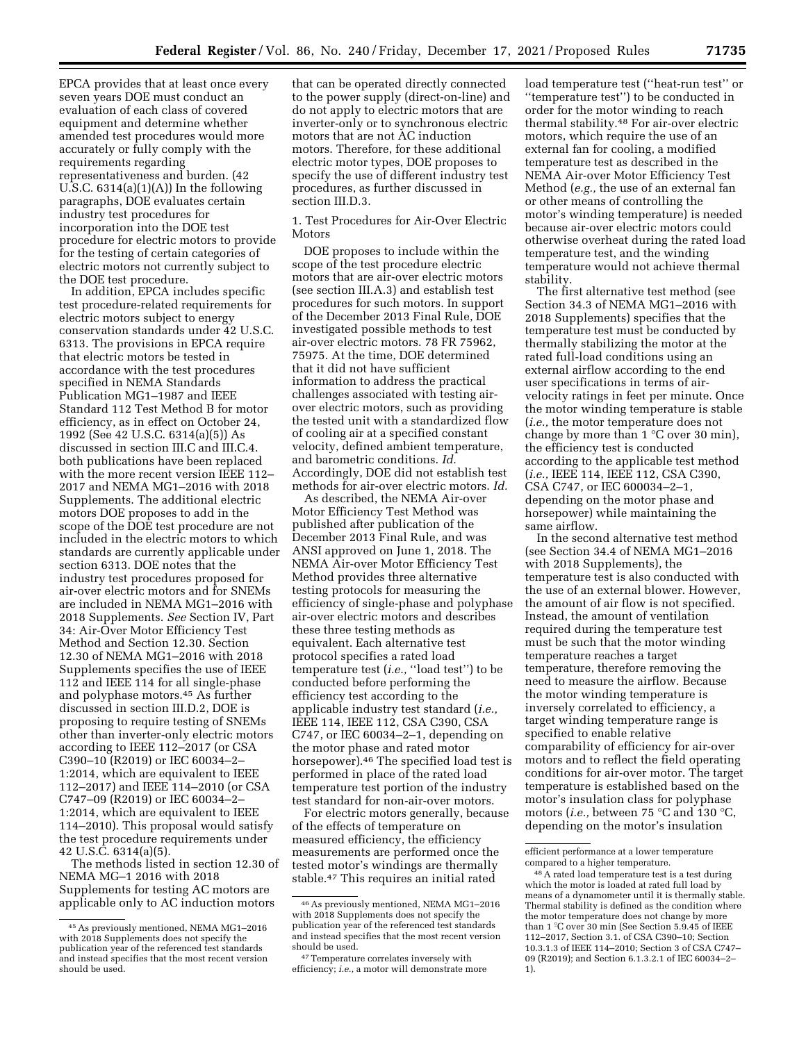EPCA provides that at least once every seven years DOE must conduct an evaluation of each class of covered equipment and determine whether amended test procedures would more accurately or fully comply with the requirements regarding representativeness and burden. (42 U.S.C. 6314(a)(1)(A)) In the following paragraphs, DOE evaluates certain industry test procedures for incorporation into the DOE test procedure for electric motors to provide for the testing of certain categories of electric motors not currently subject to the DOE test procedure.

In addition, EPCA includes specific test procedure-related requirements for electric motors subject to energy conservation standards under 42 U.S.C. 6313. The provisions in EPCA require that electric motors be tested in accordance with the test procedures specified in NEMA Standards Publication MG1–1987 and IEEE Standard 112 Test Method B for motor efficiency, as in effect on October 24, 1992 (See 42 U.S.C. 6314(a)(5)) As discussed in section III.C and III.C.4. both publications have been replaced with the more recent version IEEE 112–2017 and NEMA MG1–2016 with 2018 Supplements. The additional electric motors DOE proposes to add in the scope of the DOE test procedure are not included in the electric motors to which standards are currently applicable under section 6313. DOE notes that the industry test procedures proposed for air-over electric motors and for SNEMs are included in NEMA MG1–2016 with 2018 Supplements. *See* Section IV, Part 34: Air-Over Motor Efficiency Test Method and Section 12.30. Section 12.30 of NEMA MG1–2016 with 2018 Supplements specifies the use of IEEE 112 and IEEE 114 for all single-phase and polyphase motors.[45] As further discussed in section III.D.2, DOE is proposing to require testing of SNEMs other than inverter-only electric motors according to IEEE 112–2017 (or CSA C390–10 (R2019) or IEC 60034–2–1:2014, which are equivalent to IEEE 112–2017) and IEEE 114–2010 (or CSA C747–09 (R2019) or IEC 60034–2–1:2014, which are equivalent to IEEE 114–2010). This proposal would satisfy the test procedure requirements under 42 U.S.C. 6314(a)(5).

The methods listed in section 12.30 of NEMA MG–1 2016 with 2018 Supplements for testing AC motors are applicable only to AC induction motors that can be operated directly connected to the power supply (direct-on-line) and do not apply to electric motors that are inverter-only or to synchronous electric motors that are not AC induction motors. Therefore, for these additional electric motor types, DOE proposes to specify the use of different industry test procedures, as further discussed in section III.D.3.

1. Test Procedures for Air-Over Electric Motors

DOE proposes to include within the scope of the test procedure electric motors that are air-over electric motors (see section III.A.3) and establish test procedures for such motors. In support of the December 2013 Final Rule, DOE investigated possible methods to test air-over electric motors. 78 FR 75962, 75975. At the time, DOE determined that it did not have sufficient information to address the practical challenges associated with testing air-over electric motors, such as providing the tested unit with a standardized flow of cooling air at a specified constant velocity, defined ambient temperature, and barometric conditions. *Id.* Accordingly, DOE did not establish test methods for air-over electric motors. *Id.*

As described, the NEMA Air-over Motor Efficiency Test Method was published after publication of the December 2013 Final Rule, and was ANSI approved on June 1, 2018. The NEMA Air-over Motor Efficiency Test Method provides three alternative testing protocols for measuring the efficiency of single-phase and polyphase air-over electric motors and describes these three testing methods as equivalent. Each alternative test protocol specifies a rated load temperature test (*i.e.,* ''load test'') to be conducted before performing the efficiency test according to the applicable industry test standard (*i.e.,* IEEE 114, IEEE 112, CSA C390, CSA C747, or IEC 60034–2–1, depending on the motor phase and rated motor horsepower).[46] The specified load test is performed in place of the rated load temperature test portion of the industry test standard for non-air-over motors.

For electric motors generally, because of the effects of temperature on measured efficiency, the efficiency measurements are performed once the tested motor's windings are thermally stable.[47] This requires an initial rated load temperature test (''heat-run test'' or ''temperature test'') to be conducted in order for the motor winding to reach thermal stability.[48] For air-over electric motors, which require the use of an external fan for cooling, a modified temperature test as described in the NEMA Air-over Motor Efficiency Test Method (*e.g.,* the use of an external fan or other means of controlling the motor's winding temperature) is needed because air-over electric motors could otherwise overheat during the rated load temperature test, and the winding temperature would not achieve thermal stability.

The first alternative test method (see Section 34.3 of NEMA MG1–2016 with 2018 Supplements) specifies that the temperature test must be conducted by thermally stabilizing the motor at the rated full-load conditions using an external airflow according to the end user specifications in terms of air-velocity ratings in feet per minute. Once the motor winding temperature is stable (*i.e.,* the motor temperature does not change by more than 1 °C over 30 min), the efficiency test is conducted according to the applicable test method (*i.e.,* IEEE 114, IEEE 112, CSA C390, CSA C747, or IEC 600034–2–1, depending on the motor phase and horsepower) while maintaining the same airflow.

In the second alternative test method (see Section 34.4 of NEMA MG1–2016 with 2018 Supplements), the temperature test is also conducted with the use of an external blower. However, the amount of air flow is not specified. Instead, the amount of ventilation required during the temperature test must be such that the motor winding temperature reaches a target temperature, therefore removing the need to measure the airflow. Because the motor winding temperature is inversely correlated to efficiency, a target winding temperature range is specified to enable relative comparability of efficiency for air-over motors and to reflect the field operating conditions for air-over motor. The target temperature is established based on the motor's insulation class for polyphase motors (*i.e.,* between 75 °C and 130 °C, depending on the motor's insulation

---

[45] As previously mentioned, NEMA MG1–2016 with 2018 Supplements does not specify the publication year of the referenced test standards and instead specifies that the most recent version should be used.

[46] As previously mentioned, NEMA MG1–2016 with 2018 Supplements does not specify the publication year of the referenced test standards and instead specifies that the most recent version should be used.

[47] Temperature correlates inversely with efficiency; *i.e.,* a motor will demonstrate more efficient performance at a lower temperature compared to a higher temperature.

[48] A rated load temperature test is a test during which the motor is loaded at rated full load by means of a dynamometer until it is thermally stable. Thermal stability is defined as the condition where the motor temperature does not change by more than 1 °C over 30 min (See Section 5.9.45 of IEEE 112–2017, Section 3.1. of CSA C390–10; Section 10.3.1.3 of IEEE 114–2010; Section 3 of CSA C747–09 (R2019); and Section 6.1.3.2.1 of IEC 60034–2–1).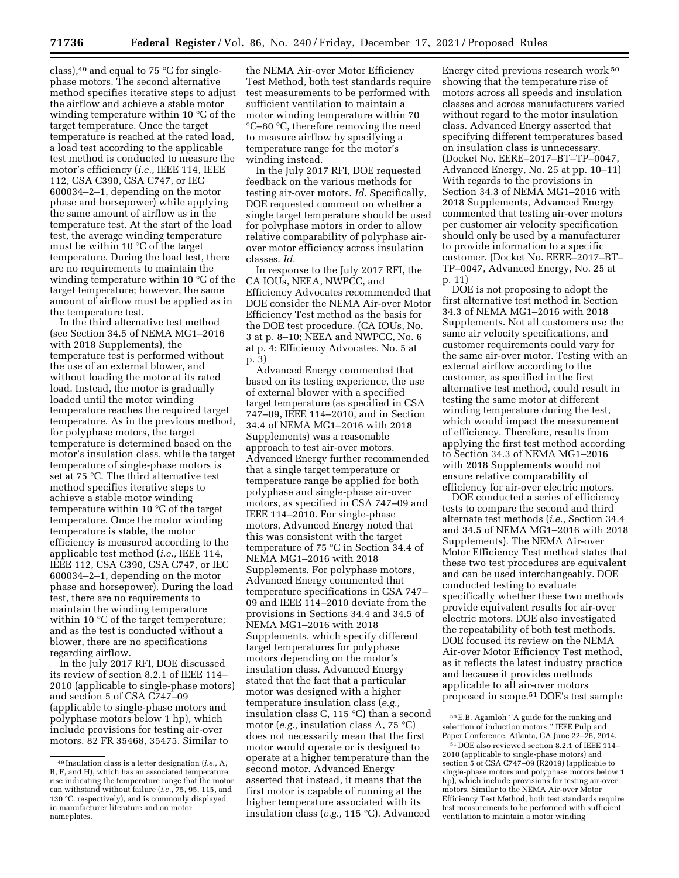class),[49] and equal to 75 °C for single-phase motors. The second alternative method specifies iterative steps to adjust the airflow and achieve a stable motor winding temperature within 10 °C of the target temperature. Once the target temperature is reached at the rated load, a load test according to the applicable test method is conducted to measure the motor's efficiency (*i.e.,* IEEE 114, IEEE 112, CSA C390, CSA C747, or IEC 600034–2–1, depending on the motor phase and horsepower) while applying the same amount of airflow as in the temperature test. At the start of the load test, the average winding temperature must be within 10 °C of the target temperature. During the load test, there are no requirements to maintain the winding temperature within 10 °C of the target temperature; however, the same amount of airflow must be applied as in the temperature test.

In the third alternative test method (see Section 34.5 of NEMA MG1–2016 with 2018 Supplements), the temperature test is performed without the use of an external blower, and without loading the motor at its rated load. Instead, the motor is gradually loaded until the motor winding temperature reaches the required target temperature. As in the previous method, for polyphase motors, the target temperature is determined based on the motor's insulation class, while the target temperature of single-phase motors is set at 75 °C. The third alternative test method specifies iterative steps to achieve a stable motor winding temperature within 10 °C of the target temperature. Once the motor winding temperature is stable, the motor efficiency is measured according to the applicable test method (*i.e.,* IEEE 114, IEEE 112, CSA C390, CSA C747, or IEC 600034–2–1, depending on the motor phase and horsepower). During the load test, there are no requirements to maintain the winding temperature within 10 °C of the target temperature; and as the test is conducted without a blower, there are no specifications regarding airflow.

In the July 2017 RFI, DOE discussed its review of section 8.2.1 of IEEE 114–2010 (applicable to single-phase motors) and section 5 of CSA C747–09 (applicable to single-phase motors and polyphase motors below 1 hp), which include provisions for testing air-over motors. 82 FR 35468, 35475. Similar to the NEMA Air-over Motor Efficiency Test Method, both test standards require test measurements to be performed with sufficient ventilation to maintain a motor winding temperature within 70 °C–80 °C, therefore removing the need to measure airflow by specifying a temperature range for the motor's winding instead.

In the July 2017 RFI, DOE requested feedback on the various methods for testing air-over motors. *Id.* Specifically, DOE requested comment on whether a single target temperature should be used for polyphase motors in order to allow relative comparability of polyphase air-over motor efficiency across insulation classes. *Id.*

In response to the July 2017 RFI, the CA IOUs, NEEA, NWPCC, and Efficiency Advocates recommended that DOE consider the NEMA Air-over Motor Efficiency Test method as the basis for the DOE test procedure. (CA IOUs, No. 3 at p. 8–10; NEEA and NWPCC, No. 6 at p. 4; Efficiency Advocates, No. 5 at p. 3)

Advanced Energy commented that based on its testing experience, the use of external blower with a specified target temperature (as specified in CSA 747–09, IEEE 114–2010, and in Section 34.4 of NEMA MG1–2016 with 2018 Supplements) was a reasonable approach to test air-over motors. Advanced Energy further recommended that a single target temperature or temperature range be applied for both polyphase and single-phase air-over motors, as specified in CSA 747–09 and IEEE 114–2010. For single-phase motors, Advanced Energy noted that this was consistent with the target temperature of 75 °C in Section 34.4 of NEMA MG1–2016 with 2018 Supplements. For polyphase motors, Advanced Energy commented that temperature specifications in CSA 747–09 and IEEE 114–2010 deviate from the provisions in Sections 34.4 and 34.5 of NEMA MG1–2016 with 2018 Supplements, which specify different target temperatures for polyphase motors depending on the motor's insulation class. Advanced Energy stated that the fact that a particular motor was designed with a higher temperature insulation class (*e.g.,* insulation class C, 115 °C) than a second motor (*e.g.,* insulation class A, 75 °C) does not necessarily mean that the first motor would operate or is designed to operate at a higher temperature than the second motor. Advanced Energy asserted that instead, it means that the first motor is capable of running at the higher temperature associated with its insulation class (*e.g.,* 115 °C). Advanced Energy cited previous research work[50] showing that the temperature rise of motors across all speeds and insulation classes and across manufacturers varied without regard to the motor insulation class. Advanced Energy asserted that specifying different temperatures based on insulation class is unnecessary. (Docket No. EERE–2017–BT–TP–0047, Advanced Energy, No. 25 at pp. 10–11) With regards to the provisions in Section 34.3 of NEMA MG1–2016 with 2018 Supplements, Advanced Energy commented that testing air-over motors per customer air velocity specification should only be used by a manufacturer to provide information to a specific customer. (Docket No. EERE–2017–BT–TP–0047, Advanced Energy, No. 25 at p. 11)

DOE is not proposing to adopt the first alternative test method in Section 34.3 of NEMA MG1–2016 with 2018 Supplements. Not all customers use the same air velocity specifications, and customer requirements could vary for the same air-over motor. Testing with an external airflow according to the customer, as specified in the first alternative test method, could result in testing the same motor at different winding temperature during the test, which would impact the measurement of efficiency. Therefore, results from applying the first test method according to Section 34.3 of NEMA MG1–2016 with 2018 Supplements would not ensure relative comparability of efficiency for air-over electric motors.

DOE conducted a series of efficiency tests to compare the second and third alternate test methods (*i.e.,* Section 34.4 and 34.5 of NEMA MG1–2016 with 2018 Supplements). The NEMA Air-over Motor Efficiency Test method states that these two test procedures are equivalent and can be used interchangeably. DOE conducted testing to evaluate specifically whether these two methods provide equivalent results for air-over electric motors. DOE also investigated the repeatability of both test methods. DOE focused its review on the NEMA Air-over Motor Efficiency Test method, as it reflects the latest industry practice and because it provides methods applicable to all air-over motors proposed in scope.[51] DOE's test sample

[49] Insulation class is a letter designation (*i.e.,* A, B, F, and H), which has an associated temperature rise indicating the temperature range that the motor can withstand without failure (*i.e.,* 75, 95, 115, and 130 °C. respectively), and is commonly displayed in manufacturer literature and on motor nameplates.

[50] E.B. Agamloh ''A guide for the ranking and selection of induction motors,'' IEEE Pulp and Paper Conference, Atlanta, GA June 22–26, 2014.

[51] DOE also reviewed section 8.2.1 of IEEE 114–2010 (applicable to single-phase motors) and section 5 of CSA C747–09 (R2019) (applicable to single-phase motors and polyphase motors below 1 hp), which include provisions for testing air-over motors. Similar to the NEMA Air-over Motor Efficiency Test Method, both test standards require test measurements to be performed with sufficient ventilation to maintain a motor winding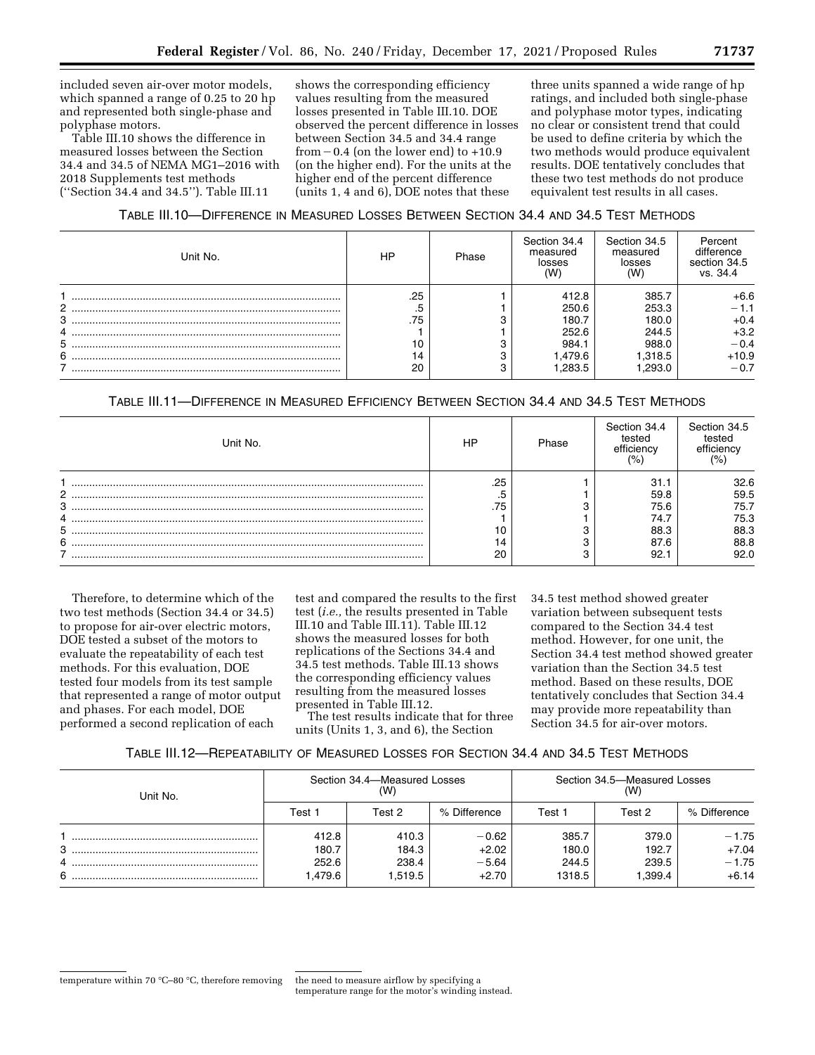included seven air-over motor models, which spanned a range of 0.25 to 20 hp and represented both single-phase and polyphase motors.

Table III.10 shows the difference in measured losses between the Section 34.4 and 34.5 of NEMA MG1–2016 with 2018 Supplements test methods (''Section 34.4 and 34.5''). Table III.11 shows the corresponding efficiency values resulting from the measured losses presented in Table III.10. DOE observed the percent difference in losses between Section 34.5 and 34.4 range from −0.4 (on the lower end) to +10.9 (on the higher end). For the units at the higher end of the percent difference (units 1, 4 and 6), DOE notes that these three units spanned a wide range of hp ratings, and included both single-phase and polyphase motor types, indicating no clear or consistent trend that could be used to define criteria by which the two methods would produce equivalent results. DOE tentatively concludes that these two test methods do not produce equivalent test results in all cases.

TABLE III.10—DIFFERENCE IN MEASURED LOSSES BETWEEN SECTION 34.4 AND 34.5 TEST METHODS

| Unit No. | HP | Phase | Section 34.4 measured losses (W) | Section 34.5 measured losses (W) | Percent difference section 34.5 vs. 34.4 |
|---|---|---|---|---|---|
| 1 | .25 | 1 | 412.8 | 385.7 | +6.6 |
| 2 | .5 | 1 | 250.6 | 253.3 | −1.1 |
| 3 | .75 | 3 | 180.7 | 180.0 | +0.4 |
| 4 | 1 | 1 | 252.6 | 244.5 | +3.2 |
| 5 | 10 | 3 | 984.1 | 988.0 | −0.4 |
| 6 | 14 | 3 | 1,479.6 | 1,318.5 | +10.9 |
| 7 | 20 | 3 | 1,283.5 | 1,293.0 | −0.7 |

TABLE III.11—DIFFERENCE IN MEASURED EFFICIENCY BETWEEN SECTION 34.4 AND 34.5 TEST METHODS

| Unit No. | HP | Phase | Section 34.4 tested efficiency (%) | Section 34.5 tested efficiency (%) |
|---|---|---|---|---|
| 1 | .25 | 1 | 31.1 | 32.6 |
| 2 | .5 | 1 | 59.8 | 59.5 |
| 3 | .75 | 3 | 75.6 | 75.7 |
| 4 | 1 | 1 | 74.7 | 75.3 |
| 5 | 10 | 3 | 88.3 | 88.3 |
| 6 | 14 | 3 | 87.6 | 88.8 |
| 7 | 20 | 3 | 92.1 | 92.0 |

Therefore, to determine which of the two test methods (Section 34.4 or 34.5) to propose for air-over electric motors, DOE tested a subset of the motors to evaluate the repeatability of each test methods. For this evaluation, DOE tested four models from its test sample that represented a range of motor output and phases. For each model, DOE performed a second replication of each test and compared the results to the first test (*i.e.,* the results presented in Table III.10 and Table III.11). Table III.12 shows the measured losses for both replications of the Sections 34.4 and 34.5 test methods. Table III.13 shows the corresponding efficiency values resulting from the measured losses presented in Table III.12.

The test results indicate that for three units (Units 1, 3, and 6), the Section 34.5 test method showed greater variation between subsequent tests compared to the Section 34.4 test method. However, for one unit, the Section 34.4 test method showed greater variation than the Section 34.5 test method. Based on these results, DOE tentatively concludes that Section 34.4 may provide more repeatability than Section 34.5 for air-over motors.

TABLE III.12—REPEATABILITY OF MEASURED LOSSES FOR SECTION 34.4 AND 34.5 TEST METHODS

| Unit No. | Section 34.4—Measured Losses (W) | | | Section 34.5—Measured Losses (W) | | |
|---|---|---|---|---|---|---|
| | Test 1 | Test 2 | % Difference | Test 1 | Test 2 | % Difference |
| 1 | 412.8 | 410.3 | −0.62 | 385.7 | 379.0 | −1.75 |
| 3 | 180.7 | 184.3 | +2.02 | 180.0 | 192.7 | +7.04 |
| 4 | 252.6 | 238.4 | −5.64 | 244.5 | 239.5 | −1.75 |
| 6 | 1,479.6 | 1,519.5 | +2.70 | 1318.5 | 1,399.4 | +6.14 |

temperature within 70 °C–80 °C, therefore removing the need to measure airflow by specifying a temperature range for the motor's winding instead.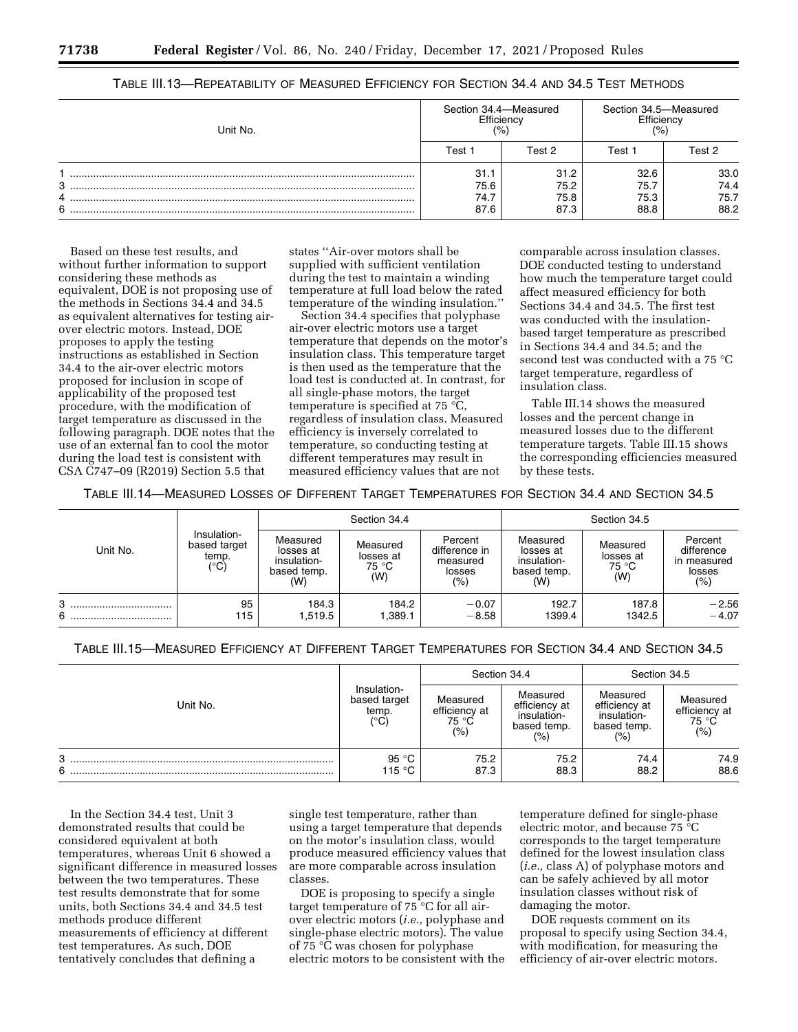TABLE III.13—REPEATABILITY OF MEASURED EFFICIENCY FOR SECTION 34.4 AND 34.5 TEST METHODS

| Unit No. | Section 34.4—Measured Efficiency (%) | | Section 34.5—Measured Efficiency (%) | |
|---|---|---|---|---|
| | Test 1 | Test 2 | Test 1 | Test 2 |
| 1 | 31.1 | 31.2 | 32.6 | 33.0 |
| 3 | 75.6 | 75.2 | 75.7 | 74.4 |
| 4 | 74.7 | 75.8 | 75.3 | 75.7 |
| 6 | 87.6 | 87.3 | 88.8 | 88.2 |

Based on these test results, and without further information to support considering these methods as equivalent, DOE is not proposing use of the methods in Sections 34.4 and 34.5 as equivalent alternatives for testing air-over electric motors. Instead, DOE proposes to apply the testing instructions as established in Section 34.4 to the air-over electric motors proposed for inclusion in scope of applicability of the proposed test procedure, with the modification of target temperature as discussed in the following paragraph. DOE notes that the use of an external fan to cool the motor during the load test is consistent with CSA C747–09 (R2019) Section 5.5 that states ''Air-over motors shall be supplied with sufficient ventilation during the test to maintain a winding temperature at full load below the rated temperature of the winding insulation.''

Section 34.4 specifies that polyphase air-over electric motors use a target temperature that depends on the motor's insulation class. This temperature target is then used as the temperature that the load test is conducted at. In contrast, for all single-phase motors, the target temperature is specified at 75 °C, regardless of insulation class. Measured efficiency is inversely correlated to temperature, so conducting testing at different temperatures may result in measured efficiency values that are not comparable across insulation classes. DOE conducted testing to understand how much the temperature target could affect measured efficiency for both Sections 34.4 and 34.5. The first test was conducted with the insulation-based target temperature as prescribed in Sections 34.4 and 34.5; and the second test was conducted with a 75 °C target temperature, regardless of insulation class.

Table III.14 shows the measured losses and the percent change in measured losses due to the different temperature targets. Table III.15 shows the corresponding efficiencies measured by these tests.

TABLE III.14—MEASURED LOSSES OF DIFFERENT TARGET TEMPERATURES FOR SECTION 34.4 AND SECTION 34.5

| Unit No. | Insulation-based target temp. (°C) | Section 34.4 | | | Section 34.5 | | |
|---|---|---|---|---|---|---|---|
| | | Measured losses at insulation-based temp. (W) | Measured losses at 75 °C (W) | Percent difference in measured losses (%) | Measured losses at insulation-based temp. (W) | Measured losses at 75 °C (W) | Percent difference in measured losses (%) |
| 3 | 95 | 184.3 | 184.2 | −0.07 | 192.7 | 187.8 | −2.56 |
| 6 | 115 | 1,519.5 | 1,389.1 | −8.58 | 1399.4 | 1342.5 | −4.07 |

TABLE III.15—MEASURED EFFICIENCY AT DIFFERENT TARGET TEMPERATURES FOR SECTION 34.4 AND SECTION 34.5

| Unit No. | Insulation-based target temp. (°C) | Section 34.4 | | Section 34.5 | |
|---|---|---|---|---|---|
| | | Measured efficiency at 75 °C (%) | Measured efficiency at insulation-based temp. (%) | Measured efficiency at insulation-based temp. (%) | Measured efficiency at 75 °C (%) |
| 3 | 95 °C | 75.2 | 75.2 | 74.4 | 74.9 |
| 6 | 115 °C | 87.3 | 88.3 | 88.2 | 88.6 |

In the Section 34.4 test, Unit 3 demonstrated results that could be considered equivalent at both temperatures, whereas Unit 6 showed a significant difference in measured losses between the two temperatures. These test results demonstrate that for some units, both Sections 34.4 and 34.5 test methods produce different measurements of efficiency at different test temperatures. As such, DOE tentatively concludes that defining a single test temperature, rather than using a target temperature that depends on the motor's insulation class, would produce measured efficiency values that are more comparable across insulation classes.

DOE is proposing to specify a single target temperature of 75 °C for all air-over electric motors (*i.e.,* polyphase and single-phase electric motors). The value of 75 °C was chosen for polyphase electric motors to be consistent with the temperature defined for single-phase electric motor, and because 75 °C corresponds to the target temperature defined for the lowest insulation class (*i.e.,* class A) of polyphase motors and can be safely achieved by all motor insulation classes without risk of damaging the motor.

DOE requests comment on its proposal to specify using Section 34.4, with modification, for measuring the efficiency of air-over electric motors.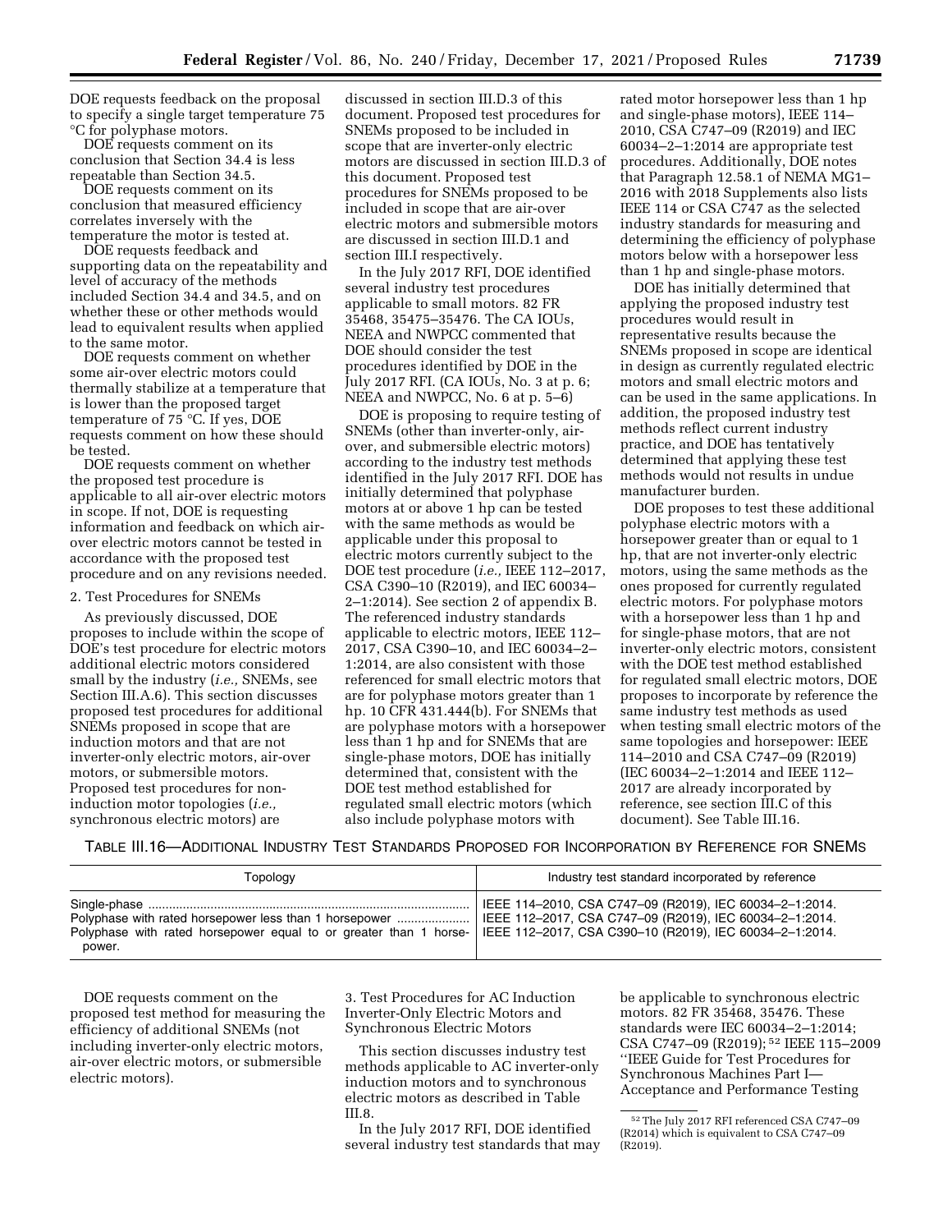DOE requests feedback on the proposal to specify a single target temperature 75 °C for polyphase motors.

DOE requests comment on its conclusion that Section 34.4 is less repeatable than Section 34.5.

DOE requests comment on its conclusion that measured efficiency correlates inversely with the temperature the motor is tested at.

DOE requests feedback and supporting data on the repeatability and level of accuracy of the methods included Section 34.4 and 34.5, and on whether these or other methods would lead to equivalent results when applied to the same motor.

DOE requests comment on whether some air-over electric motors could thermally stabilize at a temperature that is lower than the proposed target temperature of 75 °C. If yes, DOE requests comment on how these should be tested.

DOE requests comment on whether the proposed test procedure is applicable to all air-over electric motors in scope. If not, DOE is requesting information and feedback on which air-over electric motors cannot be tested in accordance with the proposed test procedure and on any revisions needed.

2. Test Procedures for SNEMs

As previously discussed, DOE proposes to include within the scope of DOE's test procedure for electric motors additional electric motors considered small by the industry (*i.e.,* SNEMs, see Section III.A.6). This section discusses proposed test procedures for additional SNEMs proposed in scope that are induction motors and that are not inverter-only electric motors, air-over motors, or submersible motors. Proposed test procedures for non-induction motor topologies (*i.e.,* synchronous electric motors) are discussed in section III.D.3 of this document. Proposed test procedures for SNEMs proposed to be included in scope that are inverter-only electric motors are discussed in section III.D.3 of this document. Proposed test procedures for SNEMs proposed to be included in scope that are air-over electric motors and submersible motors are discussed in section III.D.1 and section III.I respectively.

In the July 2017 RFI, DOE identified several industry test procedures applicable to small motors. 82 FR 35468, 35475–35476. The CA IOUs, NEEA and NWPCC commented that DOE should consider the test procedures identified by DOE in the July 2017 RFI. (CA IOUs, No. 3 at p. 6; NEEA and NWPCC, No. 6 at p. 5–6)

DOE is proposing to require testing of SNEMs (other than inverter-only, air-over, and submersible electric motors) according to the industry test methods identified in the July 2017 RFI. DOE has initially determined that polyphase motors at or above 1 hp can be tested with the same methods as would be applicable under this proposal to electric motors currently subject to the DOE test procedure (*i.e.,* IEEE 112–2017, CSA C390–10 (R2019), and IEC 60034–2–1:2014). See section 2 of appendix B. The referenced industry standards applicable to electric motors, IEEE 112–2017, CSA C390–10, and IEC 60034–2–1:2014, are also consistent with those referenced for small electric motors that are for polyphase motors greater than 1 hp. 10 CFR 431.444(b). For SNEMs that are polyphase motors with a horsepower less than 1 hp and for SNEMs that are single-phase motors, DOE has initially determined that, consistent with the DOE test method established for regulated small electric motors (which also include polyphase motors with rated motor horsepower less than 1 hp and single-phase motors), IEEE 114–2010, CSA C747–09 (R2019) and IEC 60034–2–1:2014 are appropriate test procedures. Additionally, DOE notes that Paragraph 12.58.1 of NEMA MG1–2016 with 2018 Supplements also lists IEEE 114 or CSA C747 as the selected industry standards for measuring and determining the efficiency of polyphase motors below with a horsepower less than 1 hp and single-phase motors.

DOE has initially determined that applying the proposed industry test procedures would result in representative results because the SNEMs proposed in scope are identical in design as currently regulated electric motors and small electric motors and can be used in the same applications. In addition, the proposed industry test methods reflect current industry practice, and DOE has tentatively determined that applying these test methods would not results in undue manufacturer burden.

DOE proposes to test these additional polyphase electric motors with a horsepower greater than or equal to 1 hp, that are not inverter-only electric motors, using the same methods as the ones proposed for currently regulated electric motors. For polyphase motors with a horsepower less than 1 hp and for single-phase motors, that are not inverter-only electric motors, consistent with the DOE test method established for regulated small electric motors, DOE proposes to incorporate by reference the same industry test methods as used when testing small electric motors of the same topologies and horsepower: IEEE 114–2010 and CSA C747–09 (R2019) (IEC 60034–2–1:2014 and IEEE 112–2017 are already incorporated by reference, see section III.C of this document). See Table III.16.

TABLE III.16—ADDITIONAL INDUSTRY TEST STANDARDS PROPOSED FOR INCORPORATION BY REFERENCE FOR SNEMS

| Topology | Industry test standard incorporated by reference |
|---|---|
| Single-phase | IEEE 114–2010, CSA C747–09 (R2019), IEC 60034–2–1:2014. |
| Polyphase with rated horsepower less than 1 horsepower | IEEE 112–2017, CSA C747–09 (R2019), IEC 60034–2–1:2014. |
| Polyphase with rated horsepower equal to or greater than 1 horsepower. | IEEE 112–2017, CSA C390–10 (R2019), IEC 60034–2–1:2014. |

DOE requests comment on the proposed test method for measuring the efficiency of additional SNEMs (not including inverter-only electric motors, air-over electric motors, or submersible electric motors).

3. Test Procedures for AC Induction Inverter-Only Electric Motors and Synchronous Electric Motors

This section discusses industry test methods applicable to AC inverter-only induction motors and to synchronous electric motors as described in Table III.8.

In the July 2017 RFI, DOE identified several industry test standards that may be applicable to synchronous electric motors. 82 FR 35468, 35476. These standards were IEC 60034–2–1:2014; CSA C747–09 (R2019);[52] IEEE 115–2009 ''IEEE Guide for Test Procedures for Synchronous Machines Part I— Acceptance and Performance Testing

[52] The July 2017 RFI referenced CSA C747–09 (R2014) which is equivalent to CSA C747–09 (R2019).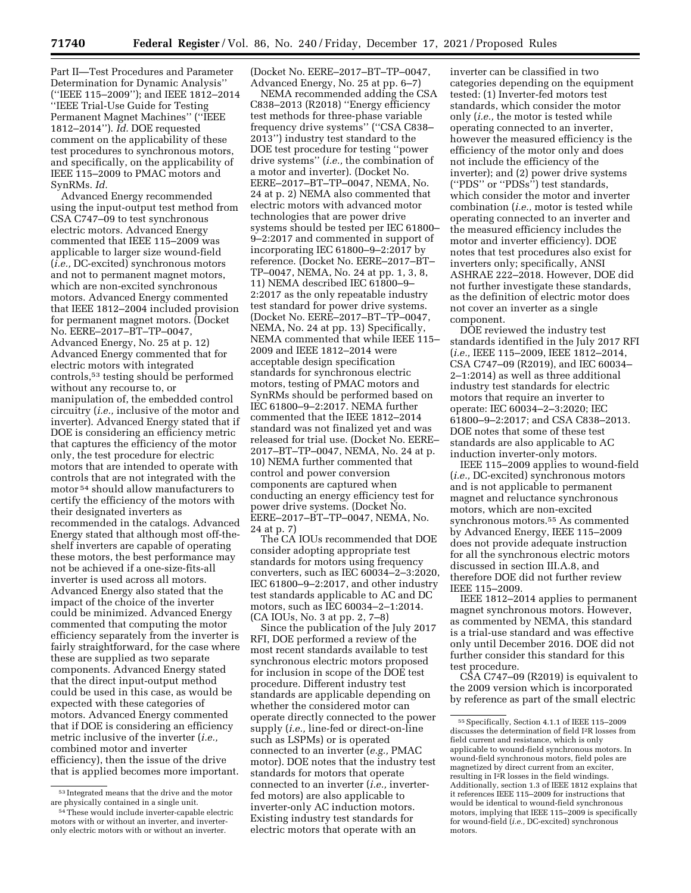Part II—Test Procedures and Parameter Determination for Dynamic Analysis'' (''IEEE 115–2009''); and IEEE 1812–2014 ''IEEE Trial-Use Guide for Testing Permanent Magnet Machines'' (''IEEE 1812–2014''). *Id.* DOE requested comment on the applicability of these test procedures to synchronous motors, and specifically, on the applicability of IEEE 115–2009 to PMAC motors and SynRMs. *Id.*

Advanced Energy recommended using the input-output test method from CSA C747–09 to test synchronous electric motors. Advanced Energy commented that IEEE 115–2009 was applicable to larger size wound-field (*i.e.,* DC-excited) synchronous motors and not to permanent magnet motors, which are non-excited synchronous motors. Advanced Energy commented that IEEE 1812–2004 included provision for permanent magnet motors. (Docket No. EERE–2017–BT–TP–0047, Advanced Energy, No. 25 at p. 12) Advanced Energy commented that for electric motors with integrated controls,[53] testing should be performed without any recourse to, or manipulation of, the embedded control circuitry (*i.e.,* inclusive of the motor and inverter). Advanced Energy stated that if DOE is considering an efficiency metric that captures the efficiency of the motor only, the test procedure for electric motors that are intended to operate with controls that are not integrated with the motor[54] should allow manufacturers to certify the efficiency of the motors with their designated inverters as recommended in the catalogs. Advanced Energy stated that although most off-the-shelf inverters are capable of operating these motors, the best performance may not be achieved if a one-size-fits-all inverter is used across all motors. Advanced Energy also stated that the impact of the choice of the inverter could be minimized. Advanced Energy commented that computing the motor efficiency separately from the inverter is fairly straightforward, for the case where these are supplied as two separate components. Advanced Energy stated that the direct input-output method could be used in this case, as would be expected with these categories of motors. Advanced Energy commented that if DOE is considering an efficiency metric inclusive of the inverter (*i.e.,* combined motor and inverter efficiency), then the issue of the drive that is applied becomes more important. (Docket No. EERE–2017–BT–TP–0047, Advanced Energy, No. 25 at pp. 6–7)

NEMA recommended adding the CSA C838–2013 (R2018) ''Energy efficiency test methods for three-phase variable frequency drive systems'' (''CSA C838–2013'') industry test standard to the DOE test procedure for testing ''power drive systems'' (*i.e.,* the combination of a motor and inverter). (Docket No. EERE–2017–BT–TP–0047, NEMA, No. 24 at p. 2) NEMA also commented that electric motors with advanced motor technologies that are power drive systems should be tested per IEC 61800–9–2:2017 and commented in support of incorporating IEC 61800–9–2:2017 by reference. (Docket No. EERE–2017–BT–TP–0047, NEMA, No. 24 at pp. 1, 3, 8, 11) NEMA described IEC 61800–9–2:2017 as the only repeatable industry test standard for power drive systems. (Docket No. EERE–2017–BT–TP–0047, NEMA, No. 24 at pp. 13) Specifically, NEMA commented that while IEEE 115–2009 and IEEE 1812–2014 were acceptable design specification standards for synchronous electric motors, testing of PMAC motors and SynRMs should be performed based on IEC 61800–9–2:2017. NEMA further commented that the IEEE 1812–2014 standard was not finalized yet and was released for trial use. (Docket No. EERE–2017–BT–TP–0047, NEMA, No. 24 at p. 10) NEMA further commented that control and power conversion components are captured when conducting an energy efficiency test for power drive systems. (Docket No. EERE–2017–BT–TP–0047, NEMA, No. 24 at p. 7)

The CA IOUs recommended that DOE consider adopting appropriate test standards for motors using frequency converters, such as IEC 60034–2–3:2020, IEC 61800–9–2:2017, and other industry test standards applicable to AC and DC motors, such as IEC 60034–2–1:2014. (CA IOUs, No. 3 at pp. 2, 7–8)

Since the publication of the July 2017 RFI, DOE performed a review of the most recent standards available to test synchronous electric motors proposed for inclusion in scope of the DOE test procedure. Different industry test standards are applicable depending on whether the considered motor can operate directly connected to the power supply (*i.e.,* line-fed or direct-on-line such as LSPMs) or is operated connected to an inverter (*e.g.,* PMAC motor). DOE notes that the industry test standards for motors that operate connected to an inverter (*i.e.,* inverter-fed motors) are also applicable to inverter-only AC induction motors. Existing industry test standards for electric motors that operate with an inverter can be classified in two categories depending on the equipment tested: (1) Inverter-fed motors test standards, which consider the motor only (*i.e.,* the motor is tested while operating connected to an inverter, however the measured efficiency is the efficiency of the motor only and does not include the efficiency of the inverter); and (2) power drive systems (''PDS'' or ''PDSs'') test standards, which consider the motor and inverter combination (*i.e.,* motor is tested while operating connected to an inverter and the measured efficiency includes the motor and inverter efficiency). DOE notes that test procedures also exist for inverters only; specifically, ANSI ASHRAE 222–2018. However, DOE did not further investigate these standards, as the definition of electric motor does not cover an inverter as a single component.

DOE reviewed the industry test standards identified in the July 2017 RFI (*i.e.,* IEEE 115–2009, IEEE 1812–2014, CSA C747–09 (R2019), and IEC 60034–2–1:2014) as well as three additional industry test standards for electric motors that require an inverter to operate: IEC 60034–2–3:2020; IEC 61800–9–2:2017; and CSA C838–2013. DOE notes that some of these test standards are also applicable to AC induction inverter-only motors.

IEEE 115–2009 applies to wound-field (*i.e.,* DC-excited) synchronous motors and is not applicable to permanent magnet and reluctance synchronous motors, which are non-excited synchronous motors.[55] As commented by Advanced Energy, IEEE 115–2009 does not provide adequate instruction for all the synchronous electric motors discussed in section III.A.8, and therefore DOE did not further review IEEE 115–2009.

IEEE 1812–2014 applies to permanent magnet synchronous motors. However, as commented by NEMA, this standard is a trial-use standard and was effective only until December 2016. DOE did not further consider this standard for this test procedure.

CSA C747–09 (R2019) is equivalent to the 2009 version which is incorporated by reference as part of the small electric

---

[53] Integrated means that the drive and the motor are physically contained in a single unit.

[54] These would include inverter-capable electric motors with or without an inverter, and inverter-only electric motors with or without an inverter.

[55] Specifically, Section 4.1.1 of IEEE 115–2009 discusses the determination of field $I^2R$ losses from field current and resistance, which is only applicable to wound-field synchronous motors. In wound-field synchronous motors, field poles are magnetized by direct current from an exciter, resulting in $I^2R$ losses in the field windings. Additionally, section 1.3 of IEEE 1812 explains that it references IEEE 115–2009 for instructions that would be identical to wound-field synchronous motors, implying that IEEE 115–2009 is specifically for wound-field (*i.e.,* DC-excited) synchronous motors.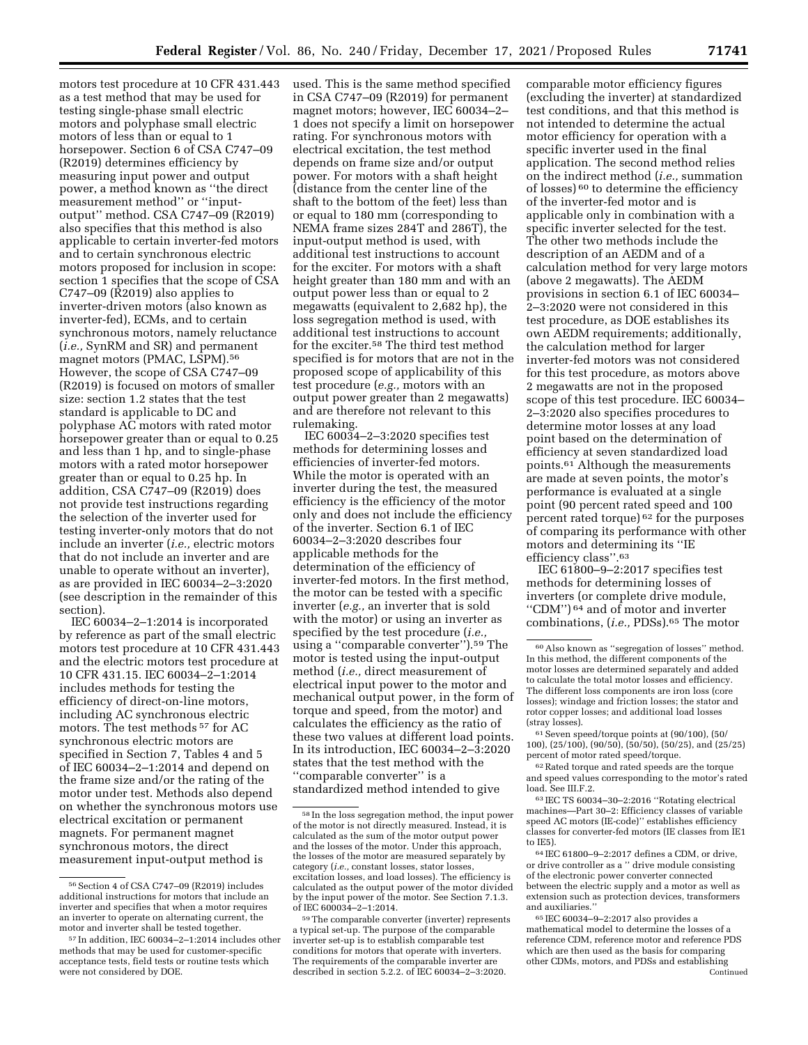motors test procedure at 10 CFR 431.443 as a test method that may be used for testing single-phase small electric motors and polyphase small electric motors of less than or equal to 1 horsepower. Section 6 of CSA C747–09 (R2019) determines efficiency by measuring input power and output power, a method known as ''the direct measurement method'' or ''input-output'' method. CSA C747–09 (R2019) also specifies that this method is also applicable to certain inverter-fed motors and to certain synchronous electric motors proposed for inclusion in scope: section 1 specifies that the scope of CSA C747–09 (R2019) also applies to inverter-driven motors (also known as inverter-fed), ECMs, and to certain synchronous motors, namely reluctance (*i.e.,* SynRM and SR) and permanent magnet motors (PMAC, LSPM).[56] However, the scope of CSA C747–09 (R2019) is focused on motors of smaller size: section 1.2 states that the test standard is applicable to DC and polyphase AC motors with rated motor horsepower greater than or equal to 0.25 and less than 1 hp, and to single-phase motors with a rated motor horsepower greater than or equal to 0.25 hp. In addition, CSA C747–09 (R2019) does not provide test instructions regarding the selection of the inverter used for testing inverter-only motors that do not include an inverter (*i.e.,* electric motors that do not include an inverter and are unable to operate without an inverter), as are provided in IEC 60034–2–3:2020 (see description in the remainder of this section).

IEC 60034–2–1:2014 is incorporated by reference as part of the small electric motors test procedure at 10 CFR 431.443 and the electric motors test procedure at 10 CFR 431.15. IEC 60034–2–1:2014 includes methods for testing the efficiency of direct-on-line motors, including AC synchronous electric motors. The test methods[57] for AC synchronous electric motors are specified in Section 7, Tables 4 and 5 of IEC 60034–2–1:2014 and depend on the frame size and/or the rating of the motor under test. Methods also depend on whether the synchronous motors use electrical excitation or permanent magnets. For permanent magnet synchronous motors, the direct measurement input-output method is used. This is the same method specified in CSA C747–09 (R2019) for permanent magnet motors; however, IEC 60034–2–1 does not specify a limit on horsepower rating. For synchronous motors with electrical excitation, the test method depends on frame size and/or output power. For motors with a shaft height (distance from the center line of the shaft to the bottom of the feet) less than or equal to 180 mm (corresponding to NEMA frame sizes 284T and 286T), the input-output method is used, with additional test instructions to account for the exciter. For motors with a shaft height greater than 180 mm and with an output power less than or equal to 2 megawatts (equivalent to 2,682 hp), the loss segregation method is used, with additional test instructions to account for the exciter.[58] The third test method specified is for motors that are not in the proposed scope of applicability of this test procedure (*e.g.,* motors with an output power greater than 2 megawatts) and are therefore not relevant to this rulemaking.

IEC 60034–2–3:2020 specifies test methods for determining losses and efficiencies of inverter-fed motors. While the motor is operated with an inverter during the test, the measured efficiency is the efficiency of the motor only and does not include the efficiency of the inverter. Section 6.1 of IEC 60034–2–3:2020 describes four applicable methods for the determination of the efficiency of inverter-fed motors. In the first method, the motor can be tested with a specific inverter (*e.g.,* an inverter that is sold with the motor) or using an inverter as specified by the test procedure (*i.e.,* using a ''comparable converter'').[59] The motor is tested using the input-output method (*i.e.,* direct measurement of electrical input power to the motor and mechanical output power, in the form of torque and speed, from the motor) and calculates the efficiency as the ratio of these two values at different load points. In its introduction, IEC 60034–2–3:2020 states that the test method with the ''comparable converter'' is a standardized method intended to give comparable motor efficiency figures (excluding the inverter) at standardized test conditions, and that this method is not intended to determine the actual motor efficiency for operation with a specific inverter used in the final application. The second method relies on the indirect method (*i.e.,* summation of losses)[60] to determine the efficiency of the inverter-fed motor and is applicable only in combination with a specific inverter selected for the test. The other two methods include the description of an AEDM and of a calculation method for very large motors (above 2 megawatts). The AEDM provisions in section 6.1 of IEC 60034–2–3:2020 were not considered in this test procedure, as DOE establishes its own AEDM requirements; additionally, the calculation method for larger inverter-fed motors was not considered for this test procedure, as motors above 2 megawatts are not in the proposed scope of this test procedure. IEC 60034–2–3:2020 also specifies procedures to determine motor losses at any load point based on the determination of efficiency at seven standardized load points.[61] Although the measurements are made at seven points, the motor's performance is evaluated at a single point (90 percent rated speed and 100 percent rated torque)[62] for the purposes of comparing its performance with other motors and determining its ''IE efficiency class''.[63]

IEC 61800–9–2:2017 specifies test methods for determining losses of inverters (or complete drive module, ''CDM'')[64] and of motor and inverter combinations, (*i.e.,* PDSs).[65] The motor

---

[56] Section 4 of CSA C747–09 (R2019) includes additional instructions for motors that include an inverter and specifies that when a motor requires an inverter to operate on alternating current, the motor and inverter shall be tested together.

[57] In addition, IEC 60034–2–1:2014 includes other methods that may be used for customer-specific acceptance tests, field tests or routine tests which were not considered by DOE.

[58] In the loss segregation method, the input power of the motor is not directly measured. Instead, it is calculated as the sum of the motor output power and the losses of the motor. Under this approach, the losses of the motor are measured separately by category (*i.e.,* constant losses, stator losses, excitation losses, and load losses). The efficiency is calculated as the output power of the motor divided by the input power of the motor. See Section 7.1.3. of IEC 600034–2–1:2014.

[59] The comparable converter (inverter) represents a typical set-up. The purpose of the comparable inverter set-up is to establish comparable test conditions for motors that operate with inverters. The requirements of the comparable inverter are described in section 5.2.2. of IEC 60034–2–3:2020.

[60] Also known as ''segregation of losses'' method. In this method, the different components of the motor losses are determined separately and added to calculate the total motor losses and efficiency. The different loss components are iron loss (core losses); windage and friction losses; the stator and rotor copper losses; and additional load losses (stray losses).

[61] Seven speed/torque points at (90/100), (50/100), (25/100), (90/50), (50/50), (50/25), and (25/25) percent of motor rated speed/torque.

[62] Rated torque and rated speeds are the torque and speed values corresponding to the motor's rated load. See III.F.2.

[63] IEC TS 60034–30–2:2016 ''Rotating electrical machines—Part 30–2: Efficiency classes of variable speed AC motors (IE-code)'' establishes efficiency classes for converter-fed motors (IE classes from IE1 to IE5).

[64] IEC 61800–9–2:2017 defines a CDM, or drive, or drive controller as a '' drive module consisting of the electronic power converter connected between the electric supply and a motor as well as extension such as protection devices, transformers and auxiliaries.''

[65] IEC 60034–9–2:2017 also provides a mathematical model to determine the losses of a reference CDM, reference motor and reference PDS which are then used as the basis for comparing other CDMs, motors, and PDSs and establishing

Continued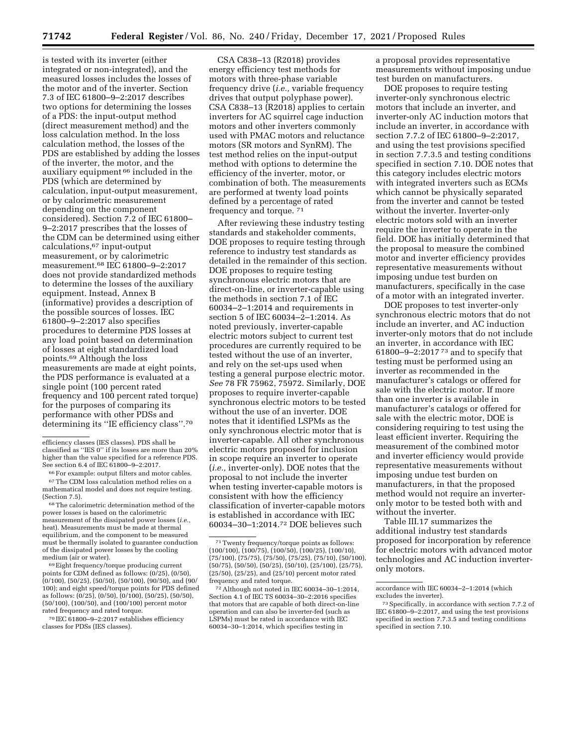is tested with its inverter (either integrated or non-integrated), and the measured losses includes the losses of the motor and of the inverter. Section 7.3 of IEC 61800–9–2:2017 describes two options for determining the losses of a PDS: the input-output method (direct measurement method) and the loss calculation method. In the loss calculation method, the losses of the PDS are established by adding the losses of the inverter, the motor, and the auxiliary equipment [66] included in the PDS (which are determined by calculation, input-output measurement, or by calorimetric measurement depending on the component considered). Section 7.2 of IEC 61800–9–2:2017 prescribes that the losses of the CDM can be determined using either calculations,[67] input-output measurement, or by calorimetric measurement.[68] IEC 61800–9–2:2017 does not provide standardized methods to determine the losses of the auxiliary equipment. Instead, Annex B (informative) provides a description of the possible sources of losses. IEC 61800–9–2:2017 also specifies procedures to determine PDS losses at any load point based on determination of losses at eight standardized load points.[69] Although the loss measurements are made at eight points, the PDS performance is evaluated at a single point (100 percent rated frequency and 100 percent rated torque) for the purposes of comparing its performance with other PDSs and determining its ''IE efficiency class''.[70]

CSA C838–13 (R2018) provides energy efficiency test methods for motors with three-phase variable frequency drive (*i.e.,* variable frequency drives that output polyphase power). CSA C838–13 (R2018) applies to certain inverters for AC squirrel cage induction motors and other inverters commonly used with PMAC motors and reluctance motors (SR motors and SynRM). The test method relies on the input-output method with options to determine the efficiency of the inverter, motor, or combination of both. The measurements are performed at twenty load points defined by a percentage of rated frequency and torque. [71]

After reviewing these industry testing standards and stakeholder comments, DOE proposes to require testing through reference to industry test standards as detailed in the remainder of this section. DOE proposes to require testing synchronous electric motors that are direct-on-line, or inverter-capable using the methods in section 7.1 of IEC 60034–2–1:2014 and requirements in section 5 of IEC 60034–2–1:2014. As noted previously, inverter-capable electric motors subject to current test procedures are currently required to be tested without the use of an inverter, and rely on the set-ups used when testing a general purpose electric motor. *See* 78 FR 75962, 75972. Similarly, DOE proposes to require inverter-capable synchronous electric motors to be tested without the use of an inverter. DOE notes that it identified LSPMs as the only synchronous electric motor that is inverter-capable. All other synchronous electric motors proposed for inclusion in scope require an inverter to operate (*i.e.,* inverter-only). DOE notes that the proposal to not include the inverter when testing inverter-capable motors is consistent with how the efficiency classification of inverter-capable motors is established in accordance with IEC 60034–30–1:2014.[72] DOE believes such a proposal provides representative measurements without imposing undue test burden on manufacturers.

DOE proposes to require testing inverter-only synchronous electric motors that include an inverter, and inverter-only AC induction motors that include an inverter, in accordance with section 7.7.2 of IEC 61800–9–2:2017, and using the test provisions specified in section 7.7.3.5 and testing conditions specified in section 7.10. DOE notes that this category includes electric motors with integrated inverters such as ECMs which cannot be physically separated from the inverter and cannot be tested without the inverter. Inverter-only electric motors sold with an inverter require the inverter to operate in the field. DOE has initially determined that the proposal to measure the combined motor and inverter efficiency provides representative measurements without imposing undue test burden on manufacturers, specifically in the case of a motor with an integrated inverter.

DOE proposes to test inverter-only synchronous electric motors that do not include an inverter, and AC induction inverter-only motors that do not include an inverter, in accordance with IEC 61800–9–2:2017 [73] and to specify that testing must be performed using an inverter as recommended in the manufacturer's catalogs or offered for sale with the electric motor. If more than one inverter is available in manufacturer's catalogs or offered for sale with the electric motor, DOE is considering requiring to test using the least efficient inverter. Requiring the measurement of the combined motor and inverter efficiency would provide representative measurements without imposing undue test burden on manufacturers, in that the proposed method would not require an inverter-only motor to be tested both with and without the inverter.

Table III.17 summarizes the additional industry test standards proposed for incorporation by reference for electric motors with advanced motor technologies and AC induction inverter-only motors.

---

efficiency classes (IES classes). PDS shall be classified as ''IES 0'' if its losses are more than 20% higher than the value specified for a reference PDS. See section 6.4 of IEC 61800–9–2:2017.

[66] For example: output filters and motor cables.

[67] The CDM loss calculation method relies on a mathematical model and does not require testing. (Section 7.5).

[68] The calorimetric determination method of the power losses is based on the calorimetric measurement of the dissipated power losses (*i.e.,* heat). Measurements must be made at thermal equilibrium, and the component to be measured must be thermally isolated to guarantee conduction of the dissipated power losses by the cooling medium (air or water).

[69] Eight frequency/torque producing current points for CDM defined as follows: (0/25), (0/50), (0/100), (50/25), (50/50), (50/100), (90/50), and (90/100); and eight speed/torque points for PDS defined as follows: (0/25), (0/50), (0/100), (50/25), (50/50), (50/100), (100/50), and (100/100) percent motor rated frequency and rated torque.

[70] IEC 61800–9–2:2017 establishes efficiency classes for PDSs (IES classes).

[71] Twenty frequency/torque points as follows: (100/100), (100/75), (100/50), (100/25), (100/10), (75/100), (75/75), (75/50), (75/25), (75/10), (50/100), (50/75), (50/50), (50/25), (50/10), (25/100), (25/75), (25/50), (25/25), and (25/10) percent motor rated frequency and rated torque.

[72] Although not noted in IEC 60034–30–1:2014, Section 4.1 of IEC TS 60034–30–2:2016 specifies that motors that are capable of both direct-on-line operation and can also be inverter-fed (such as LSPMs) must be rated in accordance with IEC 60034–30–1:2014, which specifies testing in accordance with IEC 60034–2–1:2014 (which excludes the inverter).

[73] Specifically, in accordance with section 7.7.2 of IEC 61800–9–2:2017, and using the test provisions specified in section 7.7.3.5 and testing conditions specified in section 7.10.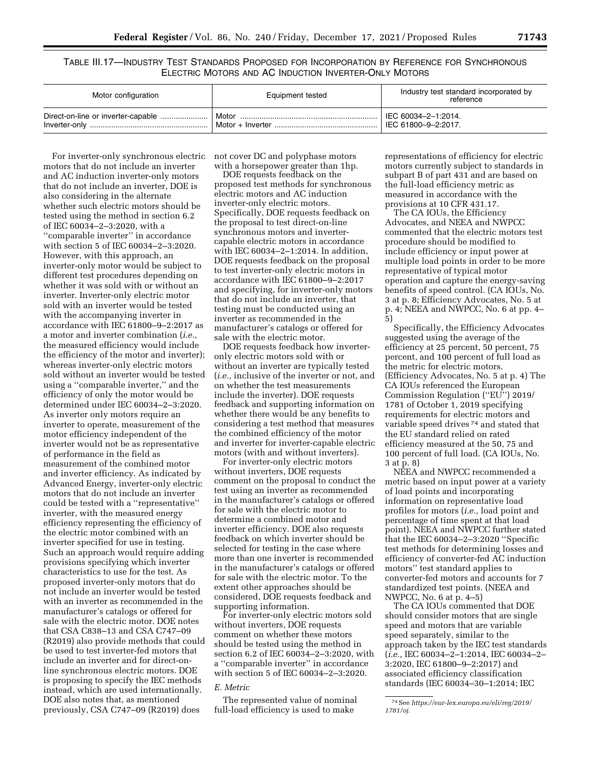TABLE III.17—INDUSTRY TEST STANDARDS PROPOSED FOR INCORPORATION BY REFERENCE FOR SYNCHRONOUS ELECTRIC MOTORS AND AC INDUCTION INVERTER-ONLY MOTORS

| Motor configuration | Equipment tested | Industry test standard incorporated by reference |
| --- | --- | --- |
| Direct-on-line or inverter-capable | Motor | IEC 60034–2–1:2014. |
| Inverter-only | Motor + Inverter | IEC 61800–9–2:2017. |

For inverter-only synchronous electric motors that do not include an inverter and AC induction inverter-only motors that do not include an inverter, DOE is also considering in the alternate whether such electric motors should be tested using the method in section 6.2 of IEC 60034–2–3:2020, with a ''comparable inverter'' in accordance with section 5 of IEC 60034–2–3:2020. However, with this approach, an inverter-only motor would be subject to different test procedures depending on whether it was sold with or without an inverter. Inverter-only electric motor sold with an inverter would be tested with the accompanying inverter in accordance with IEC 61800–9–2:2017 as a motor and inverter combination (*i.e.,* the measured efficiency would include the efficiency of the motor and inverter); whereas inverter-only electric motors sold without an inverter would be tested using a ''comparable inverter,'' and the efficiency of only the motor would be determined under IEC 60034–2–3:2020. As inverter only motors require an inverter to operate, measurement of the motor efficiency independent of the inverter would not be as representative of performance in the field as measurement of the combined motor and inverter efficiency. As indicated by Advanced Energy, inverter-only electric motors that do not include an inverter could be tested with a ''representative'' inverter, with the measured energy efficiency representing the efficiency of the electric motor combined with an inverter specified for use in testing. Such an approach would require adding provisions specifying which inverter characteristics to use for the test. As proposed inverter-only motors that do not include an inverter would be tested with an inverter as recommended in the manufacturer's catalogs or offered for sale with the electric motor. DOE notes that CSA C838–13 and CSA C747–09 (R2019) also provide methods that could be used to test inverter-fed motors that include an inverter and for direct-on-line synchronous electric motors. DOE is proposing to specify the IEC methods instead, which are used internationally. DOE also notes that, as mentioned previously, CSA C747–09 (R2019) does not cover DC and polyphase motors with a horsepower greater than 1hp.

DOE requests feedback on the proposed test methods for synchronous electric motors and AC induction inverter-only electric motors. Specifically, DOE requests feedback on the proposal to test direct-on-line synchronous motors and inverter-capable electric motors in accordance with IEC 60034–2–1:2014. In addition, DOE requests feedback on the proposal to test inverter-only electric motors in accordance with IEC 61800–9–2:2017 and specifying, for inverter-only motors that do not include an inverter, that testing must be conducted using an inverter as recommended in the manufacturer's catalogs or offered for sale with the electric motor.

DOE requests feedback how inverter-only electric motors sold with or without an inverter are typically tested (*i.e.,* inclusive of the inverter or not, and on whether the test measurements include the inverter). DOE requests feedback and supporting information on whether there would be any benefits to considering a test method that measures the combined efficiency of the motor and inverter for inverter-capable electric motors (with and without inverters).

For inverter-only electric motors without inverters, DOE requests comment on the proposal to conduct the test using an inverter as recommended in the manufacturer's catalogs or offered for sale with the electric motor to determine a combined motor and inverter efficiency. DOE also requests feedback on which inverter should be selected for testing in the case where more than one inverter is recommended in the manufacturer's catalogs or offered for sale with the electric motor. To the extent other approaches should be considered, DOE requests feedback and supporting information.

For inverter-only electric motors sold without inverters, DOE requests comment on whether these motors should be tested using the method in section 6.2 of IEC 60034–2–3:2020, with a ''comparable inverter'' in accordance with section 5 of IEC 60034–2–3:2020.

### *E. Metric*

The represented value of nominal full-load efficiency is used to make representations of efficiency for electric motors currently subject to standards in subpart B of part 431 and are based on the full-load efficiency metric as measured in accordance with the provisions at 10 CFR 431.17.

The CA IOUs, the Efficiency Advocates, and NEEA and NWPCC commented that the electric motors test procedure should be modified to include efficiency or input power at multiple load points in order to be more representative of typical motor operation and capture the energy-saving benefits of speed control. (CA IOUs, No. 3 at p. 8; Efficiency Advocates, No. 5 at p. 4; NEEA and NWPCC, No. 6 at pp. 4–5)

Specifically, the Efficiency Advocates suggested using the average of the efficiency at 25 percent, 50 percent, 75 percent, and 100 percent of full load as the metric for electric motors. (Efficiency Advocates, No. 5 at p. 4) The CA IOUs referenced the European Commission Regulation (''EU'') 2019/1781 of October 1, 2019 specifying requirements for electric motors and variable speed drives [74] and stated that the EU standard relied on rated efficiency measured at the 50, 75 and 100 percent of full load. (CA IOUs, No. 3 at p. 8)

NEEA and NWPCC recommended a metric based on input power at a variety of load points and incorporating information on representative load profiles for motors (*i.e.,* load point and percentage of time spent at that load point). NEEA and NWPCC further stated that the IEC 60034–2–3:2020 ''Specific test methods for determining losses and efficiency of converter-fed AC induction motors'' test standard applies to converter-fed motors and accounts for 7 standardized test points. (NEEA and NWPCC, No. 6 at p. 4–5)

The CA IOUs commented that DOE should consider motors that are single speed and motors that are variable speed separately, similar to the approach taken by the IEC test standards (*i.e.,* IEC 60034–2–1:2014, IEC 60034–2–3:2020, IEC 61800–9–2:2017) and associated efficiency classification standards (IEC 60034–30–1:2014; IEC

[74] See *https://eur-lex.europa.eu/eli/reg/2019/1781/oj.*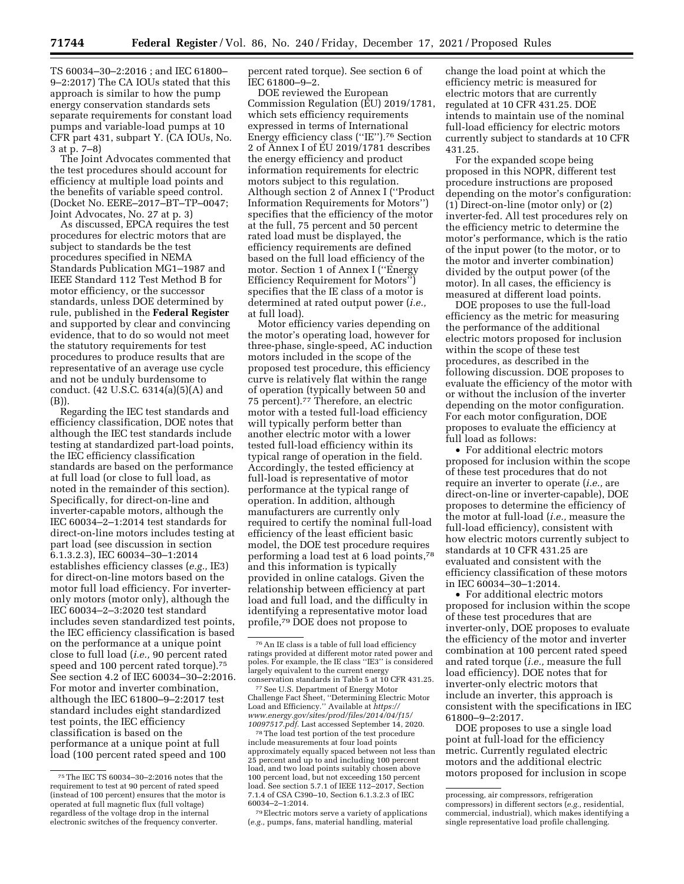TS 60034–30–2:2016 ; and IEC 61800–9–2:2017) The CA IOUs stated that this approach is similar to how the pump energy conservation standards sets separate requirements for constant load pumps and variable-load pumps at 10 CFR part 431, subpart Y. (CA IOUs, No. 3 at p. 7–8)

The Joint Advocates commented that the test procedures should account for efficiency at multiple load points and the benefits of variable speed control. (Docket No. EERE–2017–BT–TP–0047; Joint Advocates, No. 27 at p. 3)

As discussed, EPCA requires the test procedures for electric motors that are subject to standards be the test procedures specified in NEMA Standards Publication MG1–1987 and IEEE Standard 112 Test Method B for motor efficiency, or the successor standards, unless DOE determined by rule, published in the **Federal Register** and supported by clear and convincing evidence, that to do so would not meet the statutory requirements for test procedures to produce results that are representative of an average use cycle and not be unduly burdensome to conduct. (42 U.S.C. 6314(a)(5)(A) and (B)).

Regarding the IEC test standards and efficiency classification, DOE notes that although the IEC test standards include testing at standardized part-load points, the IEC efficiency classification standards are based on the performance at full load (or close to full load, as noted in the remainder of this section). Specifically, for direct-on-line and inverter-capable motors, although the IEC 60034–2–1:2014 test standards for direct-on-line motors includes testing at part load (see discussion in section 6.1.3.2.3), IEC 60034–30–1:2014 establishes efficiency classes (*e.g.,* IE3) for direct-on-line motors based on the motor full load efficiency. For inverter-only motors (motor only), although the IEC 60034–2–3:2020 test standard includes seven standardized test points, the IEC efficiency classification is based on the performance at a unique point close to full load (*i.e.,* 90 percent rated speed and 100 percent rated torque).[75] See section 4.2 of IEC 60034–30–2:2016. For motor and inverter combination, although the IEC 61800–9–2:2017 test standard includes eight standardized test points, the IEC efficiency classification is based on the performance at a unique point at full load (100 percent rated speed and 100 percent rated torque). See section 6 of IEC 61800–9–2.

DOE reviewed the European Commission Regulation (EU) 2019/1781, which sets efficiency requirements expressed in terms of International Energy efficiency class (''IE'').[76] Section 2 of Annex I of EU 2019/1781 describes the energy efficiency and product information requirements for electric motors subject to this regulation. Although section 2 of Annex I (''Product Information Requirements for Motors'') specifies that the efficiency of the motor at the full, 75 percent and 50 percent rated load must be displayed, the efficiency requirements are defined based on the full load efficiency of the motor. Section 1 of Annex I (''Energy Efficiency Requirement for Motors'') specifies that the IE class of a motor is determined at rated output power (*i.e.,* at full load).

Motor efficiency varies depending on the motor's operating load, however for three-phase, single-speed, AC induction motors included in the scope of the proposed test procedure, this efficiency curve is relatively flat within the range of operation (typically between 50 and 75 percent).[77] Therefore, an electric motor with a tested full-load efficiency will typically perform better than another electric motor with a lower tested full-load efficiency within its typical range of operation in the field. Accordingly, the tested efficiency at full-load is representative of motor performance at the typical range of operation. In addition, although manufacturers are currently only required to certify the nominal full-load efficiency of the least efficient basic model, the DOE test procedure requires performing a load test at 6 load points,[78] and this information is typically provided in online catalogs. Given the relationship between efficiency at part load and full load, and the difficulty in identifying a representative motor load profile,[79] DOE does not propose to change the load point at which the efficiency metric is measured for electric motors that are currently regulated at 10 CFR 431.25. DOE intends to maintain use of the nominal full-load efficiency for electric motors currently subject to standards at 10 CFR 431.25.

For the expanded scope being proposed in this NOPR, different test procedure instructions are proposed depending on the motor's configuration: (1) Direct-on-line (motor only) or (2) inverter-fed. All test procedures rely on the efficiency metric to determine the motor's performance, which is the ratio of the input power (to the motor, or to the motor and inverter combination) divided by the output power (of the motor). In all cases, the efficiency is measured at different load points.

DOE proposes to use the full-load efficiency as the metric for measuring the performance of the additional electric motors proposed for inclusion within the scope of these test procedures, as described in the following discussion. DOE proposes to evaluate the efficiency of the motor with or without the inclusion of the inverter depending on the motor configuration. For each motor configuration, DOE proposes to evaluate the efficiency at full load as follows:

- For additional electric motors proposed for inclusion within the scope of these test procedures that do not require an inverter to operate (*i.e.,* are direct-on-line or inverter-capable), DOE proposes to determine the efficiency of the motor at full-load (*i.e.,* measure the full-load efficiency), consistent with how electric motors currently subject to standards at 10 CFR 431.25 are evaluated and consistent with the efficiency classification of these motors in IEC 60034–30–1:2014.
- For additional electric motors proposed for inclusion within the scope of these test procedures that are inverter-only, DOE proposes to evaluate the efficiency of the motor and inverter combination at 100 percent rated speed and rated torque (*i.e.,* measure the full load efficiency). DOE notes that for inverter-only electric motors that include an inverter, this approach is consistent with the specifications in IEC 61800–9–2:2017.

DOE proposes to use a single load point at full-load for the efficiency metric. Currently regulated electric motors and the additional electric motors proposed for inclusion in scope

---

[75] The IEC TS 60034–30–2:2016 notes that the requirement to test at 90 percent of rated speed (instead of 100 percent) ensures that the motor is operated at full magnetic flux (full voltage) regardless of the voltage drop in the internal electronic switches of the frequency converter.

[76] An IE class is a table of full load efficiency ratings provided at different motor rated power and poles. For example, the IE class ''IE3'' is considered largely equivalent to the current energy conservation standards in Table 5 at 10 CFR 431.25.

[77] See U.S. Department of Energy Motor Challenge Fact Sheet, ''Determining Electric Motor Load and Efficiency.'' Available at *https://www.energy.gov/sites/prod/files/2014/04/f15/10097517.pdf.* Last accessed September 14, 2020.

[78] The load test portion of the test procedure include measurements at four load points approximately equally spaced between not less than 25 percent and up to and including 100 percent load, and two load points suitably chosen above 100 percent load, but not exceeding 150 percent load. See section 5.7.1 of IEEE 112–2017, Section 7.1.4 of CSA C390–10, Section 6.1.3.2.3 of IEC 60034–2–1:2014.

[79] Electric motors serve a variety of applications (*e.g.,* pumps, fans, material handling, material processing, air compressors, refrigeration compressors) in different sectors (*e.g.,* residential, commercial, industrial), which makes identifying a single representative load profile challenging.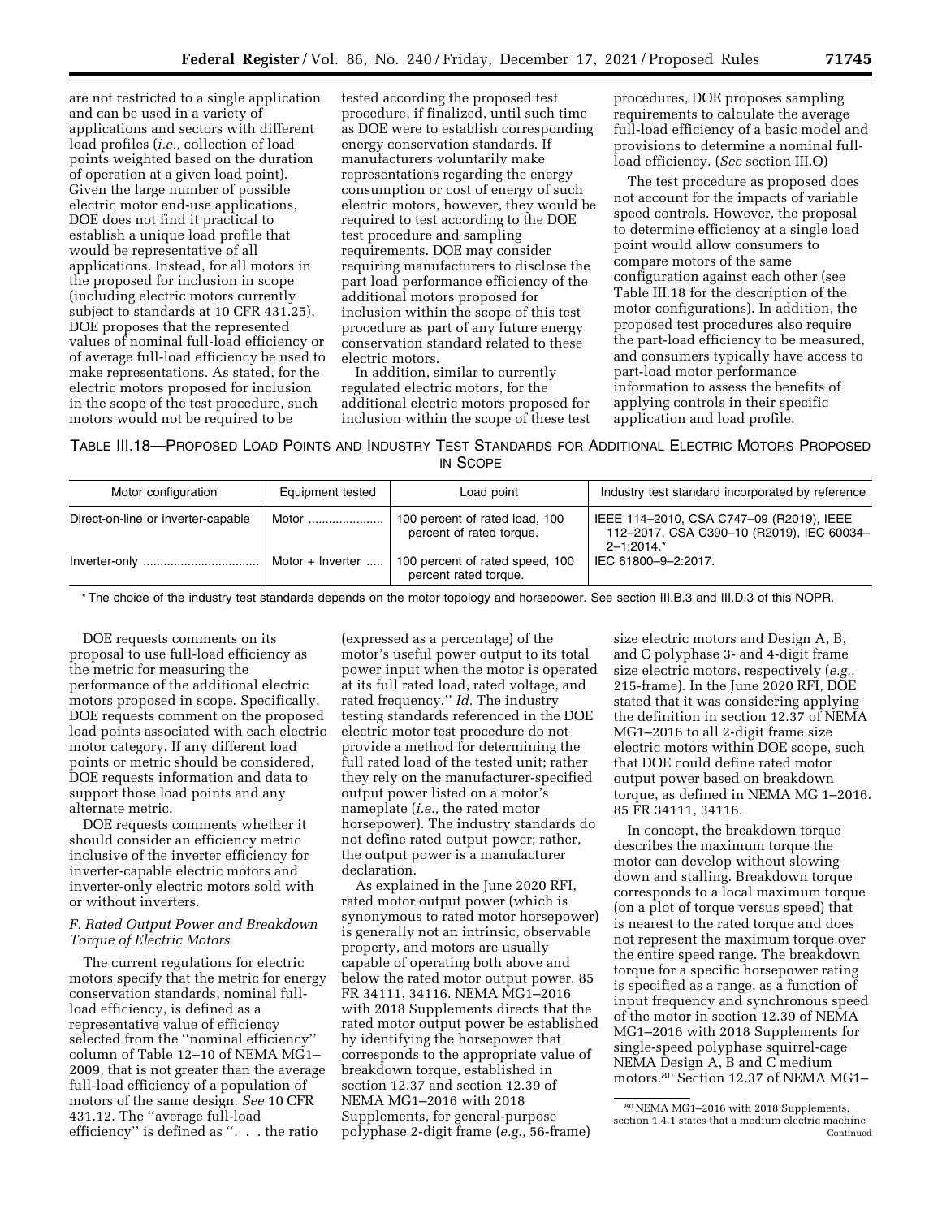are not restricted to a single application and can be used in a variety of applications and sectors with different load profiles (*i.e.,* collection of load points weighted based on the duration of operation at a given load point). Given the large number of possible electric motor end-use applications, DOE does not find it practical to establish a unique load profile that would be representative of all applications. Instead, for all motors in the proposed for inclusion in scope (including electric motors currently subject to standards at 10 CFR 431.25), DOE proposes that the represented values of nominal full-load efficiency or of average full-load efficiency be used to make representations. As stated, for the electric motors proposed for inclusion in the scope of the test procedure, such motors would not be required to be tested according the proposed test procedure, if finalized, until such time as DOE were to establish corresponding energy conservation standards. If manufacturers voluntarily make representations regarding the energy consumption or cost of energy of such electric motors, however, they would be required to test according to the DOE test procedure and sampling requirements. DOE may consider requiring manufacturers to disclose the part load performance efficiency of the additional motors proposed for inclusion within the scope of this test procedure as part of any future energy conservation standard related to these electric motors.

In addition, similar to currently regulated electric motors, for the additional electric motors proposed for inclusion within the scope of these test procedures, DOE proposes sampling requirements to calculate the average full-load efficiency of a basic model and provisions to determine a nominal full-load efficiency. (*See* section III.O)

The test procedure as proposed does not account for the impacts of variable speed controls. However, the proposal to determine efficiency at a single load point would allow consumers to compare motors of the same configuration against each other (see Table III.18 for the description of the motor configurations). In addition, the proposed test procedures also require the part-load efficiency to be measured, and consumers typically have access to part-load motor performance information to assess the benefits of applying controls in their specific application and load profile.

TABLE III.18—PROPOSED LOAD POINTS AND INDUSTRY TEST STANDARDS FOR ADDITIONAL ELECTRIC MOTORS PROPOSED IN SCOPE

| Motor configuration | Equipment tested | Load point | Industry test standard incorporated by reference |
|---|---|---|---|
| Direct-on-line or inverter-capable | Motor | 100 percent of rated load, 100 percent of rated torque. | IEEE 114–2010, CSA C747–09 (R2019), IEEE 112–2017, CSA C390–10 (R2019), IEC 60034–2–1:2014.* |
| Inverter-only | Motor + Inverter | 100 percent of rated speed, 100 percent rated torque. | IEC 61800–9–2:2017. |

* The choice of the industry test standards depends on the motor topology and horsepower. See section III.B.3 and III.D.3 of this NOPR.

DOE requests comments on its proposal to use full-load efficiency as the metric for measuring the performance of the additional electric motors proposed in scope. Specifically, DOE requests comment on the proposed load points associated with each electric motor category. If any different load points or metric should be considered, DOE requests information and data to support those load points and any alternate metric.

DOE requests comments whether it should consider an efficiency metric inclusive of the inverter efficiency for inverter-capable electric motors and inverter-only electric motors sold with or without inverters.

### *F. Rated Output Power and Breakdown Torque of Electric Motors*

The current regulations for electric motors specify that the metric for energy conservation standards, nominal full-load efficiency, is defined as a representative value of efficiency selected from the ''nominal efficiency'' column of Table 12–10 of NEMA MG1–2009, that is not greater than the average full-load efficiency of a population of motors of the same design. *See* 10 CFR 431.12. The ''average full-load efficiency'' is defined as ''. . . the ratio (expressed as a percentage) of the motor's useful power output to its total power input when the motor is operated at its full rated load, rated voltage, and rated frequency.'' *Id.* The industry testing standards referenced in the DOE electric motor test procedure do not provide a method for determining the full rated load of the tested unit; rather they rely on the manufacturer-specified output power listed on a motor's nameplate (*i.e.,* the rated motor horsepower). The industry standards do not define rated output power; rather, the output power is a manufacturer declaration.

As explained in the June 2020 RFI, rated motor output power (which is synonymous to rated motor horsepower) is generally not an intrinsic, observable property, and motors are usually capable of operating both above and below the rated motor output power. 85 FR 34111, 34116. NEMA MG1–2016 with 2018 Supplements directs that the rated motor output power be established by identifying the horsepower that corresponds to the appropriate value of breakdown torque, established in section 12.37 and section 12.39 of NEMA MG1–2016 with 2018 Supplements, for general-purpose polyphase 2-digit frame (*e.g.,* 56-frame) size electric motors and Design A, B, and C polyphase 3- and 4-digit frame size electric motors, respectively (*e.g.,* 215-frame). In the June 2020 RFI, DOE stated that it was considering applying the definition in section 12.37 of NEMA MG1–2016 to all 2-digit frame size electric motors within DOE scope, such that DOE could define rated motor output power based on breakdown torque, as defined in NEMA MG 1–2016. 85 FR 34111, 34116.

In concept, the breakdown torque describes the maximum torque the motor can develop without slowing down and stalling. Breakdown torque corresponds to a local maximum torque (on a plot of torque versus speed) that is nearest to the rated torque and does not represent the maximum torque over the entire speed range. The breakdown torque for a specific horsepower rating is specified as a range, as a function of input frequency and synchronous speed of the motor in section 12.39 of NEMA MG1–2016 with 2018 Supplements for single-speed polyphase squirrel-cage NEMA Design A, B and C medium motors.[80] Section 12.37 of NEMA MG1–

[80] NEMA MG1–2016 with 2018 Supplements, section 1.4.1 states that a medium electric machine Continued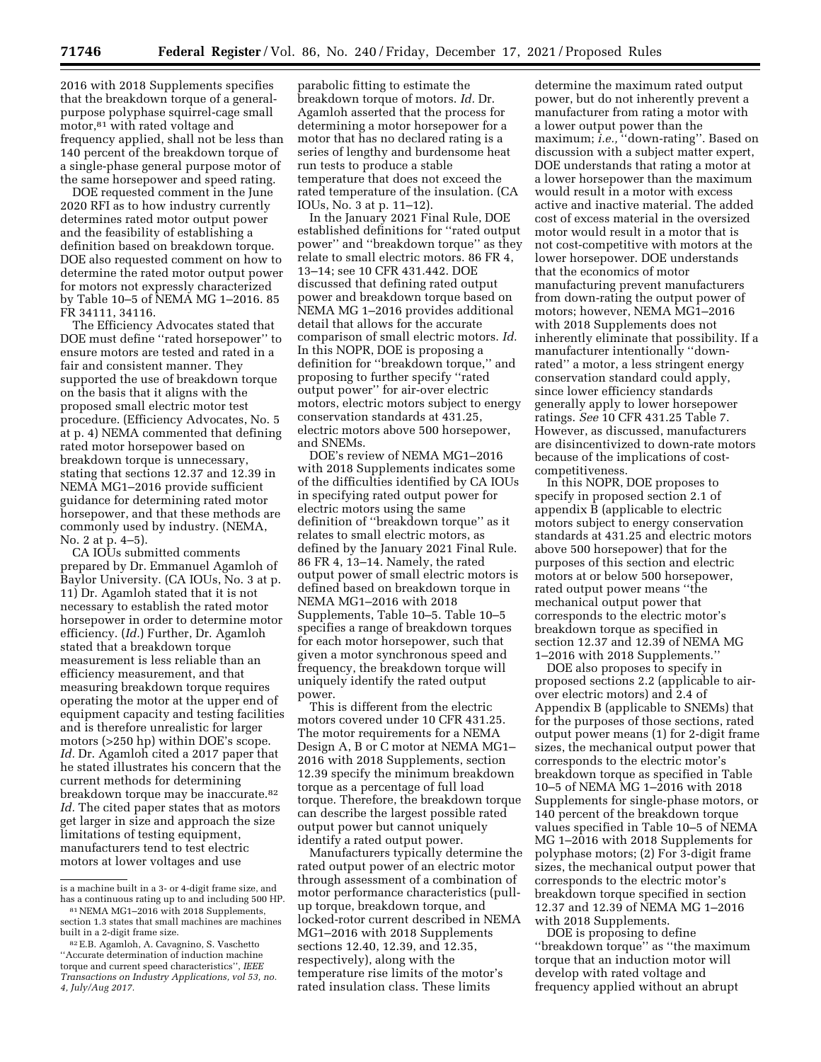2016 with 2018 Supplements specifies that the breakdown torque of a general-purpose polyphase squirrel-cage small motor,[81] with rated voltage and frequency applied, shall not be less than 140 percent of the breakdown torque of a single-phase general purpose motor of the same horsepower and speed rating.

DOE requested comment in the June 2020 RFI as to how industry currently determines rated motor output power and the feasibility of establishing a definition based on breakdown torque. DOE also requested comment on how to determine the rated motor output power for motors not expressly characterized by Table 10–5 of NEMA MG 1–2016. 85 FR 34111, 34116.

The Efficiency Advocates stated that DOE must define ''rated horsepower'' to ensure motors are tested and rated in a fair and consistent manner. They supported the use of breakdown torque on the basis that it aligns with the proposed small electric motor test procedure. (Efficiency Advocates, No. 5 at p. 4) NEMA commented that defining rated motor horsepower based on breakdown torque is unnecessary, stating that sections 12.37 and 12.39 in NEMA MG1–2016 provide sufficient guidance for determining rated motor horsepower, and that these methods are commonly used by industry. (NEMA, No. 2 at p. 4–5).

CA IOUs submitted comments prepared by Dr. Emmanuel Agamloh of Baylor University. (CA IOUs, No. 3 at p. 11) Dr. Agamloh stated that it is not necessary to establish the rated motor horsepower in order to determine motor efficiency. (*Id.*) Further, Dr. Agamloh stated that a breakdown torque measurement is less reliable than an efficiency measurement, and that measuring breakdown torque requires operating the motor at the upper end of equipment capacity and testing facilities and is therefore unrealistic for larger motors (>250 hp) within DOE's scope. *Id.* Dr. Agamloh cited a 2017 paper that he stated illustrates his concern that the current methods for determining breakdown torque may be inaccurate.[82] *Id.* The cited paper states that as motors get larger in size and approach the size limitations of testing equipment, manufacturers tend to test electric motors at lower voltages and use parabolic fitting to estimate the breakdown torque of motors. *Id.* Dr. Agamloh asserted that the process for determining a motor horsepower for a motor that has no declared rating is a series of lengthy and burdensome heat run tests to produce a stable temperature that does not exceed the rated temperature of the insulation. (CA IOUs, No. 3 at p. 11–12).

In the January 2021 Final Rule, DOE established definitions for ''rated output power'' and ''breakdown torque'' as they relate to small electric motors. 86 FR 4, 13–14; see 10 CFR 431.442. DOE discussed that defining rated output power and breakdown torque based on NEMA MG 1–2016 provides additional detail that allows for the accurate comparison of small electric motors. *Id.* In this NOPR, DOE is proposing a definition for ''breakdown torque,'' and proposing to further specify ''rated output power'' for air-over electric motors, electric motors subject to energy conservation standards at 431.25, electric motors above 500 horsepower, and SNEMs.

DOE's review of NEMA MG1–2016 with 2018 Supplements indicates some of the difficulties identified by CA IOUs in specifying rated output power for electric motors using the same definition of ''breakdown torque'' as it relates to small electric motors, as defined by the January 2021 Final Rule. 86 FR 4, 13–14. Namely, the rated output power of small electric motors is defined based on breakdown torque in NEMA MG1–2016 with 2018 Supplements, Table 10–5. Table 10–5 specifies a range of breakdown torques for each motor horsepower, such that given a motor synchronous speed and frequency, the breakdown torque will uniquely identify the rated output power.

This is different from the electric motors covered under 10 CFR 431.25. The motor requirements for a NEMA Design A, B or C motor at NEMA MG1–2016 with 2018 Supplements, section 12.39 specify the minimum breakdown torque as a percentage of full load torque. Therefore, the breakdown torque can describe the largest possible rated output power but cannot uniquely identify a rated output power.

Manufacturers typically determine the rated output power of an electric motor through assessment of a combination of motor performance characteristics (pull-up torque, breakdown torque, and locked-rotor current described in NEMA MG1–2016 with 2018 Supplements sections 12.40, 12.39, and 12.35, respectively), along with the temperature rise limits of the motor's rated insulation class. These limits determine the maximum rated output power, but do not inherently prevent a manufacturer from rating a motor with a lower output power than the maximum; *i.e.,* ''down-rating''. Based on discussion with a subject matter expert, DOE understands that rating a motor at a lower horsepower than the maximum would result in a motor with excess active and inactive material. The added cost of excess material in the oversized motor would result in a motor that is not cost-competitive with motors at the lower horsepower. DOE understands that the economics of motor manufacturing prevent manufacturers from down-rating the output power of motors; however, NEMA MG1–2016 with 2018 Supplements does not inherently eliminate that possibility. If a manufacturer intentionally ''down-rated'' a motor, a less stringent energy conservation standard could apply, since lower efficiency standards generally apply to lower horsepower ratings. *See* 10 CFR 431.25 Table 7. However, as discussed, manufacturers are disincentivized to down-rate motors because of the implications of cost-competitiveness.

In this NOPR, DOE proposes to specify in proposed section 2.1 of appendix B (applicable to electric motors subject to energy conservation standards at 431.25 and electric motors above 500 horsepower) that for the purposes of this section and electric motors at or below 500 horsepower, rated output power means ''the mechanical output power that corresponds to the electric motor's breakdown torque as specified in section 12.37 and 12.39 of NEMA MG 1–2016 with 2018 Supplements.''

DOE also proposes to specify in proposed sections 2.2 (applicable to air-over electric motors) and 2.4 of Appendix B (applicable to SNEMs) that for the purposes of those sections, rated output power means (1) for 2-digit frame sizes, the mechanical output power that corresponds to the electric motor's breakdown torque as specified in Table 10–5 of NEMA MG 1–2016 with 2018 Supplements for single-phase motors, or 140 percent of the breakdown torque values specified in Table 10–5 of NEMA MG 1–2016 with 2018 Supplements for polyphase motors; (2) For 3-digit frame sizes, the mechanical output power that corresponds to the electric motor's breakdown torque specified in section 12.37 and 12.39 of NEMA MG 1–2016 with 2018 Supplements.

DOE is proposing to define ''breakdown torque'' as ''the maximum torque that an induction motor will develop with rated voltage and frequency applied without an abrupt

is a machine built in a 3- or 4-digit frame size, and has a continuous rating up to and including 500 HP.

[81] NEMA MG1–2016 with 2018 Supplements, section 1.3 states that small machines are machines built in a 2-digit frame size.

[82] E.B. Agamloh, A. Cavagnino, S. Vaschetto ''Accurate determination of induction machine torque and current speed characteristics'', *IEEE Transactions on Industry Applications, vol 53, no. 4, July/Aug 2017.*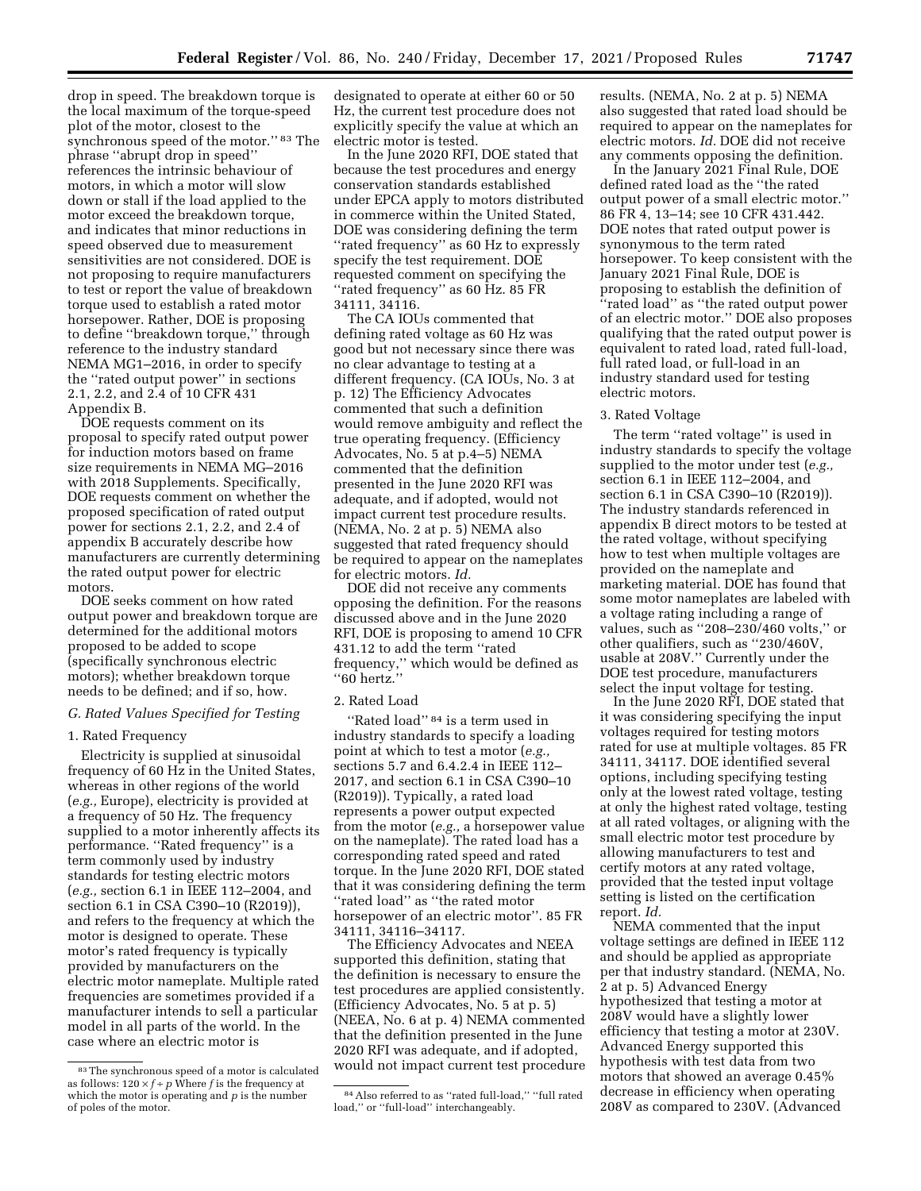drop in speed. The breakdown torque is the local maximum of the torque-speed plot of the motor, closest to the synchronous speed of the motor.''[83] The phrase ''abrupt drop in speed'' references the intrinsic behaviour of motors, in which a motor will slow down or stall if the load applied to the motor exceed the breakdown torque, and indicates that minor reductions in speed observed due to measurement sensitivities are not considered. DOE is not proposing to require manufacturers to test or report the value of breakdown torque used to establish a rated motor horsepower. Rather, DOE is proposing to define ''breakdown torque,'' through reference to the industry standard NEMA MG1–2016, in order to specify the ''rated output power'' in sections 2.1, 2.2, and 2.4 of 10 CFR 431 Appendix B.

DOE requests comment on its proposal to specify rated output power for induction motors based on frame size requirements in NEMA MG–2016 with 2018 Supplements. Specifically, DOE requests comment on whether the proposed specification of rated output power for sections 2.1, 2.2, and 2.4 of appendix B accurately describe how manufacturers are currently determining the rated output power for electric motors.

DOE seeks comment on how rated output power and breakdown torque are determined for the additional motors proposed to be added to scope (specifically synchronous electric motors); whether breakdown torque needs to be defined; and if so, how.

### G. Rated Values Specified for Testing

#### 1. Rated Frequency

Electricity is supplied at sinusoidal frequency of 60 Hz in the United States, whereas in other regions of the world (*e.g.,* Europe), electricity is provided at a frequency of 50 Hz. The frequency supplied to a motor inherently affects its performance. ''Rated frequency'' is a term commonly used by industry standards for testing electric motors (*e.g.,* section 6.1 in IEEE 112–2004, and section 6.1 in CSA C390–10 (R2019)), and refers to the frequency at which the motor is designed to operate. These motor's rated frequency is typically provided by manufacturers on the electric motor nameplate. Multiple rated frequencies are sometimes provided if a manufacturer intends to sell a particular model in all parts of the world. In the case where an electric motor is designated to operate at either 60 or 50 Hz, the current test procedure does not explicitly specify the value at which an electric motor is tested.

In the June 2020 RFI, DOE stated that because the test procedures and energy conservation standards established under EPCA apply to motors distributed in commerce within the United Stated, DOE was considering defining the term ''rated frequency'' as 60 Hz to expressly specify the test requirement. DOE requested comment on specifying the ''rated frequency'' as 60 Hz. 85 FR 34111, 34116.

The CA IOUs commented that defining rated voltage as 60 Hz was good but not necessary since there was no clear advantage to testing at a different frequency. (CA IOUs, No. 3 at p. 12) The Efficiency Advocates commented that such a definition would remove ambiguity and reflect the true operating frequency. (Efficiency Advocates, No. 5 at p.4–5) NEMA commented that the definition presented in the June 2020 RFI was adequate, and if adopted, would not impact current test procedure results. (NEMA, No. 2 at p. 5) NEMA also suggested that rated frequency should be required to appear on the nameplates for electric motors. *Id.*

DOE did not receive any comments opposing the definition. For the reasons discussed above and in the June 2020 RFI, DOE is proposing to amend 10 CFR 431.12 to add the term ''rated frequency,'' which would be defined as ''60 hertz.''

#### 2. Rated Load

''Rated load''[84] is a term used in industry standards to specify a loading point at which to test a motor (*e.g.,* sections 5.7 and 6.4.2.4 in IEEE 112–2017, and section 6.1 in CSA C390–10 (R2019)). Typically, a rated load represents a power output expected from the motor (*e.g.,* a horsepower value on the nameplate). The rated load has a corresponding rated speed and rated torque. In the June 2020 RFI, DOE stated that it was considering defining the term ''rated load'' as ''the rated motor horsepower of an electric motor''. 85 FR 34111, 34116–34117.

The Efficiency Advocates and NEEA supported this definition, stating that the definition is necessary to ensure the test procedures are applied consistently. (Efficiency Advocates, No. 5 at p. 5) (NEEA, No. 6 at p. 4) NEMA commented that the definition presented in the June 2020 RFI was adequate, and if adopted, would not impact current test procedure results. (NEMA, No. 2 at p. 5) NEMA also suggested that rated load should be required to appear on the nameplates for electric motors. *Id.* DOE did not receive any comments opposing the definition.

In the January 2021 Final Rule, DOE defined rated load as the ''the rated output power of a small electric motor.'' 86 FR 4, 13–14; see 10 CFR 431.442. DOE notes that rated output power is synonymous to the term rated horsepower. To keep consistent with the January 2021 Final Rule, DOE is proposing to establish the definition of ''rated load'' as ''the rated output power of an electric motor.'' DOE also proposes qualifying that the rated output power is equivalent to rated load, rated full-load, full rated load, or full-load in an industry standard used for testing electric motors.

#### 3. Rated Voltage

The term ''rated voltage'' is used in industry standards to specify the voltage supplied to the motor under test (*e.g.,* section 6.1 in IEEE 112–2004, and section 6.1 in CSA C390–10 (R2019)). The industry standards referenced in appendix B direct motors to be tested at the rated voltage, without specifying how to test when multiple voltages are provided on the nameplate and marketing material. DOE has found that some motor nameplates are labeled with a voltage rating including a range of values, such as ''208–230/460 volts,'' or other qualifiers, such as ''230/460V, usable at 208V.'' Currently under the DOE test procedure, manufacturers select the input voltage for testing.

In the June 2020 RFI, DOE stated that it was considering specifying the input voltages required for testing motors rated for use at multiple voltages. 85 FR 34111, 34117. DOE identified several options, including specifying testing only at the lowest rated voltage, testing at only the highest rated voltage, testing at all rated voltages, or aligning with the small electric motor test procedure by allowing manufacturers to test and certify motors at any rated voltage, provided that the tested input voltage setting is listed on the certification report. *Id.*

NEMA commented that the input voltage settings are defined in IEEE 112 and should be applied as appropriate per that industry standard. (NEMA, No. 2 at p. 5) Advanced Energy hypothesized that testing a motor at 208V would have a slightly lower efficiency that testing a motor at 230V. Advanced Energy supported this hypothesis with test data from two motors that showed an average 0.45% decrease in efficiency when operating 208V as compared to 230V. (Advanced

---

[83] The synchronous speed of a motor is calculated as follows: $120 \times f \div p$ Where $f$ is the frequency at which the motor is operating and $p$ is the number of poles of the motor.

[84] Also referred to as ''rated full-load,'' ''full rated load,'' or ''full-load'' interchangeably.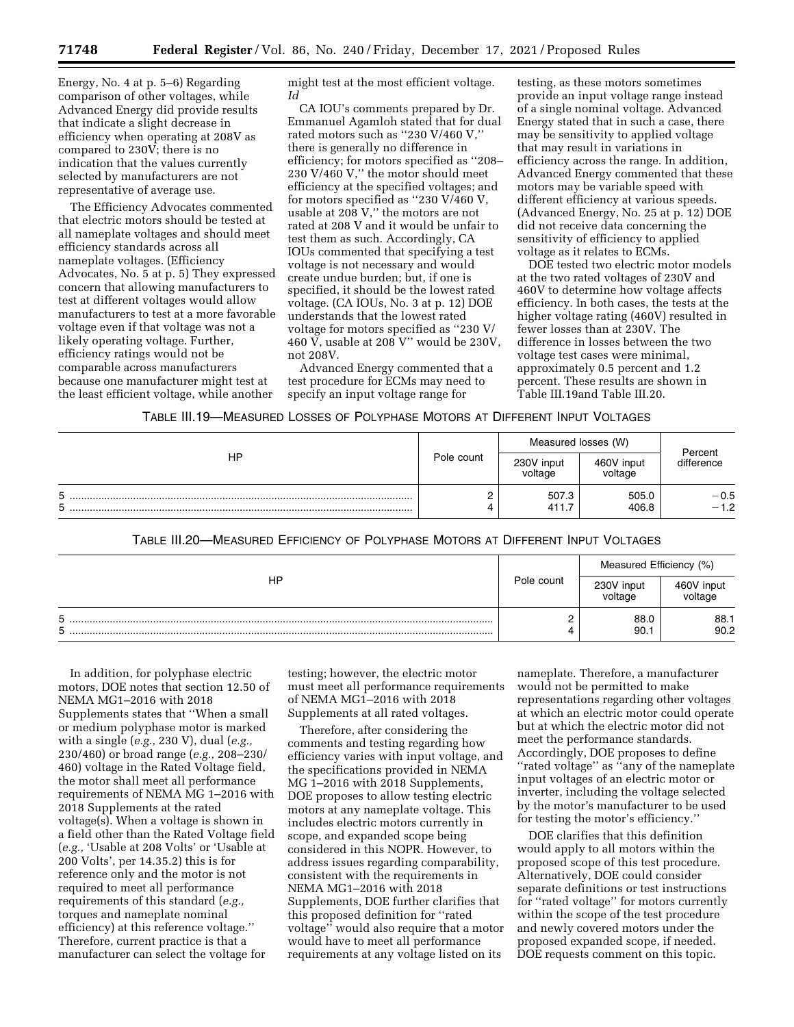Energy, No. 4 at p. 5–6) Regarding comparison of other voltages, while Advanced Energy did provide results that indicate a slight decrease in efficiency when operating at 208V as compared to 230V; there is no indication that the values currently selected by manufacturers are not representative of average use.

The Efficiency Advocates commented that electric motors should be tested at all nameplate voltages and should meet efficiency standards across all nameplate voltages. (Efficiency Advocates, No. 5 at p. 5) They expressed concern that allowing manufacturers to test at different voltages would allow manufacturers to test at a more favorable voltage even if that voltage was not a likely operating voltage. Further, efficiency ratings would not be comparable across manufacturers because one manufacturer might test at the least efficient voltage, while another might test at the most efficient voltage. *Id*

CA IOU's comments prepared by Dr. Emmanuel Agamloh stated that for dual rated motors such as ''230 V/460 V,'' there is generally no difference in efficiency; for motors specified as ''208–230 V/460 V,'' the motor should meet efficiency at the specified voltages; and for motors specified as ''230 V/460 V, usable at 208 V,'' the motors are not rated at 208 V and it would be unfair to test them as such. Accordingly, CA IOUs commented that specifying a test voltage is not necessary and would create undue burden; but, if one is specified, it should be the lowest rated voltage. (CA IOUs, No. 3 at p. 12) DOE understands that the lowest rated voltage for motors specified as ''230 V/460 V, usable at 208 V'' would be 230V, not 208V.

Advanced Energy commented that a test procedure for ECMs may need to specify an input voltage range for testing, as these motors sometimes provide an input voltage range instead of a single nominal voltage. Advanced Energy stated that in such a case, there may be sensitivity to applied voltage that may result in variations in efficiency across the range. In addition, Advanced Energy commented that these motors may be variable speed with different efficiency at various speeds. (Advanced Energy, No. 25 at p. 12) DOE did not receive data concerning the sensitivity of efficiency to applied voltage as it relates to ECMs.

DOE tested two electric motor models at the two rated voltages of 230V and 460V to determine how voltage affects efficiency. In both cases, the tests at the higher voltage rating (460V) resulted in fewer losses than at 230V. The difference in losses between the two voltage test cases were minimal, approximately 0.5 percent and 1.2 percent. These results are shown in Table III.19and Table III.20.

TABLE III.19—MEASURED LOSSES OF POLYPHASE MOTORS AT DIFFERENT INPUT VOLTAGES

| HP | Pole count | Measured losses (W) | | Percent difference |
|---|---|---|---|---|
| | | 230V input voltage | 460V input voltage | |
| 5 | 2 | 507.3 | 505.0 | −0.5 |
| 5 | 4 | 411.7 | 406.8 | −1.2 |

TABLE III.20—MEASURED EFFICIENCY OF POLYPHASE MOTORS AT DIFFERENT INPUT VOLTAGES

| HP | Pole count | Measured Efficiency (%) | |
|---|---|---|---|
| | | 230V input voltage | 460V input voltage |
| 5 | 2 | 88.0 | 88.1 |
| 5 | 4 | 90.1 | 90.2 |

In addition, for polyphase electric motors, DOE notes that section 12.50 of NEMA MG1–2016 with 2018 Supplements states that ''When a small or medium polyphase motor is marked with a single (*e.g.,* 230 V), dual (*e.g.,* 230/460) or broad range (*e.g.,* 208–230/460) voltage in the Rated Voltage field, the motor shall meet all performance requirements of NEMA MG 1–2016 with 2018 Supplements at the rated voltage(s). When a voltage is shown in a field other than the Rated Voltage field (*e.g.,* 'Usable at 208 Volts' or 'Usable at 200 Volts', per 14.35.2) this is for reference only and the motor is not required to meet all performance requirements of this standard (*e.g.,* torques and nameplate nominal efficiency) at this reference voltage.'' Therefore, current practice is that a manufacturer can select the voltage for testing; however, the electric motor must meet all performance requirements of NEMA MG1–2016 with 2018 Supplements at all rated voltages.

Therefore, after considering the comments and testing regarding how efficiency varies with input voltage, and the specifications provided in NEMA MG 1–2016 with 2018 Supplements, DOE proposes to allow testing electric motors at any nameplate voltage. This includes electric motors currently in scope, and expanded scope being considered in this NOPR. However, to address issues regarding comparability, consistent with the requirements in NEMA MG1–2016 with 2018 Supplements, DOE further clarifies that this proposed definition for ''rated voltage'' would also require that a motor would have to meet all performance requirements at any voltage listed on its nameplate. Therefore, a manufacturer would not be permitted to make representations regarding other voltages at which an electric motor could operate but at which the electric motor did not meet the performance standards. Accordingly, DOE proposes to define ''rated voltage'' as ''any of the nameplate input voltages of an electric motor or inverter, including the voltage selected by the motor's manufacturer to be used for testing the motor's efficiency.''

DOE clarifies that this definition would apply to all motors within the proposed scope of this test procedure. Alternatively, DOE could consider separate definitions or test instructions for ''rated voltage'' for motors currently within the scope of the test procedure and newly covered motors under the proposed expanded scope, if needed. DOE requests comment on this topic.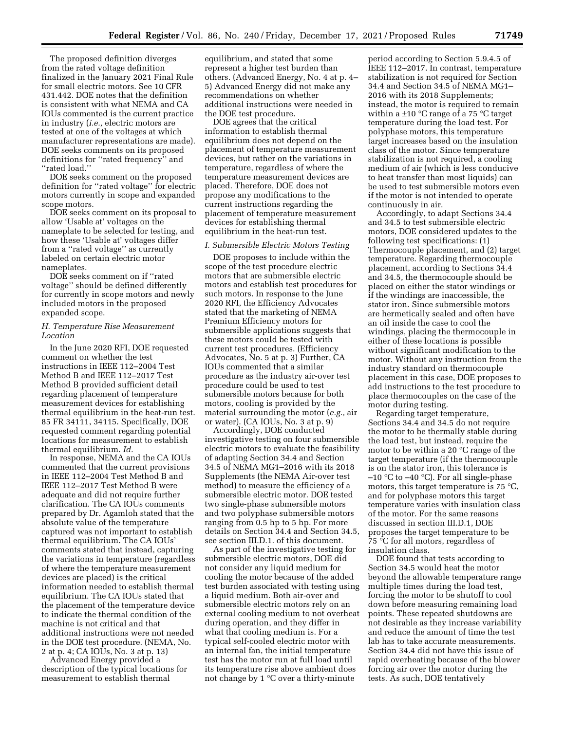The proposed definition diverges from the rated voltage definition finalized in the January 2021 Final Rule for small electric motors. See 10 CFR 431.442. DOE notes that the definition is consistent with what NEMA and CA IOUs commented is the current practice in industry (*i.e.,* electric motors are tested at one of the voltages at which manufacturer representations are made). DOE seeks comments on its proposed definitions for ''rated frequency'' and ''rated load.''

DOE seeks comment on the proposed definition for ''rated voltage'' for electric motors currently in scope and expanded scope motors.

DOE seeks comment on its proposal to allow 'Usable at' voltages on the nameplate to be selected for testing, and how these 'Usable at' voltages differ from a ''rated voltage'' as currently labeled on certain electric motor nameplates.

DOE seeks comment on if ''rated voltage'' should be defined differently for currently in scope motors and newly included motors in the proposed expanded scope.

### *H. Temperature Rise Measurement Location*

In the June 2020 RFI, DOE requested comment on whether the test instructions in IEEE 112–2004 Test Method B and IEEE 112–2017 Test Method B provided sufficient detail regarding placement of temperature measurement devices for establishing thermal equilibrium in the heat-run test. 85 FR 34111, 34115. Specifically, DOE requested comment regarding potential locations for measurement to establish thermal equilibrium. *Id.*

In response, NEMA and the CA IOUs commented that the current provisions in IEEE 112–2004 Test Method B and IEEE 112–2017 Test Method B were adequate and did not require further clarification. The CA IOUs comments prepared by Dr. Agamloh stated that the absolute value of the temperature captured was not important to establish thermal equilibrium. The CA IOUs' comments stated that instead, capturing the variations in temperature (regardless of where the temperature measurement devices are placed) is the critical information needed to establish thermal equilibrium. The CA IOUs stated that the placement of the temperature device to indicate the thermal condition of the machine is not critical and that additional instructions were not needed in the DOE test procedure. (NEMA, No. 2 at p. 4; CA IOUs, No. 3 at p. 13)

Advanced Energy provided a description of the typical locations for measurement to establish thermal equilibrium, and stated that some represent a higher test burden than others. (Advanced Energy, No. 4 at p. 4–5) Advanced Energy did not make any recommendations on whether additional instructions were needed in the DOE test procedure.

DOE agrees that the critical information to establish thermal equilibrium does not depend on the placement of temperature measurement devices, but rather on the variations in temperature, regardless of where the temperature measurement devices are placed. Therefore, DOE does not propose any modifications to the current instructions regarding the placement of temperature measurement devices for establishing thermal equilibrium in the heat-run test.

### *I. Submersible Electric Motors Testing*

DOE proposes to include within the scope of the test procedure electric motors that are submersible electric motors and establish test procedures for such motors. In response to the June 2020 RFI, the Efficiency Advocates stated that the marketing of NEMA Premium Efficiency motors for submersible applications suggests that these motors could be tested with current test procedures. (Efficiency Advocates, No. 5 at p. 3) Further, CA IOUs commented that a similar procedure as the industry air-over test procedure could be used to test submersible motors because for both motors, cooling is provided by the material surrounding the motor (*e.g.,* air or water). (CA IOUs, No. 3 at p. 9)

Accordingly, DOE conducted investigative testing on four submersible electric motors to evaluate the feasibility of adapting Section 34.4 and Section 34.5 of NEMA MG1–2016 with its 2018 Supplements (the NEMA Air-over test method) to measure the efficiency of a submersible electric motor. DOE tested two single-phase submersible motors and two polyphase submersible motors ranging from 0.5 hp to 5 hp. For more details on Section 34.4 and Section 34.5, see section III.D.1. of this document.

As part of the investigative testing for submersible electric motors, DOE did not consider any liquid medium for cooling the motor because of the added test burden associated with testing using a liquid medium. Both air-over and submersible electric motors rely on an external cooling medium to not overheat during operation, and they differ in what that cooling medium is. For a typical self-cooled electric motor with an internal fan, the initial temperature test has the motor run at full load until its temperature rise above ambient does not change by 1 °C over a thirty-minute period according to Section 5.9.4.5 of IEEE 112–2017. In contrast, temperature stabilization is not required for Section 34.4 and Section 34.5 of NEMA MG1–2016 with its 2018 Supplements; instead, the motor is required to remain within a ±10 °C range of a 75 °C target temperature during the load test. For polyphase motors, this temperature target increases based on the insulation class of the motor. Since temperature stabilization is not required, a cooling medium of air (which is less conducive to heat transfer than most liquids) can be used to test submersible motors even if the motor is not intended to operate continuously in air.

Accordingly, to adapt Sections 34.4 and 34.5 to test submersible electric motors, DOE considered updates to the following test specifications: (1) Thermocouple placement, and (2) target temperature. Regarding thermocouple placement, according to Sections 34.4 and 34.5, the thermocouple should be placed on either the stator windings or if the windings are inaccessible, the stator iron. Since submersible motors are hermetically sealed and often have an oil inside the case to cool the windings, placing the thermocouple in either of these locations is possible without significant modification to the motor. Without any instruction from the industry standard on thermocouple placement in this case, DOE proposes to add instructions to the test procedure to place thermocouples on the case of the motor during testing.

Regarding target temperature, Sections 34.4 and 34.5 do not require the motor to be thermally stable during the load test, but instead, require the motor to be within a 20 °C range of the target temperature (if the thermocouple is on the stator iron, this tolerance is –10 °C to –40 °C). For all single-phase motors, this target temperature is 75 °C, and for polyphase motors this target temperature varies with insulation class of the motor. For the same reasons discussed in section III.D.1, DOE proposes the target temperature to be 75 °C for all motors, regardless of insulation class.

DOE found that tests according to Section 34.5 would heat the motor beyond the allowable temperature range multiple times during the load test, forcing the motor to be shutoff to cool down before measuring remaining load points. These repeated shutdowns are not desirable as they increase variability and reduce the amount of time the test lab has to take accurate measurements. Section 34.4 did not have this issue of rapid overheating because of the blower forcing air over the motor during the tests. As such, DOE tentatively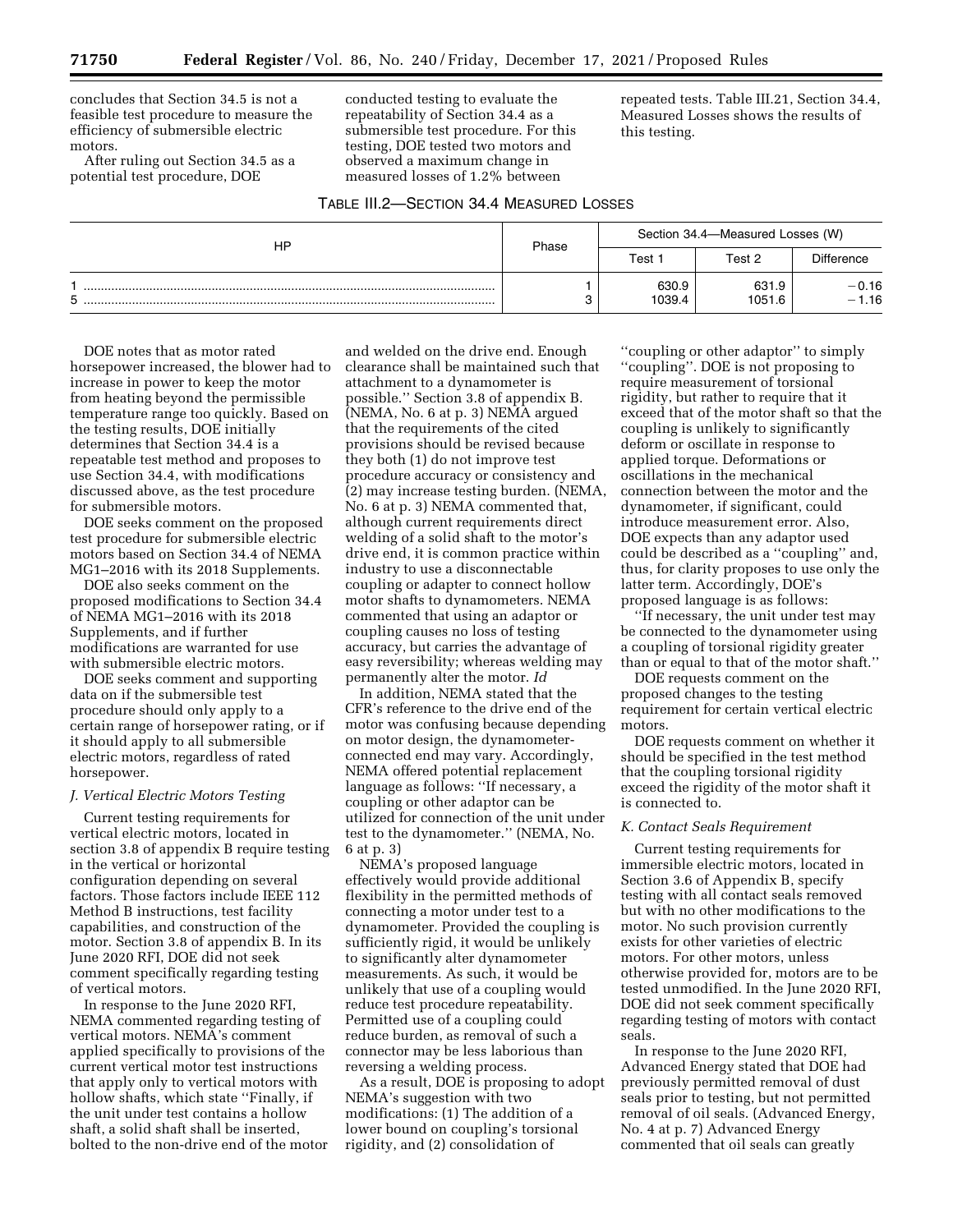concludes that Section 34.5 is not a feasible test procedure to measure the efficiency of submersible electric motors.

After ruling out Section 34.5 as a potential test procedure, DOE conducted testing to evaluate the repeatability of Section 34.4 as a submersible test procedure. For this testing, DOE tested two motors and observed a maximum change in measured losses of 1.2% between repeated tests. Table III.21, Section 34.4, Measured Losses shows the results of this testing.

TABLE III.2—SECTION 34.4 MEASURED LOSSES

| HP | Phase | Section 34.4—Measured Losses (W) | | |
|---|---|---|---|---|
| | | Test 1 | Test 2 | Difference |
| 1 | 1 | 630.9 | 631.9 | −0.16 |
| 5 | 3 | 1039.4 | 1051.6 | −1.16 |

DOE notes that as motor rated horsepower increased, the blower had to increase in power to keep the motor from heating beyond the permissible temperature range too quickly. Based on the testing results, DOE initially determines that Section 34.4 is a repeatable test method and proposes to use Section 34.4, with modifications discussed above, as the test procedure for submersible motors.

DOE seeks comment on the proposed test procedure for submersible electric motors based on Section 34.4 of NEMA MG1–2016 with its 2018 Supplements.

DOE also seeks comment on the proposed modifications to Section 34.4 of NEMA MG1–2016 with its 2018 Supplements, and if further modifications are warranted for use with submersible electric motors.

DOE seeks comment and supporting data on if the submersible test procedure should only apply to a certain range of horsepower rating, or if it should apply to all submersible electric motors, regardless of rated horsepower.

### J. Vertical Electric Motors Testing

Current testing requirements for vertical electric motors, located in section 3.8 of appendix B require testing in the vertical or horizontal configuration depending on several factors. Those factors include IEEE 112 Method B instructions, test facility capabilities, and construction of the motor. Section 3.8 of appendix B. In its June 2020 RFI, DOE did not seek comment specifically regarding testing of vertical motors.

In response to the June 2020 RFI, NEMA commented regarding testing of vertical motors. NEMA's comment applied specifically to provisions of the current vertical motor test instructions that apply only to vertical motors with hollow shafts, which state "Finally, if the unit under test contains a hollow shaft, a solid shaft shall be inserted, bolted to the non-drive end of the motor and welded on the drive end. Enough clearance shall be maintained such that attachment to a dynamometer is possible." Section 3.8 of appendix B. (NEMA, No. 6 at p. 3) NEMA argued that the requirements of the cited provisions should be revised because they both (1) do not improve test procedure accuracy or consistency and (2) may increase testing burden. (NEMA, No. 6 at p. 3) NEMA commented that, although current requirements direct welding of a solid shaft to the motor's drive end, it is common practice within industry to use a disconnectable coupling or adapter to connect hollow motor shafts to dynamometers. NEMA commented that using an adaptor or coupling causes no loss of testing accuracy, but carries the advantage of easy reversibility; whereas welding may permanently alter the motor. *Id*

In addition, NEMA stated that the CFR's reference to the drive end of the motor was confusing because depending on motor design, the dynamometer-connected end may vary. Accordingly, NEMA offered potential replacement language as follows: "If necessary, a coupling or other adaptor can be utilized for connection of the unit under test to the dynamometer." (NEMA, No. 6 at p. 3)

NEMA's proposed language effectively would provide additional flexibility in the permitted methods of connecting a motor under test to a dynamometer. Provided the coupling is sufficiently rigid, it would be unlikely to significantly alter dynamometer measurements. As such, it would be unlikely that use of a coupling would reduce test procedure repeatability. Permitted use of a coupling could reduce burden, as removal of such a connector may be less laborious than reversing a welding process.

As a result, DOE is proposing to adopt NEMA's suggestion with two modifications: (1) The addition of a lower bound on coupling's torsional rigidity, and (2) consolidation of "coupling or other adaptor" to simply "coupling". DOE is not proposing to require measurement of torsional rigidity, but rather to require that it exceed that of the motor shaft so that the coupling is unlikely to significantly deform or oscillate in response to applied torque. Deformations or oscillations in the mechanical connection between the motor and the dynamometer, if significant, could introduce measurement error. Also, DOE expects than any adaptor used could be described as a "coupling" and, thus, for clarity proposes to use only the latter term. Accordingly, DOE's proposed language is as follows:

"If necessary, the unit under test may be connected to the dynamometer using a coupling of torsional rigidity greater than or equal to that of the motor shaft."

DOE requests comment on the proposed changes to the testing requirement for certain vertical electric motors.

DOE requests comment on whether it should be specified in the test method that the coupling torsional rigidity exceed the rigidity of the motor shaft it is connected to.

### K. Contact Seals Requirement

Current testing requirements for immersible electric motors, located in Section 3.6 of Appendix B, specify testing with all contact seals removed but with no other modifications to the motor. No such provision currently exists for other varieties of electric motors. For other motors, unless otherwise provided for, motors are to be tested unmodified. In the June 2020 RFI, DOE did not seek comment specifically regarding testing of motors with contact seals.

In response to the June 2020 RFI, Advanced Energy stated that DOE had previously permitted removal of dust seals prior to testing, but not permitted removal of oil seals. (Advanced Energy, No. 4 at p. 7) Advanced Energy commented that oil seals can greatly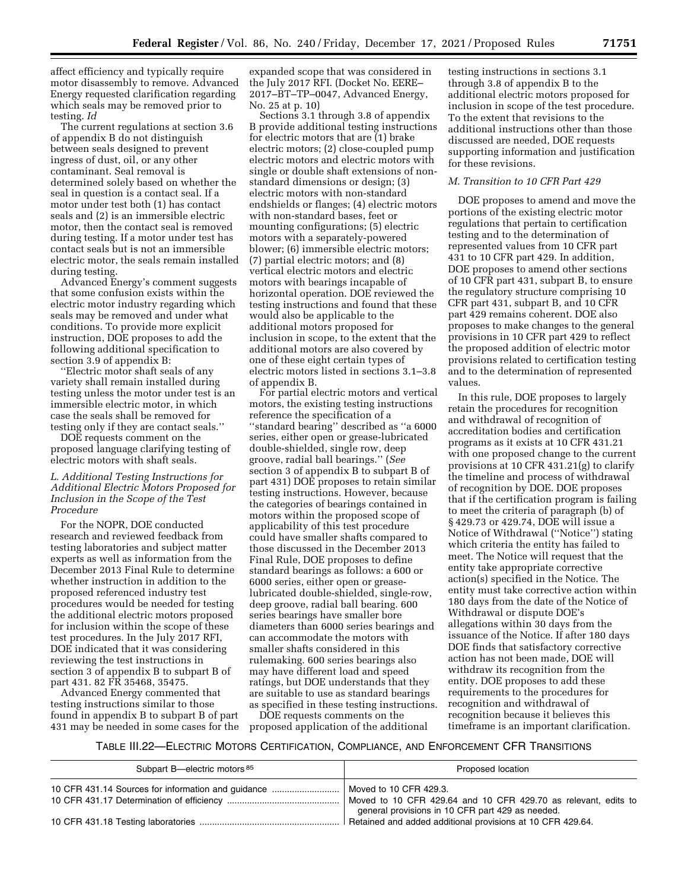affect efficiency and typically require motor disassembly to remove. Advanced Energy requested clarification regarding which seals may be removed prior to testing. *Id*

The current regulations at section 3.6 of appendix B do not distinguish between seals designed to prevent ingress of dust, oil, or any other contaminant. Seal removal is determined solely based on whether the seal in question is a contact seal. If a motor under test both (1) has contact seals and (2) is an immersible electric motor, then the contact seal is removed during testing. If a motor under test has contact seals but is not an immersible electric motor, the seals remain installed during testing.

Advanced Energy's comment suggests that some confusion exists within the electric motor industry regarding which seals may be removed and under what conditions. To provide more explicit instruction, DOE proposes to add the following additional specification to section 3.9 of appendix B:

''Electric motor shaft seals of any variety shall remain installed during testing unless the motor under test is an immersible electric motor, in which case the seals shall be removed for testing only if they are contact seals.''

DOE requests comment on the proposed language clarifying testing of electric motors with shaft seals.

### *L. Additional Testing Instructions for Additional Electric Motors Proposed for Inclusion in the Scope of the Test Procedure*

For the NOPR, DOE conducted research and reviewed feedback from testing laboratories and subject matter experts as well as information from the December 2013 Final Rule to determine whether instruction in addition to the proposed referenced industry test procedures would be needed for testing the additional electric motors proposed for inclusion within the scope of these test procedures. In the July 2017 RFI, DOE indicated that it was considering reviewing the test instructions in section 3 of appendix B to subpart B of part 431. 82 FR 35468, 35475.

Advanced Energy commented that testing instructions similar to those found in appendix B to subpart B of part 431 may be needed in some cases for the expanded scope that was considered in the July 2017 RFI. (Docket No. EERE–2017–BT–TP–0047, Advanced Energy, No. 25 at p. 10)

Sections 3.1 through 3.8 of appendix B provide additional testing instructions for electric motors that are (1) brake electric motors; (2) close-coupled pump electric motors and electric motors with single or double shaft extensions of non-standard dimensions or design; (3) electric motors with non-standard endshields or flanges; (4) electric motors with non-standard bases, feet or mounting configurations; (5) electric motors with a separately-powered blower; (6) immersible electric motors; (7) partial electric motors; and (8) vertical electric motors and electric motors with bearings incapable of horizontal operation. DOE reviewed the testing instructions and found that these would also be applicable to the additional motors proposed for inclusion in scope, to the extent that the additional motors are also covered by one of these eight certain types of electric motors listed in sections 3.1–3.8 of appendix B.

For partial electric motors and vertical motors, the existing testing instructions reference the specification of a ''standard bearing'' described as ''a 6000 series, either open or grease-lubricated double-shielded, single row, deep groove, radial ball bearings.'' (*See* section 3 of appendix B to subpart B of part 431) DOE proposes to retain similar testing instructions. However, because the categories of bearings contained in motors within the proposed scope of applicability of this test procedure could have smaller shafts compared to those discussed in the December 2013 Final Rule, DOE proposes to define standard bearings as follows: a 600 or 6000 series, either open or grease-lubricated double-shielded, single-row, deep groove, radial ball bearing. 600 series bearings have smaller bore diameters than 6000 series bearings and can accommodate the motors with smaller shafts considered in this rulemaking. 600 series bearings also may have different load and speed ratings, but DOE understands that they are suitable to use as standard bearings as specified in these testing instructions.

DOE requests comments on the proposed application of the additional testing instructions in sections 3.1 through 3.8 of appendix B to the additional electric motors proposed for inclusion in scope of the test procedure. To the extent that revisions to the additional instructions other than those discussed are needed, DOE requests supporting information and justification for these revisions.

### *M. Transition to 10 CFR Part 429*

DOE proposes to amend and move the portions of the existing electric motor regulations that pertain to certification testing and to the determination of represented values from 10 CFR part 431 to 10 CFR part 429. In addition, DOE proposes to amend other sections of 10 CFR part 431, subpart B, to ensure the regulatory structure comprising 10 CFR part 431, subpart B, and 10 CFR part 429 remains coherent. DOE also proposes to make changes to the general provisions in 10 CFR part 429 to reflect the proposed addition of electric motor provisions related to certification testing and to the determination of represented values.

In this rule, DOE proposes to largely retain the procedures for recognition and withdrawal of recognition of accreditation bodies and certification programs as it exists at 10 CFR 431.21 with one proposed change to the current provisions at 10 CFR 431.21(g) to clarify the timeline and process of withdrawal of recognition by DOE. DOE proposes that if the certification program is failing to meet the criteria of paragraph (b) of § 429.73 or 429.74, DOE will issue a Notice of Withdrawal (''Notice'') stating which criteria the entity has failed to meet. The Notice will request that the entity take appropriate corrective action(s) specified in the Notice. The entity must take corrective action within 180 days from the date of the Notice of Withdrawal or dispute DOE's allegations within 30 days from the issuance of the Notice. If after 180 days DOE finds that satisfactory corrective action has not been made, DOE will withdraw its recognition from the entity. DOE proposes to add these requirements to the procedures for recognition and withdrawal of recognition because it believes this timeframe is an important clarification.

TABLE III.22—ELECTRIC MOTORS CERTIFICATION, COMPLIANCE, AND ENFORCEMENT CFR TRANSITIONS

| Subpart B—electric motors [85] | Proposed location |
|---|---|
| 10 CFR 431.14 Sources for information and guidance | Moved to 10 CFR 429.3. |
| 10 CFR 431.17 Determination of efficiency | Moved to 10 CFR 429.64 and 10 CFR 429.70 as relevant, edits to general provisions in 10 CFR part 429 as needed. |
| 10 CFR 431.18 Testing laboratories | Retained and added additional provisions at 10 CFR 429.64. |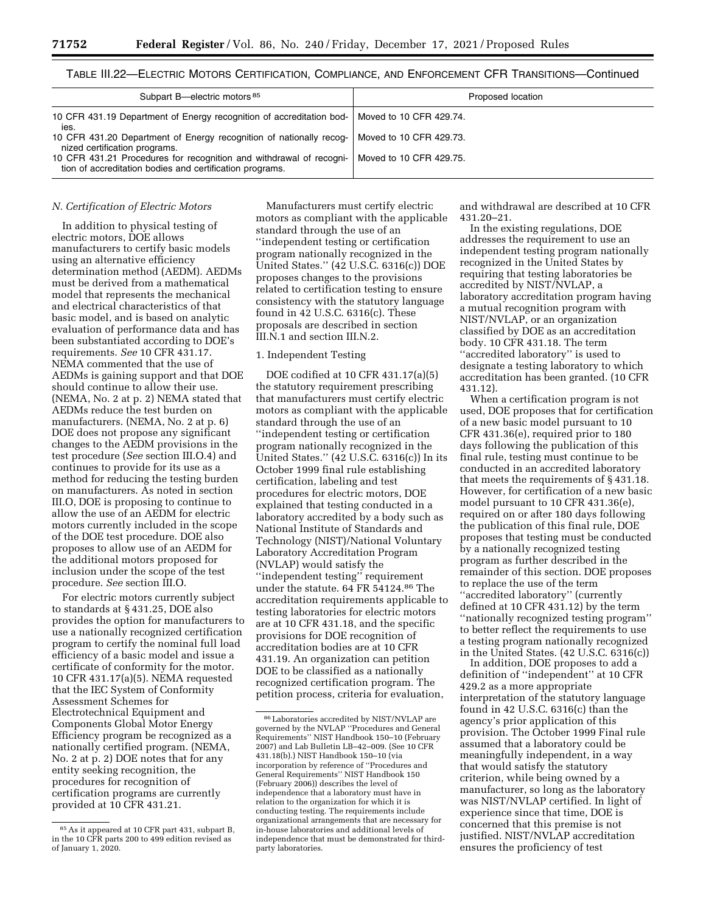TABLE III.22—ELECTRIC MOTORS CERTIFICATION, COMPLIANCE, AND ENFORCEMENT CFR TRANSITIONS—Continued

| Subpart B—electric motors [85] | Proposed location |
| --- | --- |
| 10 CFR 431.19 Department of Energy recognition of accreditation bodies. | Moved to 10 CFR 429.74. |
| 10 CFR 431.20 Department of Energy recognition of nationally recognized certification programs. | Moved to 10 CFR 429.73. |
| 10 CFR 431.21 Procedures for recognition and withdrawal of recognition of accreditation bodies and certification programs. | Moved to 10 CFR 429.75. |

### N. Certification of Electric Motors

In addition to physical testing of electric motors, DOE allows manufacturers to certify basic models using an alternative efficiency determination method (AEDM). AEDMs must be derived from a mathematical model that represents the mechanical and electrical characteristics of that basic model, and is based on analytic evaluation of performance data and has been substantiated according to DOE's requirements. *See* 10 CFR 431.17. NEMA commented that the use of AEDMs is gaining support and that DOE should continue to allow their use. (NEMA, No. 2 at p. 2) NEMA stated that AEDMs reduce the test burden on manufacturers. (NEMA, No. 2 at p. 6) DOE does not propose any significant changes to the AEDM provisions in the test procedure (*See* section III.O.4) and continues to provide for its use as a method for reducing the testing burden on manufacturers. As noted in section III.O, DOE is proposing to continue to allow the use of an AEDM for electric motors currently included in the scope of the DOE test procedure. DOE also proposes to allow use of an AEDM for the additional motors proposed for inclusion under the scope of the test procedure. *See* section III.O.

For electric motors currently subject to standards at § 431.25, DOE also provides the option for manufacturers to use a nationally recognized certification program to certify the nominal full load efficiency of a basic model and issue a certificate of conformity for the motor. 10 CFR 431.17(a)(5). NEMA requested that the IEC System of Conformity Assessment Schemes for Electrotechnical Equipment and Components Global Motor Energy Efficiency program be recognized as a nationally certified program. (NEMA, No. 2 at p. 2) DOE notes that for any entity seeking recognition, the procedures for recognition of certification programs are currently provided at 10 CFR 431.21.

Manufacturers must certify electric motors as compliant with the applicable standard through the use of an ''independent testing or certification program nationally recognized in the United States.'' (42 U.S.C. 6316(c)) DOE proposes changes to the provisions related to certification testing to ensure consistency with the statutory language found in 42 U.S.C. 6316(c). These proposals are described in section III.N.1 and section III.N.2.

#### 1. Independent Testing

DOE codified at 10 CFR 431.17(a)(5) the statutory requirement prescribing that manufacturers must certify electric motors as compliant with the applicable standard through the use of an ''independent testing or certification program nationally recognized in the United States.'' (42 U.S.C. 6316(c)) In its October 1999 final rule establishing certification, labeling and test procedures for electric motors, DOE explained that testing conducted in a laboratory accredited by a body such as National Institute of Standards and Technology (NIST)/National Voluntary Laboratory Accreditation Program (NVLAP) would satisfy the ''independent testing'' requirement under the statute. 64 FR 54124.[86] The accreditation requirements applicable to testing laboratories for electric motors are at 10 CFR 431.18, and the specific provisions for DOE recognition of accreditation bodies are at 10 CFR 431.19. An organization can petition DOE to be classified as a nationally recognized certification program. The petition process, criteria for evaluation, and withdrawal are described at 10 CFR 431.20–21.

In the existing regulations, DOE addresses the requirement to use an independent testing program nationally recognized in the United States by requiring that testing laboratories be accredited by NIST/NVLAP, a laboratory accreditation program having a mutual recognition program with NIST/NVLAP, or an organization classified by DOE as an accreditation body. 10 CFR 431.18. The term ''accredited laboratory'' is used to designate a testing laboratory to which accreditation has been granted. (10 CFR 431.12).

When a certification program is not used, DOE proposes that for certification of a new basic model pursuant to 10 CFR 431.36(e), required prior to 180 days following the publication of this final rule, testing must continue to be conducted in an accredited laboratory that meets the requirements of § 431.18. However, for certification of a new basic model pursuant to 10 CFR 431.36(e), required on or after 180 days following the publication of this final rule, DOE proposes that testing must be conducted by a nationally recognized testing program as further described in the remainder of this section. DOE proposes to replace the use of the term ''accredited laboratory'' (currently defined at 10 CFR 431.12) by the term ''nationally recognized testing program'' to better reflect the requirements to use a testing program nationally recognized in the United States. (42 U.S.C. 6316(c))

In addition, DOE proposes to add a definition of ''independent'' at 10 CFR 429.2 as a more appropriate interpretation of the statutory language found in 42 U.S.C. 6316(c) than the agency's prior application of this provision. The October 1999 Final rule assumed that a laboratory could be meaningfully independent, in a way that would satisfy the statutory criterion, while being owned by a manufacturer, so long as the laboratory was NIST/NVLAP certified. In light of experience since that time, DOE is concerned that this premise is not justified. NIST/NVLAP accreditation ensures the proficiency of test

---

[85] As it appeared at 10 CFR part 431, subpart B, in the 10 CFR parts 200 to 499 edition revised as of January 1, 2020.

[86] Laboratories accredited by NIST/NVLAP are governed by the NVLAP ''Procedures and General Requirements'' NIST Handbook 150–10 (February 2007) and Lab Bulletin LB–42–009. (See 10 CFR 431.18(b).) NIST Handbook 150–10 (via incorporation by reference of ''Procedures and General Requirements'' NIST Handbook 150 (February 2006)) describes the level of independence that a laboratory must have in relation to the organization for which it is conducting testing. The requirements include organizational arrangements that are necessary for in-house laboratories and additional levels of independence that must be demonstrated for third-party laboratories.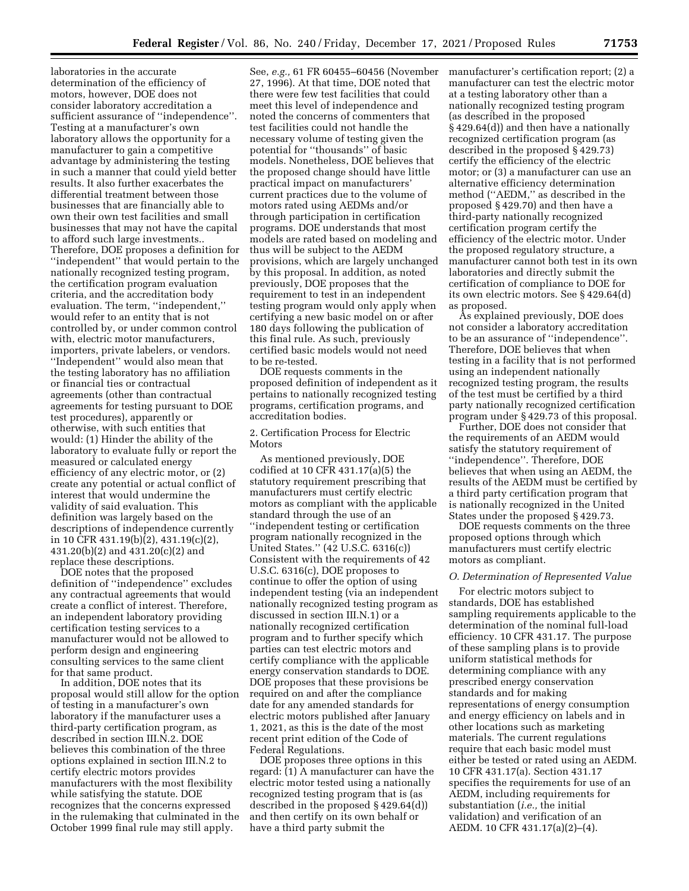laboratories in the accurate determination of the efficiency of motors, however, DOE does not consider laboratory accreditation a sufficient assurance of ''independence''. Testing at a manufacturer's own laboratory allows the opportunity for a manufacturer to gain a competitive advantage by administering the testing in such a manner that could yield better results. It also further exacerbates the differential treatment between those businesses that are financially able to own their own test facilities and small businesses that may not have the capital to afford such large investments.. Therefore, DOE proposes a definition for ''independent'' that would pertain to the nationally recognized testing program, the certification program evaluation criteria, and the accreditation body evaluation. The term, ''independent,'' would refer to an entity that is not controlled by, or under common control with, electric motor manufacturers, importers, private labelers, or vendors. ''Independent'' would also mean that the testing laboratory has no affiliation or financial ties or contractual agreements (other than contractual agreements for testing pursuant to DOE test procedures), apparently or otherwise, with such entities that would: (1) Hinder the ability of the laboratory to evaluate fully or report the measured or calculated energy efficiency of any electric motor, or (2) create any potential or actual conflict of interest that would undermine the validity of said evaluation. This definition was largely based on the descriptions of independence currently in 10 CFR 431.19(b)(2), 431.19(c)(2), 431.20(b)(2) and 431.20(c)(2) and replace these descriptions.

DOE notes that the proposed definition of ''independence'' excludes any contractual agreements that would create a conflict of interest. Therefore, an independent laboratory providing certification testing services to a manufacturer would not be allowed to perform design and engineering consulting services to the same client for that same product.

In addition, DOE notes that its proposal would still allow for the option of testing in a manufacturer's own laboratory if the manufacturer uses a third-party certification program, as described in section III.N.2. DOE believes this combination of the three options explained in section III.N.2 to certify electric motors provides manufacturers with the most flexibility while satisfying the statute. DOE recognizes that the concerns expressed in the rulemaking that culminated in the October 1999 final rule may still apply. See, *e.g.,* 61 FR 60455–60456 (November 27, 1996). At that time, DOE noted that there were few test facilities that could meet this level of independence and noted the concerns of commenters that test facilities could not handle the necessary volume of testing given the potential for ''thousands'' of basic models. Nonetheless, DOE believes that the proposed change should have little practical impact on manufacturers' current practices due to the volume of motors rated using AEDMs and/or through participation in certification programs. DOE understands that most models are rated based on modeling and thus will be subject to the AEDM provisions, which are largely unchanged by this proposal. In addition, as noted previously, DOE proposes that the requirement to test in an independent testing program would only apply when certifying a new basic model on or after 180 days following the publication of this final rule. As such, previously certified basic models would not need to be re-tested.

DOE requests comments in the proposed definition of independent as it pertains to nationally recognized testing programs, certification programs, and accreditation bodies.

2. Certification Process for Electric Motors

As mentioned previously, DOE codified at 10 CFR 431.17(a)(5) the statutory requirement prescribing that manufacturers must certify electric motors as compliant with the applicable standard through the use of an ''independent testing or certification program nationally recognized in the United States.'' (42 U.S.C. 6316(c)) Consistent with the requirements of 42 U.S.C. 6316(c), DOE proposes to continue to offer the option of using independent testing (via an independent nationally recognized testing program as discussed in section III.N.1) or a nationally recognized certification program and to further specify which parties can test electric motors and certify compliance with the applicable energy conservation standards to DOE. DOE proposes that these provisions be required on and after the compliance date for any amended standards for electric motors published after January 1, 2021, as this is the date of the most recent print edition of the Code of Federal Regulations.

DOE proposes three options in this regard: (1) A manufacturer can have the electric motor tested using a nationally recognized testing program that is (as described in the proposed § 429.64(d)) and then certify on its own behalf or have a third party submit the manufacturer's certification report; (2) a manufacturer can test the electric motor at a testing laboratory other than a nationally recognized testing program (as described in the proposed § 429.64(d)) and then have a nationally recognized certification program (as described in the proposed § 429.73) certify the efficiency of the electric motor; or (3) a manufacturer can use an alternative efficiency determination method (''AEDM,'' as described in the proposed § 429.70) and then have a third-party nationally recognized certification program certify the efficiency of the electric motor. Under the proposed regulatory structure, a manufacturer cannot both test in its own laboratories and directly submit the certification of compliance to DOE for its own electric motors. See § 429.64(d) as proposed.

As explained previously, DOE does not consider a laboratory accreditation to be an assurance of ''independence''. Therefore, DOE believes that when testing in a facility that is not performed using an independent nationally recognized testing program, the results of the test must be certified by a third party nationally recognized certification program under § 429.73 of this proposal.

Further, DOE does not consider that the requirements of an AEDM would satisfy the statutory requirement of ''independence''. Therefore, DOE believes that when using an AEDM, the results of the AEDM must be certified by a third party certification program that is nationally recognized in the United States under the proposed § 429.73.

DOE requests comments on the three proposed options through which manufacturers must certify electric motors as compliant.

### *O. Determination of Represented Value*

For electric motors subject to standards, DOE has established sampling requirements applicable to the determination of the nominal full-load efficiency. 10 CFR 431.17. The purpose of these sampling plans is to provide uniform statistical methods for determining compliance with any prescribed energy conservation standards and for making representations of energy consumption and energy efficiency on labels and in other locations such as marketing materials. The current regulations require that each basic model must either be tested or rated using an AEDM. 10 CFR 431.17(a). Section 431.17 specifies the requirements for use of an AEDM, including requirements for substantiation (*i.e.,* the initial validation) and verification of an AEDM. 10 CFR 431.17(a)(2)–(4).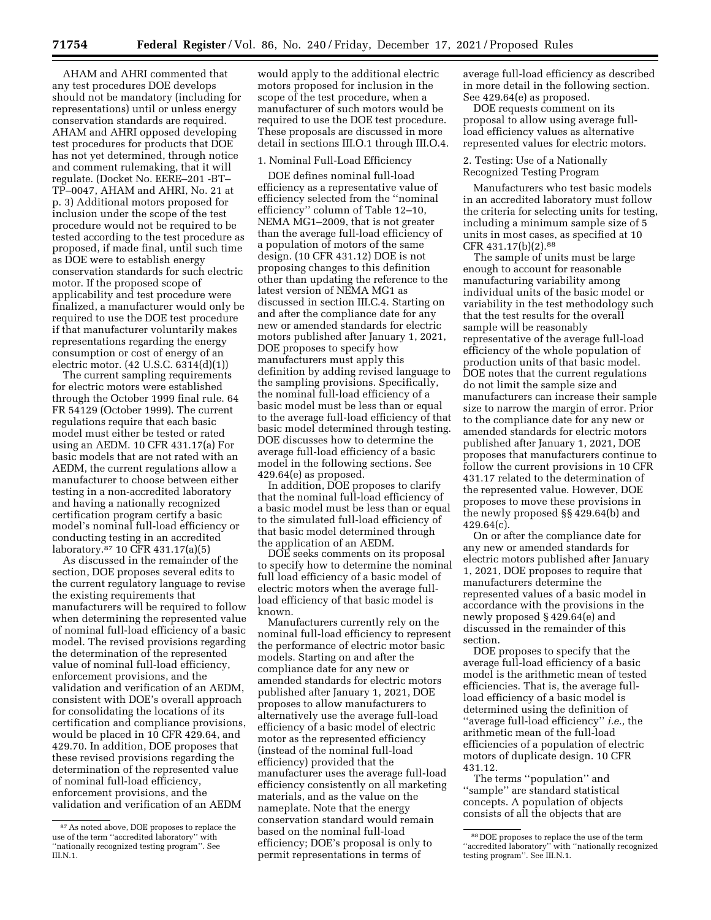AHAM and AHRI commented that any test procedures DOE develops should not be mandatory (including for representations) until or unless energy conservation standards are required. AHAM and AHRI opposed developing test procedures for products that DOE has not yet determined, through notice and comment rulemaking, that it will regulate. (Docket No. EERE–201 -BT–TP–0047, AHAM and AHRI, No. 21 at p. 3) Additional motors proposed for inclusion under the scope of the test procedure would not be required to be tested according to the test procedure as proposed, if made final, until such time as DOE were to establish energy conservation standards for such electric motor. If the proposed scope of applicability and test procedure were finalized, a manufacturer would only be required to use the DOE test procedure if that manufacturer voluntarily makes representations regarding the energy consumption or cost of energy of an electric motor. (42 U.S.C. 6314(d)(1))

The current sampling requirements for electric motors were established through the October 1999 final rule. 64 FR 54129 (October 1999). The current regulations require that each basic model must either be tested or rated using an AEDM. 10 CFR 431.17(a) For basic models that are not rated with an AEDM, the current regulations allow a manufacturer to choose between either testing in a non-accredited laboratory and having a nationally recognized certification program certify a basic model's nominal full-load efficiency or conducting testing in an accredited laboratory.[87] 10 CFR 431.17(a)(5)

As discussed in the remainder of the section, DOE proposes several edits to the current regulatory language to revise the existing requirements that manufacturers will be required to follow when determining the represented value of nominal full-load efficiency of a basic model. The revised provisions regarding the determination of the represented value of nominal full-load efficiency, enforcement provisions, and the validation and verification of an AEDM, consistent with DOE's overall approach for consolidating the locations of its certification and compliance provisions, would be placed in 10 CFR 429.64, and 429.70. In addition, DOE proposes that these revised provisions regarding the determination of the represented value of nominal full-load efficiency, enforcement provisions, and the validation and verification of an AEDM would apply to the additional electric motors proposed for inclusion in the scope of the test procedure, when a manufacturer of such motors would be required to use the DOE test procedure. These proposals are discussed in more detail in sections III.O.1 through III.O.4.

## 1. Nominal Full-Load Efficiency

DOE defines nominal full-load efficiency as a representative value of efficiency selected from the ''nominal efficiency'' column of Table 12–10, NEMA MG1–2009, that is not greater than the average full-load efficiency of a population of motors of the same design. (10 CFR 431.12) DOE is not proposing changes to this definition other than updating the reference to the latest version of NEMA MG1 as discussed in section III.C.4. Starting on and after the compliance date for any new or amended standards for electric motors published after January 1, 2021, DOE proposes to specify how manufacturers must apply this definition by adding revised language to the sampling provisions. Specifically, the nominal full-load efficiency of a basic model must be less than or equal to the average full-load efficiency of that basic model determined through testing. DOE discusses how to determine the average full-load efficiency of a basic model in the following sections. See 429.64(e) as proposed.

In addition, DOE proposes to clarify that the nominal full-load efficiency of a basic model must be less than or equal to the simulated full-load efficiency of that basic model determined through the application of an AEDM.

DOE seeks comments on its proposal to specify how to determine the nominal full load efficiency of a basic model of electric motors when the average full-load efficiency of that basic model is known.

Manufacturers currently rely on the nominal full-load efficiency to represent the performance of electric motor basic models. Starting on and after the compliance date for any new or amended standards for electric motors published after January 1, 2021, DOE proposes to allow manufacturers to alternatively use the average full-load efficiency of a basic model of electric motor as the represented efficiency (instead of the nominal full-load efficiency) provided that the manufacturer uses the average full-load efficiency consistently on all marketing materials, and as the value on the nameplate. Note that the energy conservation standard would remain based on the nominal full-load efficiency; DOE's proposal is only to permit representations in terms of average full-load efficiency as described in more detail in the following section. See 429.64(e) as proposed.

DOE requests comment on its proposal to allow using average full-load efficiency values as alternative represented values for electric motors.

## 2. Testing: Use of a Nationally Recognized Testing Program

Manufacturers who test basic models in an accredited laboratory must follow the criteria for selecting units for testing, including a minimum sample size of 5 units in most cases, as specified at 10 CFR 431.17(b)(2).[88]

The sample of units must be large enough to account for reasonable manufacturing variability among individual units of the basic model or variability in the test methodology such that the test results for the overall sample will be reasonably representative of the average full-load efficiency of the whole population of production units of that basic model. DOE notes that the current regulations do not limit the sample size and manufacturers can increase their sample size to narrow the margin of error. Prior to the compliance date for any new or amended standards for electric motors published after January 1, 2021, DOE proposes that manufacturers continue to follow the current provisions in 10 CFR 431.17 related to the determination of the represented value. However, DOE proposes to move these provisions in the newly proposed §§ 429.64(b) and 429.64(c).

On or after the compliance date for any new or amended standards for electric motors published after January 1, 2021, DOE proposes to require that manufacturers determine the represented values of a basic model in accordance with the provisions in the newly proposed § 429.64(e) and discussed in the remainder of this section.

DOE proposes to specify that the average full-load efficiency of a basic model is the arithmetic mean of tested efficiencies. That is, the average full-load efficiency of a basic model is determined using the definition of ''average full-load efficiency'' *i.e.,* the arithmetic mean of the full-load efficiencies of a population of electric motors of duplicate design. 10 CFR 431.12.

The terms ''population'' and ''sample'' are standard statistical concepts. A population of objects consists of all the objects that are

---

[87] As noted above, DOE proposes to replace the use of the term ''accredited laboratory'' with ''nationally recognized testing program''. See III.N.1.

[88] DOE proposes to replace the use of the term ''accredited laboratory'' with ''nationally recognized testing program''. See III.N.1.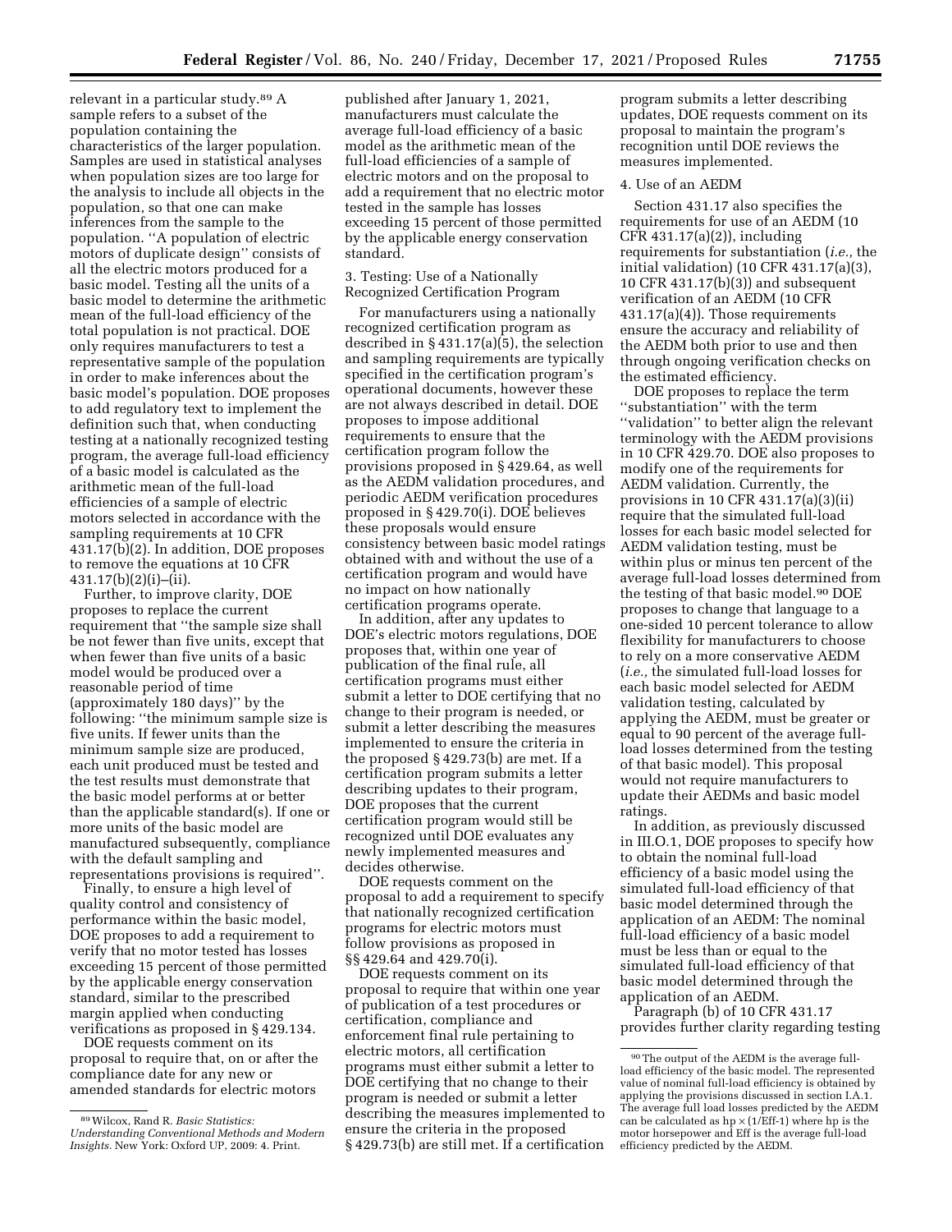relevant in a particular study.[89] A sample refers to a subset of the population containing the characteristics of the larger population. Samples are used in statistical analyses when population sizes are too large for the analysis to include all objects in the population, so that one can make inferences from the sample to the population. ''A population of electric motors of duplicate design'' consists of all the electric motors produced for a basic model. Testing all the units of a basic model to determine the arithmetic mean of the full-load efficiency of the total population is not practical. DOE only requires manufacturers to test a representative sample of the population in order to make inferences about the basic model's population. DOE proposes to add regulatory text to implement the definition such that, when conducting testing at a nationally recognized testing program, the average full-load efficiency of a basic model is calculated as the arithmetic mean of the full-load efficiencies of a sample of electric motors selected in accordance with the sampling requirements at 10 CFR 431.17(b)(2). In addition, DOE proposes to remove the equations at 10 CFR 431.17(b)(2)(i)–(ii).

Further, to improve clarity, DOE proposes to replace the current requirement that ''the sample size shall be not fewer than five units, except that when fewer than five units of a basic model would be produced over a reasonable period of time (approximately 180 days)'' by the following: ''the minimum sample size is five units. If fewer units than the minimum sample size are produced, each unit produced must be tested and the test results must demonstrate that the basic model performs at or better than the applicable standard(s). If one or more units of the basic model are manufactured subsequently, compliance with the default sampling and representations provisions is required''.

Finally, to ensure a high level of quality control and consistency of performance within the basic model, DOE proposes to add a requirement to verify that no motor tested has losses exceeding 15 percent of those permitted by the applicable energy conservation standard, similar to the prescribed margin applied when conducting verifications as proposed in § 429.134.

DOE requests comment on its proposal to require that, on or after the compliance date for any new or amended standards for electric motors published after January 1, 2021, manufacturers must calculate the average full-load efficiency of a basic model as the arithmetic mean of the full-load efficiencies of a sample of electric motors and on the proposal to add a requirement that no electric motor tested in the sample has losses exceeding 15 percent of those permitted by the applicable energy conservation standard.

3. Testing: Use of a Nationally Recognized Certification Program

For manufacturers using a nationally recognized certification program as described in § 431.17(a)(5), the selection and sampling requirements are typically specified in the certification program's operational documents, however these are not always described in detail. DOE proposes to impose additional requirements to ensure that the certification program follow the provisions proposed in § 429.64, as well as the AEDM validation procedures, and periodic AEDM verification procedures proposed in § 429.70(i). DOE believes these proposals would ensure consistency between basic model ratings obtained with and without the use of a certification program and would have no impact on how nationally certification programs operate.

In addition, after any updates to DOE's electric motors regulations, DOE proposes that, within one year of publication of the final rule, all certification programs must either submit a letter to DOE certifying that no change to their program is needed, or submit a letter describing the measures implemented to ensure the criteria in the proposed § 429.73(b) are met. If a certification program submits a letter describing updates to their program, DOE proposes that the current certification program would still be recognized until DOE evaluates any newly implemented measures and decides otherwise.

DOE requests comment on the proposal to add a requirement to specify that nationally recognized certification programs for electric motors must follow provisions as proposed in §§ 429.64 and 429.70(i).

DOE requests comment on its proposal to require that within one year of publication of a test procedures or certification, compliance and enforcement final rule pertaining to electric motors, all certification programs must either submit a letter to DOE certifying that no change to their program is needed or submit a letter describing the measures implemented to ensure the criteria in the proposed § 429.73(b) are still met. If a certification program submits a letter describing updates, DOE requests comment on its proposal to maintain the program's recognition until DOE reviews the measures implemented.

4. Use of an AEDM

Section 431.17 also specifies the requirements for use of an AEDM (10 CFR 431.17(a)(2)), including requirements for substantiation (*i.e.,* the initial validation) (10 CFR 431.17(a)(3), 10 CFR 431.17(b)(3)) and subsequent verification of an AEDM (10 CFR 431.17(a)(4)). Those requirements ensure the accuracy and reliability of the AEDM both prior to use and then through ongoing verification checks on the estimated efficiency.

DOE proposes to replace the term ''substantiation'' with the term ''validation'' to better align the relevant terminology with the AEDM provisions in 10 CFR 429.70. DOE also proposes to modify one of the requirements for AEDM validation. Currently, the provisions in 10 CFR 431.17(a)(3)(ii) require that the simulated full-load losses for each basic model selected for AEDM validation testing, must be within plus or minus ten percent of the average full-load losses determined from the testing of that basic model.[90] DOE proposes to change that language to a one-sided 10 percent tolerance to allow flexibility for manufacturers to choose to rely on a more conservative AEDM (*i.e.,* the simulated full-load losses for each basic model selected for AEDM validation testing, calculated by applying the AEDM, must be greater or equal to 90 percent of the average full-load losses determined from the testing of that basic model). This proposal would not require manufacturers to update their AEDMs and basic model ratings.

In addition, as previously discussed in III.O.1, DOE proposes to specify how to obtain the nominal full-load efficiency of a basic model using the simulated full-load efficiency of that basic model determined through the application of an AEDM: The nominal full-load efficiency of a basic model must be less than or equal to the simulated full-load efficiency of that basic model determined through the application of an AEDM.

Paragraph (b) of 10 CFR 431.17 provides further clarity regarding testing

---

[89] Wilcox, Rand R. *Basic Statistics: Understanding Conventional Methods and Modern Insights.* New York: Oxford UP, 2009: 4. Print.

[90] The output of the AEDM is the average full-load efficiency of the basic model. The represented value of nominal full-load efficiency is obtained by applying the provisions discussed in section I.A.1. The average full load losses predicted by the AEDM can be calculated as $hp \times (1/Eff-1)$ where hp is the motor horsepower and Eff is the average full-load efficiency predicted by the AEDM.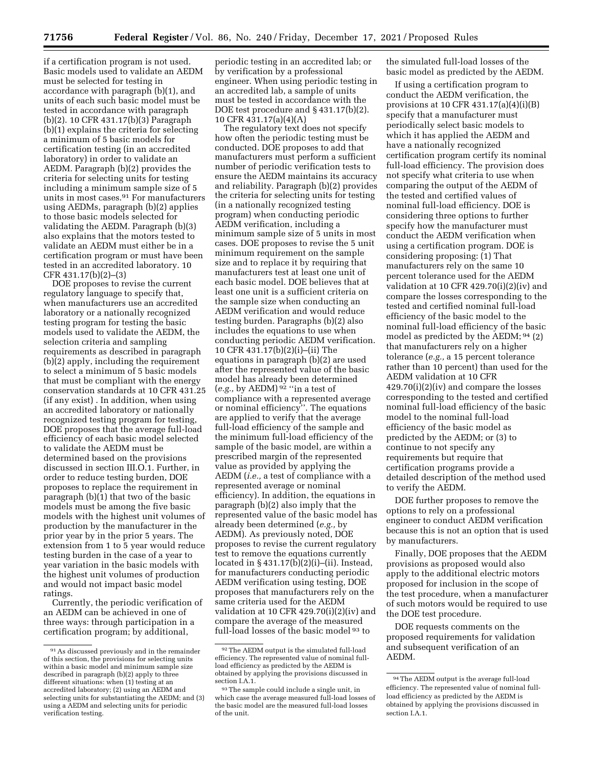if a certification program is not used. Basic models used to validate an AEDM must be selected for testing in accordance with paragraph (b)(1), and units of each such basic model must be tested in accordance with paragraph (b)(2). 10 CFR 431.17(b)(3) Paragraph (b)(1) explains the criteria for selecting a minimum of 5 basic models for certification testing (in an accredited laboratory) in order to validate an AEDM. Paragraph (b)(2) provides the criteria for selecting units for testing including a minimum sample size of 5 units in most cases.[91] For manufacturers using AEDMs, paragraph (b)(2) applies to those basic models selected for validating the AEDM. Paragraph (b)(3) also explains that the motors tested to validate an AEDM must either be in a certification program or must have been tested in an accredited laboratory. 10 CFR 431.17(b)(2)–(3)

DOE proposes to revise the current regulatory language to specify that, when manufacturers use an accredited laboratory or a nationally recognized testing program for testing the basic models used to validate the AEDM, the selection criteria and sampling requirements as described in paragraph (b)(2) apply, including the requirement to select a minimum of 5 basic models that must be compliant with the energy conservation standards at 10 CFR 431.25 (if any exist) . In addition, when using an accredited laboratory or nationally recognized testing program for testing, DOE proposes that the average full-load efficiency of each basic model selected to validate the AEDM must be determined based on the provisions discussed in section III.O.1. Further, in order to reduce testing burden, DOE proposes to replace the requirement in paragraph (b)(1) that two of the basic models must be among the five basic models with the highest unit volumes of production by the manufacturer in the prior year by in the prior 5 years. The extension from 1 to 5 year would reduce testing burden in the case of a year to year variation in the basic models with the highest unit volumes of production and would not impact basic model ratings.

Currently, the periodic verification of an AEDM can be achieved in one of three ways: through participation in a certification program; by additional, periodic testing in an accredited lab; or by verification by a professional engineer. When using periodic testing in an accredited lab, a sample of units must be tested in accordance with the DOE test procedure and § 431.17(b)(2). 10 CFR 431.17(a)(4)(A)

The regulatory text does not specify how often the periodic testing must be conducted. DOE proposes to add that manufacturers must perform a sufficient number of periodic verification tests to ensure the AEDM maintains its accuracy and reliability. Paragraph (b)(2) provides the criteria for selecting units for testing (in a nationally recognized testing program) when conducting periodic AEDM verification, including a minimum sample size of 5 units in most cases. DOE proposes to revise the 5 unit minimum requirement on the sample size and to replace it by requiring that manufacturers test at least one unit of each basic model. DOE believes that at least one unit is a sufficient criteria on the sample size when conducting an AEDM verification and would reduce testing burden. Paragraphs (b)(2) also includes the equations to use when conducting periodic AEDM verification. 10 CFR 431.17(b)(2)(i)–(ii) The equations in paragraph (b)(2) are used after the represented value of the basic model has already been determined (*e.g.,* by AEDM)[92] ''in a test of compliance with a represented average or nominal efficiency''. The equations are applied to verify that the average full-load efficiency of the sample and the minimum full-load efficiency of the sample of the basic model, are within a prescribed margin of the represented value as provided by applying the AEDM (*i.e.,* a test of compliance with a represented average or nominal efficiency). In addition, the equations in paragraph (b)(2) also imply that the represented value of the basic model has already been determined (*e.g.,* by AEDM). As previously noted, DOE proposes to revise the current regulatory test to remove the equations currently located in § 431.17(b)(2)(i)–(ii). Instead, for manufacturers conducting periodic AEDM verification using testing, DOE proposes that manufacturers rely on the same criteria used for the AEDM validation at 10 CFR 429.70(i)(2)(iv) and compare the average of the measured full-load losses of the basic model[93] to the simulated full-load losses of the basic model as predicted by the AEDM.

If using a certification program to conduct the AEDM verification, the provisions at 10 CFR 431.17(a)(4)(i)(B) specify that a manufacturer must periodically select basic models to which it has applied the AEDM and have a nationally recognized certification program certify its nominal full-load efficiency. The provision does not specify what criteria to use when comparing the output of the AEDM of the tested and certified values of nominal full-load efficiency. DOE is considering three options to further specify how the manufacturer must conduct the AEDM verification when using a certification program. DOE is considering proposing: (1) That manufacturers rely on the same 10 percent tolerance used for the AEDM validation at 10 CFR 429.70(i)(2)(iv) and compare the losses corresponding to the tested and certified nominal full-load efficiency of the basic model to the nominal full-load efficiency of the basic model as predicted by the AEDM;[94] (2) that manufacturers rely on a higher tolerance (*e.g.,* a 15 percent tolerance rather than 10 percent) than used for the AEDM validation at 10 CFR 429.70(i)(2)(iv) and compare the losses corresponding to the tested and certified nominal full-load efficiency of the basic model to the nominal full-load efficiency of the basic model as predicted by the AEDM; or (3) to continue to not specify any requirements but require that certification programs provide a detailed description of the method used to verify the AEDM.

DOE further proposes to remove the options to rely on a professional engineer to conduct AEDM verification because this is not an option that is used by manufacturers.

Finally, DOE proposes that the AEDM provisions as proposed would also apply to the additional electric motors proposed for inclusion in the scope of the test procedure, when a manufacturer of such motors would be required to use the DOE test procedure.

DOE requests comments on the proposed requirements for validation and subsequent verification of an AEDM.

---

[91] As discussed previously and in the remainder of this section, the provisions for selecting units within a basic model and minimum sample size described in paragraph (b)(2) apply to three different situations: when (1) testing at an accredited laboratory; (2) using an AEDM and selecting units for substantiating the AEDM; and (3) using a AEDM and selecting units for periodic verification testing.

[92] The AEDM output is the simulated full-load efficiency. The represented value of nominal full-load efficiency as predicted by the AEDM is obtained by applying the provisions discussed in section I.A.1.

[93] The sample could include a single unit, in which case the average measured full-load losses of the basic model are the measured full-load losses of the unit.

[94] The AEDM output is the average full-load efficiency. The represented value of nominal full-load efficiency as predicted by the AEDM is obtained by applying the provisions discussed in section I.A.1.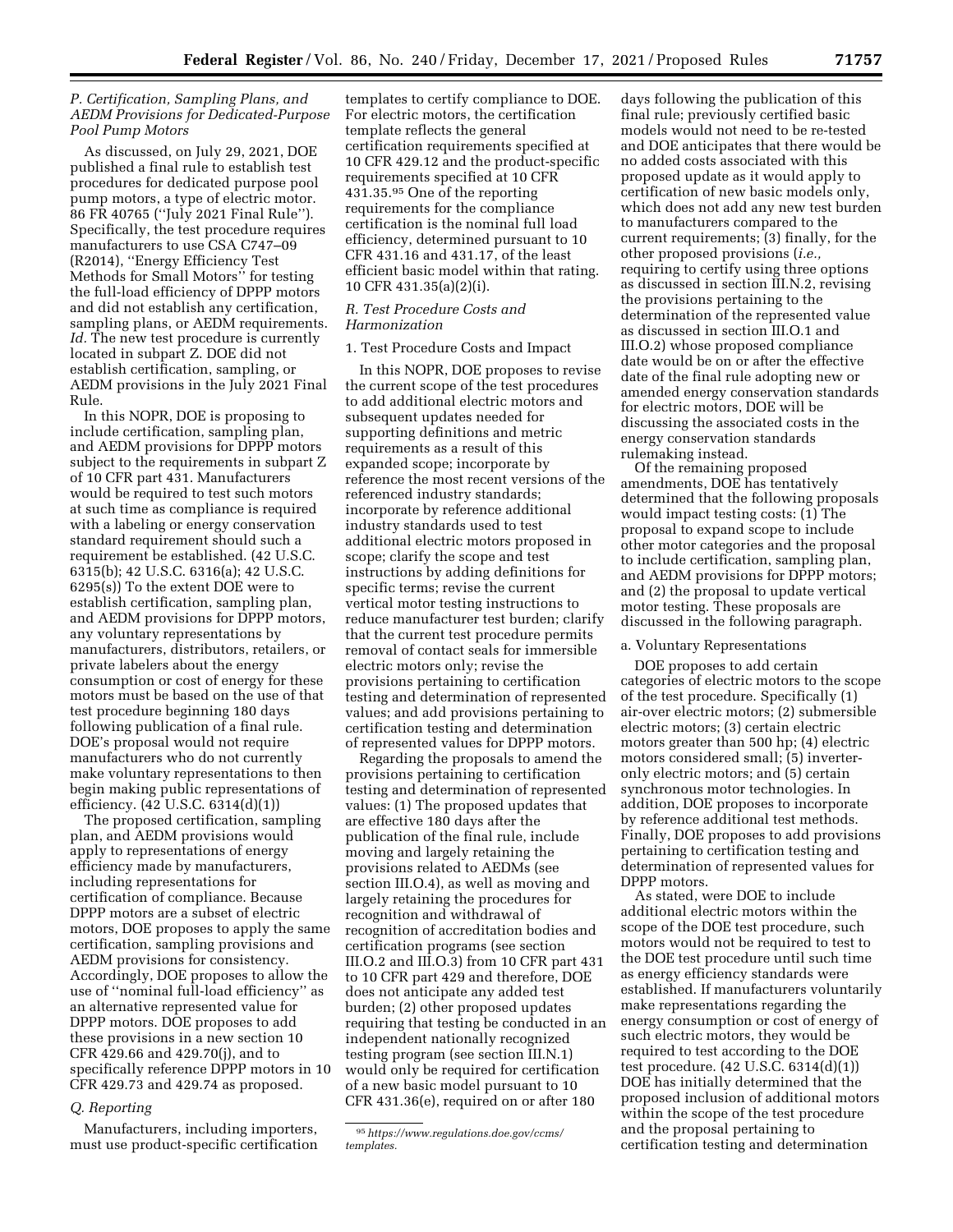### P. Certification, Sampling Plans, and AEDM Provisions for Dedicated-Purpose Pool Pump Motors

As discussed, on July 29, 2021, DOE published a final rule to establish test procedures for dedicated purpose pool pump motors, a type of electric motor. 86 FR 40765 (''July 2021 Final Rule''). Specifically, the test procedure requires manufacturers to use CSA C747–09 (R2014), ''Energy Efficiency Test Methods for Small Motors'' for testing the full-load efficiency of DPPP motors and did not establish any certification, sampling plans, or AEDM requirements. *Id.* The new test procedure is currently located in subpart Z. DOE did not establish certification, sampling, or AEDM provisions in the July 2021 Final Rule.

In this NOPR, DOE is proposing to include certification, sampling plan, and AEDM provisions for DPPP motors subject to the requirements in subpart Z of 10 CFR part 431. Manufacturers would be required to test such motors at such time as compliance is required with a labeling or energy conservation standard requirement should such a requirement be established. (42 U.S.C. 6315(b); 42 U.S.C. 6316(a); 42 U.S.C. 6295(s)) To the extent DOE were to establish certification, sampling plan, and AEDM provisions for DPPP motors, any voluntary representations by manufacturers, distributors, retailers, or private labelers about the energy consumption or cost of energy for these motors must be based on the use of that test procedure beginning 180 days following publication of a final rule. DOE's proposal would not require manufacturers who do not currently make voluntary representations to then begin making public representations of efficiency. (42 U.S.C. 6314(d)(1))

The proposed certification, sampling plan, and AEDM provisions would apply to representations of energy efficiency made by manufacturers, including representations for certification of compliance. Because DPPP motors are a subset of electric motors, DOE proposes to apply the same certification, sampling provisions and AEDM provisions for consistency. Accordingly, DOE proposes to allow the use of ''nominal full-load efficiency'' as an alternative represented value for DPPP motors. DOE proposes to add these provisions in a new section 10 CFR 429.66 and 429.70(j), and to specifically reference DPPP motors in 10 CFR 429.73 and 429.74 as proposed.

### Q. Reporting

Manufacturers, including importers, must use product-specific certification templates to certify compliance to DOE. For electric motors, the certification template reflects the general certification requirements specified at 10 CFR 429.12 and the product-specific requirements specified at 10 CFR 431.35.[95] One of the reporting requirements for the compliance certification is the nominal full load efficiency, determined pursuant to 10 CFR 431.16 and 431.17, of the least efficient basic model within that rating. 10 CFR 431.35(a)(2)(i).

[95] *https://www.regulations.doe.gov/ccms/templates.*

### R. Test Procedure Costs and Harmonization

#### 1. Test Procedure Costs and Impact

In this NOPR, DOE proposes to revise the current scope of the test procedures to add additional electric motors and subsequent updates needed for supporting definitions and metric requirements as a result of this expanded scope; incorporate by reference the most recent versions of the referenced industry standards; incorporate by reference additional industry standards used to test additional electric motors proposed in scope; clarify the scope and test instructions by adding definitions for specific terms; revise the current vertical motor testing instructions to reduce manufacturer test burden; clarify that the current test procedure permits removal of contact seals for immersible electric motors only; revise the provisions pertaining to certification testing and determination of represented values; and add provisions pertaining to certification testing and determination of represented values for DPPP motors.

Regarding the proposals to amend the provisions pertaining to certification testing and determination of represented values: (1) The proposed updates that are effective 180 days after the publication of the final rule, include moving and largely retaining the provisions related to AEDMs (see section III.O.4), as well as moving and largely retaining the procedures for recognition and withdrawal of recognition of accreditation bodies and certification programs (see section III.O.2 and III.O.3) from 10 CFR part 431 to 10 CFR part 429 and therefore, DOE does not anticipate any added test burden; (2) other proposed updates requiring that testing be conducted in an independent nationally recognized testing program (see section III.N.1) would only be required for certification of a new basic model pursuant to 10 CFR 431.36(e), required on or after 180 days following the publication of this final rule; previously certified basic models would not need to be re-tested and DOE anticipates that there would be no added costs associated with this proposed update as it would apply to certification of new basic models only, which does not add any new test burden to manufacturers compared to the current requirements; (3) finally, for the other proposed provisions (*i.e.,* requiring to certify using three options as discussed in section III.N.2, revising the provisions pertaining to the determination of the represented value as discussed in section III.O.1 and III.O.2) whose proposed compliance date would be on or after the effective date of the final rule adopting new or amended energy conservation standards for electric motors, DOE will be discussing the associated costs in the energy conservation standards rulemaking instead.

Of the remaining proposed amendments, DOE has tentatively determined that the following proposals would impact testing costs: (1) The proposal to expand scope to include other motor categories and the proposal to include certification, sampling plan, and AEDM provisions for DPPP motors; and (2) the proposal to update vertical motor testing. These proposals are discussed in the following paragraph.

##### a. Voluntary Representations

DOE proposes to add certain categories of electric motors to the scope of the test procedure. Specifically (1) air-over electric motors; (2) submersible electric motors; (3) certain electric motors greater than 500 hp; (4) electric motors considered small; (5) inverter-only electric motors; and (5) certain synchronous motor technologies. In addition, DOE proposes to incorporate by reference additional test methods. Finally, DOE proposes to add provisions pertaining to certification testing and determination of represented values for DPPP motors.

As stated, were DOE to include additional electric motors within the scope of the DOE test procedure, such motors would not be required to test to the DOE test procedure until such time as energy efficiency standards were established. If manufacturers voluntarily make representations regarding the energy consumption or cost of energy of such electric motors, they would be required to test according to the DOE test procedure. (42 U.S.C. 6314(d)(1)) DOE has initially determined that the proposed inclusion of additional motors within the scope of the test procedure and the proposal pertaining to certification testing and determination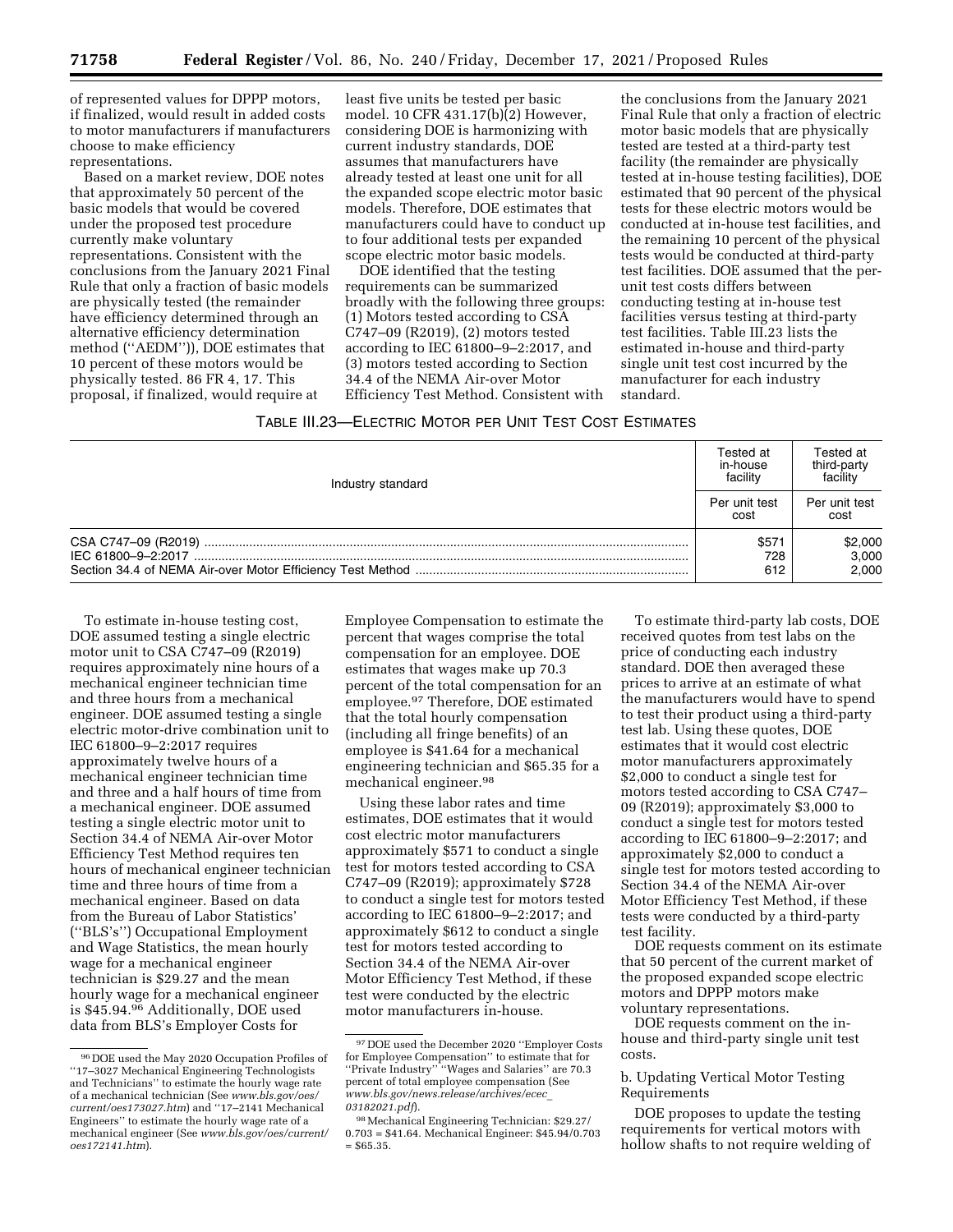of represented values for DPPP motors, if finalized, would result in added costs to motor manufacturers if manufacturers choose to make efficiency representations.

Based on a market review, DOE notes that approximately 50 percent of the basic models that would be covered under the proposed test procedure currently make voluntary representations. Consistent with the conclusions from the January 2021 Final Rule that only a fraction of basic models are physically tested (the remainder have efficiency determined through an alternative efficiency determination method (''AEDM'')), DOE estimates that 10 percent of these motors would be physically tested. 86 FR 4, 17. This proposal, if finalized, would require at least five units be tested per basic model. 10 CFR 431.17(b)(2) However, considering DOE is harmonizing with current industry standards, DOE assumes that manufacturers have already tested at least one unit for all the expanded scope electric motor basic models. Therefore, DOE estimates that manufacturers could have to conduct up to four additional tests per expanded scope electric motor basic models.

DOE identified that the testing requirements can be summarized broadly with the following three groups: (1) Motors tested according to CSA C747–09 (R2019), (2) motors tested according to IEC 61800–9–2:2017, and (3) motors tested according to Section 34.4 of the NEMA Air-over Motor Efficiency Test Method. Consistent with the conclusions from the January 2021 Final Rule that only a fraction of electric motor basic models that are physically tested are tested at a third-party test facility (the remainder are physically tested at in-house testing facilities), DOE estimated that 90 percent of the physical tests for these electric motors would be conducted at in-house test facilities, and the remaining 10 percent of the physical tests would be conducted at third-party test facilities. DOE assumed that the per-unit test costs differs between conducting testing at in-house test facilities versus testing at third-party test facilities. Table III.23 lists the estimated in-house and third-party single unit test cost incurred by the manufacturer for each industry standard.

TABLE III.23—ELECTRIC MOTOR PER UNIT TEST COST ESTIMATES

| Industry standard | Tested at in-house facility | Tested at third-party facility |
|---|---|---|
| | Per unit test cost | Per unit test cost |
| CSA C747–09 (R2019) | $571 | $2,000 |
| IEC 61800–9–2:2017 | 728 | 3,000 |
| Section 34.4 of NEMA Air-over Motor Efficiency Test Method | 612 | 2,000 |

To estimate in-house testing cost, DOE assumed testing a single electric motor unit to CSA C747–09 (R2019) requires approximately nine hours of a mechanical engineer technician time and three hours from a mechanical engineer. DOE assumed testing a single electric motor-drive combination unit to IEC 61800–9–2:2017 requires approximately twelve hours of a mechanical engineer technician time and three and a half hours of time from a mechanical engineer. DOE assumed testing a single electric motor unit to Section 34.4 of NEMA Air-over Motor Efficiency Test Method requires ten hours of mechanical engineer technician time and three hours of time from a mechanical engineer. Based on data from the Bureau of Labor Statistics' (''BLS's'') Occupational Employment and Wage Statistics, the mean hourly wage for a mechanical engineer technician is $29.27 and the mean hourly wage for a mechanical engineer is $45.94.[96] Additionally, DOE used data from BLS's Employer Costs for Employee Compensation to estimate the percent that wages comprise the total compensation for an employee. DOE estimates that wages make up 70.3 percent of the total compensation for an employee.[97] Therefore, DOE estimated that the total hourly compensation (including all fringe benefits) of an employee is $41.64 for a mechanical engineering technician and $65.35 for a mechanical engineer.[98]

Using these labor rates and time estimates, DOE estimates that it would cost electric motor manufacturers approximately $571 to conduct a single test for motors tested according to CSA C747–09 (R2019); approximately $728 to conduct a single test for motors tested according to IEC 61800–9–2:2017; and approximately $612 to conduct a single test for motors tested according to Section 34.4 of the NEMA Air-over Motor Efficiency Test Method, if these test were conducted by the electric motor manufacturers in-house.

To estimate third-party lab costs, DOE received quotes from test labs on the price of conducting each industry standard. DOE then averaged these prices to arrive at an estimate of what the manufacturers would have to spend to test their product using a third-party test lab. Using these quotes, DOE estimates that it would cost electric motor manufacturers approximately $2,000 to conduct a single test for motors tested according to CSA C747–09 (R2019); approximately $3,000 to conduct a single test for motors tested according to IEC 61800–9–2:2017; and approximately $2,000 to conduct a single test for motors tested according to Section 34.4 of the NEMA Air-over Motor Efficiency Test Method, if these tests were conducted by a third-party test facility.

DOE requests comment on its estimate that 50 percent of the current market of the proposed expanded scope electric motors and DPPP motors make voluntary representations.

DOE requests comment on the in-house and third-party single unit test costs.

b. Updating Vertical Motor Testing Requirements

DOE proposes to update the testing requirements for vertical motors with hollow shafts to not require welding of

[96] DOE used the May 2020 Occupation Profiles of ''17–3027 Mechanical Engineering Technologists and Technicians'' to estimate the hourly wage rate of a mechanical technician (See *www.bls.gov/oes/current/oes173027.htm*) and ''17–2141 Mechanical Engineers'' to estimate the hourly wage rate of a mechanical engineer (See *www.bls.gov/oes/current/oes172141.htm*).

[97] DOE used the December 2020 ''Employer Costs for Employee Compensation'' to estimate that for ''Private Industry'' ''Wages and Salaries'' are 70.3 percent of total employee compensation (See *www.bls.gov/news.release/archives/ecec_03182021.pdf*).

[98] Mechanical Engineering Technician: $29.27/0.703 = $41.64. Mechanical Engineer: $45.94/0.703 = $65.35.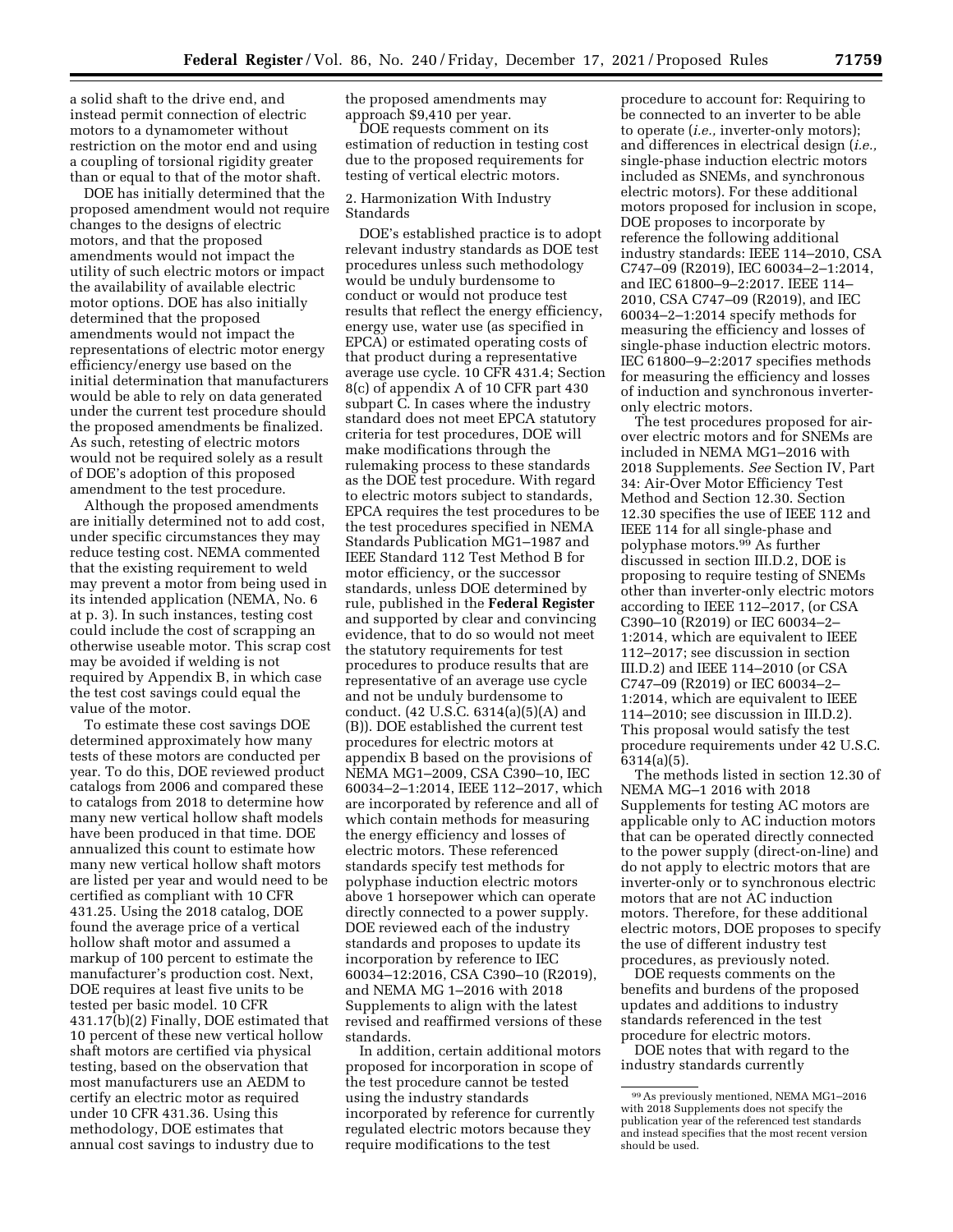a solid shaft to the drive end, and instead permit connection of electric motors to a dynamometer without restriction on the motor end and using a coupling of torsional rigidity greater than or equal to that of the motor shaft.

DOE has initially determined that the proposed amendment would not require changes to the designs of electric motors, and that the proposed amendments would not impact the utility of such electric motors or impact the availability of available electric motor options. DOE has also initially determined that the proposed amendments would not impact the representations of electric motor energy efficiency/energy use based on the initial determination that manufacturers would be able to rely on data generated under the current test procedure should the proposed amendments be finalized. As such, retesting of electric motors would not be required solely as a result of DOE's adoption of this proposed amendment to the test procedure.

Although the proposed amendments are initially determined not to add cost, under specific circumstances they may reduce testing cost. NEMA commented that the existing requirement to weld may prevent a motor from being used in its intended application (NEMA, No. 6 at p. 3). In such instances, testing cost could include the cost of scrapping an otherwise useable motor. This scrap cost may be avoided if welding is not required by Appendix B, in which case the test cost savings could equal the value of the motor.

To estimate these cost savings DOE determined approximately how many tests of these motors are conducted per year. To do this, DOE reviewed product catalogs from 2006 and compared these to catalogs from 2018 to determine how many new vertical hollow shaft models have been produced in that time. DOE annualized this count to estimate how many new vertical hollow shaft motors are listed per year and would need to be certified as compliant with 10 CFR 431.25. Using the 2018 catalog, DOE found the average price of a vertical hollow shaft motor and assumed a markup of 100 percent to estimate the manufacturer's production cost. Next, DOE requires at least five units to be tested per basic model. 10 CFR 431.17(b)(2) Finally, DOE estimated that 10 percent of these new vertical hollow shaft motors are certified via physical testing, based on the observation that most manufacturers use an AEDM to certify an electric motor as required under 10 CFR 431.36. Using this methodology, DOE estimates that annual cost savings to industry due to the proposed amendments may approach $9,410 per year.

DOE requests comment on its estimation of reduction in testing cost due to the proposed requirements for testing of vertical electric motors.

2. Harmonization With Industry Standards

DOE's established practice is to adopt relevant industry standards as DOE test procedures unless such methodology would be unduly burdensome to conduct or would not produce test results that reflect the energy efficiency, energy use, water use (as specified in EPCA) or estimated operating costs of that product during a representative average use cycle. 10 CFR 431.4; Section 8(c) of appendix A of 10 CFR part 430 subpart C. In cases where the industry standard does not meet EPCA statutory criteria for test procedures, DOE will make modifications through the rulemaking process to these standards as the DOE test procedure. With regard to electric motors subject to standards, EPCA requires the test procedures to be the test procedures specified in NEMA Standards Publication MG1–1987 and IEEE Standard 112 Test Method B for motor efficiency, or the successor standards, unless DOE determined by rule, published in the **Federal Register** and supported by clear and convincing evidence, that to do so would not meet the statutory requirements for test procedures to produce results that are representative of an average use cycle and not be unduly burdensome to conduct. (42 U.S.C. 6314(a)(5)(A) and (B)). DOE established the current test procedures for electric motors at appendix B based on the provisions of NEMA MG1–2009, CSA C390–10, IEC 60034–2–1:2014, IEEE 112–2017, which are incorporated by reference and all of which contain methods for measuring the energy efficiency and losses of electric motors. These referenced standards specify test methods for polyphase induction electric motors above 1 horsepower which can operate directly connected to a power supply. DOE reviewed each of the industry standards and proposes to update its incorporation by reference to IEC 60034–12:2016, CSA C390–10 (R2019), and NEMA MG 1–2016 with 2018 Supplements to align with the latest revised and reaffirmed versions of these standards.

In addition, certain additional motors proposed for incorporation in scope of the test procedure cannot be tested using the industry standards incorporated by reference for currently regulated electric motors because they require modifications to the test procedure to account for: Requiring to be connected to an inverter to be able to operate (*i.e.,* inverter-only motors); and differences in electrical design (*i.e.,* single-phase induction electric motors included as SNEMs, and synchronous electric motors). For these additional motors proposed for inclusion in scope, DOE proposes to incorporate by reference the following additional industry standards: IEEE 114–2010, CSA C747–09 (R2019), IEC 60034–2–1:2014, and IEC 61800–9–2:2017. IEEE 114–2010, CSA C747–09 (R2019), and IEC 60034–2–1:2014 specify methods for measuring the efficiency and losses of single-phase induction electric motors. IEC 61800–9–2:2017 specifies methods for measuring the efficiency and losses of induction and synchronous inverter-only electric motors.

The test procedures proposed for air-over electric motors and for SNEMs are included in NEMA MG1–2016 with 2018 Supplements. *See* Section IV, Part 34: Air-Over Motor Efficiency Test Method and Section 12.30. Section 12.30 specifies the use of IEEE 112 and IEEE 114 for all single-phase and polyphase motors.[99] As further discussed in section III.D.2, DOE is proposing to require testing of SNEMs other than inverter-only electric motors according to IEEE 112–2017, (or CSA C390–10 (R2019) or IEC 60034–2–1:2014, which are equivalent to IEEE 112–2017; see discussion in section III.D.2) and IEEE 114–2010 (or CSA C747–09 (R2019) or IEC 60034–2–1:2014, which are equivalent to IEEE 114–2010; see discussion in III.D.2). This proposal would satisfy the test procedure requirements under 42 U.S.C. 6314(a)(5).

The methods listed in section 12.30 of NEMA MG–1 2016 with 2018 Supplements for testing AC motors are applicable only to AC induction motors that can be operated directly connected to the power supply (direct-on-line) and do not apply to electric motors that are inverter-only or to synchronous electric motors that are not AC induction motors. Therefore, for these additional electric motors, DOE proposes to specify the use of different industry test procedures, as previously noted.

DOE requests comments on the benefits and burdens of the proposed updates and additions to industry standards referenced in the test procedure for electric motors.

DOE notes that with regard to the industry standards currently

[99] As previously mentioned, NEMA MG1–2016 with 2018 Supplements does not specify the publication year of the referenced test standards and instead specifies that the most recent version should be used.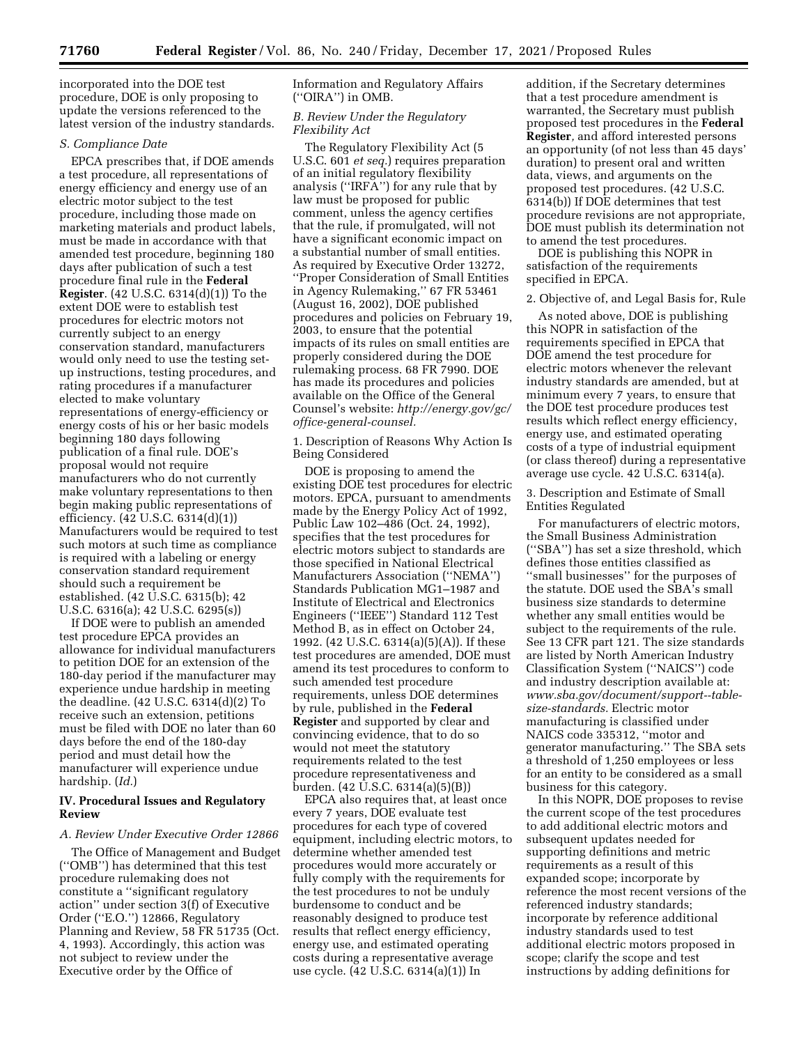incorporated into the DOE test procedure, DOE is only proposing to update the versions referenced to the latest version of the industry standards.

### S. Compliance Date

EPCA prescribes that, if DOE amends a test procedure, all representations of energy efficiency and energy use of an electric motor subject to the test procedure, including those made on marketing materials and product labels, must be made in accordance with that amended test procedure, beginning 180 days after publication of such a test procedure final rule in the **Federal Register**. (42 U.S.C. 6314(d)(1)) To the extent DOE were to establish test procedures for electric motors not currently subject to an energy conservation standard, manufacturers would only need to use the testing set-up instructions, testing procedures, and rating procedures if a manufacturer elected to make voluntary representations of energy-efficiency or energy costs of his or her basic models beginning 180 days following publication of a final rule. DOE's proposal would not require manufacturers who do not currently make voluntary representations to then begin making public representations of efficiency. (42 U.S.C. 6314(d)(1)) Manufacturers would be required to test such motors at such time as compliance is required with a labeling or energy conservation standard requirement should such a requirement be established. (42 U.S.C. 6315(b); 42 U.S.C. 6316(a); 42 U.S.C. 6295(s))

If DOE were to publish an amended test procedure EPCA provides an allowance for individual manufacturers to petition DOE for an extension of the 180-day period if the manufacturer may experience undue hardship in meeting the deadline. (42 U.S.C. 6314(d)(2) To receive such an extension, petitions must be filed with DOE no later than 60 days before the end of the 180-day period and must detail how the manufacturer will experience undue hardship. (*Id.*)

## IV. Procedural Issues and Regulatory Review

### A. Review Under Executive Order 12866

The Office of Management and Budget ("OMB") has determined that this test procedure rulemaking does not constitute a "significant regulatory action" under section 3(f) of Executive Order ("E.O.") 12866, Regulatory Planning and Review, 58 FR 51735 (Oct. 4, 1993). Accordingly, this action was not subject to review under the Executive order by the Office of Information and Regulatory Affairs ("OIRA") in OMB.

### B. Review Under the Regulatory Flexibility Act

The Regulatory Flexibility Act (5 U.S.C. 601 *et seq.*) requires preparation of an initial regulatory flexibility analysis ("IRFA") for any rule that by law must be proposed for public comment, unless the agency certifies that the rule, if promulgated, will not have a significant economic impact on a substantial number of small entities. As required by Executive Order 13272, "Proper Consideration of Small Entities in Agency Rulemaking," 67 FR 53461 (August 16, 2002), DOE published procedures and policies on February 19, 2003, to ensure that the potential impacts of its rules on small entities are properly considered during the DOE rulemaking process. 68 FR 7990. DOE has made its procedures and policies available on the Office of the General Counsel's website: *http://energy.gov/gc/office-general-counsel.*

#### 1. Description of Reasons Why Action Is Being Considered

DOE is proposing to amend the existing DOE test procedures for electric motors. EPCA, pursuant to amendments made by the Energy Policy Act of 1992, Public Law 102–486 (Oct. 24, 1992), specifies that the test procedures for electric motors subject to standards are those specified in National Electrical Manufacturers Association ("NEMA") Standards Publication MG1–1987 and Institute of Electrical and Electronics Engineers ("IEEE") Standard 112 Test Method B, as in effect on October 24, 1992. (42 U.S.C. 6314(a)(5)(A)). If these test procedures are amended, DOE must amend its test procedures to conform to such amended test procedure requirements, unless DOE determines by rule, published in the **Federal Register** and supported by clear and convincing evidence, that to do so would not meet the statutory requirements related to the test procedure representativeness and burden. (42 U.S.C. 6314(a)(5)(B))

EPCA also requires that, at least once every 7 years, DOE evaluate test procedures for each type of covered equipment, including electric motors, to determine whether amended test procedures would more accurately or fully comply with the requirements for the test procedures to not be unduly burdensome to conduct and be reasonably designed to produce test results that reflect energy efficiency, energy use, and estimated operating costs during a representative average use cycle. (42 U.S.C. 6314(a)(1)) In addition, if the Secretary determines that a test procedure amendment is warranted, the Secretary must publish proposed test procedures in the **Federal Register**, and afford interested persons an opportunity (of not less than 45 days' duration) to present oral and written data, views, and arguments on the proposed test procedures. (42 U.S.C. 6314(b)) If DOE determines that test procedure revisions are not appropriate, DOE must publish its determination not to amend the test procedures.

DOE is publishing this NOPR in satisfaction of the requirements specified in EPCA.

#### 2. Objective of, and Legal Basis for, Rule

As noted above, DOE is publishing this NOPR in satisfaction of the requirements specified in EPCA that DOE amend the test procedure for electric motors whenever the relevant industry standards are amended, but at minimum every 7 years, to ensure that the DOE test procedure produces test results which reflect energy efficiency, energy use, and estimated operating costs of a type of industrial equipment (or class thereof) during a representative average use cycle. 42 U.S.C. 6314(a).

#### 3. Description and Estimate of Small Entities Regulated

For manufacturers of electric motors, the Small Business Administration ("SBA") has set a size threshold, which defines those entities classified as "small businesses" for the purposes of the statute. DOE used the SBA's small business size standards to determine whether any small entities would be subject to the requirements of the rule. See 13 CFR part 121. The size standards are listed by North American Industry Classification System ("NAICS") code and industry description available at: *www.sba.gov/document/support--table-size-standards.* Electric motor manufacturing is classified under NAICS code 335312, "motor and generator manufacturing." The SBA sets a threshold of 1,250 employees or less for an entity to be considered as a small business for this category.

In this NOPR, DOE proposes to revise the current scope of the test procedures to add additional electric motors and subsequent updates needed for supporting definitions and metric requirements as a result of this expanded scope; incorporate by reference the most recent versions of the referenced industry standards; incorporate by reference additional industry standards used to test additional electric motors proposed in scope; clarify the scope and test instructions by adding definitions for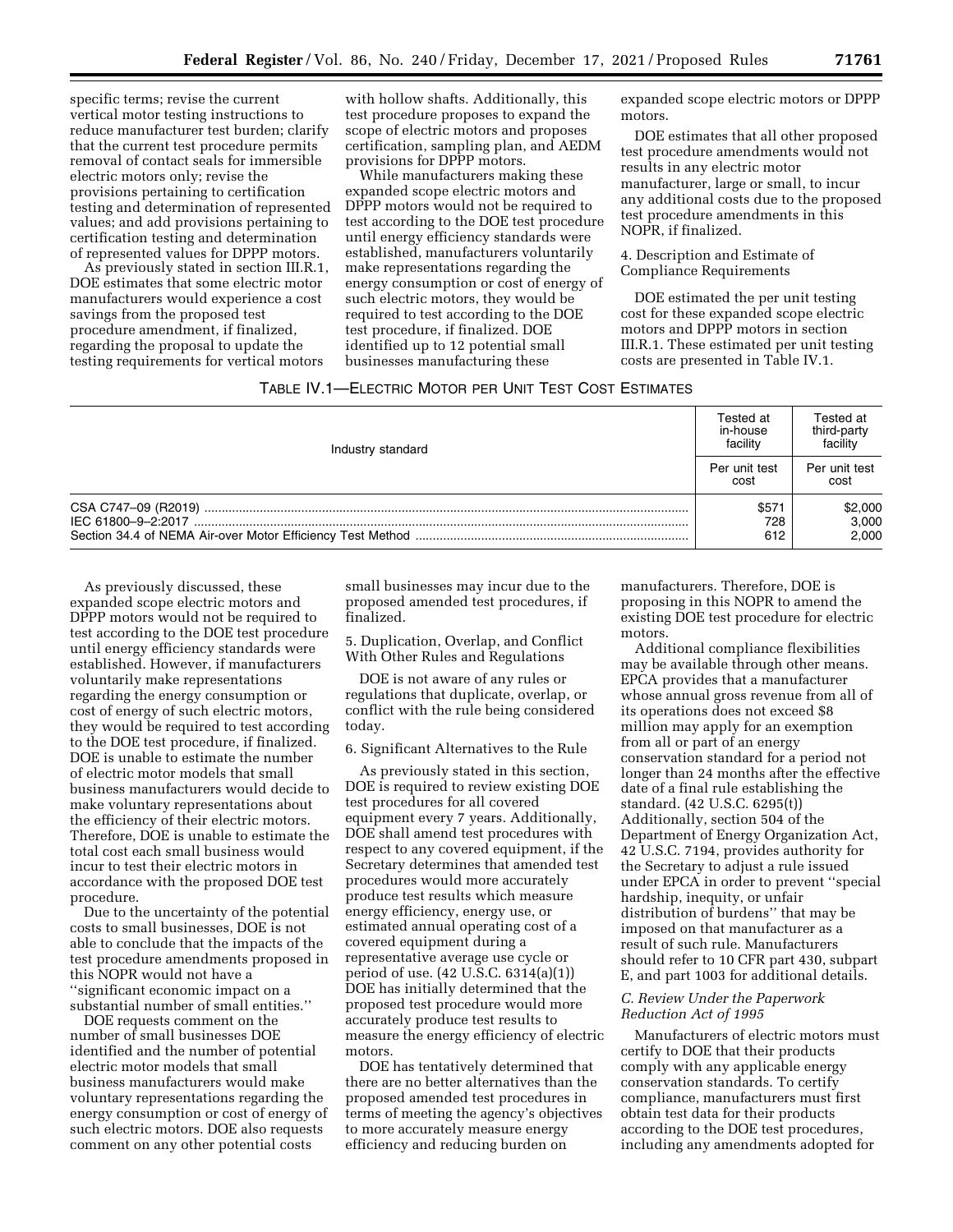specific terms; revise the current vertical motor testing instructions to reduce manufacturer test burden; clarify that the current test procedure permits removal of contact seals for immersible electric motors only; revise the provisions pertaining to certification testing and determination of represented values; and add provisions pertaining to certification testing and determination of represented values for DPPP motors.

As previously stated in section III.R.1, DOE estimates that some electric motor manufacturers would experience a cost savings from the proposed test procedure amendment, if finalized, regarding the proposal to update the testing requirements for vertical motors with hollow shafts. Additionally, this test procedure proposes to expand the scope of electric motors and proposes certification, sampling plan, and AEDM provisions for DPPP motors.

While manufacturers making these expanded scope electric motors and DPPP motors would not be required to test according to the DOE test procedure until energy efficiency standards were established, manufacturers voluntarily make representations regarding the energy consumption or cost of energy of such electric motors, they would be required to test according to the DOE test procedure, if finalized. DOE identified up to 12 potential small businesses manufacturing these expanded scope electric motors or DPPP motors.

DOE estimates that all other proposed test procedure amendments would not results in any electric motor manufacturer, large or small, to incur any additional costs due to the proposed test procedure amendments in this NOPR, if finalized.

4. Description and Estimate of Compliance Requirements

DOE estimated the per unit testing cost for these expanded scope electric motors and DPPP motors in section III.R.1. These estimated per unit testing costs are presented in Table IV.1.

TABLE IV.1—ELECTRIC MOTOR PER UNIT TEST COST ESTIMATES

| Industry standard | Tested at in-house facility | Tested at third-party facility |
|---|---|---|
| | Per unit test cost | Per unit test cost |
| CSA C747–09 (R2019) | $571 | $2,000 |
| IEC 61800–9–2:2017 | 728 | 3,000 |
| Section 34.4 of NEMA Air-over Motor Efficiency Test Method | 612 | 2,000 |

As previously discussed, these expanded scope electric motors and DPPP motors would not be required to test according to the DOE test procedure until energy efficiency standards were established. However, if manufacturers voluntarily make representations regarding the energy consumption or cost of energy of such electric motors, they would be required to test according to the DOE test procedure, if finalized. DOE is unable to estimate the number of electric motor models that small business manufacturers would decide to make voluntary representations about the efficiency of their electric motors. Therefore, DOE is unable to estimate the total cost each small business would incur to test their electric motors in accordance with the proposed DOE test procedure.

Due to the uncertainty of the potential costs to small businesses, DOE is not able to conclude that the impacts of the test procedure amendments proposed in this NOPR would not have a ''significant economic impact on a substantial number of small entities.''

DOE requests comment on the number of small businesses DOE identified and the number of potential electric motor models that small business manufacturers would make voluntary representations regarding the energy consumption or cost of energy of such electric motors. DOE also requests comment on any other potential costs small businesses may incur due to the proposed amended test procedures, if finalized.

5. Duplication, Overlap, and Conflict With Other Rules and Regulations

DOE is not aware of any rules or regulations that duplicate, overlap, or conflict with the rule being considered today.

6. Significant Alternatives to the Rule

As previously stated in this section, DOE is required to review existing DOE test procedures for all covered equipment every 7 years. Additionally, DOE shall amend test procedures with respect to any covered equipment, if the Secretary determines that amended test procedures would more accurately produce test results which measure energy efficiency, energy use, or estimated annual operating cost of a covered equipment during a representative average use cycle or period of use. (42 U.S.C. 6314(a)(1)) DOE has initially determined that the proposed test procedure would more accurately produce test results to measure the energy efficiency of electric motors.

DOE has tentatively determined that there are no better alternatives than the proposed amended test procedures in terms of meeting the agency's objectives to more accurately measure energy efficiency and reducing burden on manufacturers. Therefore, DOE is proposing in this NOPR to amend the existing DOE test procedure for electric motors.

Additional compliance flexibilities may be available through other means. EPCA provides that a manufacturer whose annual gross revenue from all of its operations does not exceed $8 million may apply for an exemption from all or part of an energy conservation standard for a period not longer than 24 months after the effective date of a final rule establishing the standard. (42 U.S.C. 6295(t)) Additionally, section 504 of the Department of Energy Organization Act, 42 U.S.C. 7194, provides authority for the Secretary to adjust a rule issued under EPCA in order to prevent ''special hardship, inequity, or unfair distribution of burdens'' that may be imposed on that manufacturer as a result of such rule. Manufacturers should refer to 10 CFR part 430, subpart E, and part 1003 for additional details.

### *C. Review Under the Paperwork Reduction Act of 1995*

Manufacturers of electric motors must certify to DOE that their products comply with any applicable energy conservation standards. To certify compliance, manufacturers must first obtain test data for their products according to the DOE test procedures, including any amendments adopted for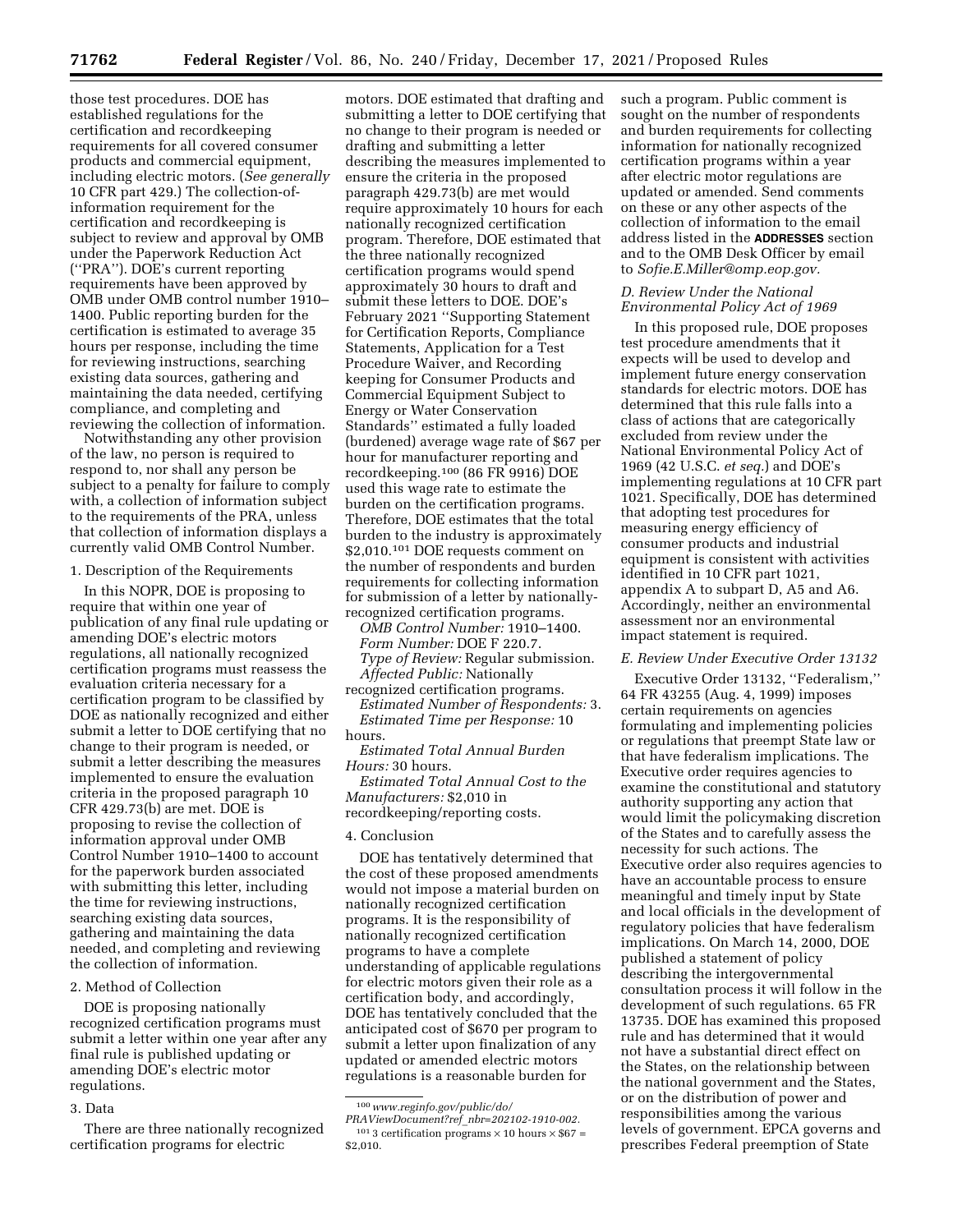those test procedures. DOE has established regulations for the certification and recordkeeping requirements for all covered consumer products and commercial equipment, including electric motors. (*See generally* 10 CFR part 429.) The collection-of-information requirement for the certification and recordkeeping is subject to review and approval by OMB under the Paperwork Reduction Act (''PRA''). DOE's current reporting requirements have been approved by OMB under OMB control number 1910–1400. Public reporting burden for the certification is estimated to average 35 hours per response, including the time for reviewing instructions, searching existing data sources, gathering and maintaining the data needed, certifying compliance, and completing and reviewing the collection of information.

Notwithstanding any other provision of the law, no person is required to respond to, nor shall any person be subject to a penalty for failure to comply with, a collection of information subject to the requirements of the PRA, unless that collection of information displays a currently valid OMB Control Number.

1. Description of the Requirements

In this NOPR, DOE is proposing to require that within one year of publication of any final rule updating or amending DOE's electric motors regulations, all nationally recognized certification programs must reassess the evaluation criteria necessary for a certification program to be classified by DOE as nationally recognized and either submit a letter to DOE certifying that no change to their program is needed, or submit a letter describing the measures implemented to ensure the evaluation criteria in the proposed paragraph 10 CFR 429.73(b) are met. DOE is proposing to revise the collection of information approval under OMB Control Number 1910–1400 to account for the paperwork burden associated with submitting this letter, including the time for reviewing instructions, searching existing data sources, gathering and maintaining the data needed, and completing and reviewing the collection of information.

2. Method of Collection

DOE is proposing nationally recognized certification programs must submit a letter within one year after any final rule is published updating or amending DOE's electric motor regulations.

3. Data

There are three nationally recognized certification programs for electric motors. DOE estimated that drafting and submitting a letter to DOE certifying that no change to their program is needed or drafting and submitting a letter describing the measures implemented to ensure the criteria in the proposed paragraph 429.73(b) are met would require approximately 10 hours for each nationally recognized certification program. Therefore, DOE estimated that the three nationally recognized certification programs would spend approximately 30 hours to draft and submit these letters to DOE. DOE's February 2021 ''Supporting Statement for Certification Reports, Compliance Statements, Application for a Test Procedure Waiver, and Recording keeping for Consumer Products and Commercial Equipment Subject to Energy or Water Conservation Standards'' estimated a fully loaded (burdened) average wage rate of $67 per hour for manufacturer reporting and recordkeeping.[100] (86 FR 9916) DOE used this wage rate to estimate the burden on the certification programs. Therefore, DOE estimates that the total burden to the industry is approximately $2,010.[101] DOE requests comment on the number of respondents and burden requirements for collecting information for submission of a letter by nationally-recognized certification programs.

*OMB Control Number:* 1910–1400.
*Form Number:* DOE F 220.7.
*Type of Review:* Regular submission.
*Affected Public:* Nationally recognized certification programs.
*Estimated Number of Respondents:* 3.
*Estimated Time per Response:* 10 hours.
*Estimated Total Annual Burden Hours:* 30 hours.
*Estimated Total Annual Cost to the Manufacturers:* $2,010 in recordkeeping/reporting costs.

4. Conclusion

DOE has tentatively determined that the cost of these proposed amendments would not impose a material burden on nationally recognized certification programs. It is the responsibility of nationally recognized certification programs to have a complete understanding of applicable regulations for electric motors given their role as a certification body, and accordingly, DOE has tentatively concluded that the anticipated cost of $670 per program to submit a letter upon finalization of any updated or amended electric motors regulations is a reasonable burden for such a program. Public comment is sought on the number of respondents and burden requirements for collecting information for nationally recognized certification programs within a year after electric motor regulations are updated or amended. Send comments on these or any other aspects of the collection of information to the email address listed in the **ADDRESSES** section and to the OMB Desk Officer by email to *Sofie.E.Miller@omp.eop.gov.*

### *D. Review Under the National Environmental Policy Act of 1969*

In this proposed rule, DOE proposes test procedure amendments that it expects will be used to develop and implement future energy conservation standards for electric motors. DOE has determined that this rule falls into a class of actions that are categorically excluded from review under the National Environmental Policy Act of 1969 (42 U.S.C. *et seq.*) and DOE's implementing regulations at 10 CFR part 1021. Specifically, DOE has determined that adopting test procedures for measuring energy efficiency of consumer products and industrial equipment is consistent with activities identified in 10 CFR part 1021, appendix A to subpart D, A5 and A6. Accordingly, neither an environmental assessment nor an environmental impact statement is required.

### *E. Review Under Executive Order 13132*

Executive Order 13132, ''Federalism,'' 64 FR 43255 (Aug. 4, 1999) imposes certain requirements on agencies formulating and implementing policies or regulations that preempt State law or that have federalism implications. The Executive order requires agencies to examine the constitutional and statutory authority supporting any action that would limit the policymaking discretion of the States and to carefully assess the necessity for such actions. The Executive order also requires agencies to have an accountable process to ensure meaningful and timely input by State and local officials in the development of regulatory policies that have federalism implications. On March 14, 2000, DOE published a statement of policy describing the intergovernmental consultation process it will follow in the development of such regulations. 65 FR 13735. DOE has examined this proposed rule and has determined that it would not have a substantial direct effect on the States, on the relationship between the national government and the States, or on the distribution of power and responsibilities among the various levels of government. EPCA governs and prescribes Federal preemption of State

---

[100] *www.reginfo.gov/public/do/PRAViewDocument?ref_nbr=202102-1910-002.*

[101] 3 certification programs × 10 hours × $67 = $2,010.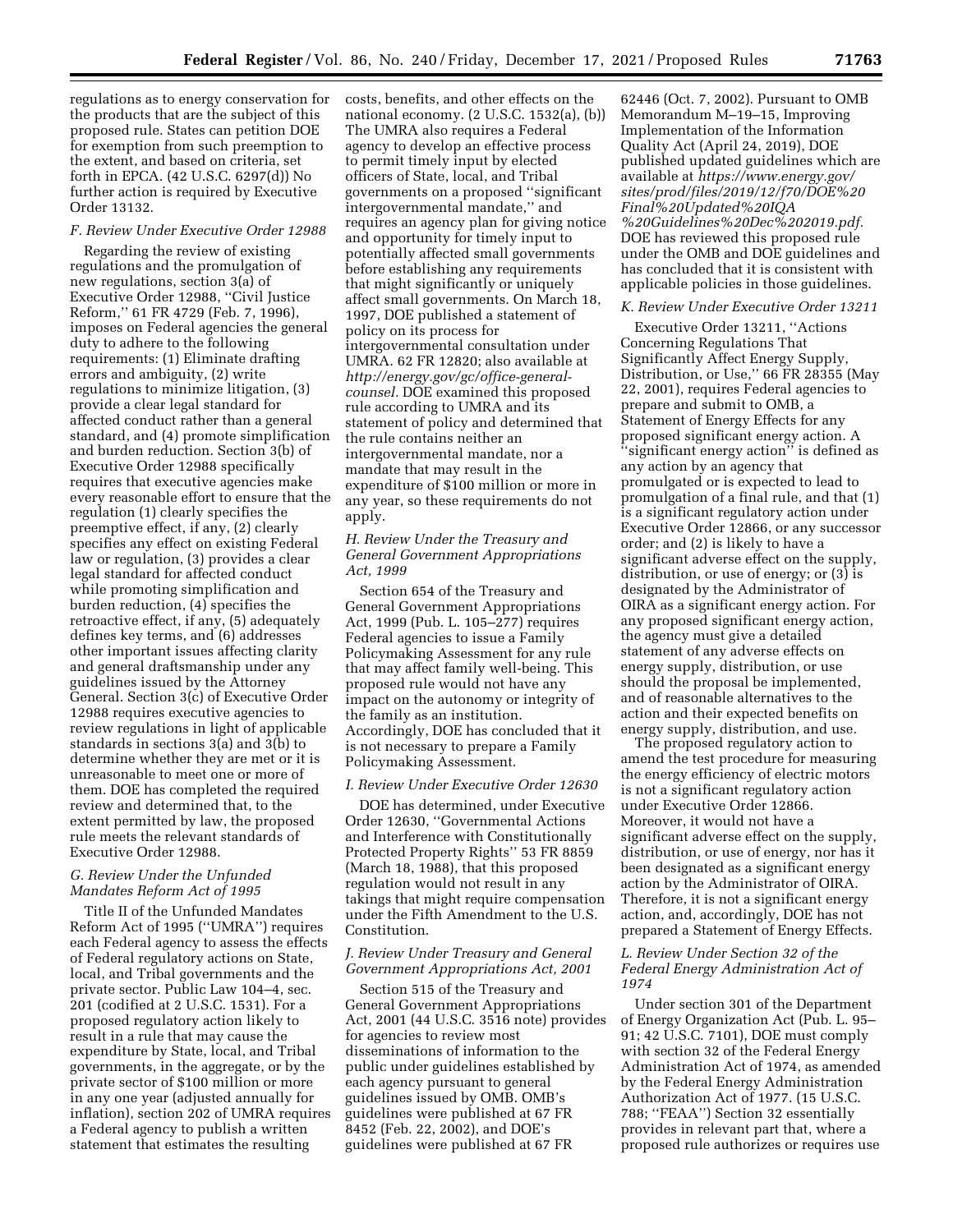regulations as to energy conservation for the products that are the subject of this proposed rule. States can petition DOE for exemption from such preemption to the extent, and based on criteria, set forth in EPCA. (42 U.S.C. 6297(d)) No further action is required by Executive Order 13132.

### *F. Review Under Executive Order 12988*

Regarding the review of existing regulations and the promulgation of new regulations, section 3(a) of Executive Order 12988, ''Civil Justice Reform,'' 61 FR 4729 (Feb. 7, 1996), imposes on Federal agencies the general duty to adhere to the following requirements: (1) Eliminate drafting errors and ambiguity, (2) write regulations to minimize litigation, (3) provide a clear legal standard for affected conduct rather than a general standard, and (4) promote simplification and burden reduction. Section 3(b) of Executive Order 12988 specifically requires that executive agencies make every reasonable effort to ensure that the regulation (1) clearly specifies the preemptive effect, if any, (2) clearly specifies any effect on existing Federal law or regulation, (3) provides a clear legal standard for affected conduct while promoting simplification and burden reduction, (4) specifies the retroactive effect, if any, (5) adequately defines key terms, and (6) addresses other important issues affecting clarity and general draftsmanship under any guidelines issued by the Attorney General. Section 3(c) of Executive Order 12988 requires executive agencies to review regulations in light of applicable standards in sections 3(a) and 3(b) to determine whether they are met or it is unreasonable to meet one or more of them. DOE has completed the required review and determined that, to the extent permitted by law, the proposed rule meets the relevant standards of Executive Order 12988.

### *G. Review Under the Unfunded Mandates Reform Act of 1995*

Title II of the Unfunded Mandates Reform Act of 1995 (''UMRA'') requires each Federal agency to assess the effects of Federal regulatory actions on State, local, and Tribal governments and the private sector. Public Law 104–4, sec. 201 (codified at 2 U.S.C. 1531). For a proposed regulatory action likely to result in a rule that may cause the expenditure by State, local, and Tribal governments, in the aggregate, or by the private sector of $100 million or more in any one year (adjusted annually for inflation), section 202 of UMRA requires a Federal agency to publish a written statement that estimates the resulting costs, benefits, and other effects on the national economy. (2 U.S.C. 1532(a), (b)) The UMRA also requires a Federal agency to develop an effective process to permit timely input by elected officers of State, local, and Tribal governments on a proposed ''significant intergovernmental mandate,'' and requires an agency plan for giving notice and opportunity for timely input to potentially affected small governments before establishing any requirements that might significantly or uniquely affect small governments. On March 18, 1997, DOE published a statement of policy on its process for intergovernmental consultation under UMRA. 62 FR 12820; also available at *http://energy.gov/gc/office-general-counsel.* DOE examined this proposed rule according to UMRA and its statement of policy and determined that the rule contains neither an intergovernmental mandate, nor a mandate that may result in the expenditure of $100 million or more in any year, so these requirements do not apply.

### *H. Review Under the Treasury and General Government Appropriations Act, 1999*

Section 654 of the Treasury and General Government Appropriations Act, 1999 (Pub. L. 105–277) requires Federal agencies to issue a Family Policymaking Assessment for any rule that may affect family well-being. This proposed rule would not have any impact on the autonomy or integrity of the family as an institution. Accordingly, DOE has concluded that it is not necessary to prepare a Family Policymaking Assessment.

### *I. Review Under Executive Order 12630*

DOE has determined, under Executive Order 12630, ''Governmental Actions and Interference with Constitutionally Protected Property Rights'' 53 FR 8859 (March 18, 1988), that this proposed regulation would not result in any takings that might require compensation under the Fifth Amendment to the U.S. Constitution.

### *J. Review Under Treasury and General Government Appropriations Act, 2001*

Section 515 of the Treasury and General Government Appropriations Act, 2001 (44 U.S.C. 3516 note) provides for agencies to review most disseminations of information to the public under guidelines established by each agency pursuant to general guidelines issued by OMB. OMB's guidelines were published at 67 FR 8452 (Feb. 22, 2002), and DOE's guidelines were published at 67 FR 62446 (Oct. 7, 2002). Pursuant to OMB Memorandum M–19–15, Improving Implementation of the Information Quality Act (April 24, 2019), DOE published updated guidelines which are available at *https://www.energy.gov/sites/prod/files/2019/12/f70/DOE%20Final%20Updated%20IQA%20Guidelines%20Dec%202019.pdf.* DOE has reviewed this proposed rule under the OMB and DOE guidelines and has concluded that it is consistent with applicable policies in those guidelines.

### *K. Review Under Executive Order 13211*

Executive Order 13211, ''Actions Concerning Regulations That Significantly Affect Energy Supply, Distribution, or Use,'' 66 FR 28355 (May 22, 2001), requires Federal agencies to prepare and submit to OMB, a Statement of Energy Effects for any proposed significant energy action. A ''significant energy action'' is defined as any action by an agency that promulgated or is expected to lead to promulgation of a final rule, and that (1) is a significant regulatory action under Executive Order 12866, or any successor order; and (2) is likely to have a significant adverse effect on the supply, distribution, or use of energy; or (3) is designated by the Administrator of OIRA as a significant energy action. For any proposed significant energy action, the agency must give a detailed statement of any adverse effects on energy supply, distribution, or use should the proposal be implemented, and of reasonable alternatives to the action and their expected benefits on energy supply, distribution, and use.

The proposed regulatory action to amend the test procedure for measuring the energy efficiency of electric motors is not a significant regulatory action under Executive Order 12866. Moreover, it would not have a significant adverse effect on the supply, distribution, or use of energy, nor has it been designated as a significant energy action by the Administrator of OIRA. Therefore, it is not a significant energy action, and, accordingly, DOE has not prepared a Statement of Energy Effects.

### *L. Review Under Section 32 of the Federal Energy Administration Act of 1974*

Under section 301 of the Department of Energy Organization Act (Pub. L. 95–91; 42 U.S.C. 7101), DOE must comply with section 32 of the Federal Energy Administration Act of 1974, as amended by the Federal Energy Administration Authorization Act of 1977. (15 U.S.C. 788; ''FEAA'') Section 32 essentially provides in relevant part that, where a proposed rule authorizes or requires use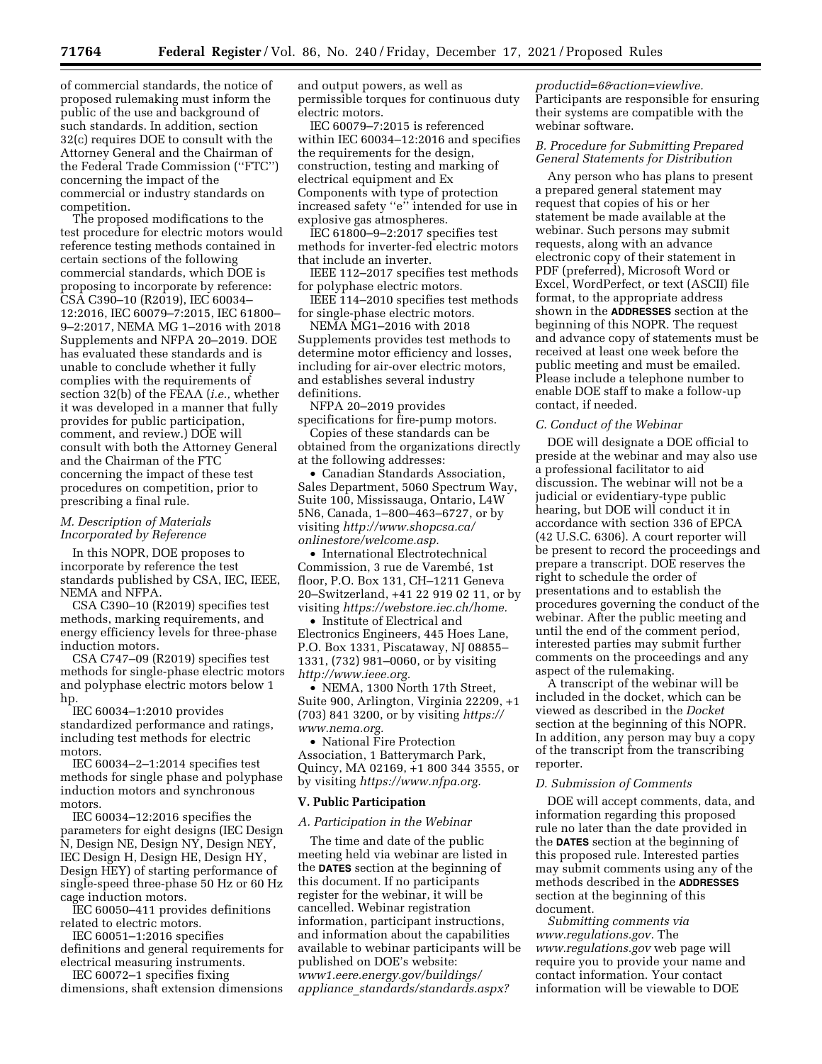of commercial standards, the notice of proposed rulemaking must inform the public of the use and background of such standards. In addition, section 32(c) requires DOE to consult with the Attorney General and the Chairman of the Federal Trade Commission (''FTC'') concerning the impact of the commercial or industry standards on competition.

The proposed modifications to the test procedure for electric motors would reference testing methods contained in certain sections of the following commercial standards, which DOE is proposing to incorporate by reference: CSA C390–10 (R2019), IEC 60034–12:2016, IEC 60079–7:2015, IEC 61800–9–2:2017, NEMA MG 1–2016 with 2018 Supplements and NFPA 20–2019. DOE has evaluated these standards and is unable to conclude whether it fully complies with the requirements of section 32(b) of the FEAA (*i.e.,* whether it was developed in a manner that fully provides for public participation, comment, and review.) DOE will consult with both the Attorney General and the Chairman of the FTC concerning the impact of these test procedures on competition, prior to prescribing a final rule.

### *M. Description of Materials Incorporated by Reference*

In this NOPR, DOE proposes to incorporate by reference the test standards published by CSA, IEC, IEEE, NEMA and NFPA.

CSA C390–10 (R2019) specifies test methods, marking requirements, and energy efficiency levels for three-phase induction motors.

CSA C747–09 (R2019) specifies test methods for single-phase electric motors and polyphase electric motors below 1 hp.

IEC 60034–1:2010 provides standardized performance and ratings, including test methods for electric motors.

IEC 60034–2–1:2014 specifies test methods for single phase and polyphase induction motors and synchronous motors.

IEC 60034–12:2016 specifies the parameters for eight designs (IEC Design N, Design NE, Design NY, Design NEY, IEC Design H, Design HE, Design HY, Design HEY) of starting performance of single-speed three-phase 50 Hz or 60 Hz cage induction motors.

IEC 60050–411 provides definitions related to electric motors.

IEC 60051–1:2016 specifies definitions and general requirements for electrical measuring instruments.

IEC 60072–1 specifies fixing dimensions, shaft extension dimensions and output powers, as well as permissible torques for continuous duty electric motors.

IEC 60079–7:2015 is referenced within IEC 60034–12:2016 and specifies the requirements for the design, construction, testing and marking of electrical equipment and Ex Components with type of protection increased safety ''e'' intended for use in explosive gas atmospheres.

IEC 61800–9–2:2017 specifies test methods for inverter-fed electric motors that include an inverter.

IEEE 112–2017 specifies test methods for polyphase electric motors.

IEEE 114–2010 specifies test methods for single-phase electric motors.

NEMA MG1–2016 with 2018 Supplements provides test methods to determine motor efficiency and losses, including for air-over electric motors, and establishes several industry definitions.

NFPA 20–2019 provides specifications for fire-pump motors.

Copies of these standards can be obtained from the organizations directly at the following addresses:

- Canadian Standards Association, Sales Department, 5060 Spectrum Way, Suite 100, Mississauga, Ontario, L4W 5N6, Canada, 1–800–463–6727, or by visiting *http://www.shopcsa.ca/onlinestore/welcome.asp.*
- International Electrotechnical Commission, 3 rue de Varembé, 1st floor, P.O. Box 131, CH–1211 Geneva 20–Switzerland, +41 22 919 02 11, or by visiting *https://webstore.iec.ch/home.*
- Institute of Electrical and Electronics Engineers, 445 Hoes Lane, P.O. Box 1331, Piscataway, NJ 08855–1331, (732) 981–0060, or by visiting *http://www.ieee.org.*
- NEMA, 1300 North 17th Street, Suite 900, Arlington, Virginia 22209, +1 (703) 841 3200, or by visiting *https://www.nema.org.*
- National Fire Protection Association, 1 Batterymarch Park, Quincy, MA 02169, +1 800 344 3555, or by visiting *https://www.nfpa.org.*

## V. Public Participation

### *A. Participation in the Webinar*

The time and date of the public meeting held via webinar are listed in the **DATES** section at the beginning of this document. If no participants register for the webinar, it will be cancelled. Webinar registration information, participant instructions, and information about the capabilities available to webinar participants will be published on DOE's website: *www1.eere.energy.gov/buildings/appliance_standards/standards.aspx?productid=6&action=viewlive.* Participants are responsible for ensuring their systems are compatible with the webinar software.

### *B. Procedure for Submitting Prepared General Statements for Distribution*

Any person who has plans to present a prepared general statement may request that copies of his or her statement be made available at the webinar. Such persons may submit requests, along with an advance electronic copy of their statement in PDF (preferred), Microsoft Word or Excel, WordPerfect, or text (ASCII) file format, to the appropriate address shown in the **ADDRESSES** section at the beginning of this NOPR. The request and advance copy of statements must be received at least one week before the public meeting and must be emailed. Please include a telephone number to enable DOE staff to make a follow-up contact, if needed.

### *C. Conduct of the Webinar*

DOE will designate a DOE official to preside at the webinar and may also use a professional facilitator to aid discussion. The webinar will not be a judicial or evidentiary-type public hearing, but DOE will conduct it in accordance with section 336 of EPCA (42 U.S.C. 6306). A court reporter will be present to record the proceedings and prepare a transcript. DOE reserves the right to schedule the order of presentations and to establish the procedures governing the conduct of the webinar. After the public meeting and until the end of the comment period, interested parties may submit further comments on the proceedings and any aspect of the rulemaking.

A transcript of the webinar will be included in the docket, which can be viewed as described in the *Docket* section at the beginning of this NOPR. In addition, any person may buy a copy of the transcript from the transcribing reporter.

### *D. Submission of Comments*

DOE will accept comments, data, and information regarding this proposed rule no later than the date provided in the **DATES** section at the beginning of this proposed rule. Interested parties may submit comments using any of the methods described in the **ADDRESSES** section at the beginning of this document.

*Submitting comments via www.regulations.gov.* The *www.regulations.gov* web page will require you to provide your name and contact information. Your contact information will be viewable to DOE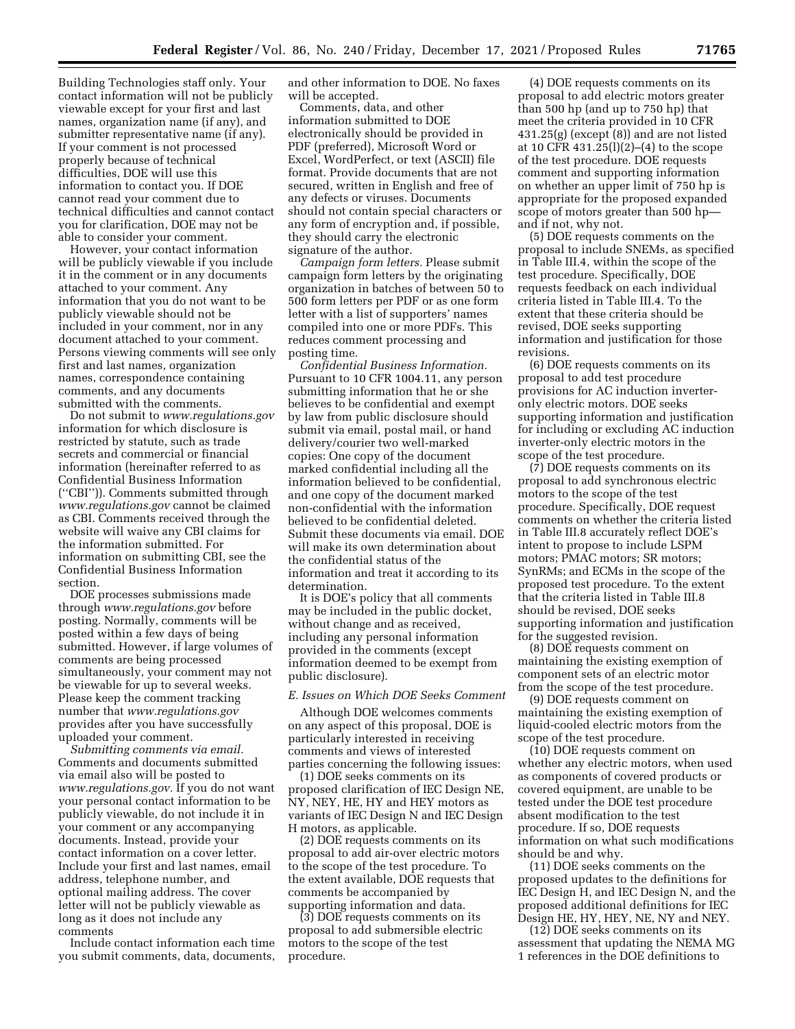Building Technologies staff only. Your contact information will not be publicly viewable except for your first and last names, organization name (if any), and submitter representative name (if any). If your comment is not processed properly because of technical difficulties, DOE will use this information to contact you. If DOE cannot read your comment due to technical difficulties and cannot contact you for clarification, DOE may not be able to consider your comment.

However, your contact information will be publicly viewable if you include it in the comment or in any documents attached to your comment. Any information that you do not want to be publicly viewable should not be included in your comment, nor in any document attached to your comment. Persons viewing comments will see only first and last names, organization names, correspondence containing comments, and any documents submitted with the comments.

Do not submit to *www.regulations.gov* information for which disclosure is restricted by statute, such as trade secrets and commercial or financial information (hereinafter referred to as Confidential Business Information (''CBI'')). Comments submitted through *www.regulations.gov* cannot be claimed as CBI. Comments received through the website will waive any CBI claims for the information submitted. For information on submitting CBI, see the Confidential Business Information section.

DOE processes submissions made through *www.regulations.gov* before posting. Normally, comments will be posted within a few days of being submitted. However, if large volumes of comments are being processed simultaneously, your comment may not be viewable for up to several weeks. Please keep the comment tracking number that *www.regulations.gov* provides after you have successfully uploaded your comment.

*Submitting comments via email.* Comments and documents submitted via email also will be posted to *www.regulations.gov.* If you do not want your personal contact information to be publicly viewable, do not include it in your comment or any accompanying documents. Instead, provide your contact information on a cover letter. Include your first and last names, email address, telephone number, and optional mailing address. The cover letter will not be publicly viewable as long as it does not include any comments

Include contact information each time you submit comments, data, documents, and other information to DOE. No faxes will be accepted.

Comments, data, and other information submitted to DOE electronically should be provided in PDF (preferred), Microsoft Word or Excel, WordPerfect, or text (ASCII) file format. Provide documents that are not secured, written in English and free of any defects or viruses. Documents should not contain special characters or any form of encryption and, if possible, they should carry the electronic signature of the author.

*Campaign form letters.* Please submit campaign form letters by the originating organization in batches of between 50 to 500 form letters per PDF or as one form letter with a list of supporters' names compiled into one or more PDFs. This reduces comment processing and posting time.

*Confidential Business Information.* Pursuant to 10 CFR 1004.11, any person submitting information that he or she believes to be confidential and exempt by law from public disclosure should submit via email, postal mail, or hand delivery/courier two well-marked copies: One copy of the document marked confidential including all the information believed to be confidential, and one copy of the document marked non-confidential with the information believed to be confidential deleted. Submit these documents via email. DOE will make its own determination about the confidential status of the information and treat it according to its determination.

It is DOE's policy that all comments may be included in the public docket, without change and as received, including any personal information provided in the comments (except information deemed to be exempt from public disclosure).

### E. Issues on Which DOE Seeks Comment

Although DOE welcomes comments on any aspect of this proposal, DOE is particularly interested in receiving comments and views of interested parties concerning the following issues:

(1) DOE seeks comments on its proposed clarification of IEC Design NE, NY, NEY, HE, HY and HEY motors as variants of IEC Design N and IEC Design H motors, as applicable.

(2) DOE requests comments on its proposal to add air-over electric motors to the scope of the test procedure. To the extent available, DOE requests that comments be accompanied by supporting information and data.

(3) DOE requests comments on its proposal to add submersible electric motors to the scope of the test procedure.

(4) DOE requests comments on its proposal to add electric motors greater than 500 hp (and up to 750 hp) that meet the criteria provided in 10 CFR 431.25(g) (except (8)) and are not listed at 10 CFR 431.25(l)(2)–(4) to the scope of the test procedure. DOE requests comment and supporting information on whether an upper limit of 750 hp is appropriate for the proposed expanded scope of motors greater than 500 hp—and if not, why not.

(5) DOE requests comments on the proposal to include SNEMs, as specified in Table III.4, within the scope of the test procedure. Specifically, DOE requests feedback on each individual criteria listed in Table III.4. To the extent that these criteria should be revised, DOE seeks supporting information and justification for those revisions.

(6) DOE requests comments on its proposal to add test procedure provisions for AC induction inverter-only electric motors. DOE seeks supporting information and justification for including or excluding AC induction inverter-only electric motors in the scope of the test procedure.

(7) DOE requests comments on its proposal to add synchronous electric motors to the scope of the test procedure. Specifically, DOE request comments on whether the criteria listed in Table III.8 accurately reflect DOE's intent to propose to include LSPM motors; PMAC motors; SR motors; SynRMs; and ECMs in the scope of the proposed test procedure. To the extent that the criteria listed in Table III.8 should be revised, DOE seeks supporting information and justification for the suggested revision.

(8) DOE requests comment on maintaining the existing exemption of component sets of an electric motor from the scope of the test procedure.

(9) DOE requests comment on maintaining the existing exemption of liquid-cooled electric motors from the scope of the test procedure.

(10) DOE requests comment on whether any electric motors, when used as components of covered products or covered equipment, are unable to be tested under the DOE test procedure absent modification to the test procedure. If so, DOE requests information on what such modifications should be and why.

(11) DOE seeks comments on the proposed updates to the definitions for IEC Design H, and IEC Design N, and the proposed additional definitions for IEC Design HE, HY, HEY, NE, NY and NEY.

(12) DOE seeks comments on its assessment that updating the NEMA MG 1 references in the DOE definitions to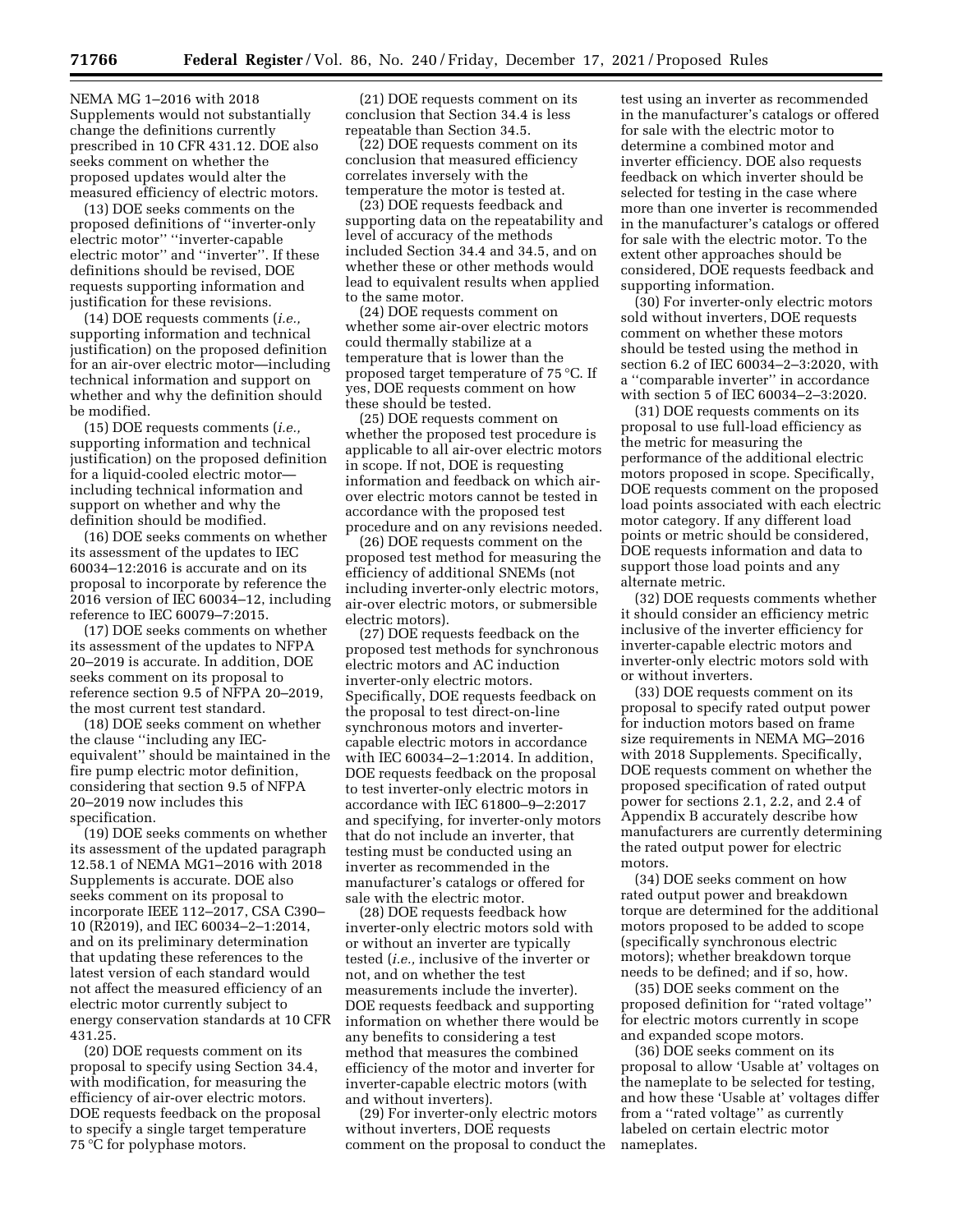NEMA MG 1–2016 with 2018 Supplements would not substantially change the definitions currently prescribed in 10 CFR 431.12. DOE also seeks comment on whether the proposed updates would alter the measured efficiency of electric motors.

(13) DOE seeks comments on the proposed definitions of ''inverter-only electric motor'' ''inverter-capable electric motor'' and ''inverter''. If these definitions should be revised, DOE requests supporting information and justification for these revisions.

(14) DOE requests comments (*i.e.,* supporting information and technical justification) on the proposed definition for an air-over electric motor—including technical information and support on whether and why the definition should be modified.

(15) DOE requests comments (*i.e.,* supporting information and technical justification) on the proposed definition for a liquid-cooled electric motor—including technical information and support on whether and why the definition should be modified.

(16) DOE seeks comments on whether its assessment of the updates to IEC 60034–12:2016 is accurate and on its proposal to incorporate by reference the 2016 version of IEC 60034–12, including reference to IEC 60079–7:2015.

(17) DOE seeks comments on whether its assessment of the updates to NFPA 20–2019 is accurate. In addition, DOE seeks comment on its proposal to reference section 9.5 of NFPA 20–2019, the most current test standard.

(18) DOE seeks comment on whether the clause ''including any IEC-equivalent'' should be maintained in the fire pump electric motor definition, considering that section 9.5 of NFPA 20–2019 now includes this specification.

(19) DOE seeks comments on whether its assessment of the updated paragraph 12.58.1 of NEMA MG1–2016 with 2018 Supplements is accurate. DOE also seeks comment on its proposal to incorporate IEEE 112–2017, CSA C390–10 (R2019), and IEC 60034–2–1:2014, and on its preliminary determination that updating these references to the latest version of each standard would not affect the measured efficiency of an electric motor currently subject to energy conservation standards at 10 CFR 431.25.

(20) DOE requests comment on its proposal to specify using Section 34.4, with modification, for measuring the efficiency of air-over electric motors. DOE requests feedback on the proposal to specify a single target temperature 75 °C for polyphase motors.

(21) DOE requests comment on its conclusion that Section 34.4 is less repeatable than Section 34.5.

(22) DOE requests comment on its conclusion that measured efficiency correlates inversely with the temperature the motor is tested at.

(23) DOE requests feedback and supporting data on the repeatability and level of accuracy of the methods included Section 34.4 and 34.5, and on whether these or other methods would lead to equivalent results when applied to the same motor.

(24) DOE requests comment on whether some air-over electric motors could thermally stabilize at a temperature that is lower than the proposed target temperature of 75 °C. If yes, DOE requests comment on how these should be tested.

(25) DOE requests comment on whether the proposed test procedure is applicable to all air-over electric motors in scope. If not, DOE is requesting information and feedback on which air-over electric motors cannot be tested in accordance with the proposed test procedure and on any revisions needed.

(26) DOE requests comment on the proposed test method for measuring the efficiency of additional SNEMs (not including inverter-only electric motors, air-over electric motors, or submersible electric motors).

(27) DOE requests feedback on the proposed test methods for synchronous electric motors and AC induction inverter-only electric motors. Specifically, DOE requests feedback on the proposal to test direct-on-line synchronous motors and inverter-capable electric motors in accordance with IEC 60034–2–1:2014. In addition, DOE requests feedback on the proposal to test inverter-only electric motors in accordance with IEC 61800–9–2:2017 and specifying, for inverter-only motors that do not include an inverter, that testing must be conducted using an inverter as recommended in the manufacturer's catalogs or offered for sale with the electric motor.

(28) DOE requests feedback how inverter-only electric motors sold with or without an inverter are typically tested (*i.e.,* inclusive of the inverter or not, and on whether the test measurements include the inverter). DOE requests feedback and supporting information on whether there would be any benefits to considering a test method that measures the combined efficiency of the motor and inverter for inverter-capable electric motors (with and without inverters).

(29) For inverter-only electric motors without inverters, DOE requests comment on the proposal to conduct the test using an inverter as recommended in the manufacturer's catalogs or offered for sale with the electric motor to determine a combined motor and inverter efficiency. DOE also requests feedback on which inverter should be selected for testing in the case where more than one inverter is recommended in the manufacturer's catalogs or offered for sale with the electric motor. To the extent other approaches should be considered, DOE requests feedback and supporting information.

(30) For inverter-only electric motors sold without inverters, DOE requests comment on whether these motors should be tested using the method in section 6.2 of IEC 60034–2–3:2020, with a ''comparable inverter'' in accordance with section 5 of IEC 60034–2–3:2020.

(31) DOE requests comments on its proposal to use full-load efficiency as the metric for measuring the performance of the additional electric motors proposed in scope. Specifically, DOE requests comment on the proposed load points associated with each electric motor category. If any different load points or metric should be considered, DOE requests information and data to support those load points and any alternate metric.

(32) DOE requests comments whether it should consider an efficiency metric inclusive of the inverter efficiency for inverter-capable electric motors and inverter-only electric motors sold with or without inverters.

(33) DOE requests comment on its proposal to specify rated output power for induction motors based on frame size requirements in NEMA MG–2016 with 2018 Supplements. Specifically, DOE requests comment on whether the proposed specification of rated output power for sections 2.1, 2.2, and 2.4 of Appendix B accurately describe how manufacturers are currently determining the rated output power for electric motors.

(34) DOE seeks comment on how rated output power and breakdown torque are determined for the additional motors proposed to be added to scope (specifically synchronous electric motors); whether breakdown torque needs to be defined; and if so, how.

(35) DOE seeks comment on the proposed definition for ''rated voltage'' for electric motors currently in scope and expanded scope motors.

(36) DOE seeks comment on its proposal to allow 'Usable at' voltages on the nameplate to be selected for testing, and how these 'Usable at' voltages differ from a ''rated voltage'' as currently labeled on certain electric motor nameplates.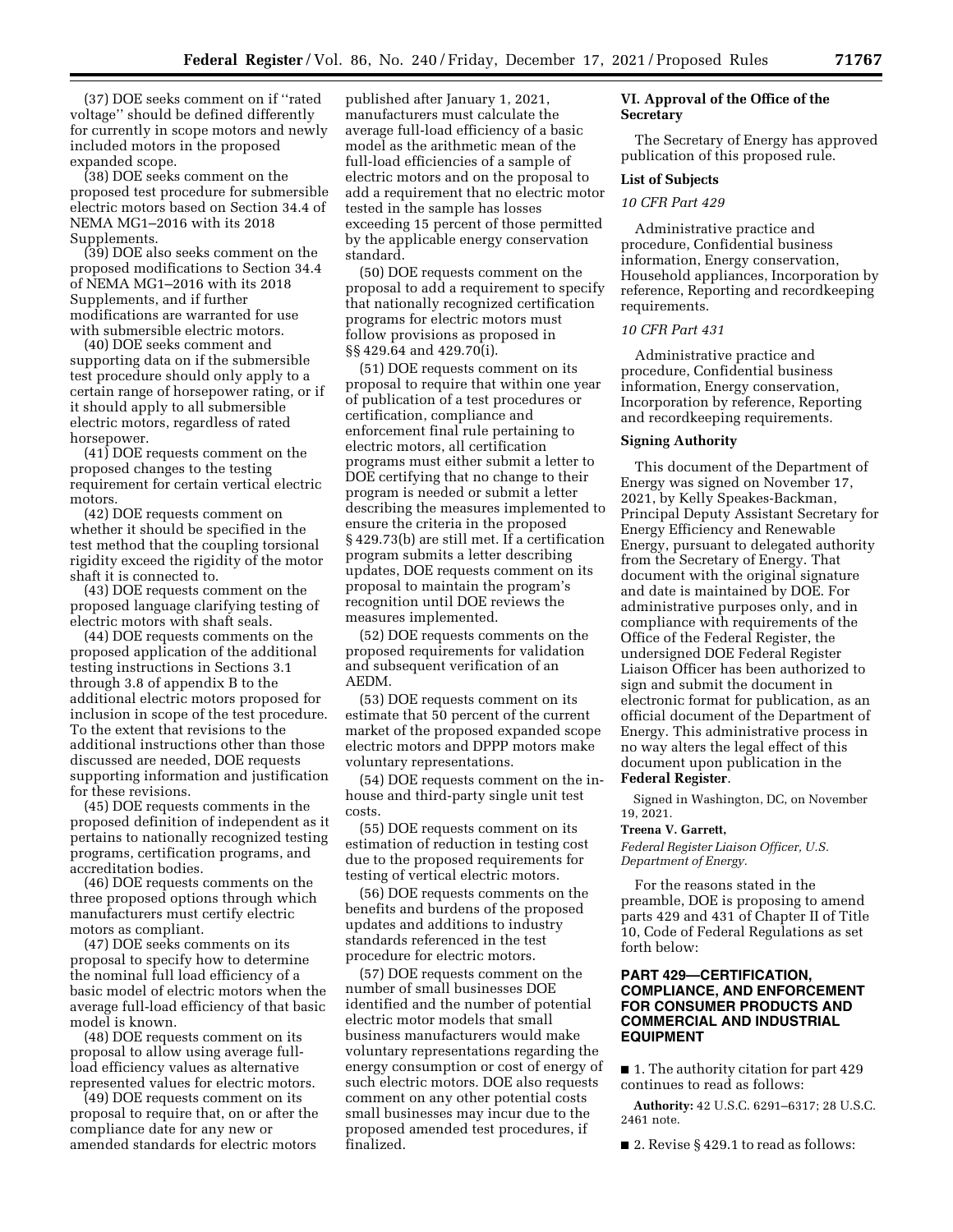(37) DOE seeks comment on if ''rated voltage'' should be defined differently for currently in scope motors and newly included motors in the proposed expanded scope.

(38) DOE seeks comment on the proposed test procedure for submersible electric motors based on Section 34.4 of NEMA MG1–2016 with its 2018 Supplements.

(39) DOE also seeks comment on the proposed modifications to Section 34.4 of NEMA MG1–2016 with its 2018 Supplements, and if further modifications are warranted for use with submersible electric motors.

(40) DOE seeks comment and supporting data on if the submersible test procedure should only apply to a certain range of horsepower rating, or if it should apply to all submersible electric motors, regardless of rated horsepower.

(41) DOE requests comment on the proposed changes to the testing requirement for certain vertical electric motors.

(42) DOE requests comment on whether it should be specified in the test method that the coupling torsional rigidity exceed the rigidity of the motor shaft it is connected to.

(43) DOE requests comment on the proposed language clarifying testing of electric motors with shaft seals.

(44) DOE requests comments on the proposed application of the additional testing instructions in Sections 3.1 through 3.8 of appendix B to the additional electric motors proposed for inclusion in scope of the test procedure. To the extent that revisions to the additional instructions other than those discussed are needed, DOE requests supporting information and justification for these revisions.

(45) DOE requests comments in the proposed definition of independent as it pertains to nationally recognized testing programs, certification programs, and accreditation bodies.

(46) DOE requests comments on the three proposed options through which manufacturers must certify electric motors as compliant.

(47) DOE seeks comments on its proposal to specify how to determine the nominal full load efficiency of a basic model of electric motors when the average full-load efficiency of that basic model is known.

(48) DOE requests comment on its proposal to allow using average full-load efficiency values as alternative represented values for electric motors.

(49) DOE requests comment on its proposal to require that, on or after the compliance date for any new or amended standards for electric motors published after January 1, 2021, manufacturers must calculate the average full-load efficiency of a basic model as the arithmetic mean of the full-load efficiencies of a sample of electric motors and on the proposal to add a requirement that no electric motor tested in the sample has losses exceeding 15 percent of those permitted by the applicable energy conservation standard.

(50) DOE requests comment on the proposal to add a requirement to specify that nationally recognized certification programs for electric motors must follow provisions as proposed in §§ 429.64 and 429.70(i).

(51) DOE requests comment on its proposal to require that within one year of publication of a test procedures or certification, compliance and enforcement final rule pertaining to electric motors, all certification programs must either submit a letter to DOE certifying that no change to their program is needed or submit a letter describing the measures implemented to ensure the criteria in the proposed § 429.73(b) are still met. If a certification program submits a letter describing updates, DOE requests comment on its proposal to maintain the program's recognition until DOE reviews the measures implemented.

(52) DOE requests comments on the proposed requirements for validation and subsequent verification of an AEDM.

(53) DOE requests comment on its estimate that 50 percent of the current market of the proposed expanded scope electric motors and DPPP motors make voluntary representations.

(54) DOE requests comment on the in-house and third-party single unit test costs.

(55) DOE requests comment on its estimation of reduction in testing cost due to the proposed requirements for testing of vertical electric motors.

(56) DOE requests comments on the benefits and burdens of the proposed updates and additions to industry standards referenced in the test procedure for electric motors.

(57) DOE requests comment on the number of small businesses DOE identified and the number of potential electric motor models that small business manufacturers would make voluntary representations regarding the energy consumption or cost of energy of such electric motors. DOE also requests comment on any other potential costs small businesses may incur due to the proposed amended test procedures, if finalized.

## VI. Approval of the Office of the Secretary

The Secretary of Energy has approved publication of this proposed rule.

### List of Subjects

*10 CFR Part 429*

Administrative practice and procedure, Confidential business information, Energy conservation, Household appliances, Incorporation by reference, Reporting and recordkeeping requirements.

*10 CFR Part 431*

Administrative practice and procedure, Confidential business information, Energy conservation, Incorporation by reference, Reporting and recordkeeping requirements.

### Signing Authority

This document of the Department of Energy was signed on November 17, 2021, by Kelly Speakes-Backman, Principal Deputy Assistant Secretary for Energy Efficiency and Renewable Energy, pursuant to delegated authority from the Secretary of Energy. That document with the original signature and date is maintained by DOE. For administrative purposes only, and in compliance with requirements of the Office of the Federal Register, the undersigned DOE Federal Register Liaison Officer has been authorized to sign and submit the document in electronic format for publication, as an official document of the Department of Energy. This administrative process in no way alters the legal effect of this document upon publication in the **Federal Register**.

Signed in Washington, DC, on November 19, 2021.

**Treena V. Garrett,**

*Federal Register Liaison Officer, U.S. Department of Energy.*

For the reasons stated in the preamble, DOE is proposing to amend parts 429 and 431 of Chapter II of Title 10, Code of Federal Regulations as set forth below:

## PART 429—CERTIFICATION, COMPLIANCE, AND ENFORCEMENT FOR CONSUMER PRODUCTS AND COMMERCIAL AND INDUSTRIAL EQUIPMENT

■ 1. The authority citation for part 429 continues to read as follows:

**Authority:** 42 U.S.C. 6291–6317; 28 U.S.C. 2461 note.

■ 2. Revise § 429.1 to read as follows: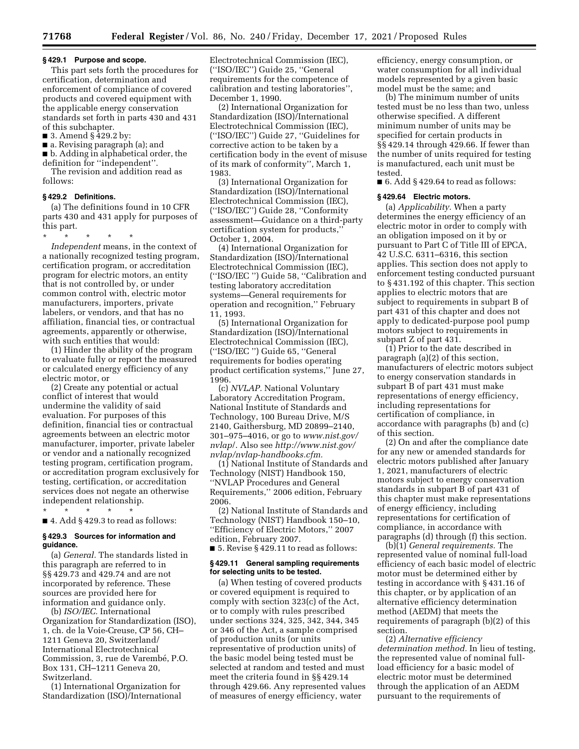### § 429.1 Purpose and scope.

This part sets forth the procedures for certification, determination and enforcement of compliance of covered products and covered equipment with the applicable energy conservation standards set forth in parts 430 and 431 of this subchapter.

■ 3. Amend § 429.2 by:

■ a. Revising paragraph (a); and

■ b. Adding in alphabetical order, the definition for ''independent''.

The revision and addition read as follows:

### § 429.2 Definitions.

(a) The definitions found in 10 CFR parts 430 and 431 apply for purposes of this part.

\* \* \* \* \*

*Independent* means, in the context of a nationally recognized testing program, certification program, or accreditation program for electric motors, an entity that is not controlled by, or under common control with, electric motor manufacturers, importers, private labelers, or vendors, and that has no affiliation, financial ties, or contractual agreements, apparently or otherwise, with such entities that would:

(1) Hinder the ability of the program to evaluate fully or report the measured or calculated energy efficiency of any electric motor, or

(2) Create any potential or actual conflict of interest that would undermine the validity of said evaluation. For purposes of this definition, financial ties or contractual agreements between an electric motor manufacturer, importer, private labeler or vendor and a nationally recognized testing program, certification program, or accreditation program exclusively for testing, certification, or accreditation services does not negate an otherwise independent relationship.

\* \* \* \* \*

■ 4. Add § 429.3 to read as follows:

### § 429.3 Sources for information and guidance.

(a) *General.* The standards listed in this paragraph are referred to in §§ 429.73 and 429.74 and are not incorporated by reference. These sources are provided here for information and guidance only.

(b) *ISO/IEC.* International Organization for Standardization (ISO), 1, ch. de la Voie-Creuse, CP 56, CH–1211 Geneva 20, Switzerland/ International Electrotechnical Commission, 3, rue de Varembé, P.O. Box 131, CH–1211 Geneva 20, Switzerland.

(1) International Organization for Standardization (ISO)/International Electrotechnical Commission (IEC), (''ISO/IEC'') Guide 25, ''General requirements for the competence of calibration and testing laboratories'', December 1, 1990.

(2) International Organization for Standardization (ISO)/International Electrotechnical Commission (IEC), (''ISO/IEC'') Guide 27, ''Guidelines for corrective action to be taken by a certification body in the event of misuse of its mark of conformity'', March 1, 1983.

(3) International Organization for Standardization (ISO)/International Electrotechnical Commission (IEC), (''ISO/IEC'') Guide 28, ''Conformity assessment—Guidance on a third-party certification system for products,'' October 1, 2004.

(4) International Organization for Standardization (ISO)/International Electrotechnical Commission (IEC), (''ISO/IEC '') Guide 58, ''Calibration and testing laboratory accreditation systems—General requirements for operation and recognition,'' February 11, 1993.

(5) International Organization for Standardization (ISO)/International Electrotechnical Commission (IEC), (''ISO/IEC '') Guide 65, ''General requirements for bodies operating product certification systems,'' June 27, 1996.

(c) *NVLAP.* National Voluntary Laboratory Accreditation Program, National Institute of Standards and Technology, 100 Bureau Drive, M/S 2140, Gaithersburg, MD 20899–2140, 301–975–4016, or go to *www.nist.gov/nvlap/*. Also see *http://www.nist.gov/nvlap/nvlap-handbooks.cfm.*

(1) National Institute of Standards and Technology (NIST) Handbook 150, ''NVLAP Procedures and General Requirements,'' 2006 edition, February 2006.

(2) National Institute of Standards and Technology (NIST) Handbook 150–10, ''Efficiency of Electric Motors,'' 2007 edition, February 2007.

■ 5. Revise § 429.11 to read as follows:

### § 429.11 General sampling requirements for selecting units to be tested.

(a) When testing of covered products or covered equipment is required to comply with section 323(c) of the Act, or to comply with rules prescribed under sections 324, 325, 342, 344, 345 or 346 of the Act, a sample comprised of production units (or units representative of production units) of the basic model being tested must be selected at random and tested and must meet the criteria found in §§ 429.14 through 429.66. Any represented values of measures of energy efficiency, water efficiency, energy consumption, or water consumption for all individual models represented by a given basic model must be the same; and

(b) The minimum number of units tested must be no less than two, unless otherwise specified. A different minimum number of units may be specified for certain products in §§ 429.14 through 429.66. If fewer than the number of units required for testing is manufactured, each unit must be tested.

■ 6. Add § 429.64 to read as follows:

### § 429.64 Electric motors.

(a) *Applicability.* When a party determines the energy efficiency of an electric motor in order to comply with an obligation imposed on it by or pursuant to Part C of Title III of EPCA, 42 U.S.C. 6311–6316, this section applies. This section does not apply to enforcement testing conducted pursuant to § 431.192 of this chapter. This section applies to electric motors that are subject to requirements in subpart B of part 431 of this chapter and does not apply to dedicated-purpose pool pump motors subject to requirements in subpart Z of part 431.

(1) Prior to the date described in paragraph (a)(2) of this section, manufacturers of electric motors subject to energy conservation standards in subpart B of part 431 must make representations of energy efficiency, including representations for certification of compliance, in accordance with paragraphs (b) and (c) of this section.

(2) On and after the compliance date for any new or amended standards for electric motors published after January 1, 2021, manufacturers of electric motors subject to energy conservation standards in subpart B of part 431 of this chapter must make representations of energy efficiency, including representations for certification of compliance, in accordance with paragraphs (d) through (f) this section.

(b)(1) *General requirements.* The represented value of nominal full-load efficiency of each basic model of electric motor must be determined either by testing in accordance with § 431.16 of this chapter, or by application of an alternative efficiency determination method (AEDM) that meets the requirements of paragraph (b)(2) of this section.

(2) *Alternative efficiency determination method.* In lieu of testing, the represented value of nominal full-load efficiency for a basic model of electric motor must be determined through the application of an AEDM pursuant to the requirements of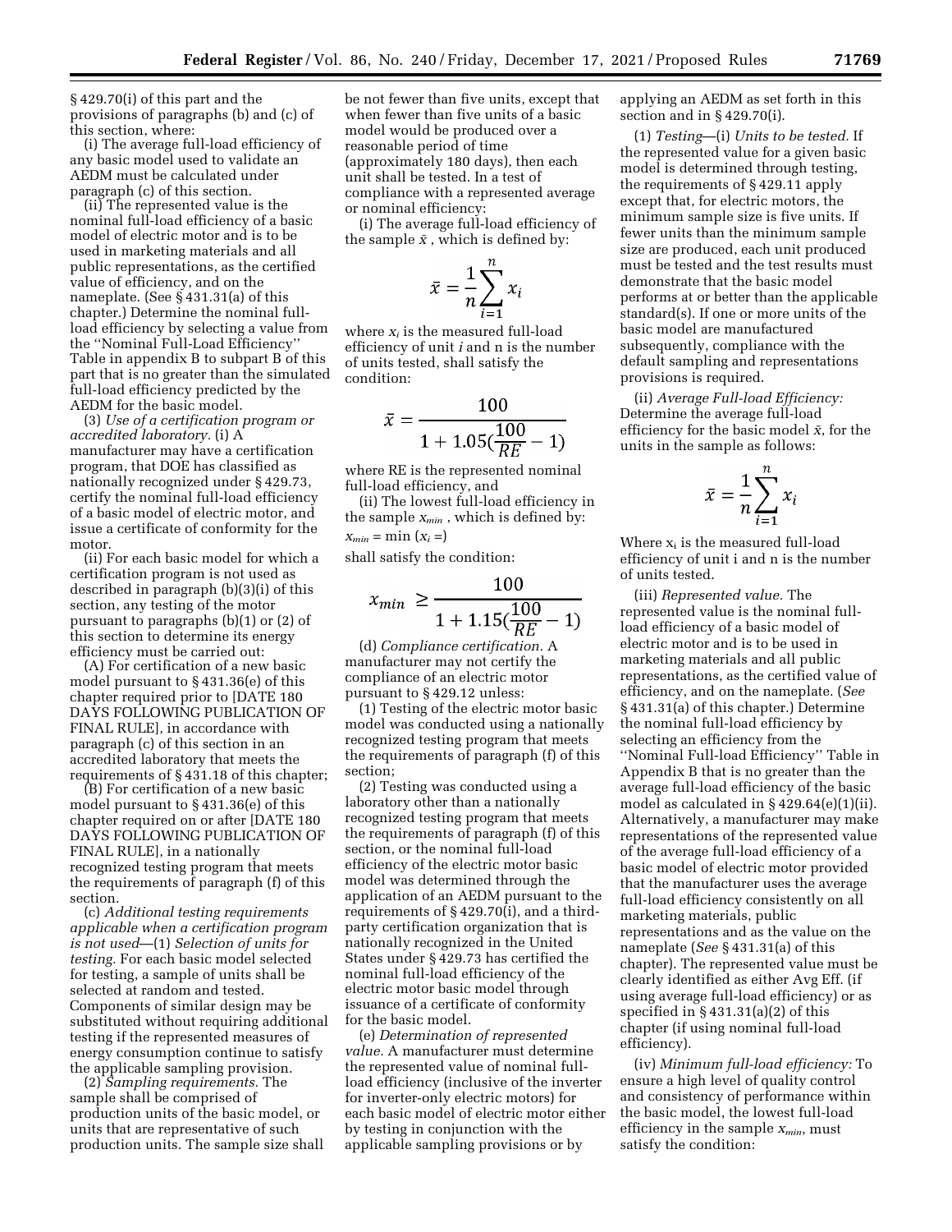§ 429.70(i) of this part and the provisions of paragraphs (b) and (c) of this section, where:

(i) The average full-load efficiency of any basic model used to validate an AEDM must be calculated under paragraph (c) of this section.

(ii) The represented value is the nominal full-load efficiency of a basic model of electric motor and is to be used in marketing materials and all public representations, as the certified value of efficiency, and on the nameplate. (See § 431.31(a) of this chapter.) Determine the nominal full-load efficiency by selecting a value from the ''Nominal Full-Load Efficiency'' Table in appendix B to subpart B of this part that is no greater than the simulated full-load efficiency predicted by the AEDM for the basic model.

(3) *Use of a certification program or accredited laboratory.* (i) A manufacturer may have a certification program, that DOE has classified as nationally recognized under § 429.73, certify the nominal full-load efficiency of a basic model of electric motor, and issue a certificate of conformity for the motor.

(ii) For each basic model for which a certification program is not used as described in paragraph (b)(3)(i) of this section, any testing of the motor pursuant to paragraphs (b)(1) or (2) of this section to determine its energy efficiency must be carried out:

(A) For certification of a new basic model pursuant to § 431.36(e) of this chapter required prior to [DATE 180 DAYS FOLLOWING PUBLICATION OF FINAL RULE], in accordance with paragraph (c) of this section in an accredited laboratory that meets the requirements of § 431.18 of this chapter;

(B) For certification of a new basic model pursuant to § 431.36(e) of this chapter required on or after [DATE 180 DAYS FOLLOWING PUBLICATION OF FINAL RULE], in a nationally recognized testing program that meets the requirements of paragraph (f) of this section.

(c) *Additional testing requirements applicable when a certification program is not used*—(1) *Selection of units for testing.* For each basic model selected for testing, a sample of units shall be selected at random and tested. Components of similar design may be substituted without requiring additional testing if the represented measures of energy consumption continue to satisfy the applicable sampling provision.

(2) *Sampling requirements.* The sample shall be comprised of production units of the basic model, or units that are representative of such production units. The sample size shall be not fewer than five units, except that when fewer than five units of a basic model would be produced over a reasonable period of time (approximately 180 days), then each unit shall be tested. In a test of compliance with a represented average or nominal efficiency:

(i) The average full-load efficiency of the sample $\bar{x}$ , which is defined by:

$$\bar{x} = \frac{1}{n}\sum_{i=1}^{n} x_i$$

where $x_i$ is the measured full-load efficiency of unit *i* and n is the number of units tested, shall satisfy the condition:

$$\bar{x} = \frac{100}{1 + 1.05(\frac{100}{RE} - 1)}$$

where RE is the represented nominal full-load efficiency, and

(ii) The lowest full-load efficiency in the sample $x_{min}$ , which is defined by: $x_{min} = \min(x_i =)$

shall satisfy the condition:

$$x_{min} \geq \frac{100}{1 + 1.15(\frac{100}{RE} - 1)}$$

(d) *Compliance certification.* A manufacturer may not certify the compliance of an electric motor pursuant to § 429.12 unless:

(1) Testing of the electric motor basic model was conducted using a nationally recognized testing program that meets the requirements of paragraph (f) of this section;

(2) Testing was conducted using a laboratory other than a nationally recognized testing program that meets the requirements of paragraph (f) of this section, or the nominal full-load efficiency of the electric motor basic model was determined through the application of an AEDM pursuant to the requirements of § 429.70(i), and a third-party certification organization that is nationally recognized in the United States under § 429.73 has certified the nominal full-load efficiency of the electric motor basic model through issuance of a certificate of conformity for the basic model.

(e) *Determination of represented value.* A manufacturer must determine the represented value of nominal full-load efficiency (inclusive of the inverter for inverter-only electric motors) for each basic model of electric motor either by testing in conjunction with the applicable sampling provisions or by applying an AEDM as set forth in this section and in § 429.70(i).

(1) *Testing*—(i) *Units to be tested.* If the represented value for a given basic model is determined through testing, the requirements of § 429.11 apply except that, for electric motors, the minimum sample size is five units. If fewer units than the minimum sample size are produced, each unit produced must be tested and the test results must demonstrate that the basic model performs at or better than the applicable standard(s). If one or more units of the basic model are manufactured subsequently, compliance with the default sampling and representations provisions is required.

(ii) *Average Full-load Efficiency:* Determine the average full-load efficiency for the basic model $\bar{x}$, for the units in the sample as follows:

$$\bar{x} = \frac{1}{n}\sum_{i=1}^{n} x_i$$

Where $x_i$ is the measured full-load efficiency of unit i and n is the number of units tested.

(iii) *Represented value.* The represented value is the nominal full-load efficiency of a basic model of electric motor and is to be used in marketing materials and all public representations, as the certified value of efficiency, and on the nameplate. (*See* § 431.31(a) of this chapter.) Determine the nominal full-load efficiency by selecting an efficiency from the ''Nominal Full-load Efficiency'' Table in Appendix B that is no greater than the average full-load efficiency of the basic model as calculated in § 429.64(e)(1)(ii). Alternatively, a manufacturer may make representations of the represented value of the average full-load efficiency of a basic model of electric motor provided that the manufacturer uses the average full-load efficiency consistently on all marketing materials, public representations and as the value on the nameplate (*See* § 431.31(a) of this chapter). The represented value must be clearly identified as either Avg Eff. (if using average full-load efficiency) or as specified in § 431.31(a)(2) of this chapter (if using nominal full-load efficiency).

(iv) *Minimum full-load efficiency:* To ensure a high level of quality control and consistency of performance within the basic model, the lowest full-load efficiency in the sample $x_{min}$, must satisfy the condition: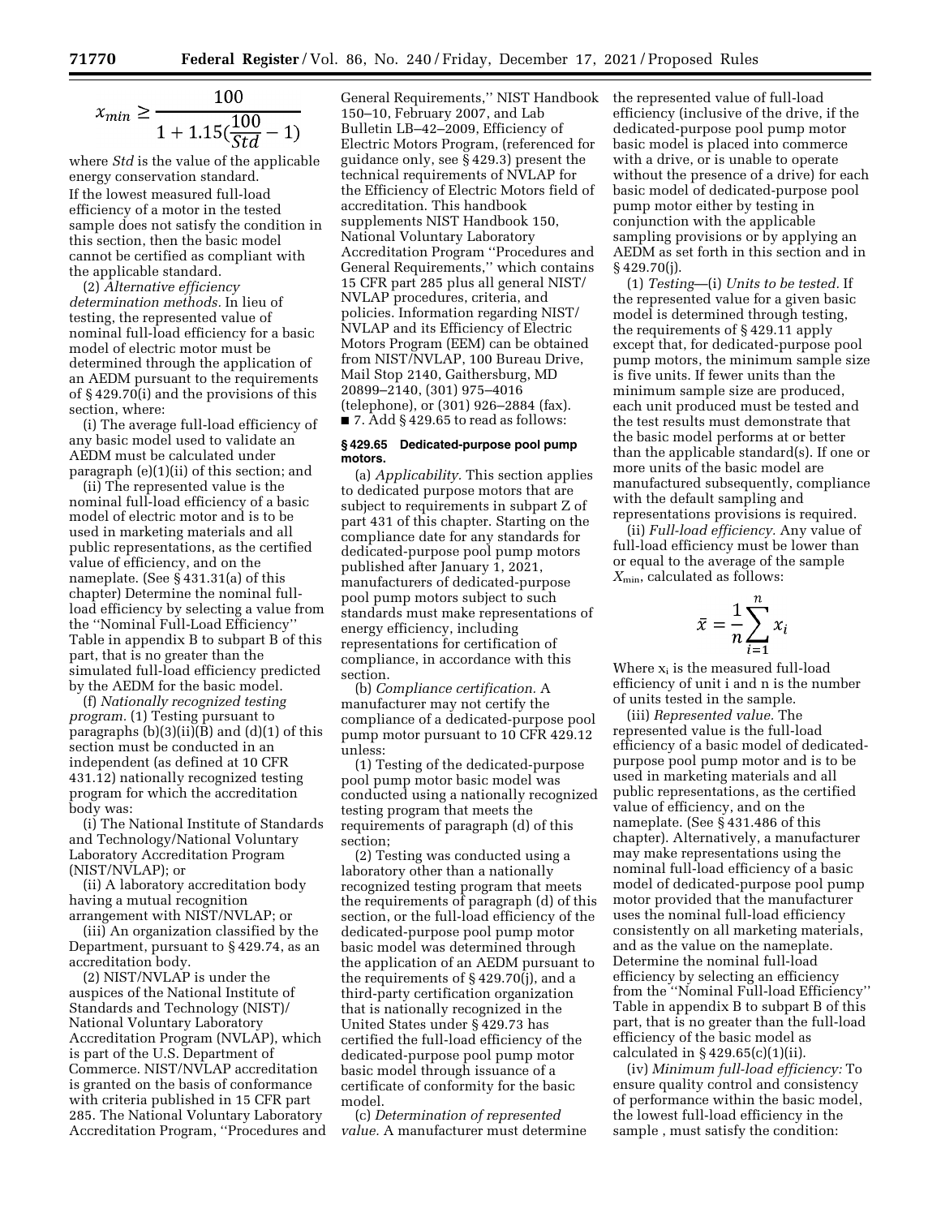$$x_{min} \geq \frac{100}{1 + 1.15(\frac{100}{Std} - 1)}$$

where *Std* is the value of the applicable energy conservation standard.

If the lowest measured full-load efficiency of a motor in the tested sample does not satisfy the condition in this section, then the basic model cannot be certified as compliant with the applicable standard.

(2) *Alternative efficiency determination methods.* In lieu of testing, the represented value of nominal full-load efficiency for a basic model of electric motor must be determined through the application of an AEDM pursuant to the requirements of § 429.70(i) and the provisions of this section, where:

(i) The average full-load efficiency of any basic model used to validate an AEDM must be calculated under paragraph (e)(1)(ii) of this section; and

(ii) The represented value is the nominal full-load efficiency of a basic model of electric motor and is to be used in marketing materials and all public representations, as the certified value of efficiency, and on the nameplate. (See § 431.31(a) of this chapter) Determine the nominal full-load efficiency by selecting a value from the ''Nominal Full-Load Efficiency'' Table in appendix B to subpart B of this part, that is no greater than the simulated full-load efficiency predicted by the AEDM for the basic model.

(f) *Nationally recognized testing program.* (1) Testing pursuant to paragraphs (b)(3)(ii)(B) and (d)(1) of this section must be conducted in an independent (as defined at 10 CFR 431.12) nationally recognized testing program for which the accreditation body was:

(i) The National Institute of Standards and Technology/National Voluntary Laboratory Accreditation Program (NIST/NVLAP); or

(ii) A laboratory accreditation body having a mutual recognition arrangement with NIST/NVLAP; or

(iii) An organization classified by the Department, pursuant to § 429.74, as an accreditation body.

(2) NIST/NVLAP is under the auspices of the National Institute of Standards and Technology (NIST)/National Voluntary Laboratory Accreditation Program (NVLAP), which is part of the U.S. Department of Commerce. NIST/NVLAP accreditation is granted on the basis of conformance with criteria published in 15 CFR part 285. The National Voluntary Laboratory Accreditation Program, ''Procedures and General Requirements,'' NIST Handbook 150–10, February 2007, and Lab Bulletin LB–42–2009, Efficiency of Electric Motors Program, (referenced for guidance only, see § 429.3) present the technical requirements of NVLAP for the Efficiency of Electric Motors field of accreditation. This handbook supplements NIST Handbook 150, National Voluntary Laboratory Accreditation Program ''Procedures and General Requirements,'' which contains 15 CFR part 285 plus all general NIST/NVLAP procedures, criteria, and policies. Information regarding NIST/NVLAP and its Efficiency of Electric Motors Program (EEM) can be obtained from NIST/NVLAP, 100 Bureau Drive, Mail Stop 2140, Gaithersburg, MD 20899–2140, (301) 975–4016 (telephone), or (301) 926–2884 (fax).

■ 7. Add § 429.65 to read as follows:

#### § 429.65 Dedicated-purpose pool pump motors.

(a) *Applicability.* This section applies to dedicated purpose motors that are subject to requirements in subpart Z of part 431 of this chapter. Starting on the compliance date for any standards for dedicated-purpose pool pump motors published after January 1, 2021, manufacturers of dedicated-purpose pool pump motors subject to such standards must make representations of energy efficiency, including representations for certification of compliance, in accordance with this section.

(b) *Compliance certification.* A manufacturer may not certify the compliance of a dedicated-purpose pool pump motor pursuant to 10 CFR 429.12 unless:

(1) Testing of the dedicated-purpose pool pump motor basic model was conducted using a nationally recognized testing program that meets the requirements of paragraph (d) of this section;

(2) Testing was conducted using a laboratory other than a nationally recognized testing program that meets the requirements of paragraph (d) of this section, or the full-load efficiency of the dedicated-purpose pool pump motor basic model was determined through the application of an AEDM pursuant to the requirements of § 429.70(j), and a third-party certification organization that is nationally recognized in the United States under § 429.73 has certified the full-load efficiency of the dedicated-purpose pool pump motor basic model through issuance of a certificate of conformity for the basic model.

(c) *Determination of represented value.* A manufacturer must determine the represented value of full-load efficiency (inclusive of the drive, if the dedicated-purpose pool pump motor basic model is placed into commerce with a drive, or is unable to operate without the presence of a drive) for each basic model of dedicated-purpose pool pump motor either by testing in conjunction with the applicable sampling provisions or by applying an AEDM as set forth in this section and in § 429.70(j).

(1) *Testing*—(i) *Units to be tested.* If the represented value for a given basic model is determined through testing, the requirements of § 429.11 apply except that, for dedicated-purpose pool pump motors, the minimum sample size is five units. If fewer units than the minimum sample size are produced, each unit produced must be tested and the test results must demonstrate that the basic model performs at or better than the applicable standard(s). If one or more units of the basic model are manufactured subsequently, compliance with the default sampling and representations provisions is required.

(ii) *Full-load efficiency.* Any value of full-load efficiency must be lower than or equal to the average of the sample $X_{min}$, calculated as follows:

$$\bar{x} = \frac{1}{n}\sum_{i=1}^{n} x_i$$

Where $x_i$ is the measured full-load efficiency of unit i and n is the number of units tested in the sample.

(iii) *Represented value.* The represented value is the full-load efficiency of a basic model of dedicated-purpose pool pump motor and is to be used in marketing materials and all public representations, as the certified value of efficiency, and on the nameplate. (See § 431.486 of this chapter). Alternatively, a manufacturer may make representations using the nominal full-load efficiency of a basic model of dedicated-purpose pool pump motor provided that the manufacturer uses the nominal full-load efficiency consistently on all marketing materials, and as the value on the nameplate. Determine the nominal full-load efficiency by selecting an efficiency from the ''Nominal Full-load Efficiency'' Table in appendix B to subpart B of this part, that is no greater than the full-load efficiency of the basic model as calculated in § 429.65(c)(1)(ii).

(iv) *Minimum full-load efficiency:* To ensure quality control and consistency of performance within the basic model, the lowest full-load efficiency in the sample , must satisfy the condition: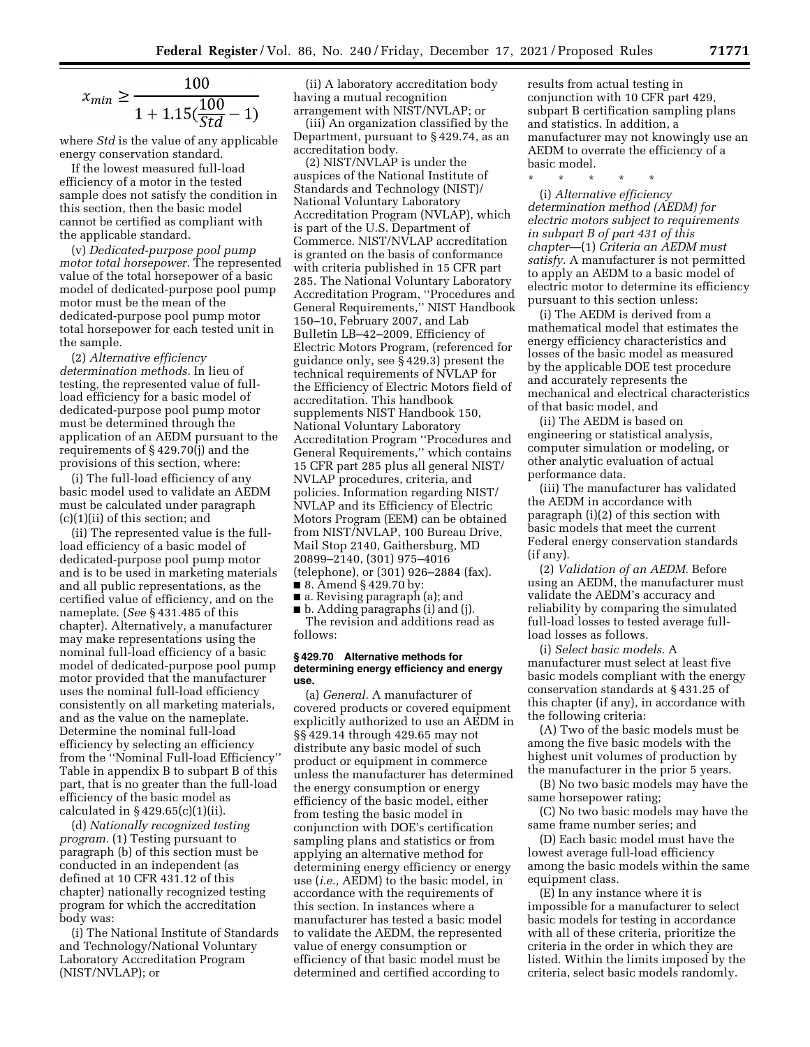$$x_{min} \geq \frac{100}{1 + 1.15(\frac{100}{Std} - 1)}$$

where *Std* is the value of any applicable energy conservation standard.

If the lowest measured full-load efficiency of a motor in the tested sample does not satisfy the condition in this section, then the basic model cannot be certified as compliant with the applicable standard.

(v) *Dedicated-purpose pool pump motor total horsepower.* The represented value of the total horsepower of a basic model of dedicated-purpose pool pump motor must be the mean of the dedicated-purpose pool pump motor total horsepower for each tested unit in the sample.

(2) *Alternative efficiency determination methods.* In lieu of testing, the represented value of full-load efficiency for a basic model of dedicated-purpose pool pump motor must be determined through the application of an AEDM pursuant to the requirements of § 429.70(j) and the provisions of this section, where:

(i) The full-load efficiency of any basic model used to validate an AEDM must be calculated under paragraph (c)(1)(ii) of this section; and

(ii) The represented value is the full-load efficiency of a basic model of dedicated-purpose pool pump motor and is to be used in marketing materials and all public representations, as the certified value of efficiency, and on the nameplate. (*See* § 431.485 of this chapter). Alternatively, a manufacturer may make representations using the nominal full-load efficiency of a basic model of dedicated-purpose pool pump motor provided that the manufacturer uses the nominal full-load efficiency consistently on all marketing materials, and as the value on the nameplate. Determine the nominal full-load efficiency by selecting an efficiency from the ''Nominal Full-load Efficiency'' Table in appendix B to subpart B of this part, that is no greater than the full-load efficiency of the basic model as calculated in § 429.65(c)(1)(ii).

(d) *Nationally recognized testing program.* (1) Testing pursuant to paragraph (b) of this section must be conducted in an independent (as defined at 10 CFR 431.12 of this chapter) nationally recognized testing program for which the accreditation body was:

(i) The National Institute of Standards and Technology/National Voluntary Laboratory Accreditation Program (NIST/NVLAP); or

(ii) A laboratory accreditation body having a mutual recognition arrangement with NIST/NVLAP; or

(iii) An organization classified by the Department, pursuant to § 429.74, as an accreditation body.

(2) NIST/NVLAP is under the auspices of the National Institute of Standards and Technology (NIST)/National Voluntary Laboratory Accreditation Program (NVLAP), which is part of the U.S. Department of Commerce. NIST/NVLAP accreditation is granted on the basis of conformance with criteria published in 15 CFR part 285. The National Voluntary Laboratory Accreditation Program, ''Procedures and General Requirements,'' NIST Handbook 150–10, February 2007, and Lab Bulletin LB–42–2009, Efficiency of Electric Motors Program, (referenced for guidance only, see § 429.3) present the technical requirements of NVLAP for the Efficiency of Electric Motors field of accreditation. This handbook supplements NIST Handbook 150, National Voluntary Laboratory Accreditation Program ''Procedures and General Requirements,'' which contains 15 CFR part 285 plus all general NIST/NVLAP procedures, criteria, and policies. Information regarding NIST/NVLAP and its Efficiency of Electric Motors Program (EEM) can be obtained from NIST/NVLAP, 100 Bureau Drive, Mail Stop 2140, Gaithersburg, MD 20899–2140, (301) 975–4016 (telephone), or (301) 926–2884 (fax).

■ 8. Amend § 429.70 by:

■ a. Revising paragraph (a); and

■ b. Adding paragraphs (i) and (j).

The revision and additions read as follows:

**§ 429.70 Alternative methods for determining energy efficiency and energy use.**

(a) *General.* A manufacturer of covered products or covered equipment explicitly authorized to use an AEDM in §§ 429.14 through 429.65 may not distribute any basic model of such product or equipment in commerce unless the manufacturer has determined the energy consumption or energy efficiency of the basic model, either from testing the basic model in conjunction with DOE's certification sampling plans and statistics or from applying an alternative method for determining energy efficiency or energy use (*i.e.,* AEDM) to the basic model, in accordance with the requirements of this section. In instances where a manufacturer has tested a basic model to validate the AEDM, the represented value of energy consumption or efficiency of that basic model must be determined and certified according to results from actual testing in conjunction with 10 CFR part 429, subpart B certification sampling plans and statistics. In addition, a manufacturer may not knowingly use an AEDM to overrate the efficiency of a basic model.

\* \* \* \* \*

(i) *Alternative efficiency determination method (AEDM) for electric motors subject to requirements in subpart B of part 431 of this chapter*—(1) *Criteria an AEDM must satisfy.* A manufacturer is not permitted to apply an AEDM to a basic model of electric motor to determine its efficiency pursuant to this section unless:

(i) The AEDM is derived from a mathematical model that estimates the energy efficiency characteristics and losses of the basic model as measured by the applicable DOE test procedure and accurately represents the mechanical and electrical characteristics of that basic model, and

(ii) The AEDM is based on engineering or statistical analysis, computer simulation or modeling, or other analytic evaluation of actual performance data.

(iii) The manufacturer has validated the AEDM in accordance with paragraph (i)(2) of this section with basic models that meet the current Federal energy conservation standards (if any).

(2) *Validation of an AEDM.* Before using an AEDM, the manufacturer must validate the AEDM's accuracy and reliability by comparing the simulated full-load losses to tested average full-load losses as follows.

(i) *Select basic models.* A manufacturer must select at least five basic models compliant with the energy conservation standards at § 431.25 of this chapter (if any), in accordance with the following criteria:

(A) Two of the basic models must be among the five basic models with the highest unit volumes of production by the manufacturer in the prior 5 years.

(B) No two basic models may have the same horsepower rating;

(C) No two basic models may have the same frame number series; and

(D) Each basic model must have the lowest average full-load efficiency among the basic models within the same equipment class.

(E) In any instance where it is impossible for a manufacturer to select basic models for testing in accordance with all of these criteria, prioritize the criteria in the order in which they are listed. Within the limits imposed by the criteria, select basic models randomly.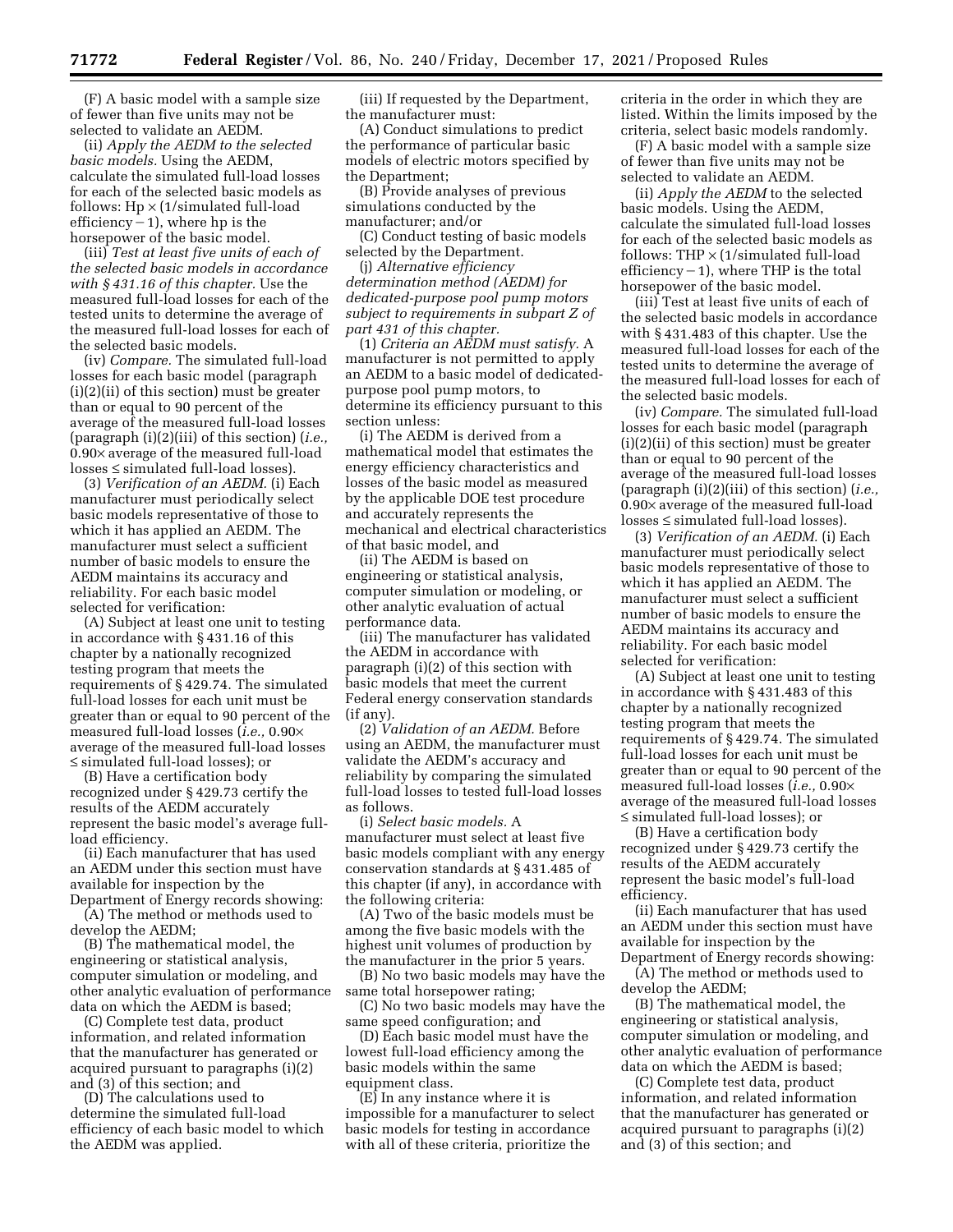(F) A basic model with a sample size of fewer than five units may not be selected to validate an AEDM.

(ii) *Apply the AEDM to the selected basic models.* Using the AEDM, calculate the simulated full-load losses for each of the selected basic models as follows: Hp × (1/simulated full-load efficiency − 1), where hp is the horsepower of the basic model.

(iii) *Test at least five units of each of the selected basic models in accordance with § 431.16 of this chapter.* Use the measured full-load losses for each of the tested units to determine the average of the measured full-load losses for each of the selected basic models.

(iv) *Compare.* The simulated full-load losses for each basic model (paragraph (i)(2)(ii) of this section) must be greater than or equal to 90 percent of the average of the measured full-load losses (paragraph (i)(2)(iii) of this section) (*i.e.,* 0.90× average of the measured full-load losses ≤ simulated full-load losses).

(3) *Verification of an AEDM.* (i) Each manufacturer must periodically select basic models representative of those to which it has applied an AEDM. The manufacturer must select a sufficient number of basic models to ensure the AEDM maintains its accuracy and reliability. For each basic model selected for verification:

(A) Subject at least one unit to testing in accordance with § 431.16 of this chapter by a nationally recognized testing program that meets the requirements of § 429.74. The simulated full-load losses for each unit must be greater than or equal to 90 percent of the measured full-load losses (*i.e.,* 0.90× average of the measured full-load losses ≤ simulated full-load losses); or

(B) Have a certification body recognized under § 429.73 certify the results of the AEDM accurately represent the basic model's average full-load efficiency.

(ii) Each manufacturer that has used an AEDM under this section must have available for inspection by the Department of Energy records showing:

(A) The method or methods used to develop the AEDM;

(B) The mathematical model, the engineering or statistical analysis, computer simulation or modeling, and other analytic evaluation of performance data on which the AEDM is based;

(C) Complete test data, product information, and related information that the manufacturer has generated or acquired pursuant to paragraphs (i)(2) and (3) of this section; and

(D) The calculations used to determine the simulated full-load efficiency of each basic model to which the AEDM was applied.

(iii) If requested by the Department, the manufacturer must:

(A) Conduct simulations to predict the performance of particular basic models of electric motors specified by the Department;

(B) Provide analyses of previous simulations conducted by the manufacturer; and/or

(C) Conduct testing of basic models selected by the Department.

(j) *Alternative efficiency determination method (AEDM) for dedicated-purpose pool pump motors subject to requirements in subpart Z of part 431 of this chapter.*

(1) *Criteria an AEDM must satisfy.* A manufacturer is not permitted to apply an AEDM to a basic model of dedicated-purpose pool pump motors, to determine its efficiency pursuant to this section unless:

(i) The AEDM is derived from a mathematical model that estimates the energy efficiency characteristics and losses of the basic model as measured by the applicable DOE test procedure and accurately represents the mechanical and electrical characteristics of that basic model, and

(ii) The AEDM is based on engineering or statistical analysis, computer simulation or modeling, or other analytic evaluation of actual performance data.

(iii) The manufacturer has validated the AEDM in accordance with paragraph (i)(2) of this section with basic models that meet the current Federal energy conservation standards (if any).

(2) *Validation of an AEDM.* Before using an AEDM, the manufacturer must validate the AEDM's accuracy and reliability by comparing the simulated full-load losses to tested full-load losses as follows.

(i) *Select basic models.* A manufacturer must select at least five basic models compliant with any energy conservation standards at § 431.485 of this chapter (if any), in accordance with the following criteria:

(A) Two of the basic models must be among the five basic models with the highest unit volumes of production by the manufacturer in the prior 5 years.

(B) No two basic models may have the same total horsepower rating;

(C) No two basic models may have the same speed configuration; and

(D) Each basic model must have the lowest full-load efficiency among the basic models within the same equipment class.

(E) In any instance where it is impossible for a manufacturer to select basic models for testing in accordance with all of these criteria, prioritize the criteria in the order in which they are listed. Within the limits imposed by the criteria, select basic models randomly.

(F) A basic model with a sample size of fewer than five units may not be selected to validate an AEDM.

(ii) *Apply the AEDM* to the selected basic models. Using the AEDM, calculate the simulated full-load losses for each of the selected basic models as follows: THP × (1/simulated full-load efficiency − 1), where THP is the total horsepower of the basic model.

(iii) Test at least five units of each of the selected basic models in accordance with § 431.483 of this chapter. Use the measured full-load losses for each of the tested units to determine the average of the measured full-load losses for each of the selected basic models.

(iv) *Compare.* The simulated full-load losses for each basic model (paragraph (i)(2)(ii) of this section) must be greater than or equal to 90 percent of the average of the measured full-load losses (paragraph (i)(2)(iii) of this section) (*i.e.,* 0.90× average of the measured full-load losses ≤ simulated full-load losses).

(3) *Verification of an AEDM.* (i) Each manufacturer must periodically select basic models representative of those to which it has applied an AEDM. The manufacturer must select a sufficient number of basic models to ensure the AEDM maintains its accuracy and reliability. For each basic model selected for verification:

(A) Subject at least one unit to testing in accordance with § 431.483 of this chapter by a nationally recognized testing program that meets the requirements of § 429.74. The simulated full-load losses for each unit must be greater than or equal to 90 percent of the measured full-load losses (*i.e.,* 0.90× average of the measured full-load losses ≤ simulated full-load losses); or

(B) Have a certification body recognized under § 429.73 certify the results of the AEDM accurately represent the basic model's full-load efficiency.

(ii) Each manufacturer that has used an AEDM under this section must have available for inspection by the Department of Energy records showing:

(A) The method or methods used to develop the AEDM;

(B) The mathematical model, the engineering or statistical analysis, computer simulation or modeling, and other analytic evaluation of performance data on which the AEDM is based;

(C) Complete test data, product information, and related information that the manufacturer has generated or acquired pursuant to paragraphs (i)(2) and (3) of this section; and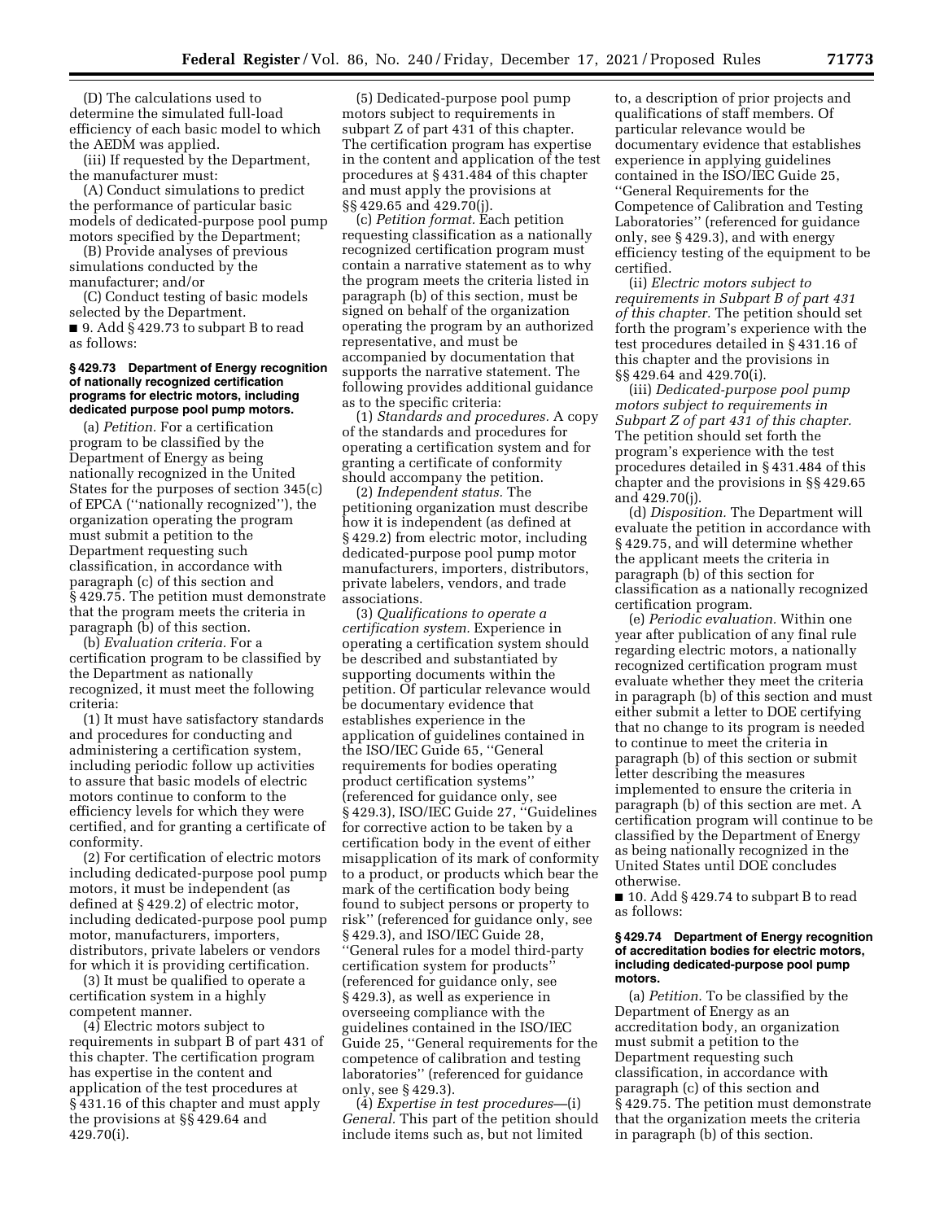(D) The calculations used to determine the simulated full-load efficiency of each basic model to which the AEDM was applied.

(iii) If requested by the Department, the manufacturer must:

(A) Conduct simulations to predict the performance of particular basic models of dedicated-purpose pool pump motors specified by the Department;

(B) Provide analyses of previous simulations conducted by the manufacturer; and/or

(C) Conduct testing of basic models selected by the Department.

■ 9. Add § 429.73 to subpart B to read as follows:

**§ 429.73 Department of Energy recognition of nationally recognized certification programs for electric motors, including dedicated purpose pool pump motors.**

(a) *Petition.* For a certification program to be classified by the Department of Energy as being nationally recognized in the United States for the purposes of section 345(c) of EPCA (''nationally recognized''), the organization operating the program must submit a petition to the Department requesting such classification, in accordance with paragraph (c) of this section and § 429.75. The petition must demonstrate that the program meets the criteria in paragraph (b) of this section.

(b) *Evaluation criteria.* For a certification program to be classified by the Department as nationally recognized, it must meet the following criteria:

(1) It must have satisfactory standards and procedures for conducting and administering a certification system, including periodic follow up activities to assure that basic models of electric motors continue to conform to the efficiency levels for which they were certified, and for granting a certificate of conformity.

(2) For certification of electric motors including dedicated-purpose pool pump motors, it must be independent (as defined at § 429.2) of electric motor, including dedicated-purpose pool pump motor, manufacturers, importers, distributors, private labelers or vendors for which it is providing certification.

(3) It must be qualified to operate a certification system in a highly competent manner.

(4) Electric motors subject to requirements in subpart B of part 431 of this chapter. The certification program has expertise in the content and application of the test procedures at § 431.16 of this chapter and must apply the provisions at §§ 429.64 and 429.70(i).

(5) Dedicated-purpose pool pump motors subject to requirements in subpart Z of part 431 of this chapter. The certification program has expertise in the content and application of the test procedures at § 431.484 of this chapter and must apply the provisions at §§ 429.65 and 429.70(j).

(c) *Petition format.* Each petition requesting classification as a nationally recognized certification program must contain a narrative statement as to why the program meets the criteria listed in paragraph (b) of this section, must be signed on behalf of the organization operating the program by an authorized representative, and must be accompanied by documentation that supports the narrative statement. The following provides additional guidance as to the specific criteria:

(1) *Standards and procedures.* A copy of the standards and procedures for operating a certification system and for granting a certificate of conformity should accompany the petition.

(2) *Independent status.* The petitioning organization must describe how it is independent (as defined at § 429.2) from electric motor, including dedicated-purpose pool pump motor manufacturers, importers, distributors, private labelers, vendors, and trade associations.

(3) *Qualifications to operate a certification system.* Experience in operating a certification system should be described and substantiated by supporting documents within the petition. Of particular relevance would be documentary evidence that establishes experience in the application of guidelines contained in the ISO/IEC Guide 65, ''General requirements for bodies operating product certification systems'' (referenced for guidance only, see § 429.3), ISO/IEC Guide 27, ''Guidelines for corrective action to be taken by a certification body in the event of either misapplication of its mark of conformity to a product, or products which bear the mark of the certification body being found to subject persons or property to risk'' (referenced for guidance only, see § 429.3), and ISO/IEC Guide 28, ''General rules for a model third-party certification system for products'' (referenced for guidance only, see § 429.3), as well as experience in overseeing compliance with the guidelines contained in the ISO/IEC Guide 25, ''General requirements for the competence of calibration and testing laboratories'' (referenced for guidance only, see § 429.3).

(4) *Expertise in test procedures*—(i) *General.* This part of the petition should include items such as, but not limited to, a description of prior projects and qualifications of staff members. Of particular relevance would be documentary evidence that establishes experience in applying guidelines contained in the ISO/IEC Guide 25, ''General Requirements for the Competence of Calibration and Testing Laboratories'' (referenced for guidance only, see § 429.3), and with energy efficiency testing of the equipment to be certified.

(ii) *Electric motors subject to requirements in Subpart B of part 431 of this chapter.* The petition should set forth the program's experience with the test procedures detailed in § 431.16 of this chapter and the provisions in §§ 429.64 and 429.70(i).

(iii) *Dedicated-purpose pool pump motors subject to requirements in Subpart Z of part 431 of this chapter.* The petition should set forth the program's experience with the test procedures detailed in § 431.484 of this chapter and the provisions in §§ 429.65 and 429.70(j).

(d) *Disposition.* The Department will evaluate the petition in accordance with § 429.75, and will determine whether the applicant meets the criteria in paragraph (b) of this section for classification as a nationally recognized certification program.

(e) *Periodic evaluation.* Within one year after publication of any final rule regarding electric motors, a nationally recognized certification program must evaluate whether they meet the criteria in paragraph (b) of this section and must either submit a letter to DOE certifying that no change to its program is needed to continue to meet the criteria in paragraph (b) of this section or submit letter describing the measures implemented to ensure the criteria in paragraph (b) of this section are met. A certification program will continue to be classified by the Department of Energy as being nationally recognized in the United States until DOE concludes otherwise.

■ 10. Add § 429.74 to subpart B to read as follows:

**§ 429.74 Department of Energy recognition of accreditation bodies for electric motors, including dedicated-purpose pool pump motors.**

(a) *Petition.* To be classified by the Department of Energy as an accreditation body, an organization must submit a petition to the Department requesting such classification, in accordance with paragraph (c) of this section and § 429.75. The petition must demonstrate that the organization meets the criteria in paragraph (b) of this section.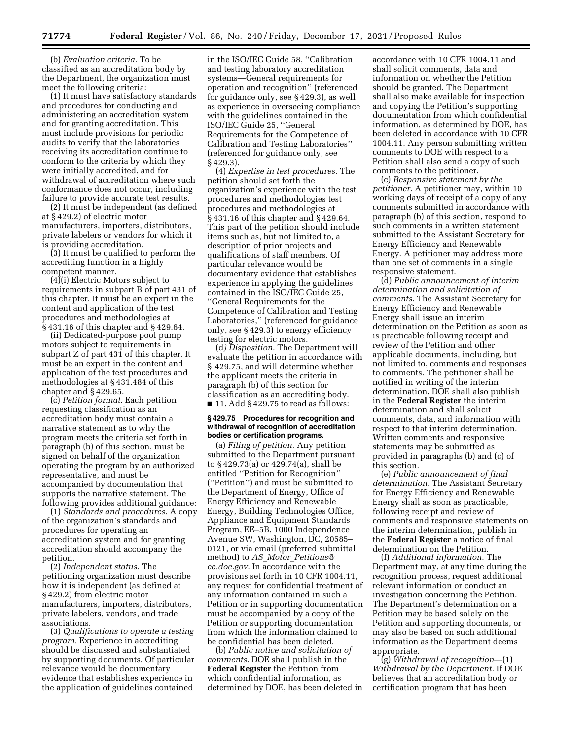(b) *Evaluation criteria.* To be classified as an accreditation body by the Department, the organization must meet the following criteria:

(1) It must have satisfactory standards and procedures for conducting and administering an accreditation system and for granting accreditation. This must include provisions for periodic audits to verify that the laboratories receiving its accreditation continue to conform to the criteria by which they were initially accredited, and for withdrawal of accreditation where such conformance does not occur, including failure to provide accurate test results.

(2) It must be independent (as defined at § 429.2) of electric motor manufacturers, importers, distributors, private labelers or vendors for which it is providing accreditation.

(3) It must be qualified to perform the accrediting function in a highly competent manner.

(4)(i) Electric Motors subject to requirements in subpart B of part 431 of this chapter. It must be an expert in the content and application of the test procedures and methodologies at § 431.16 of this chapter and § 429.64.

(ii) Dedicated-purpose pool pump motors subject to requirements in subpart Z of part 431 of this chapter. It must be an expert in the content and application of the test procedures and methodologies at § 431.484 of this chapter and § 429.65.

(c) *Petition format.* Each petition requesting classification as an accreditation body must contain a narrative statement as to why the program meets the criteria set forth in paragraph (b) of this section, must be signed on behalf of the organization operating the program by an authorized representative, and must be accompanied by documentation that supports the narrative statement. The following provides additional guidance:

(1) *Standards and procedures.* A copy of the organization's standards and procedures for operating an accreditation system and for granting accreditation should accompany the petition.

(2) *Independent status.* The petitioning organization must describe how it is independent (as defined at § 429.2) from electric motor manufacturers, importers, distributors, private labelers, vendors, and trade associations.

(3) *Qualifications to operate a testing program.* Experience in accrediting should be discussed and substantiated by supporting documents. Of particular relevance would be documentary evidence that establishes experience in the application of guidelines contained in the ISO/IEC Guide 58, ''Calibration and testing laboratory accreditation systems—General requirements for operation and recognition'' (referenced for guidance only, see § 429.3), as well as experience in overseeing compliance with the guidelines contained in the ISO/IEC Guide 25, ''General Requirements for the Competence of Calibration and Testing Laboratories'' (referenced for guidance only, see § 429.3).

(4) *Expertise in test procedures.* The petition should set forth the organization's experience with the test procedures and methodologies test procedures and methodologies at § 431.16 of this chapter and § 429.64. This part of the petition should include items such as, but not limited to, a description of prior projects and qualifications of staff members. Of particular relevance would be documentary evidence that establishes experience in applying the guidelines contained in the ISO/IEC Guide 25, ''General Requirements for the Competence of Calibration and Testing Laboratories,'' (referenced for guidance only, see § 429.3) to energy efficiency testing for electric motors.

(d*) Disposition.* The Department will evaluate the petition in accordance with § 429.75, and will determine whether the applicant meets the criteria in paragraph (b) of this section for classification as an accrediting body.

■ 11. Add § 429.75 to read as follows:

#### § 429.75 Procedures for recognition and withdrawal of recognition of accreditation bodies or certification programs.

(a) *Filing of petition.* Any petition submitted to the Department pursuant to § 429.73(a) or 429.74(a), shall be entitled ''Petition for Recognition'' (''Petition'') and must be submitted to the Department of Energy, Office of Energy Efficiency and Renewable Energy, Building Technologies Office, Appliance and Equipment Standards Program, EE–5B, 1000 Independence Avenue SW, Washington, DC, 20585–0121, or via email (preferred submittal method) to *AS_Motor_Petitions@ee.doe.gov.* In accordance with the provisions set forth in 10 CFR 1004.11, any request for confidential treatment of any information contained in such a Petition or in supporting documentation must be accompanied by a copy of the Petition or supporting documentation from which the information claimed to be confidential has been deleted.

(b) *Public notice and solicitation of comments.* DOE shall publish in the **Federal Register** the Petition from which confidential information, as determined by DOE, has been deleted in accordance with 10 CFR 1004.11 and shall solicit comments, data and information on whether the Petition should be granted. The Department shall also make available for inspection and copying the Petition's supporting documentation from which confidential information, as determined by DOE, has been deleted in accordance with 10 CFR 1004.11. Any person submitting written comments to DOE with respect to a Petition shall also send a copy of such comments to the petitioner.

(c) *Responsive statement by the petitioner.* A petitioner may, within 10 working days of receipt of a copy of any comments submitted in accordance with paragraph (b) of this section, respond to such comments in a written statement submitted to the Assistant Secretary for Energy Efficiency and Renewable Energy. A petitioner may address more than one set of comments in a single responsive statement.

(d) *Public announcement of interim determination and solicitation of comments.* The Assistant Secretary for Energy Efficiency and Renewable Energy shall issue an interim determination on the Petition as soon as is practicable following receipt and review of the Petition and other applicable documents, including, but not limited to, comments and responses to comments. The petitioner shall be notified in writing of the interim determination. DOE shall also publish in the **Federal Register** the interim determination and shall solicit comments, data, and information with respect to that interim determination. Written comments and responsive statements may be submitted as provided in paragraphs (b) and (c) of this section.

(e) *Public announcement of final determination.* The Assistant Secretary for Energy Efficiency and Renewable Energy shall as soon as practicable, following receipt and review of comments and responsive statements on the interim determination, publish in the **Federal Register** a notice of final determination on the Petition.

(f) *Additional information.* The Department may, at any time during the recognition process, request additional relevant information or conduct an investigation concerning the Petition. The Department's determination on a Petition may be based solely on the Petition and supporting documents, or may also be based on such additional information as the Department deems appropriate.

(g) *Withdrawal of recognition*—(1) *Withdrawal by the Department.* If DOE believes that an accreditation body or certification program that has been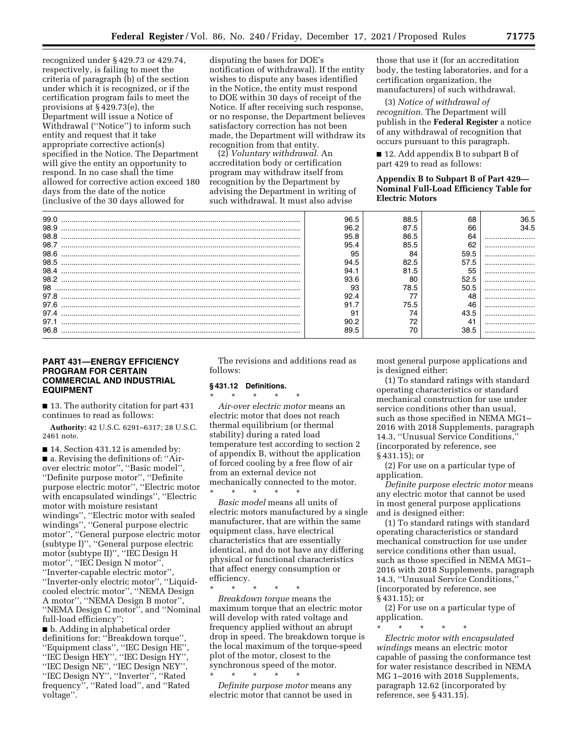recognized under § 429.73 or 429.74, respectively, is failing to meet the criteria of paragraph (b) of the section under which it is recognized, or if the certification program fails to meet the provisions at § 429.73(e), the Department will issue a Notice of Withdrawal (''Notice'') to inform such entity and request that it take appropriate corrective action(s) specified in the Notice. The Department will give the entity an opportunity to respond. In no case shall the time allowed for corrective action exceed 180 days from the date of the notice (inclusive of the 30 days allowed for disputing the bases for DOE's notification of withdrawal). If the entity wishes to dispute any bases identified in the Notice, the entity must respond to DOE within 30 days of receipt of the Notice. If after receiving such response, or no response, the Department believes satisfactory correction has not been made, the Department will withdraw its recognition from that entity.

(2) *Voluntary withdrawal.* An accreditation body or certification program may withdraw itself from recognition by the Department by advising the Department in writing of such withdrawal. It must also advise those that use it (for an accreditation body, the testing laboratories, and for a certification organization, the manufacturers) of such withdrawal.

(3) *Notice of withdrawal of recognition.* The Department will publish in the **Federal Register** a notice of any withdrawal of recognition that occurs pursuant to this paragraph.

■ 12. Add appendix B to subpart B of part 429 to read as follows:

**Appendix B to Subpart B of Part 429—Nominal Full-Load Efficiency Table for Electric Motors**

| | | | | |
|---|---|---|---|---|
| 99.0 | 96.5 | 88.5 | 68 | 36.5 |
| 98.9 | 96.2 | 87.5 | 66 | 34.5 |
| 98.8 | 95.8 | 86.5 | 64 | |
| 98.7 | 95.4 | 85.5 | 62 | |
| 98.6 | 95 | 84 | 59.5 | |
| 98.5 | 94.5 | 82.5 | 57.5 | |
| 98.4 | 94.1 | 81.5 | 55 | |
| 98.2 | 93.6 | 80 | 52.5 | |
| 98 | 93 | 78.5 | 50.5 | |
| 97.8 | 92.4 | 77 | 48 | |
| 97.6 | 91.7 | 75.5 | 46 | |
| 97.4 | 91 | 74 | 43.5 | |
| 97.1 | 90.2 | 72 | 41 | |
| 96.8 | 89.5 | 70 | 38.5 | |

## PART 431—ENERGY EFFICIENCY PROGRAM FOR CERTAIN COMMERCIAL AND INDUSTRIAL EQUIPMENT

■ 13. The authority citation for part 431 continues to read as follows:

**Authority:** 42 U.S.C. 6291–6317; 28 U.S.C. 2461 note.

■ 14. Section 431.12 is amended by:

■ a. Revising the definitions of: ''Air-over electric motor'', ''Basic model'', ''Definite purpose motor'', ''Definite purpose electric motor'', ''Electric motor with encapsulated windings'', ''Electric motor with moisture resistant windings'', ''Electric motor with sealed windings'', ''General purpose electric motor'', ''General purpose electric motor (subtype I)'', ''General purpose electric motor (subtype II)'', ''IEC Design H motor'', ''IEC Design N motor'', ''Inverter-capable electric motor'', ''Inverter-only electric motor'', ''Liquid-cooled electric motor'', ''NEMA Design A motor'', ''NEMA Design B motor'', ''NEMA Design C motor'', and ''Nominal full-load efficiency'';

■ b. Adding in alphabetical order definitions for: ''Breakdown torque'', ''Equipment class'', ''IEC Design HE'', ''IEC Design HEY'', ''IEC Design HY'', ''IEC Design NE'', ''IEC Design NEY'', ''IEC Design NY'', ''Inverter'', ''Rated frequency'', ''Rated load'', and ''Rated voltage''.

The revisions and additions read as follows:

### § 431.12 Definitions.

\* \* \* \* \*

*Air-over electric motor* means an electric motor that does not reach thermal equilibrium (or thermal stability) during a rated load temperature test according to section 2 of appendix B, without the application of forced cooling by a free flow of air from an external device not mechanically connected to the motor.

\* \* \* \* \*

*Basic model* means all units of electric motors manufactured by a single manufacturer, that are within the same equipment class, have electrical characteristics that are essentially identical, and do not have any differing physical or functional characteristics that affect energy consumption or efficiency.

\* \* \* \* \*

*Breakdown torque* means the maximum torque that an electric motor will develop with rated voltage and frequency applied without an abrupt drop in speed. The breakdown torque is the local maximum of the torque-speed plot of the motor, closest to the synchronous speed of the motor.

\* \* \* \* \*

*Definite purpose motor* means any electric motor that cannot be used in most general purpose applications and is designed either:

(1) To standard ratings with standard operating characteristics or standard mechanical construction for use under service conditions other than usual, such as those specified in NEMA MG1–2016 with 2018 Supplements, paragraph 14.3, ''Unusual Service Conditions,'' (incorporated by reference, see § 431.15); or

(2) For use on a particular type of application.

*Definite purpose electric motor* means any electric motor that cannot be used in most general purpose applications and is designed either:

(1) To standard ratings with standard operating characteristics or standard mechanical construction for use under service conditions other than usual, such as those specified in NEMA MG1–2016 with 2018 Supplements, paragraph 14.3, ''Unusual Service Conditions,'' (incorporated by reference, see § 431.15); or

(2) For use on a particular type of application.

\* \* \* \* \*

*Electric motor with encapsulated windings* means an electric motor capable of passing the conformance test for water resistance described in NEMA MG 1–2016 with 2018 Supplements, paragraph 12.62 (incorporated by reference, see § 431.15).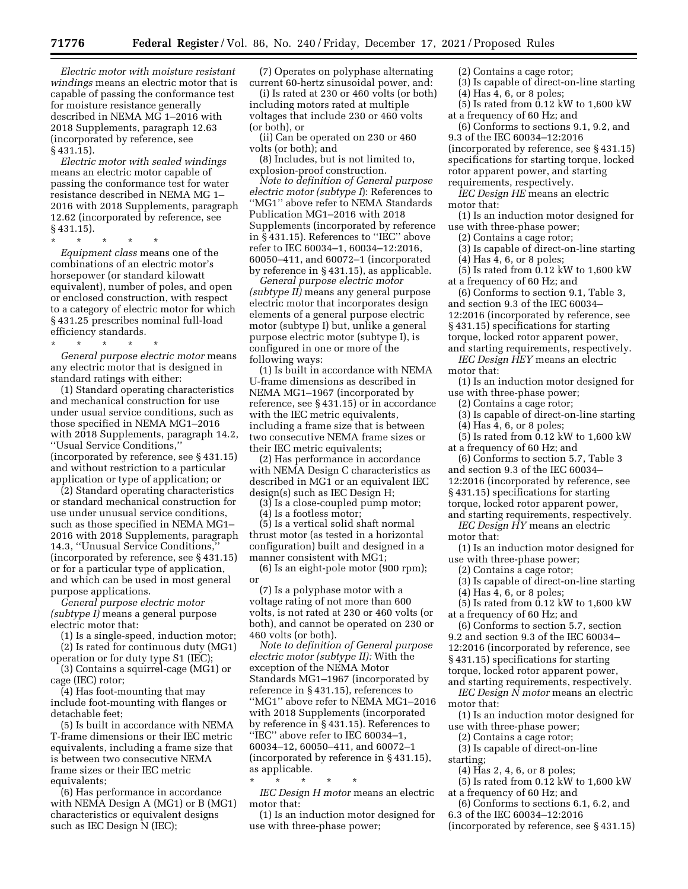*Electric motor with moisture resistant windings* means an electric motor that is capable of passing the conformance test for moisture resistance generally described in NEMA MG 1–2016 with 2018 Supplements, paragraph 12.63 (incorporated by reference, see § 431.15).

*Electric motor with sealed windings* means an electric motor capable of passing the conformance test for water resistance described in NEMA MG 1–2016 with 2018 Supplements, paragraph 12.62 (incorporated by reference, see § 431.15).

\* \* \* \* \*

*Equipment class* means one of the combinations of an electric motor's horsepower (or standard kilowatt equivalent), number of poles, and open or enclosed construction, with respect to a category of electric motor for which § 431.25 prescribes nominal full-load efficiency standards.

\* \* \* \* \*

*General purpose electric motor* means any electric motor that is designed in standard ratings with either:

(1) Standard operating characteristics and mechanical construction for use under usual service conditions, such as those specified in NEMA MG1–2016 with 2018 Supplements, paragraph 14.2, ''Usual Service Conditions,'' (incorporated by reference, see § 431.15) and without restriction to a particular application or type of application; or

(2) Standard operating characteristics or standard mechanical construction for use under unusual service conditions, such as those specified in NEMA MG1–2016 with 2018 Supplements, paragraph 14.3, ''Unusual Service Conditions,'' (incorporated by reference, see § 431.15) or for a particular type of application, and which can be used in most general purpose applications.

*General purpose electric motor (subtype I)* means a general purpose electric motor that:

(1) Is a single-speed, induction motor;

(2) Is rated for continuous duty (MG1) operation or for duty type S1 (IEC);

(3) Contains a squirrel-cage (MG1) or cage (IEC) rotor;

(4) Has foot-mounting that may include foot-mounting with flanges or detachable feet;

(5) Is built in accordance with NEMA T-frame dimensions or their IEC metric equivalents, including a frame size that is between two consecutive NEMA frame sizes or their IEC metric equivalents;

(6) Has performance in accordance with NEMA Design A (MG1) or B (MG1) characteristics or equivalent designs such as IEC Design N (IEC);

(7) Operates on polyphase alternating current 60-hertz sinusoidal power, and:

(i) Is rated at 230 or 460 volts (or both) including motors rated at multiple voltages that include 230 or 460 volts (or both), or

(ii) Can be operated on 230 or 460 volts (or both); and

(8) Includes, but is not limited to, explosion-proof construction.

*Note to definition of General purpose electric motor (subtype I)*: References to ''MG1'' above refer to NEMA Standards Publication MG1–2016 with 2018 Supplements (incorporated by reference in § 431.15). References to ''IEC'' above refer to IEC 60034–1, 60034–12:2016, 60050–411, and 60072–1 (incorporated by reference in § 431.15), as applicable.

*General purpose electric motor (subtype II)* means any general purpose electric motor that incorporates design elements of a general purpose electric motor (subtype I) but, unlike a general purpose electric motor (subtype I), is configured in one or more of the following ways:

(1) Is built in accordance with NEMA U-frame dimensions as described in NEMA MG1–1967 (incorporated by reference, see § 431.15) or in accordance with the IEC metric equivalents, including a frame size that is between two consecutive NEMA frame sizes or their IEC metric equivalents;

(2) Has performance in accordance with NEMA Design C characteristics as described in MG1 or an equivalent IEC design(s) such as IEC Design H;

(3) Is a close-coupled pump motor;

(4) Is a footless motor;

(5) Is a vertical solid shaft normal thrust motor (as tested in a horizontal configuration) built and designed in a manner consistent with MG1;

(6) Is an eight-pole motor (900 rpm); or

(7) Is a polyphase motor with a voltage rating of not more than 600 volts, is not rated at 230 or 460 volts (or both), and cannot be operated on 230 or 460 volts (or both).

*Note to definition of General purpose electric motor (subtype II):* With the exception of the NEMA Motor Standards MG1–1967 (incorporated by reference in § 431.15), references to ''MG1'' above refer to NEMA MG1–2016 with 2018 Supplements (incorporated by reference in § 431.15). References to ''IEC'' above refer to IEC 60034–1, 60034–12, 60050–411, and 60072–1 (incorporated by reference in § 431.15), as applicable.

\* \* \* \* \*

*IEC Design H motor* means an electric motor that:

(1) Is an induction motor designed for use with three-phase power;

(2) Contains a cage rotor;

(3) Is capable of direct-on-line starting

(4) Has 4, 6, or 8 poles;

(5) Is rated from 0.12 kW to 1,600 kW at a frequency of 60 Hz; and

(6) Conforms to sections 9.1, 9.2, and 9.3 of the IEC 60034–12:2016 (incorporated by reference, see § 431.15) specifications for starting torque, locked rotor apparent power, and starting requirements, respectively.

*IEC Design HE* means an electric motor that:

(1) Is an induction motor designed for use with three-phase power;

(2) Contains a cage rotor;

(3) Is capable of direct-on-line starting

(4) Has 4, 6, or 8 poles;

(5) Is rated from 0.12 kW to 1,600 kW at a frequency of 60 Hz; and

(6) Conforms to section 9.1, Table 3, and section 9.3 of the IEC 60034–12:2016 (incorporated by reference, see § 431.15) specifications for starting torque, locked rotor apparent power, and starting requirements, respectively.

*IEC Design HEY* means an electric motor that:

(1) Is an induction motor designed for use with three-phase power;

(2) Contains a cage rotor;

(3) Is capable of direct-on-line starting

(4) Has 4, 6, or 8 poles;

(5) Is rated from 0.12 kW to 1,600 kW at a frequency of 60 Hz; and

(6) Conforms to section 5.7, Table 3 and section 9.3 of the IEC 60034–12:2016 (incorporated by reference, see § 431.15) specifications for starting torque, locked rotor apparent power, and starting requirements, respectively.

*IEC Design HY* means an electric motor that:

(1) Is an induction motor designed for use with three-phase power;

(2) Contains a cage rotor;

(3) Is capable of direct-on-line starting

(4) Has 4, 6, or 8 poles;

(5) Is rated from 0.12 kW to 1,600 kW at a frequency of 60 Hz; and

(6) Conforms to section 5.7, section 9.2 and section 9.3 of the IEC 60034–12:2016 (incorporated by reference, see § 431.15) specifications for starting torque, locked rotor apparent power, and starting requirements, respectively.

*IEC Design N motor* means an electric motor that:

(1) Is an induction motor designed for use with three-phase power;

(2) Contains a cage rotor;

(3) Is capable of direct-on-line starting;

(4) Has 2, 4, 6, or 8 poles;

(5) Is rated from 0.12 kW to 1,600 kW at a frequency of 60 Hz; and

(6) Conforms to sections 6.1, 6.2, and 6.3 of the IEC 60034–12:2016 (incorporated by reference, see § 431.15)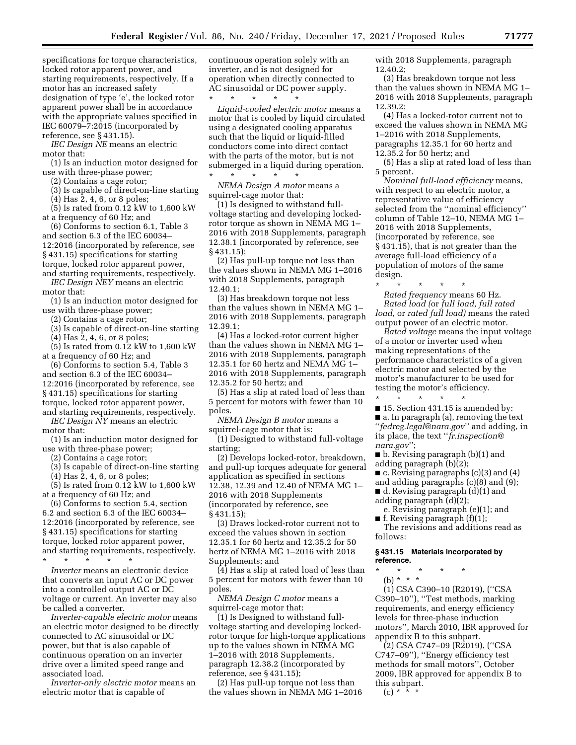specifications for torque characteristics, locked rotor apparent power, and starting requirements, respectively. If a motor has an increased safety designation of type 'e', the locked rotor apparent power shall be in accordance with the appropriate values specified in IEC 60079–7:2015 (incorporated by reference, see § 431.15).

*IEC Design NE* means an electric motor that:

(1) Is an induction motor designed for use with three-phase power;

(2) Contains a cage rotor;

(3) Is capable of direct-on-line starting

(4) Has 2, 4, 6, or 8 poles;

(5) Is rated from 0.12 kW to 1,600 kW at a frequency of 60 Hz; and

(6) Conforms to section 6.1, Table 3 and section 6.3 of the IEC 60034–12:2016 (incorporated by reference, see § 431.15) specifications for starting torque, locked rotor apparent power, and starting requirements, respectively.

*IEC Design NEY* means an electric motor that:

(1) Is an induction motor designed for use with three-phase power;

(2) Contains a cage rotor;

(3) Is capable of direct-on-line starting

(4) Has 2, 4, 6, or 8 poles;

(5) Is rated from 0.12 kW to 1,600 kW at a frequency of 60 Hz; and

(6) Conforms to section 5.4, Table 3 and section 6.3 of the IEC 60034–12:2016 (incorporated by reference, see § 431.15) specifications for starting torque, locked rotor apparent power, and starting requirements, respectively.

*IEC Design NY* means an electric motor that:

(1) Is an induction motor designed for use with three-phase power;

(2) Contains a cage rotor;

(3) Is capable of direct-on-line starting

(4) Has 2, 4, 6, or 8 poles;

(5) Is rated from 0.12 kW to 1,600 kW at a frequency of 60 Hz; and

(6) Conforms to section 5.4, section 6.2 and section 6.3 of the IEC 60034–12:2016 (incorporated by reference, see § 431.15) specifications for starting torque, locked rotor apparent power, and starting requirements, respectively.

\* \* \* \* \*

*Inverter* means an electronic device that converts an input AC or DC power into a controlled output AC or DC voltage or current. An inverter may also be called a converter.

*Inverter-capable electric motor* means an electric motor designed to be directly connected to AC sinusoidal or DC power, but that is also capable of continuous operation on an inverter drive over a limited speed range and associated load.

*Inverter-only electric motor* means an electric motor that is capable of continuous operation solely with an inverter, and is not designed for operation when directly connected to AC sinusoidal or DC power supply.

\* \* \* \* \*

*Liquid-cooled electric motor* means a motor that is cooled by liquid circulated using a designated cooling apparatus such that the liquid or liquid-filled conductors come into direct contact with the parts of the motor, but is not submerged in a liquid during operation.

\* \* \* \* \*

*NEMA Design A motor* means a squirrel-cage motor that:

(1) Is designed to withstand full-voltage starting and developing locked-rotor torque as shown in NEMA MG 1–2016 with 2018 Supplements, paragraph 12.38.1 (incorporated by reference, see § 431.15);

(2) Has pull-up torque not less than the values shown in NEMA MG 1–2016 with 2018 Supplements, paragraph 12.40.1;

(3) Has breakdown torque not less than the values shown in NEMA MG 1–2016 with 2018 Supplements, paragraph 12.39.1;

(4) Has a locked-rotor current higher than the values shown in NEMA MG 1–2016 with 2018 Supplements, paragraph 12.35.1 for 60 hertz and NEMA MG 1–2016 with 2018 Supplements, paragraph 12.35.2 for 50 hertz; and

(5) Has a slip at rated load of less than 5 percent for motors with fewer than 10 poles.

*NEMA Design B motor* means a squirrel-cage motor that is:

(1) Designed to withstand full-voltage starting;

(2) Develops locked-rotor, breakdown, and pull-up torques adequate for general application as specified in sections 12.38, 12.39 and 12.40 of NEMA MG 1–2016 with 2018 Supplements (incorporated by reference, see § 431.15);

(3) Draws locked-rotor current not to exceed the values shown in section 12.35.1 for 60 hertz and 12.35.2 for 50 hertz of NEMA MG 1–2016 with 2018 Supplements; and

(4) Has a slip at rated load of less than 5 percent for motors with fewer than 10 poles.

*NEMA Design C motor* means a squirrel-cage motor that:

(1) Is Designed to withstand full-voltage starting and developing locked-rotor torque for high-torque applications up to the values shown in NEMA MG 1–2016 with 2018 Supplements, paragraph 12.38.2 (incorporated by reference, see § 431.15);

(2) Has pull-up torque not less than the values shown in NEMA MG 1–2016 with 2018 Supplements, paragraph 12.40.2;

(3) Has breakdown torque not less than the values shown in NEMA MG 1–2016 with 2018 Supplements, paragraph 12.39.2;

(4) Has a locked-rotor current not to exceed the values shown in NEMA MG 1–2016 with 2018 Supplements, paragraphs 12.35.1 for 60 hertz and 12.35.2 for 50 hertz; and

(5) Has a slip at rated load of less than 5 percent.

*Nominal full-load efficiency* means, with respect to an electric motor, a representative value of efficiency selected from the "nominal efficiency" column of Table 12–10, NEMA MG 1–2016 with 2018 Supplements, (incorporated by reference, see § 431.15), that is not greater than the average full-load efficiency of a population of motors of the same design.

\* \* \* \* \*

*Rated frequency* means 60 Hz.

*Rated load (*or *full load, full rated load,* or *rated full load)* means the rated output power of an electric motor.

*Rated voltage* means the input voltage of a motor or inverter used when making representations of the performance characteristics of a given electric motor and selected by the motor's manufacturer to be used for testing the motor's efficiency.

\* \* \* \* \*

■ 15. Section 431.15 is amended by:

■ a. In paragraph (a), removing the text "*fedreg.legal@nara.gov*" and adding, in its place, the text "*fr.inspection@nara.gov*";

■ b. Revising paragraph (b)(1) and adding paragraph (b)(2);

■ c. Revising paragraphs (c)(3) and (4) and adding paragraphs (c)(8) and (9);

■ d. Revising paragraph (d)(1) and adding paragraph (d)(2);

e. Revising paragraph (e)(1); and

■ f. Revising paragraph (f)(1);

The revisions and additions read as follows:

**§ 431.15 Materials incorporated by reference.**

\* \* \* \* \*

(b) \* \* \*

(1) CSA C390–10 (R2019), ("CSA C390–10"), "Test methods, marking requirements, and energy efficiency levels for three-phase induction motors", March 2010, IBR approved for appendix B to this subpart.

(2) CSA C747–09 (R2019), ("CSA C747–09"), "Energy efficiency test methods for small motors", October 2009, IBR approved for appendix B to this subpart.

(c) \* \* \*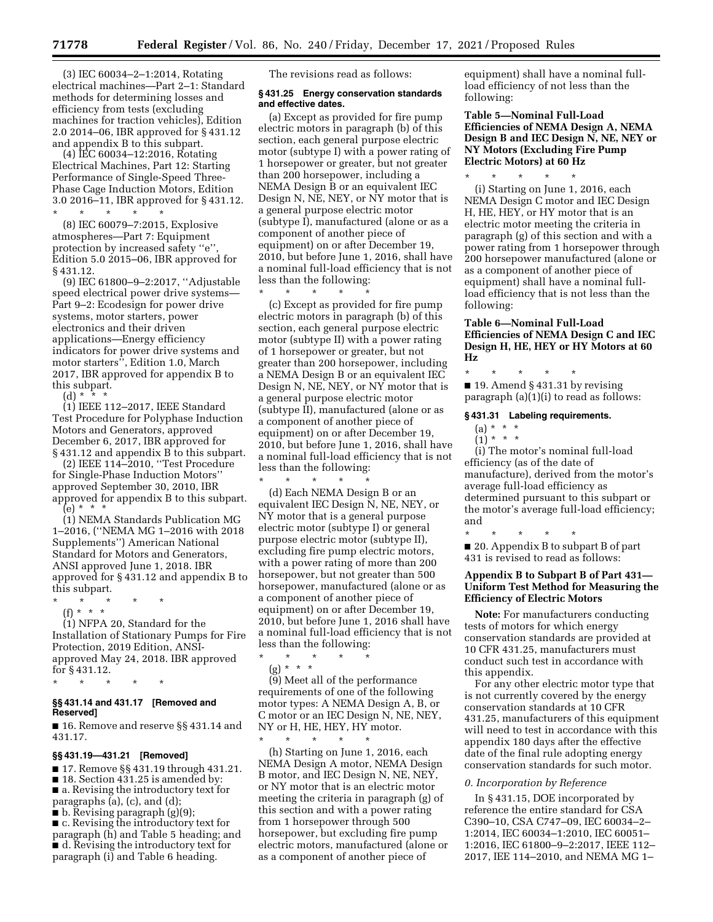(3) IEC 60034–2–1:2014, Rotating electrical machines—Part 2–1: Standard methods for determining losses and efficiency from tests (excluding machines for traction vehicles), Edition 2.0 2014–06, IBR approved for § 431.12 and appendix B to this subpart.

(4) IEC 60034–12:2016, Rotating Electrical Machines, Part 12: Starting Performance of Single-Speed Three-Phase Cage Induction Motors, Edition 3.0 2016–11, IBR approved for § 431.12.

\* \* \* \* \*

(8) IEC 60079–7:2015, Explosive atmospheres—Part 7: Equipment protection by increased safety ''e'', Edition 5.0 2015–06, IBR approved for § 431.12.

(9) IEC 61800–9–2:2017, ''Adjustable speed electrical power drive systems—Part 9–2: Ecodesign for power drive systems, motor starters, power electronics and their driven applications—Energy efficiency indicators for power drive systems and motor starters'', Edition 1.0, March 2017, IBR approved for appendix B to this subpart.

(d) \* \* \*

(1) IEEE 112–2017, IEEE Standard Test Procedure for Polyphase Induction Motors and Generators, approved December 6, 2017, IBR approved for § 431.12 and appendix B to this subpart.

(2) IEEE 114–2010, ''Test Procedure for Single-Phase Induction Motors'' approved September 30, 2010, IBR approved for appendix B to this subpart.

(e) \* \* \*

(1) NEMA Standards Publication MG 1–2016, (''NEMA MG 1–2016 with 2018 Supplements'') American National Standard for Motors and Generators, ANSI approved June 1, 2018. IBR approved for § 431.12 and appendix B to this subpart.

\* \* \* \* \*

(f) \* \* \*

(1) NFPA 20, Standard for the Installation of Stationary Pumps for Fire Protection, 2019 Edition, ANSI-approved May 24, 2018. IBR approved for § 431.12.

\* \* \* \* \*

### §§ 431.14 and 431.17 [Removed and Reserved]

■ 16. Remove and reserve §§ 431.14 and 431.17.

### §§ 431.19—431.21 [Removed]

■ 17. Remove §§ 431.19 through 431.21.

■ 18. Section 431.25 is amended by:

■ a. Revising the introductory text for paragraphs (a), (c), and (d);

■ b. Revising paragraph (g)(9);

■ c. Revising the introductory text for paragraph (h) and Table 5 heading; and

■ d. Revising the introductory text for paragraph (i) and Table 6 heading.

The revisions read as follows:

### § 431.25 Energy conservation standards and effective dates.

(a) Except as provided for fire pump electric motors in paragraph (b) of this section, each general purpose electric motor (subtype I) with a power rating of 1 horsepower or greater, but not greater than 200 horsepower, including a NEMA Design B or an equivalent IEC Design N, NE, NEY, or NY motor that is a general purpose electric motor (subtype I), manufactured (alone or as a component of another piece of equipment) on or after December 19, 2010, but before June 1, 2016, shall have a nominal full-load efficiency that is not less than the following:

\* \* \* \* \*

(c) Except as provided for fire pump electric motors in paragraph (b) of this section, each general purpose electric motor (subtype II) with a power rating of 1 horsepower or greater, but not greater than 200 horsepower, including a NEMA Design B or an equivalent IEC Design N, NE, NEY, or NY motor that is a general purpose electric motor (subtype II), manufactured (alone or as a component of another piece of equipment) on or after December 19, 2010, but before June 1, 2016, shall have a nominal full-load efficiency that is not less than the following:

\* \* \* \* \*

(d) Each NEMA Design B or an equivalent IEC Design N, NE, NEY, or NY motor that is a general purpose electric motor (subtype I) or general purpose electric motor (subtype II), excluding fire pump electric motors, with a power rating of more than 200 horsepower, but not greater than 500 horsepower, manufactured (alone or as a component of another piece of equipment) on or after December 19, 2010, but before June 1, 2016 shall have a nominal full-load efficiency that is not less than the following:

\* \* \* \* \*

(g) \* \* \*

(9) Meet all of the performance requirements of one of the following motor types: A NEMA Design A, B, or C motor or an IEC Design N, NE, NEY, NY or H, HE, HEY, HY motor.

\* \* \* \* \*

(h) Starting on June 1, 2016, each NEMA Design A motor, NEMA Design B motor, and IEC Design N, NE, NEY, or NY motor that is an electric motor meeting the criteria in paragraph (g) of this section and with a power rating from 1 horsepower through 500 horsepower, but excluding fire pump electric motors, manufactured (alone or as a component of another piece of equipment) shall have a nominal full-load efficiency of not less than the following:

#### Table 5—Nominal Full-Load Efficiencies of NEMA Design A, NEMA Design B and IEC Design N, NE, NEY or NY Motors (Excluding Fire Pump Electric Motors) at 60 Hz

\* \* \* \* \*

(i) Starting on June 1, 2016, each NEMA Design C motor and IEC Design H, HE, HEY, or HY motor that is an electric motor meeting the criteria in paragraph (g) of this section and with a power rating from 1 horsepower through 200 horsepower manufactured (alone or as a component of another piece of equipment) shall have a nominal full-load efficiency that is not less than the following:

#### Table 6—Nominal Full-Load Efficiencies of NEMA Design C and IEC Design H, HE, HEY or HY Motors at 60 Hz

\* \* \* \* \*

■ 19. Amend § 431.31 by revising paragraph (a)(1)(i) to read as follows:

### § 431.31 Labeling requirements.

(a) \* \* \*

(1) \* \* \*

(i) The motor's nominal full-load efficiency (as of the date of manufacture), derived from the motor's average full-load efficiency as determined pursuant to this subpart or the motor's average full-load efficiency; and

\* \* \* \* \*

■ 20. Appendix B to subpart B of part 431 is revised to read as follows:

### Appendix B to Subpart B of Part 431—Uniform Test Method for Measuring the Efficiency of Electric Motors

**Note:** For manufacturers conducting tests of motors for which energy conservation standards are provided at 10 CFR 431.25, manufacturers must conduct such test in accordance with this appendix.

For any other electric motor type that is not currently covered by the energy conservation standards at 10 CFR 431.25, manufacturers of this equipment will need to test in accordance with this appendix 180 days after the effective date of the final rule adopting energy conservation standards for such motor.

*0. Incorporation by Reference*

In § 431.15, DOE incorporated by reference the entire standard for CSA C390–10, CSA C747–09, IEC 60034–2–1:2014, IEC 60034–1:2010, IEC 60051–1:2016, IEC 61800–9–2:2017, IEEE 112–2017, IEE 114–2010, and NEMA MG 1–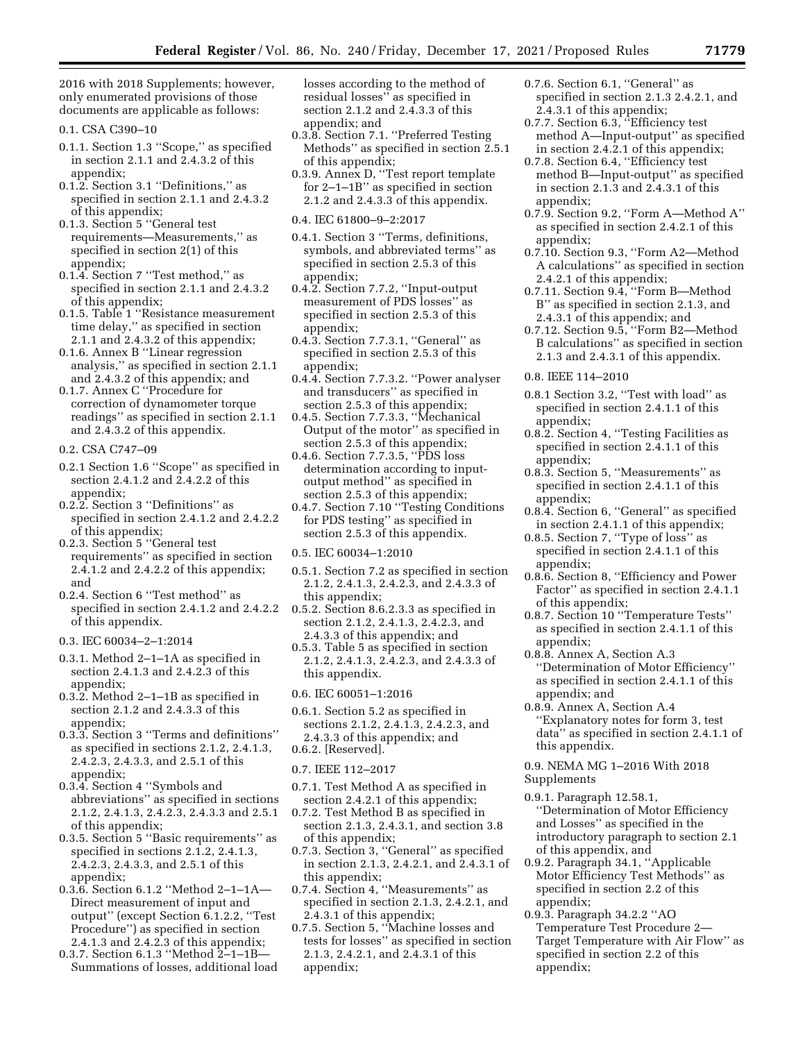2016 with 2018 Supplements; however, only enumerated provisions of those documents are applicable as follows:

0.1. CSA C390–10

0.1.1. Section 1.3 ''Scope,'' as specified in section 2.1.1 and 2.4.3.2 of this appendix;

0.1.2. Section 3.1 ''Definitions,'' as specified in section 2.1.1 and 2.4.3.2 of this appendix;

0.1.3. Section 5 ''General test requirements—Measurements,'' as specified in section 2(1) of this appendix;

0.1.4. Section 7 ''Test method,'' as specified in section 2.1.1 and 2.4.3.2 of this appendix;

0.1.5. Table 1 ''Resistance measurement time delay,'' as specified in section 2.1.1 and 2.4.3.2 of this appendix;

0.1.6. Annex B ''Linear regression analysis,'' as specified in section 2.1.1 and 2.4.3.2 of this appendix; and

0.1.7. Annex C ''Procedure for correction of dynamometer torque readings'' as specified in section 2.1.1 and 2.4.3.2 of this appendix.

0.2. CSA C747–09

0.2.1 Section 1.6 ''Scope'' as specified in section 2.4.1.2 and 2.4.2.2 of this appendix;

0.2.2. Section 3 ''Definitions'' as specified in section 2.4.1.2 and 2.4.2.2 of this appendix;

0.2.3. Section 5 ''General test requirements'' as specified in section 2.4.1.2 and 2.4.2.2 of this appendix; and

0.2.4. Section 6 ''Test method'' as specified in section 2.4.1.2 and 2.4.2.2 of this appendix.

0.3. IEC 60034–2–1:2014

0.3.1. Method 2–1–1A as specified in section 2.4.1.3 and 2.4.2.3 of this appendix;

0.3.2. Method 2–1–1B as specified in section 2.1.2 and 2.4.3.3 of this appendix;

0.3.3. Section 3 ''Terms and definitions'' as specified in sections 2.1.2, 2.4.1.3, 2.4.2.3, 2.4.3.3, and 2.5.1 of this appendix;

0.3.4. Section 4 ''Symbols and abbreviations'' as specified in sections 2.1.2, 2.4.1.3, 2.4.2.3, 2.4.3.3 and 2.5.1 of this appendix;

0.3.5. Section 5 ''Basic requirements'' as specified in sections 2.1.2, 2.4.1.3, 2.4.2.3, 2.4.3.3, and 2.5.1 of this appendix;

0.3.6. Section 6.1.2 ''Method 2–1–1A—Direct measurement of input and output'' (except Section 6.1.2.2, ''Test Procedure'') as specified in section 2.4.1.3 and 2.4.2.3 of this appendix;

0.3.7. Section 6.1.3 ''Method 2–1–1B—Summations of losses, additional load losses according to the method of residual losses'' as specified in section 2.1.2 and 2.4.3.3 of this appendix; and

0.3.8. Section 7.1. ''Preferred Testing Methods'' as specified in section 2.5.1 of this appendix;

0.3.9. Annex D, ''Test report template for 2–1–1B'' as specified in section 2.1.2 and 2.4.3.3 of this appendix.

0.4. IEC 61800–9–2:2017

0.4.1. Section 3 ''Terms, definitions, symbols, and abbreviated terms'' as specified in section 2.5.3 of this appendix;

0.4.2. Section 7.7.2, ''Input-output measurement of PDS losses'' as specified in section 2.5.3 of this appendix;

0.4.3. Section 7.7.3.1, ''General'' as specified in section 2.5.3 of this appendix;

0.4.4. Section 7.7.3.2. ''Power analyser and transducers'' as specified in section 2.5.3 of this appendix;

0.4.5. Section 7.7.3.3, ''Mechanical Output of the motor'' as specified in section 2.5.3 of this appendix;

0.4.6. Section 7.7.3.5, ''PDS loss determination according to input-output method'' as specified in section 2.5.3 of this appendix;

0.4.7. Section 7.10 ''Testing Conditions for PDS testing'' as specified in section 2.5.3 of this appendix.

0.5. IEC 60034–1:2010

0.5.1. Section 7.2 as specified in section 2.1.2, 2.4.1.3, 2.4.2.3, and 2.4.3.3 of this appendix;

0.5.2. Section 8.6.2.3.3 as specified in section 2.1.2, 2.4.1.3, 2.4.2.3, and 2.4.3.3 of this appendix; and

0.5.3. Table 5 as specified in section 2.1.2, 2.4.1.3, 2.4.2.3, and 2.4.3.3 of this appendix.

0.6. IEC 60051–1:2016

0.6.1. Section 5.2 as specified in sections 2.1.2, 2.4.1.3, 2.4.2.3, and 2.4.3.3 of this appendix; and

0.6.2. [Reserved].

0.7. IEEE 112–2017

0.7.1. Test Method A as specified in section 2.4.2.1 of this appendix;

0.7.2. Test Method B as specified in section 2.1.3, 2.4.3.1, and section 3.8 of this appendix;

0.7.3. Section 3, ''General'' as specified in section 2.1.3, 2.4.2.1, and 2.4.3.1 of this appendix;

0.7.4. Section 4, ''Measurements'' as specified in section 2.1.3, 2.4.2.1, and 2.4.3.1 of this appendix;

0.7.5. Section 5, ''Machine losses and tests for losses'' as specified in section 2.1.3, 2.4.2.1, and 2.4.3.1 of this appendix;

0.7.6. Section 6.1, ''General'' as specified in section 2.1.3 2.4.2.1, and 2.4.3.1 of this appendix;

0.7.7. Section 6.3, ''Efficiency test method A—Input-output'' as specified in section 2.4.2.1 of this appendix;

0.7.8. Section 6.4, ''Efficiency test method B—Input-output'' as specified in section 2.1.3 and 2.4.3.1 of this appendix;

0.7.9. Section 9.2, ''Form A—Method A'' as specified in section 2.4.2.1 of this appendix;

0.7.10. Section 9.3, ''Form A2—Method A calculations'' as specified in section 2.4.2.1 of this appendix;

0.7.11. Section 9.4, ''Form B—Method B'' as specified in section 2.1.3, and 2.4.3.1 of this appendix; and

0.7.12. Section 9.5, ''Form B2—Method B calculations'' as specified in section 2.1.3 and 2.4.3.1 of this appendix.

0.8. IEEE 114–2010

0.8.1 Section 3.2, ''Test with load'' as specified in section 2.4.1.1 of this appendix;

0.8.2. Section 4, ''Testing Facilities as specified in section 2.4.1.1 of this appendix;

0.8.3. Section 5, ''Measurements'' as specified in section 2.4.1.1 of this appendix;

0.8.4. Section 6, ''General'' as specified in section 2.4.1.1 of this appendix;

0.8.5. Section 7, ''Type of loss'' as specified in section 2.4.1.1 of this appendix;

0.8.6. Section 8, ''Efficiency and Power Factor'' as specified in section 2.4.1.1 of this appendix;

0.8.7. Section 10 ''Temperature Tests'' as specified in section 2.4.1.1 of this appendix;

0.8.8. Annex A, Section A.3 ''Determination of Motor Efficiency'' as specified in section 2.4.1.1 of this appendix; and

0.8.9. Annex A, Section A.4 ''Explanatory notes for form 3, test data'' as specified in section 2.4.1.1 of this appendix.

0.9. NEMA MG 1–2016 With 2018 Supplements

0.9.1. Paragraph 12.58.1, ''Determination of Motor Efficiency and Losses'' as specified in the introductory paragraph to section 2.1 of this appendix, and

0.9.2. Paragraph 34.1, ''Applicable Motor Efficiency Test Methods'' as specified in section 2.2 of this appendix;

0.9.3. Paragraph 34.2.2 ''AO Temperature Test Procedure 2—Target Temperature with Air Flow'' as specified in section 2.2 of this appendix;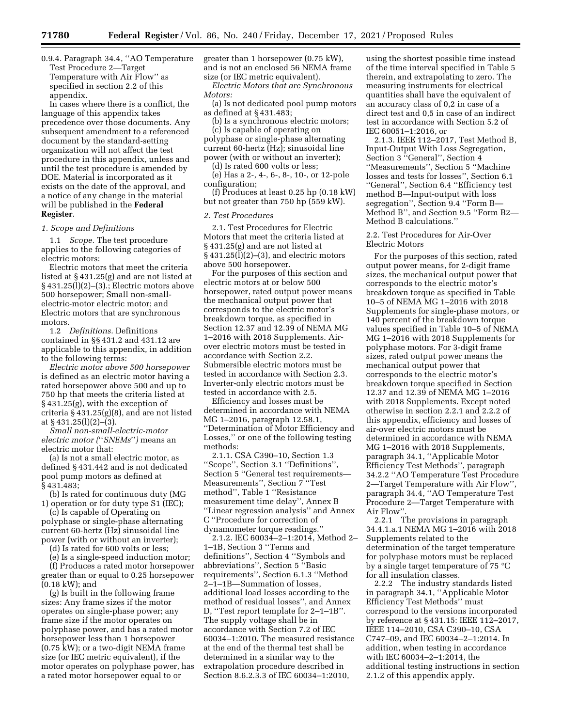0.9.4. Paragraph 34.4, ''AO Temperature Test Procedure 2—Target Temperature with Air Flow'' as specified in section 2.2 of this appendix.

In cases where there is a conflict, the language of this appendix takes precedence over those documents. Any subsequent amendment to a referenced document by the standard-setting organization will not affect the test procedure in this appendix, unless and until the test procedure is amended by DOE. Material is incorporated as it exists on the date of the approval, and a notice of any change in the material will be published in the **Federal Register**.

*1. Scope and Definitions*

1.1 *Scope.* The test procedure applies to the following categories of electric motors:

Electric motors that meet the criteria listed at § 431.25(g) and are not listed at § 431.25(l)(2)–(3).; Electric motors above 500 horsepower; Small non-small-electric-motor electric motor; and Electric motors that are synchronous motors.

1.2 *Definitions.* Definitions contained in §§ 431.2 and 431.12 are applicable to this appendix, in addition to the following terms:

*Electric motor above 500 horsepower* is defined as an electric motor having a rated horsepower above 500 and up to 750 hp that meets the criteria listed at § 431.25(g), with the exception of criteria § 431.25(g)(8), and are not listed at § 431.25(l)(2)–(3).

*Small non-small-electric-motor electric motor (''SNEMs'')* means an electric motor that:

(a) Is not a small electric motor, as defined § 431.442 and is not dedicated pool pump motors as defined at § 431.483;

(b) Is rated for continuous duty (MG 1) operation or for duty type S1 (IEC);

(c) Is capable of Operating on polyphase or single-phase alternating current 60-hertz (Hz) sinusoidal line power (with or without an inverter);

(d) Is rated for 600 volts or less;

(e) Is a single-speed induction motor;

(f) Produces a rated motor horsepower greater than or equal to 0.25 horsepower (0.18 kW); and

(g) Is built in the following frame sizes: Any frame sizes if the motor operates on single-phase power; any frame size if the motor operates on polyphase power, and has a rated motor horsepower less than 1 horsepower (0.75 kW); or a two-digit NEMA frame size (or IEC metric equivalent), if the motor operates on polyphase power, has a rated motor horsepower equal to or greater than 1 horsepower (0.75 kW), and is not an enclosed 56 NEMA frame size (or IEC metric equivalent).

*Electric Motors that are Synchronous Motors:*

(a) Is not dedicated pool pump motors as defined at § 431.483;

(b) Is a synchronous electric motors;

(c) Is capable of operating on polyphase or single-phase alternating current 60-hertz (Hz); sinusoidal line power (with or without an inverter);

(d) Is rated 600 volts or less;

(e) Has a 2-, 4-, 6-, 8-, 10-, or 12-pole configuration;

(f) Produces at least 0.25 hp (0.18 kW) but not greater than 750 hp (559 kW).

*2. Test Procedures*

2.1. Test Procedures for Electric Motors that meet the criteria listed at § 431.25(g) and are not listed at § 431.25(l)(2)–(3), and electric motors above 500 horsepower.

For the purposes of this section and electric motors at or below 500 horsepower, rated output power means the mechanical output power that corresponds to the electric motor's breakdown torque, as specified in Section 12.37 and 12.39 of NEMA MG 1–2016 with 2018 Supplements. Air-over electric motors must be tested in accordance with Section 2.2. Submersible electric motors must be tested in accordance with Section 2.3. Inverter-only electric motors must be tested in accordance with 2.5.

Efficiency and losses must be determined in accordance with NEMA MG 1–2016, paragraph 12.58.1, ''Determination of Motor Efficiency and Losses,'' or one of the following testing methods:

2.1.1. CSA C390–10, Section 1.3 ''Scope'', Section 3.1 ''Definitions'', Section 5 ''General test requirements—Measurements'', Section 7 ''Test method'', Table 1 ''Resistance measurement time delay'', Annex B ''Linear regression analysis'' and Annex C ''Procedure for correction of dynamometer torque readings.''

2.1.2. IEC 60034–2–1:2014, Method 2–1–1B, Section 3 ''Terms and definitions'', Section 4 ''Symbols and abbreviations'', Section 5 ''Basic requirements'', Section 6.1.3 ''Method 2–1–1B—Summation of losses, additional load losses according to the method of residual losses'', and Annex D, ''Test report template for 2–1–1B''. The supply voltage shall be in accordance with Section 7.2 of IEC 60034–1:2010. The measured resistance at the end of the thermal test shall be determined in a similar way to the extrapolation procedure described in Section 8.6.2.3.3 of IEC 60034–1:2010, using the shortest possible time instead of the time interval specified in Table 5 therein, and extrapolating to zero. The measuring instruments for electrical quantities shall have the equivalent of an accuracy class of 0,2 in case of a direct test and 0,5 in case of an indirect test in accordance with Section 5.2 of IEC 60051–1:2016, or

2.1.3. IEEE 112–2017, Test Method B, Input-Output With Loss Segregation, Section 3 ''General'', Section 4 ''Measurements'', Section 5 ''Machine losses and tests for losses'', Section 6.1 ''General'', Section 6.4 ''Efficiency test method B—Input-output with loss segregation'', Section 9.4 ''Form B—Method B'', and Section 9.5 ''Form B2—Method B calculations.''

2.2. Test Procedures for Air-Over Electric Motors

For the purposes of this section, rated output power means, for 2-digit frame sizes, the mechanical output power that corresponds to the electric motor's breakdown torque as specified in Table 10–5 of NEMA MG 1–2016 with 2018 Supplements for single-phase motors, or 140 percent of the breakdown torque values specified in Table 10–5 of NEMA MG 1–2016 with 2018 Supplements for polyphase motors. For 3-digit frame sizes, rated output power means the mechanical output power that corresponds to the electric motor's breakdown torque specified in Section 12.37 and 12.39 of NEMA MG 1–2016 with 2018 Supplements. Except noted otherwise in section 2.2.1 and 2.2.2 of this appendix, efficiency and losses of air-over electric motors must be determined in accordance with NEMA MG 1–2016 with 2018 Supplements, paragraph 34.1, ''Applicable Motor Efficiency Test Methods'', paragraph 34.2.2 ''AO Temperature Test Procedure 2—Target Temperature with Air Flow'', paragraph 34.4, ''AO Temperature Test Procedure 2—Target Temperature with Air Flow''.

2.2.1 The provisions in paragraph 34.4.1.a.1 NEMA MG 1–2016 with 2018 Supplements related to the determination of the target temperature for polyphase motors must be replaced by a single target temperature of 75 °C for all insulation classes.

2.2.2 The industry standards listed in paragraph 34.1, ''Applicable Motor Efficiency Test Methods'' must correspond to the versions incorporated by reference at § 431.15: IEEE 112–2017, IEEE 114–2010, CSA C390–10, CSA C747–09, and IEC 60034–2–1:2014. In addition, when testing in accordance with IEC 60034–2–1:2014, the additional testing instructions in section 2.1.2 of this appendix apply.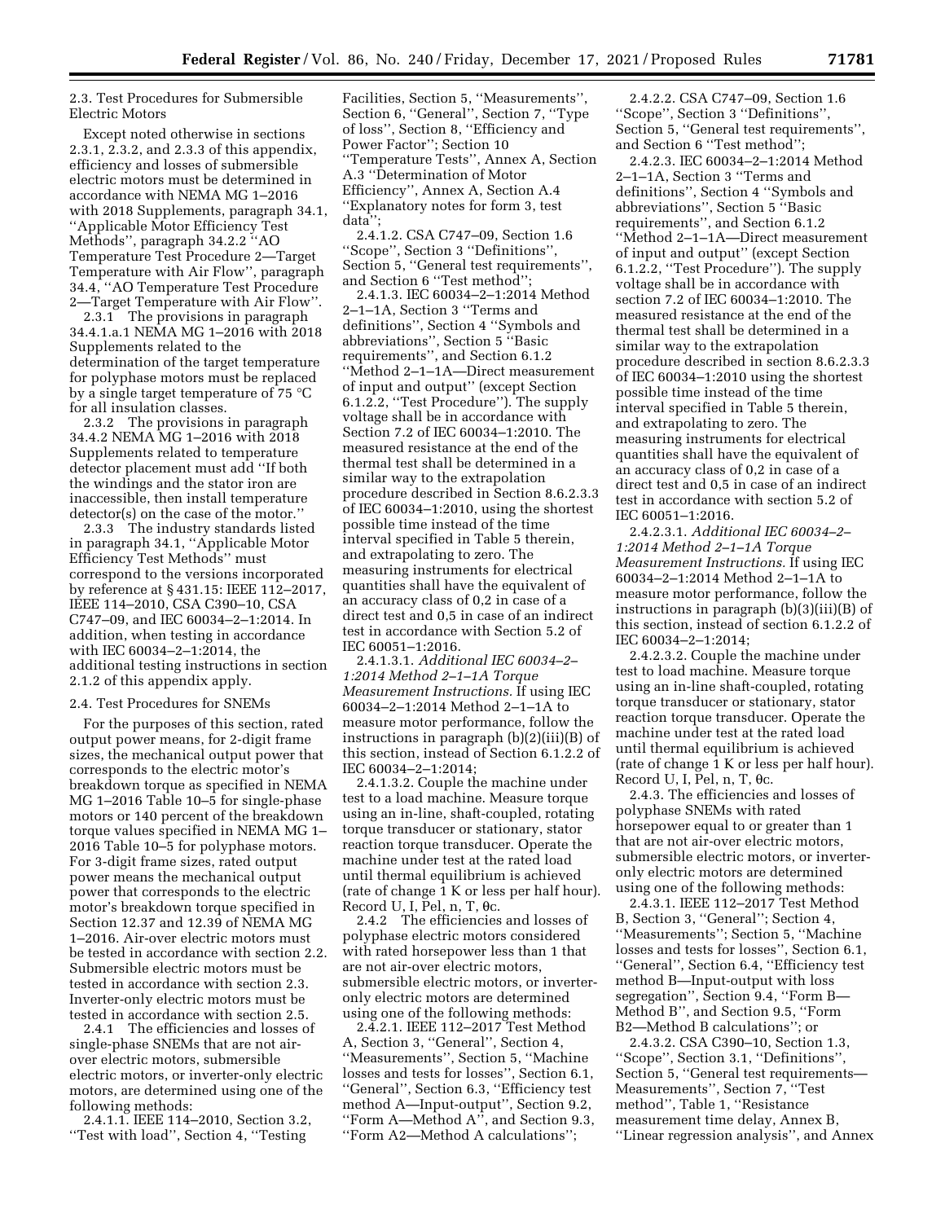2.3. Test Procedures for Submersible Electric Motors

Except noted otherwise in sections 2.3.1, 2.3.2, and 2.3.3 of this appendix, efficiency and losses of submersible electric motors must be determined in accordance with NEMA MG 1–2016 with 2018 Supplements, paragraph 34.1, ''Applicable Motor Efficiency Test Methods'', paragraph 34.2.2 ''AO Temperature Test Procedure 2—Target Temperature with Air Flow'', paragraph 34.4, ''AO Temperature Test Procedure 2—Target Temperature with Air Flow''.

2.3.1 The provisions in paragraph 34.4.1.a.1 NEMA MG 1–2016 with 2018 Supplements related to the determination of the target temperature for polyphase motors must be replaced by a single target temperature of 75 °C for all insulation classes.

2.3.2 The provisions in paragraph 34.4.2 NEMA MG 1–2016 with 2018 Supplements related to temperature detector placement must add ''If both the windings and the stator iron are inaccessible, then install temperature detector(s) on the case of the motor.''

2.3.3 The industry standards listed in paragraph 34.1, ''Applicable Motor Efficiency Test Methods'' must correspond to the versions incorporated by reference at § 431.15: IEEE 112–2017, IEEE 114–2010, CSA C390–10, CSA C747–09, and IEC 60034–2–1:2014. In addition, when testing in accordance with IEC 60034–2–1:2014, the additional testing instructions in section 2.1.2 of this appendix apply.

2.4. Test Procedures for SNEMs

For the purposes of this section, rated output power means, for 2-digit frame sizes, the mechanical output power that corresponds to the electric motor's breakdown torque as specified in NEMA MG 1–2016 Table 10–5 for single-phase motors or 140 percent of the breakdown torque values specified in NEMA MG 1–2016 Table 10–5 for polyphase motors. For 3-digit frame sizes, rated output power means the mechanical output power that corresponds to the electric motor's breakdown torque specified in Section 12.37 and 12.39 of NEMA MG 1–2016. Air-over electric motors must be tested in accordance with section 2.2. Submersible electric motors must be tested in accordance with section 2.3. Inverter-only electric motors must be tested in accordance with section 2.5.

2.4.1 The efficiencies and losses of single-phase SNEMs that are not air-over electric motors, submersible electric motors, or inverter-only electric motors, are determined using one of the following methods:

2.4.1.1. IEEE 114–2010, Section 3.2, ''Test with load'', Section 4, ''Testing Facilities, Section 5, ''Measurements'', Section 6, ''General'', Section 7, ''Type of loss'', Section 8, ''Efficiency and Power Factor''; Section 10 ''Temperature Tests'', Annex A, Section A.3 ''Determination of Motor Efficiency'', Annex A, Section A.4 ''Explanatory notes for form 3, test data'';

2.4.1.2. CSA C747–09, Section 1.6 ''Scope'', Section 3 ''Definitions'', Section 5, ''General test requirements'', and Section 6 ''Test method'';

2.4.1.3. IEC 60034–2–1:2014 Method 2–1–1A, Section 3 ''Terms and definitions'', Section 4 ''Symbols and abbreviations'', Section 5 ''Basic requirements'', and Section 6.1.2 ''Method 2–1–1A—Direct measurement of input and output'' (except Section 6.1.2.2, ''Test Procedure''). The supply voltage shall be in accordance with Section 7.2 of IEC 60034–1:2010. The measured resistance at the end of the thermal test shall be determined in a similar way to the extrapolation procedure described in Section 8.6.2.3.3 of IEC 60034–1:2010, using the shortest possible time instead of the time interval specified in Table 5 therein, and extrapolating to zero. The measuring instruments for electrical quantities shall have the equivalent of an accuracy class of 0,2 in case of a direct test and 0,5 in case of an indirect test in accordance with Section 5.2 of IEC 60051–1:2016.

2.4.1.3.1. *Additional IEC 60034–2–1:2014 Method 2–1–1A Torque Measurement Instructions.* If using IEC 60034–2–1:2014 Method 2–1–1A to measure motor performance, follow the instructions in paragraph (b)(2)(iii)(B) of this section, instead of Section 6.1.2.2 of IEC 60034–2–1:2014;

2.4.1.3.2. Couple the machine under test to a load machine. Measure torque using an in-line, shaft-coupled, rotating torque transducer or stationary, stator reaction torque transducer. Operate the machine under test at the rated load until thermal equilibrium is achieved (rate of change 1 K or less per half hour). Record U, I, Pel, n, T, θc.

2.4.2 The efficiencies and losses of polyphase electric motors considered with rated horsepower less than 1 that are not air-over electric motors, submersible electric motors, or inverter-only electric motors are determined using one of the following methods:

2.4.2.1. IEEE 112–2017 Test Method A, Section 3, ''General'', Section 4, ''Measurements'', Section 5, ''Machine losses and tests for losses'', Section 6.1, ''General'', Section 6.3, ''Efficiency test method A—Input-output'', Section 9.2, ''Form A—Method A'', and Section 9.3, ''Form A2—Method A calculations'';

2.4.2.2. CSA C747–09, Section 1.6 ''Scope'', Section 3 ''Definitions'', Section 5, ''General test requirements'', and Section 6 ''Test method'';

2.4.2.3. IEC 60034–2–1:2014 Method 2–1–1A, Section 3 ''Terms and definitions'', Section 4 ''Symbols and abbreviations'', Section 5 ''Basic requirements'', and Section 6.1.2 ''Method 2–1–1A—Direct measurement of input and output'' (except Section 6.1.2.2, ''Test Procedure''). The supply voltage shall be in accordance with section 7.2 of IEC 60034–1:2010. The measured resistance at the end of the thermal test shall be determined in a similar way to the extrapolation procedure described in section 8.6.2.3.3 of IEC 60034–1:2010 using the shortest possible time instead of the time interval specified in Table 5 therein, and extrapolating to zero. The measuring instruments for electrical quantities shall have the equivalent of an accuracy class of 0,2 in case of a direct test and 0,5 in case of an indirect test in accordance with section 5.2 of IEC 60051–1:2016.

2.4.2.3.1. *Additional IEC 60034–2–1:2014 Method 2–1–1A Torque Measurement Instructions.* If using IEC 60034–2–1:2014 Method 2–1–1A to measure motor performance, follow the instructions in paragraph (b)(3)(iii)(B) of this section, instead of section 6.1.2.2 of IEC 60034–2–1:2014;

2.4.2.3.2. Couple the machine under test to load machine. Measure torque using an in-line shaft-coupled, rotating torque transducer or stationary, stator reaction torque transducer. Operate the machine under test at the rated load until thermal equilibrium is achieved (rate of change 1 K or less per half hour). Record U, I, Pel, n, T, θc.

2.4.3. The efficiencies and losses of polyphase SNEMs with rated horsepower equal to or greater than 1 that are not air-over electric motors, submersible electric motors, or inverter-only electric motors are determined using one of the following methods:

2.4.3.1. IEEE 112–2017 Test Method B, Section 3, ''General''; Section 4, ''Measurements''; Section 5, ''Machine losses and tests for losses'', Section 6.1, ''General'', Section 6.4, ''Efficiency test method B—Input-output with loss segregation'', Section 9.4, ''Form B—Method B'', and Section 9.5, ''Form B2—Method B calculations''; or

2.4.3.2. CSA C390–10, Section 1.3, ''Scope'', Section 3.1, ''Definitions'', Section 5, ''General test requirements—Measurements'', Section 7, ''Test method'', Table 1, ''Resistance measurement time delay, Annex B, ''Linear regression analysis'', and Annex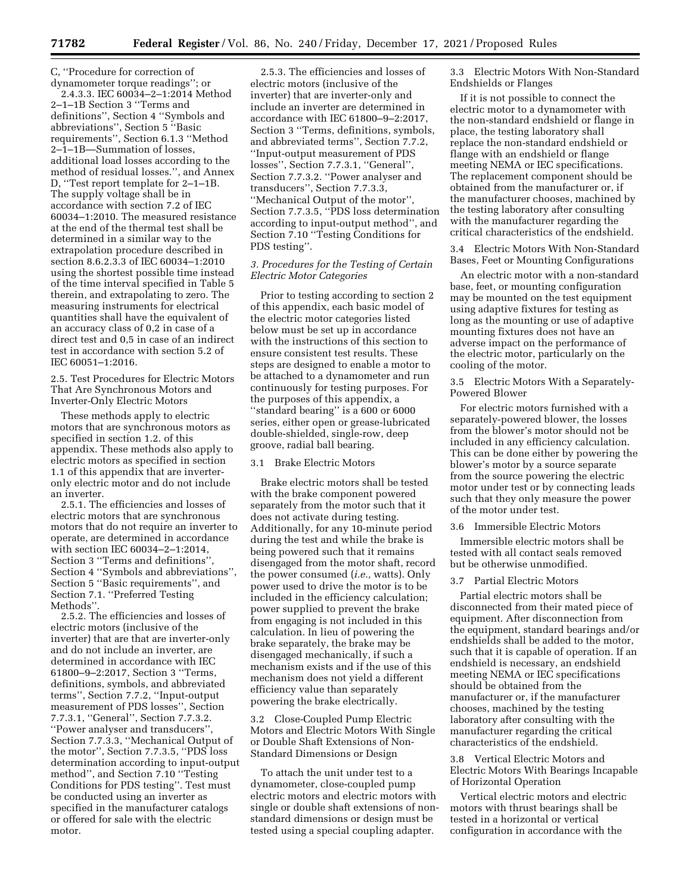C, ''Procedure for correction of dynamometer torque readings''; or

2.4.3.3. IEC 60034–2–1:2014 Method 2–1–1B Section 3 ''Terms and definitions'', Section 4 ''Symbols and abbreviations'', Section 5 ''Basic requirements'', Section 6.1.3 ''Method 2–1–1B—Summation of losses, additional load losses according to the method of residual losses.'', and Annex D, ''Test report template for 2–1–1B. The supply voltage shall be in accordance with section 7.2 of IEC 60034–1:2010. The measured resistance at the end of the thermal test shall be determined in a similar way to the extrapolation procedure described in section 8.6.2.3.3 of IEC 60034–1:2010 using the shortest possible time instead of the time interval specified in Table 5 therein, and extrapolating to zero. The measuring instruments for electrical quantities shall have the equivalent of an accuracy class of 0,2 in case of a direct test and 0,5 in case of an indirect test in accordance with section 5.2 of IEC 60051–1:2016.

2.5. Test Procedures for Electric Motors That Are Synchronous Motors and Inverter-Only Electric Motors

These methods apply to electric motors that are synchronous motors as specified in section 1.2. of this appendix. These methods also apply to electric motors as specified in section 1.1 of this appendix that are inverter-only electric motor and do not include an inverter.

2.5.1. The efficiencies and losses of electric motors that are synchronous motors that do not require an inverter to operate, are determined in accordance with section IEC 60034–2–1:2014, Section 3 ''Terms and definitions'', Section 4 ''Symbols and abbreviations'', Section 5 ''Basic requirements'', and Section 7.1. ''Preferred Testing Methods''.

2.5.2. The efficiencies and losses of electric motors (inclusive of the inverter) that are that are inverter-only and do not include an inverter, are determined in accordance with IEC 61800–9–2:2017, Section 3 ''Terms, definitions, symbols, and abbreviated terms'', Section 7.7.2, ''Input-output measurement of PDS losses'', Section 7.7.3.1, ''General'', Section 7.7.3.2. ''Power analyser and transducers'', Section 7.7.3.3, ''Mechanical Output of the motor'', Section 7.7.3.5, ''PDS loss determination according to input-output method'', and Section 7.10 ''Testing Conditions for PDS testing''. Test must be conducted using an inverter as specified in the manufacturer catalogs or offered for sale with the electric motor.

2.5.3. The efficiencies and losses of electric motors (inclusive of the inverter) that are inverter-only and include an inverter are determined in accordance with IEC 61800–9–2:2017, Section 3 ''Terms, definitions, symbols, and abbreviated terms'', Section 7.7.2, ''Input-output measurement of PDS losses'', Section 7.7.3.1, ''General'', Section 7.7.3.2. ''Power analyser and transducers'', Section 7.7.3.3, ''Mechanical Output of the motor'', Section 7.7.3.5, ''PDS loss determination according to input-output method'', and Section 7.10 ''Testing Conditions for PDS testing''.

*3. Procedures for the Testing of Certain Electric Motor Categories*

Prior to testing according to section 2 of this appendix, each basic model of the electric motor categories listed below must be set up in accordance with the instructions of this section to ensure consistent test results. These steps are designed to enable a motor to be attached to a dynamometer and run continuously for testing purposes. For the purposes of this appendix, a ''standard bearing'' is a 600 or 6000 series, either open or grease-lubricated double-shielded, single-row, deep groove, radial ball bearing.

3.1 Brake Electric Motors

Brake electric motors shall be tested with the brake component powered separately from the motor such that it does not activate during testing. Additionally, for any 10-minute period during the test and while the brake is being powered such that it remains disengaged from the motor shaft, record the power consumed (*i.e.,* watts). Only power used to drive the motor is to be included in the efficiency calculation; power supplied to prevent the brake from engaging is not included in this calculation. In lieu of powering the brake separately, the brake may be disengaged mechanically, if such a mechanism exists and if the use of this mechanism does not yield a different efficiency value than separately powering the brake electrically.

3.2 Close-Coupled Pump Electric Motors and Electric Motors With Single or Double Shaft Extensions of Non-Standard Dimensions or Design

To attach the unit under test to a dynamometer, close-coupled pump electric motors and electric motors with single or double shaft extensions of non-standard dimensions or design must be tested using a special coupling adapter.

3.3 Electric Motors With Non-Standard Endshields or Flanges

If it is not possible to connect the electric motor to a dynamometer with the non-standard endshield or flange in place, the testing laboratory shall replace the non-standard endshield or flange with an endshield or flange meeting NEMA or IEC specifications. The replacement component should be obtained from the manufacturer or, if the manufacturer chooses, machined by the testing laboratory after consulting with the manufacturer regarding the critical characteristics of the endshield.

3.4 Electric Motors With Non-Standard Bases, Feet or Mounting Configurations

An electric motor with a non-standard base, feet, or mounting configuration may be mounted on the test equipment using adaptive fixtures for testing as long as the mounting or use of adaptive mounting fixtures does not have an adverse impact on the performance of the electric motor, particularly on the cooling of the motor.

3.5 Electric Motors With a Separately-Powered Blower

For electric motors furnished with a separately-powered blower, the losses from the blower's motor should not be included in any efficiency calculation. This can be done either by powering the blower's motor by a source separate from the source powering the electric motor under test or by connecting leads such that they only measure the power of the motor under test.

3.6 Immersible Electric Motors

Immersible electric motors shall be tested with all contact seals removed but be otherwise unmodified.

3.7 Partial Electric Motors

Partial electric motors shall be disconnected from their mated piece of equipment. After disconnection from the equipment, standard bearings and/or endshields shall be added to the motor, such that it is capable of operation. If an endshield is necessary, an endshield meeting NEMA or IEC specifications should be obtained from the manufacturer or, if the manufacturer chooses, machined by the testing laboratory after consulting with the manufacturer regarding the critical characteristics of the endshield.

3.8 Vertical Electric Motors and Electric Motors With Bearings Incapable of Horizontal Operation

Vertical electric motors and electric motors with thrust bearings shall be tested in a horizontal or vertical configuration in accordance with the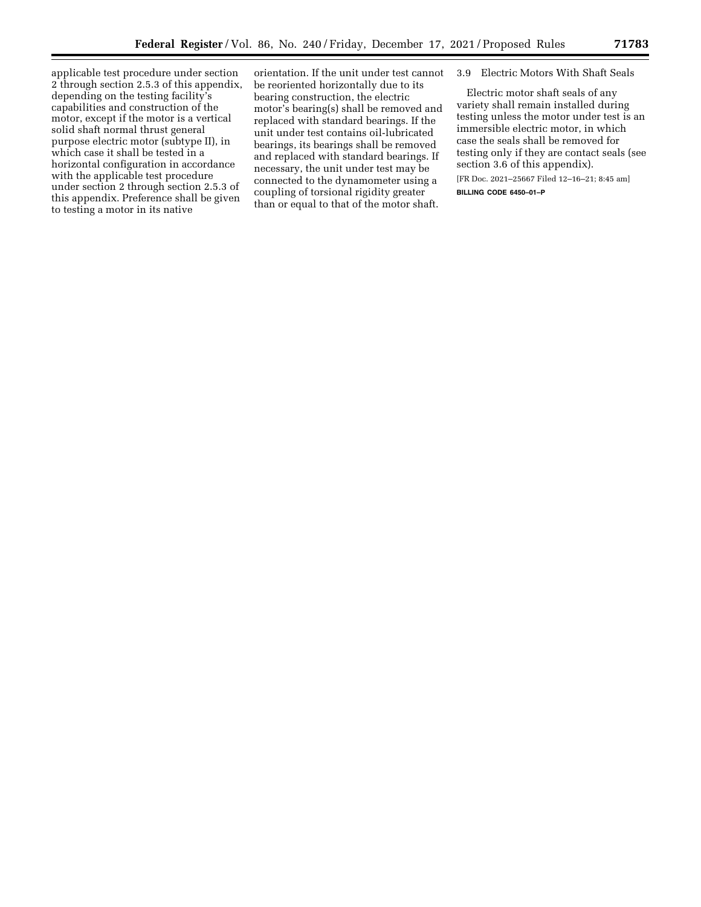applicable test procedure under section 2 through section 2.5.3 of this appendix, depending on the testing facility's capabilities and construction of the motor, except if the motor is a vertical solid shaft normal thrust general purpose electric motor (subtype II), in which case it shall be tested in a horizontal configuration in accordance with the applicable test procedure under section 2 through section 2.5.3 of this appendix. Preference shall be given to testing a motor in its native orientation. If the unit under test cannot be reoriented horizontally due to its bearing construction, the electric motor's bearing(s) shall be removed and replaced with standard bearings. If the unit under test contains oil-lubricated bearings, its bearings shall be removed and replaced with standard bearings. If necessary, the unit under test may be connected to the dynamometer using a coupling of torsional rigidity greater than or equal to that of the motor shaft.

3.9 Electric Motors With Shaft Seals

Electric motor shaft seals of any variety shall remain installed during testing unless the motor under test is an immersible electric motor, in which case the seals shall be removed for testing only if they are contact seals (see section 3.6 of this appendix).

[FR Doc. 2021–25667 Filed 12–16–21; 8:45 am]

**BILLING CODE 6450–01–P**